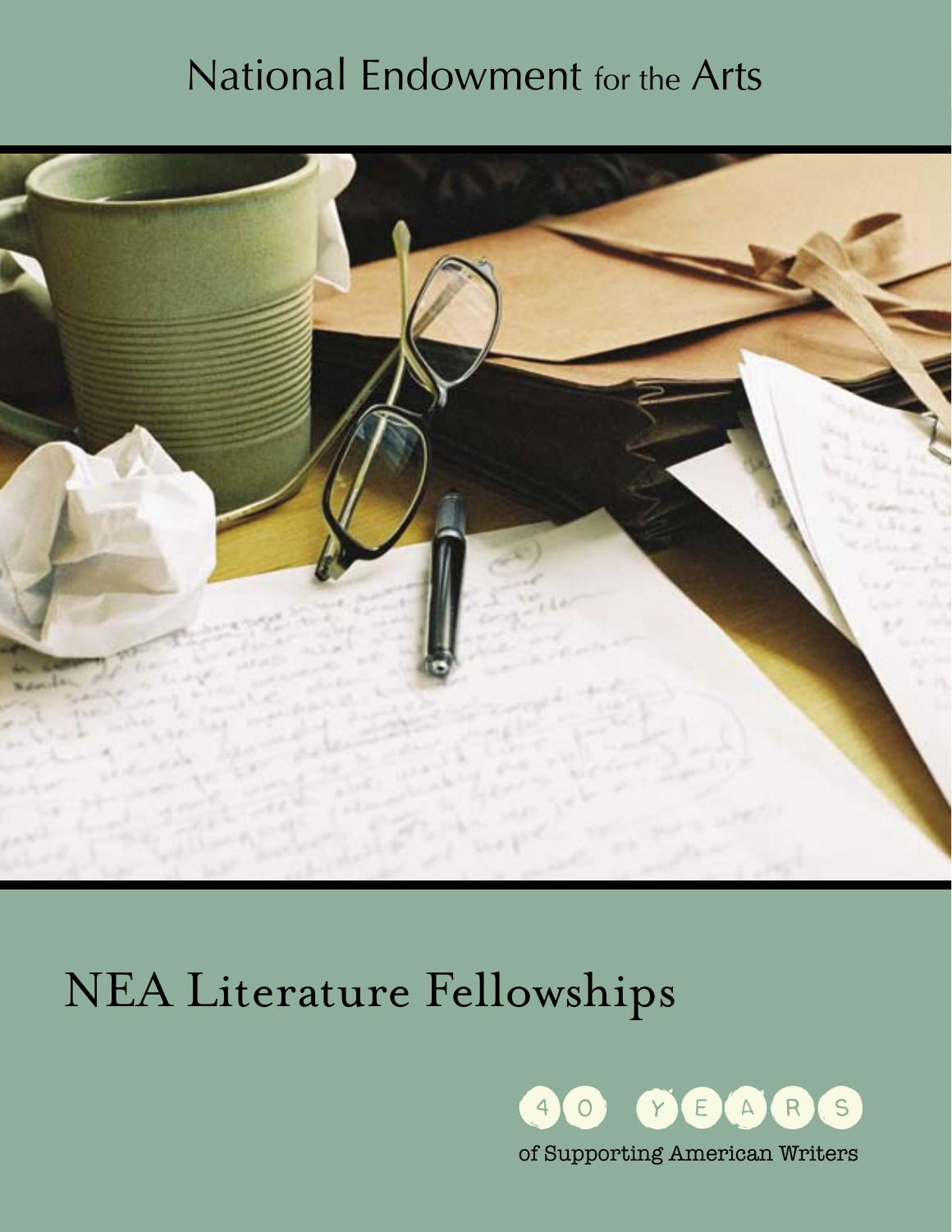# National Endowment for the Arts

# NEA Literature Fellowships

40 YEARS

of Supporting American Writers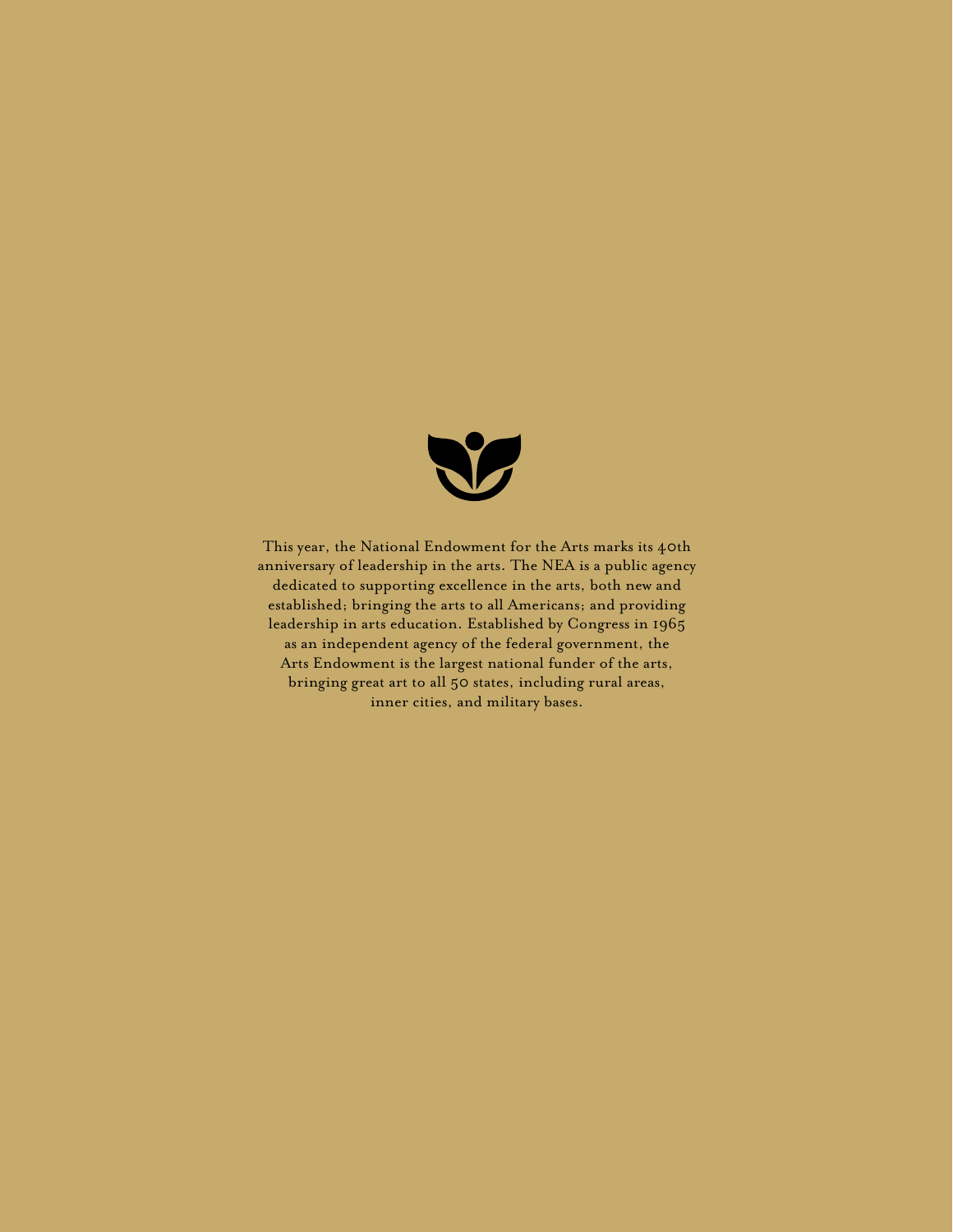This year, the National Endowment for the Arts marks its 40th anniversary of leadership in the arts. The NEA is a public agency dedicated to supporting excellence in the arts, both new and established; bringing the arts to all Americans; and providing leadership in arts education. Established by Congress in 1965 as an independent agency of the federal government, the Arts Endowment is the largest national funder of the arts, bringing great art to all 50 states, including rural areas, inner cities, and military bases.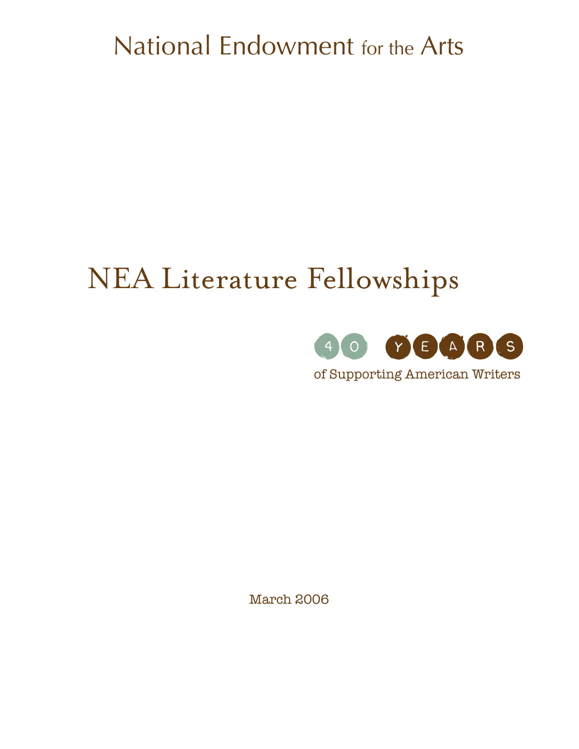National Endowment for the Arts

# NEA Literature Fellowships

40 YEARS

of Supporting American Writers

March 2006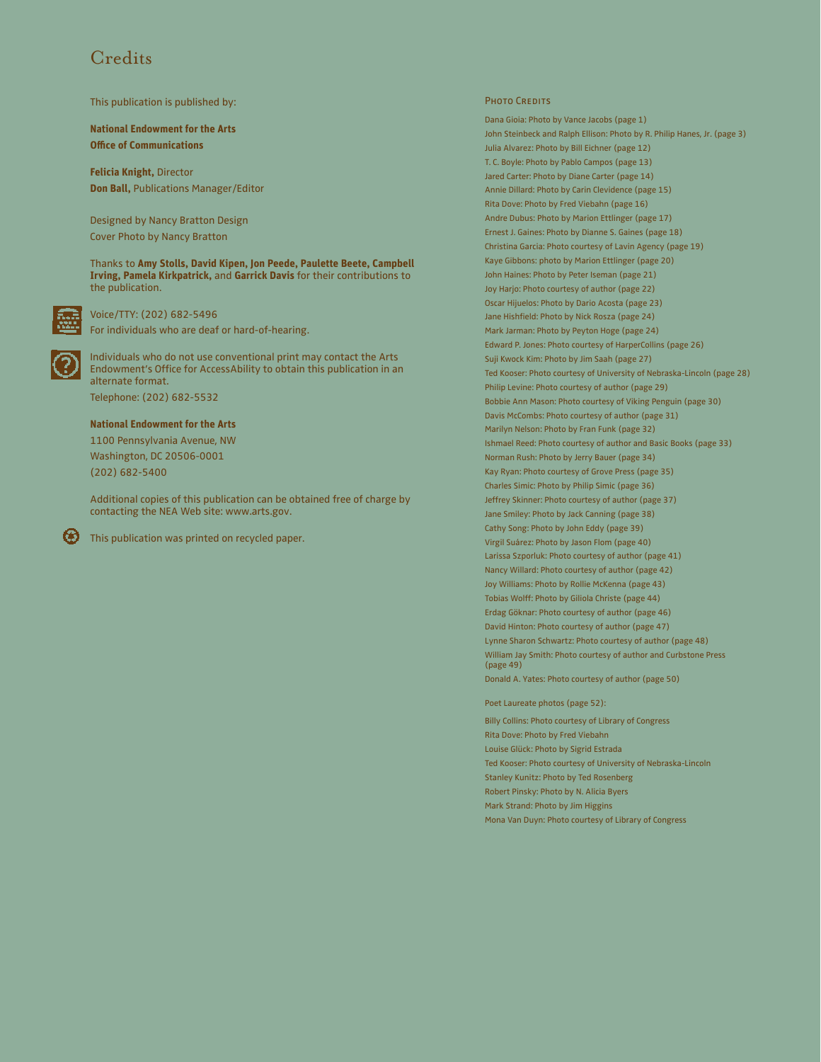# Credits

This publication is published by:

**National Endowment for the Arts**
**Office of Communications**

**Felicia Knight,** Director
**Don Ball,** Publications Manager/Editor

Designed by Nancy Bratton Design
Cover Photo by Nancy Bratton

Thanks to **Amy Stolls, David Kipen, Jon Peede, Paulette Beete, Campbell Irving, Pamela Kirkpatrick,** and **Garrick Davis** for their contributions to the publication.

Voice/TTY: (202) 682-5496
For individuals who are deaf or hard-of-hearing.

Individuals who do not use conventional print may contact the Arts Endowment's Office for AccessAbility to obtain this publication in an alternate format.
Telephone: (202) 682-5532

**National Endowment for the Arts**
1100 Pennsylvania Avenue, NW
Washington, DC 20506-0001
(202) 682-5400

Additional copies of this publication can be obtained free of charge by contacting the NEA Web site: www.arts.gov.

This publication was printed on recycled paper.

## Photo Credits

Dana Gioia: Photo by Vance Jacobs (page 1)
John Steinbeck and Ralph Ellison: Photo by R. Philip Hanes, Jr. (page 3)
Julia Alvarez: Photo by Bill Eichner (page 12)
T. C. Boyle: Photo by Pablo Campos (page 13)
Jared Carter: Photo by Diane Carter (page 14)
Annie Dillard: Photo by Carin Clevidence (page 15)
Rita Dove: Photo by Fred Viebahn (page 16)
Andre Dubus: Photo by Marion Ettlinger (page 17)
Ernest J. Gaines: Photo by Dianne S. Gaines (page 18)
Christina Garcia: Photo courtesy of Lavin Agency (page 19)
Kaye Gibbons: photo by Marion Ettlinger (page 20)
John Haines: Photo by Peter Iseman (page 21)
Joy Harjo: Photo courtesy of author (page 22)
Oscar Hijuelos: Photo by Dario Acosta (page 23)
Jane Hishfield: Photo by Nick Rosza (page 24)
Mark Jarman: Photo by Peyton Hoge (page 24)
Edward P. Jones: Photo courtesy of HarperCollins (page 26)
Suji Kwock Kim: Photo by Jim Saah (page 27)
Ted Kooser: Photo courtesy of University of Nebraska-Lincoln (page 28)
Philip Levine: Photo courtesy of author (page 29)
Bobbie Ann Mason: Photo courtesy of Viking Penguin (page 30)
Davis McCombs: Photo courtesy of author (page 31)
Marilyn Nelson: Photo by Fran Funk (page 32)
Ishmael Reed: Photo courtesy of author and Basic Books (page 33)
Norman Rush: Photo by Jerry Bauer (page 34)
Kay Ryan: Photo courtesy of Grove Press (page 35)
Charles Simic: Photo by Philip Simic (page 36)
Jeffrey Skinner: Photo courtesy of author (page 37)
Jane Smiley: Photo by Jack Canning (page 38)
Cathy Song: Photo by John Eddy (page 39)
Virgil Suárez: Photo by Jason Flom (page 40)
Larissa Szporluk: Photo courtesy of author (page 41)
Nancy Willard: Photo courtesy of author (page 42)
Joy Williams: Photo by Rollie McKenna (page 43)
Tobias Wolff: Photo by Giliola Christe (page 44)
Erdag Göknar: Photo courtesy of author (page 46)
David Hinton: Photo courtesy of author (page 47)
Lynne Sharon Schwartz: Photo courtesy of author (page 48)
William Jay Smith: Photo courtesy of author and Curbstone Press (page 49)
Donald A. Yates: Photo courtesy of author (page 50)

Poet Laureate photos (page 52):

Billy Collins: Photo courtesy of Library of Congress
Rita Dove: Photo by Fred Viebahn
Louise Glück: Photo by Sigrid Estrada
Ted Kooser: Photo courtesy of University of Nebraska-Lincoln
Stanley Kunitz: Photo by Ted Rosenberg
Robert Pinsky: Photo by N. Alicia Byers
Mark Strand: Photo by Jim Higgins
Mona Van Duyn: Photo courtesy of Library of Congress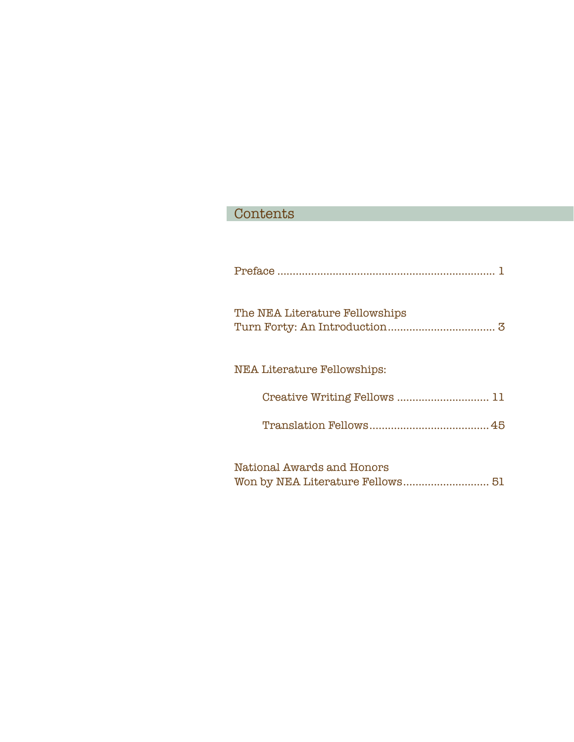# Contents

Preface ........................................................................ 1

The NEA Literature Fellowships Turn Forty: An Introduction .................................... 3

NEA Literature Fellowships:

- Creative Writing Fellows ............................ 11
- Translation Fellows ...................................... 45

National Awards and Honors Won by NEA Literature Fellows ............................ 51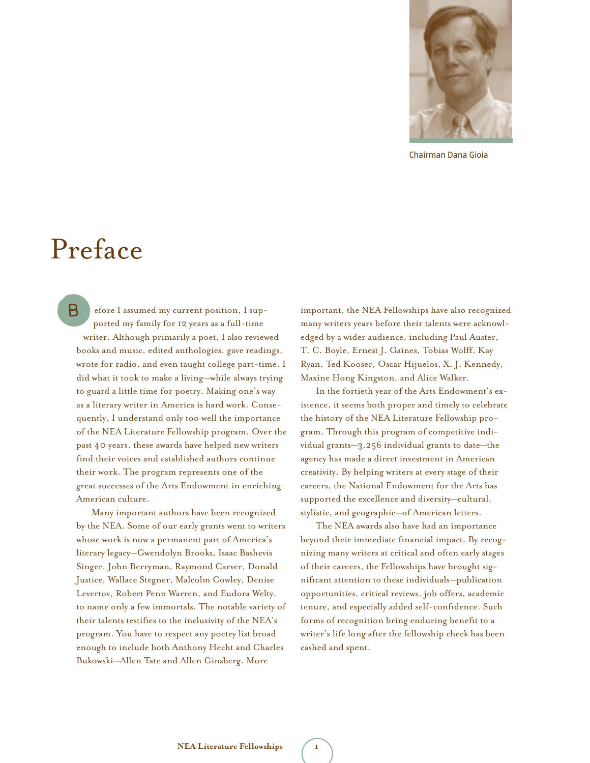Chairman Dana Gioia

# Preface

Before I assumed my current position, I supported my family for 12 years as a full-time writer. Although primarily a poet, I also reviewed books and music, edited anthologies, gave readings, wrote for radio, and even taught college part-time. I did what it took to make a living—while always trying to guard a little time for poetry. Making one's way as a literary writer in America is hard work. Consequently, I understand only too well the importance of the NEA Literature Fellowship program. Over the past 40 years, these awards have helped new writers find their voices and established authors continue their work. The program represents one of the great successes of the Arts Endowment in enriching American culture.

Many important authors have been recognized by the NEA. Some of our early grants went to writers whose work is now a permanent part of America's literary legacy—Gwendolyn Brooks, Isaac Bashevis Singer, John Berryman, Raymond Carver, Donald Justice, Wallace Stegner, Malcolm Cowley, Denise Levertov, Robert Penn Warren, and Eudora Welty, to name only a few immortals. The notable variety of their talents testifies to the inclusivity of the NEA's program. You have to respect any poetry list broad enough to include both Anthony Hecht and Charles Bukowski—Allen Tate and Allen Ginsberg. More important, the NEA Fellowships have also recognized many writers years before their talents were acknowledged by a wider audience, including Paul Auster, T. C. Boyle, Ernest J. Gaines, Tobias Wolff, Kay Ryan, Ted Kooser, Oscar Hijuelos, X. J. Kennedy, Maxine Hong Kingston, and Alice Walker.

In the fortieth year of the Arts Endowment's existence, it seems both proper and timely to celebrate the history of the NEA Literature Fellowship program. Through this program of competitive individual grants—3,256 individual grants to date—the agency has made a direct investment in American creativity. By helping writers at every stage of their careers, the National Endowment for the Arts has supported the excellence and diversity—cultural, stylistic, and geographic—of American letters.

The NEA awards also have had an importance beyond their immediate financial impact. By recognizing many writers at critical and often early stages of their careers, the Fellowships have brought significant attention to these individuals—publication opportunities, critical reviews, job offers, academic tenure, and especially added self-confidence. Such forms of recognition bring enduring benefit to a writer's life long after the fellowship check has been cashed and spent.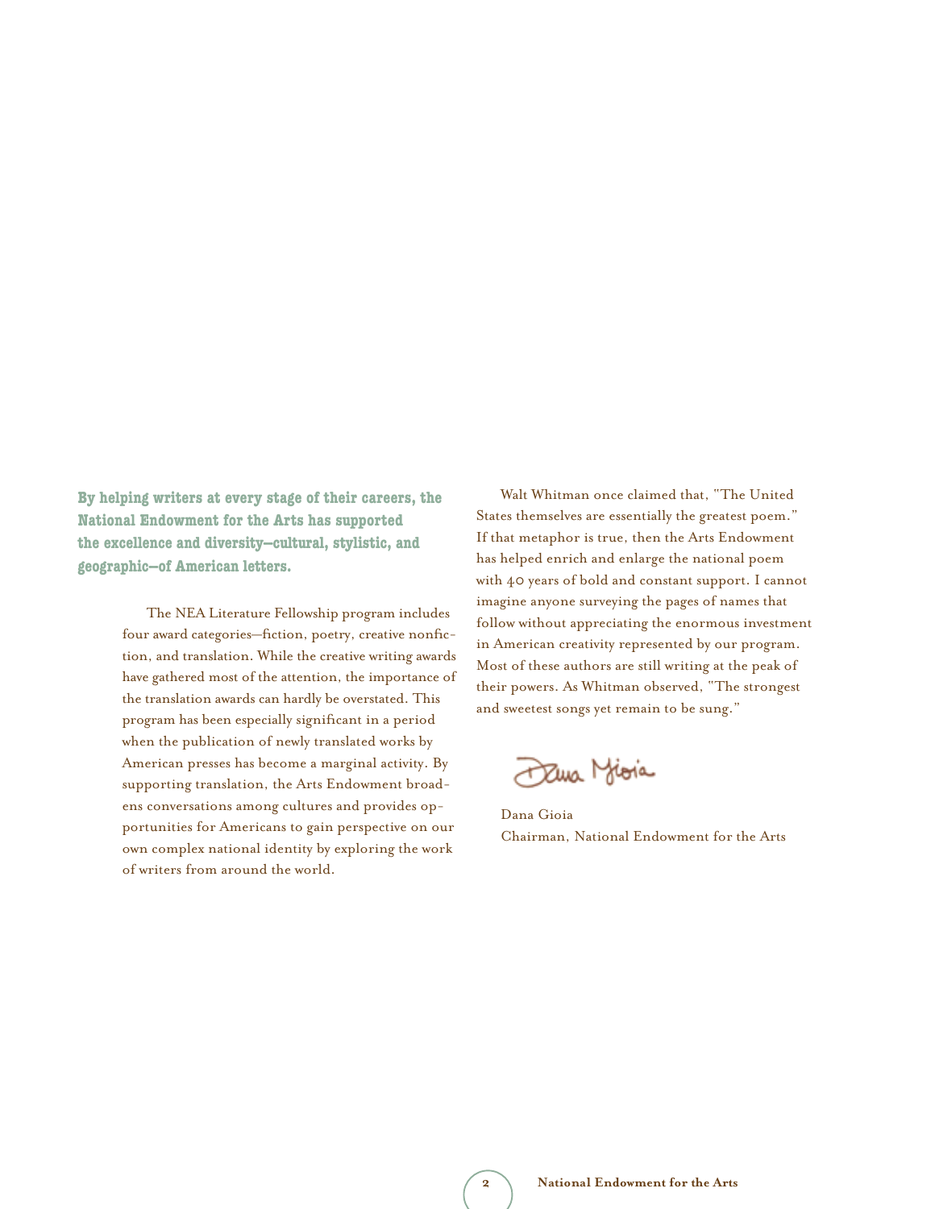**By helping writers at every stage of their careers, the National Endowment for the Arts has supported the excellence and diversity—cultural, stylistic, and geographic—of American letters.**

The NEA Literature Fellowship program includes four award categories—fiction, poetry, creative nonfiction, and translation. While the creative writing awards have gathered most of the attention, the importance of the translation awards can hardly be overstated. This program has been especially significant in a period when the publication of newly translated works by American presses has become a marginal activity. By supporting translation, the Arts Endowment broadens conversations among cultures and provides opportunities for Americans to gain perspective on our own complex national identity by exploring the work of writers from around the world.

Walt Whitman once claimed that, "The United States themselves are essentially the greatest poem." If that metaphor is true, then the Arts Endowment has helped enrich and enlarge the national poem with 40 years of bold and constant support. I cannot imagine anyone surveying the pages of names that follow without appreciating the enormous investment in American creativity represented by our program. Most of these authors are still writing at the peak of their powers. As Whitman observed, "The strongest and sweetest songs yet remain to be sung."

Dana Gioia
Chairman, National Endowment for the Arts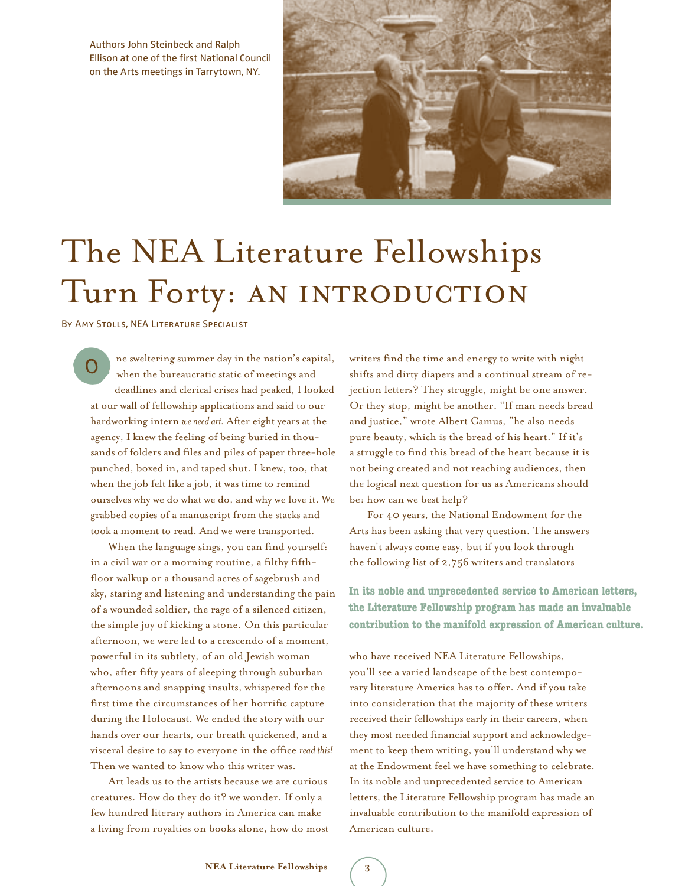Authors John Steinbeck and Ralph Ellison at one of the first National Council on the Arts meetings in Tarrytown, NY.

# The NEA Literature Fellowships Turn Forty: An Introduction

By Amy Stolls, NEA Literature Specialist

One sweltering summer day in the nation's capital, when the bureaucratic static of meetings and deadlines and clerical crises had peaked, I looked at our wall of fellowship applications and said to our hardworking intern *we need art.* After eight years at the agency, I knew the feeling of being buried in thousands of folders and files and piles of paper three-hole punched, boxed in, and taped shut. I knew, too, that when the job felt like a job, it was time to remind ourselves why we do what we do, and why we love it. We grabbed copies of a manuscript from the stacks and took a moment to read. And we were transported.

When the language sings, you can find yourself: in a civil war or a morning routine, a filthy fifth-floor walkup or a thousand acres of sagebrush and sky, staring and listening and understanding the pain of a wounded soldier, the rage of a silenced citizen, the simple joy of kicking a stone. On this particular afternoon, we were led to a crescendo of a moment, powerful in its subtlety, of an old Jewish woman who, after fifty years of sleeping through suburban afternoons and snapping insults, whispered for the first time the circumstances of her horrific capture during the Holocaust. We ended the story with our hands over our hearts, our breath quickened, and a visceral desire to say to everyone in the office *read this!* Then we wanted to know who this writer was.

Art leads us to the artists because we are curious creatures. How do they do it? we wonder. If only a few hundred literary authors in America can make a living from royalties on books alone, how do most writers find the time and energy to write with night shifts and dirty diapers and a continual stream of rejection letters? They struggle, might be one answer. Or they stop, might be another. "If man needs bread and justice," wrote Albert Camus, "he also needs pure beauty, which is the bread of his heart." If it's a struggle to find this bread of the heart because it is not being created and not reaching audiences, then the logical next question for us as Americans should be: how can we best help?

For 40 years, the National Endowment for the Arts has been asking that very question. The answers haven't always come easy, but if you look through the following list of 2,756 writers and translators who have received NEA Literature Fellowships, you'll see a varied landscape of the best contemporary literature America has to offer. And if you take into consideration that the majority of these writers received their fellowships early in their careers, when they most needed financial support and acknowledgement to keep them writing, you'll understand why we at the Endowment feel we have something to celebrate. In its noble and unprecedented service to American letters, the Literature Fellowship program has made an invaluable contribution to the manifold expression of American culture.

**In its noble and unprecedented service to American letters, the Literature Fellowship program has made an invaluable contribution to the manifold expression of American culture.**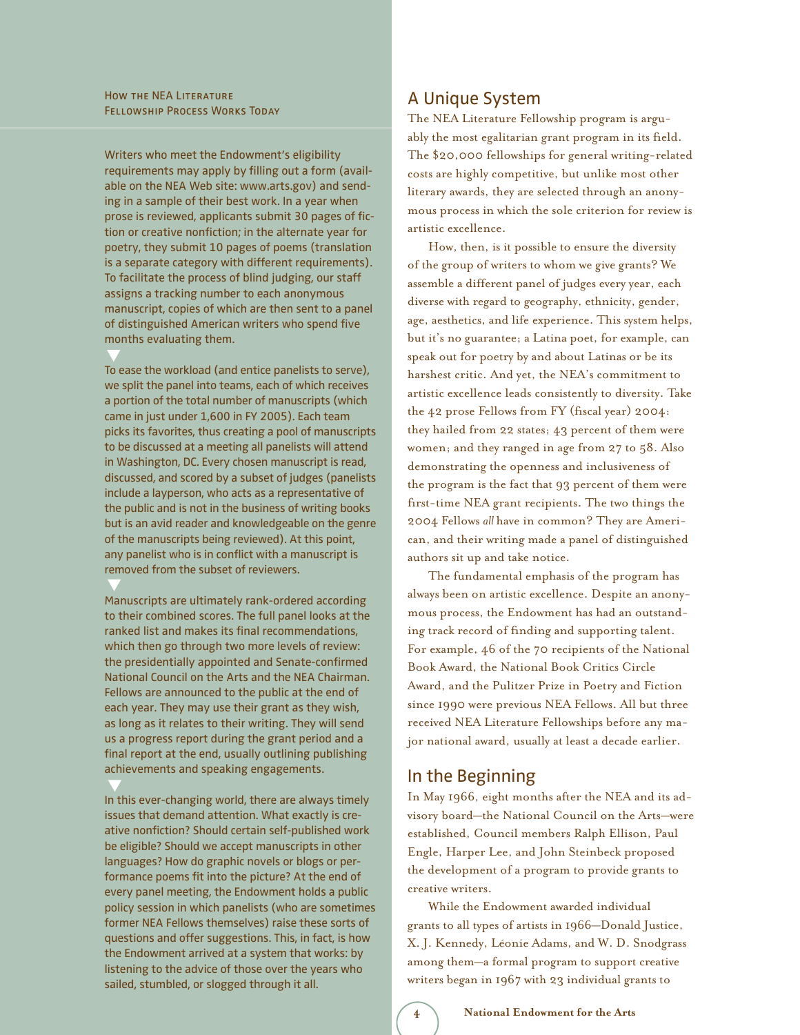## How the NEA Literature Fellowship Process Works Today

Writers who meet the Endowment's eligibility requirements may apply by filling out a form (available on the NEA Web site: www.arts.gov) and sending in a sample of their best work. In a year when prose is reviewed, applicants submit 30 pages of fiction or creative nonfiction; in the alternate year for poetry, they submit 10 pages of poems (translation is a separate category with different requirements). To facilitate the process of blind judging, our staff assigns a tracking number to each anonymous manuscript, copies of which are then sent to a panel of distinguished American writers who spend five months evaluating them.

▼

To ease the workload (and entice panelists to serve), we split the panel into teams, each of which receives a portion of the total number of manuscripts (which came in just under 1,600 in FY 2005). Each team picks its favorites, thus creating a pool of manuscripts to be discussed at a meeting all panelists will attend in Washington, DC. Every chosen manuscript is read, discussed, and scored by a subset of judges (panelists include a layperson, who acts as a representative of the public and is not in the business of writing books but is an avid reader and knowledgeable on the genre of the manuscripts being reviewed). At this point, any panelist who is in conflict with a manuscript is removed from the subset of reviewers.

▼

Manuscripts are ultimately rank-ordered according to their combined scores. The full panel looks at the ranked list and makes its final recommendations, which then go through two more levels of review: the presidentially appointed and Senate-confirmed National Council on the Arts and the NEA Chairman. Fellows are announced to the public at the end of each year. They may use their grant as they wish, as long as it relates to their writing. They will send us a progress report during the grant period and a final report at the end, usually outlining publishing achievements and speaking engagements.

▼

In this ever-changing world, there are always timely issues that demand attention. What exactly is creative nonfiction? Should certain self-published work be eligible? Should we accept manuscripts in other languages? How do graphic novels or blogs or performance poems fit into the picture? At the end of every panel meeting, the Endowment holds a public policy session in which panelists (who are sometimes former NEA Fellows themselves) raise these sorts of questions and offer suggestions. This, in fact, is how the Endowment arrived at a system that works: by listening to the advice of those over the years who sailed, stumbled, or slogged through it all.

## A Unique System

The NEA Literature Fellowship program is arguably the most egalitarian grant program in its field. The $20,000 fellowships for general writing-related costs are highly competitive, but unlike most other literary awards, they are selected through an anonymous process in which the sole criterion for review is artistic excellence.

How, then, is it possible to ensure the diversity of the group of writers to whom we give grants? We assemble a different panel of judges every year, each diverse with regard to geography, ethnicity, gender, age, aesthetics, and life experience. This system helps, but it's no guarantee; a Latina poet, for example, can speak out for poetry by and about Latinas or be its harshest critic. And yet, the NEA's commitment to artistic excellence leads consistently to diversity. Take the 42 prose Fellows from FY (fiscal year) 2004: they hailed from 22 states; 43 percent of them were women; and they ranged in age from 27 to 58. Also demonstrating the openness and inclusiveness of the program is the fact that 93 percent of them were first-time NEA grant recipients. The two things the 2004 Fellows *all* have in common? They are American, and their writing made a panel of distinguished authors sit up and take notice.

The fundamental emphasis of the program has always been on artistic excellence. Despite an anonymous process, the Endowment has had an outstanding track record of finding and supporting talent. For example, 46 of the 70 recipients of the National Book Award, the National Book Critics Circle Award, and the Pulitzer Prize in Poetry and Fiction since 1990 were previous NEA Fellows. All but three received NEA Literature Fellowships before any major national award, usually at least a decade earlier.

## In the Beginning

In May 1966, eight months after the NEA and its advisory board—the National Council on the Arts—were established, Council members Ralph Ellison, Paul Engle, Harper Lee, and John Steinbeck proposed the development of a program to provide grants to creative writers.

While the Endowment awarded individual grants to all types of artists in 1966—Donald Justice, X. J. Kennedy, Léonie Adams, and W. D. Snodgrass among them—a formal program to support creative writers began in 1967 with 23 individual grants to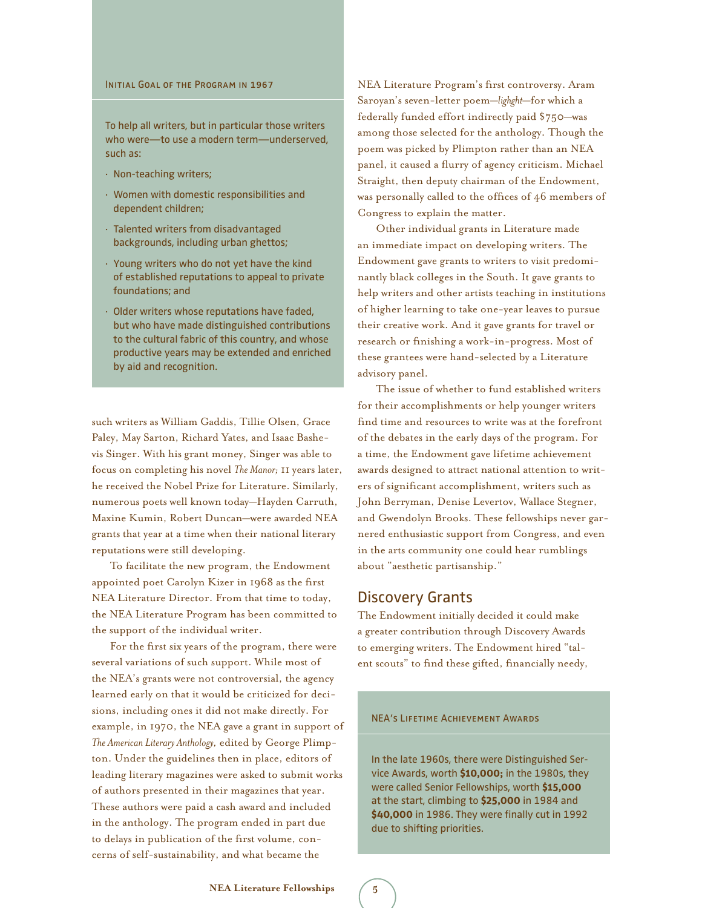### Initial Goal of the Program in 1967

To help all writers, but in particular those writers who were—to use a modern term—underserved, such as:

- Non-teaching writers;
- Women with domestic responsibilities and dependent children;
- Talented writers from disadvantaged backgrounds, including urban ghettos;
- Young writers who do not yet have the kind of established reputations to appeal to private foundations; and
- Older writers whose reputations have faded, but who have made distinguished contributions to the cultural fabric of this country, and whose productive years may be extended and enriched by aid and recognition.

such writers as William Gaddis, Tillie Olsen, Grace Paley, May Sarton, Richard Yates, and Isaac Bashevis Singer. With his grant money, Singer was able to focus on completing his novel *The Manor;* 11 years later, he received the Nobel Prize for Literature. Similarly, numerous poets well known today—Hayden Carruth, Maxine Kumin, Robert Duncan—were awarded NEA grants that year at a time when their national literary reputations were still developing.

To facilitate the new program, the Endowment appointed poet Carolyn Kizer in 1968 as the first NEA Literature Director. From that time to today, the NEA Literature Program has been committed to the support of the individual writer.

For the first six years of the program, there were several variations of such support. While most of the NEA's grants were not controversial, the agency learned early on that it would be criticized for decisions, including ones it did not make directly. For example, in 1970, the NEA gave a grant in support of *The American Literary Anthology,* edited by George Plimpton. Under the guidelines then in place, editors of leading literary magazines were asked to submit works of authors presented in their magazines that year. These authors were paid a cash award and included in the anthology. The program ended in part due to delays in publication of the first volume, concerns of self-sustainability, and what became the NEA Literature Program's first controversy. Aram Saroyan's seven-letter poem—*lighght*—for which a federally funded effort indirectly paid $750—was among those selected for the anthology. Though the poem was picked by Plimpton rather than an NEA panel, it caused a flurry of agency criticism. Michael Straight, then deputy chairman of the Endowment, was personally called to the offices of 46 members of Congress to explain the matter.

Other individual grants in Literature made an immediate impact on developing writers. The Endowment gave grants to writers to visit predominantly black colleges in the South. It gave grants to help writers and other artists teaching in institutions of higher learning to take one-year leaves to pursue their creative work. And it gave grants for travel or research or finishing a work-in-progress. Most of these grantees were hand-selected by a Literature advisory panel.

The issue of whether to fund established writers for their accomplishments or help younger writers find time and resources to write was at the forefront of the debates in the early days of the program. For a time, the Endowment gave lifetime achievement awards designed to attract national attention to writers of significant accomplishment, writers such as John Berryman, Denise Levertov, Wallace Stegner, and Gwendolyn Brooks. These fellowships never garnered enthusiastic support from Congress, and even in the arts community one could hear rumblings about "aesthetic partisanship."

## Discovery Grants

The Endowment initially decided it could make a greater contribution through Discovery Awards to emerging writers. The Endowment hired "talent scouts" to find these gifted, financially needy,

### NEA's Lifetime Achievement Awards

In the late 1960s, there were Distinguished Service Awards, worth **$10,000;** in the 1980s, they were called Senior Fellowships, worth **$15,000** at the start, climbing to **$25,000** in 1984 and **$40,000** in 1986. They were finally cut in 1992 due to shifting priorities.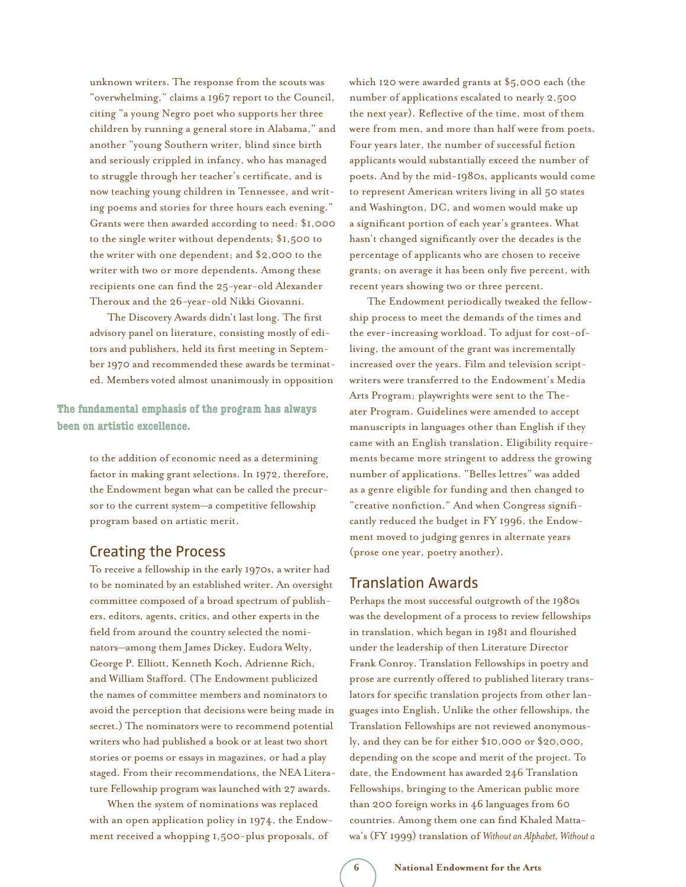unknown writers. The response from the scouts was "overwhelming," claims a 1967 report to the Council, citing "a young Negro poet who supports her three children by running a general store in Alabama," and another "young Southern writer, blind since birth and seriously crippled in infancy, who has managed to struggle through her teacher's certificate, and is now teaching young children in Tennessee, and writing poems and stories for three hours each evening." Grants were then awarded according to need: $1,000 to the single writer without dependents; $1,500 to the writer with one dependent; and $2,000 to the writer with two or more dependents. Among these recipients one can find the 25-year-old Alexander Theroux and the 26-year-old Nikki Giovanni.

The Discovery Awards didn't last long. The first advisory panel on literature, consisting mostly of editors and publishers, held its first meeting in September 1970 and recommended these awards be terminated. Members voted almost unanimously in opposition to the addition of economic need as a determining factor in making grant selections. In 1972, therefore, the Endowment began what can be called the precursor to the current system—a competitive fellowship program based on artistic merit.

**The fundamental emphasis of the program has always been on artistic excellence.**

## Creating the Process

To receive a fellowship in the early 1970s, a writer had to be nominated by an established writer. An oversight committee composed of a broad spectrum of publishers, editors, agents, critics, and other experts in the field from around the country selected the nominators—among them James Dickey, Eudora Welty, George P. Elliott, Kenneth Koch, Adrienne Rich, and William Stafford. (The Endowment publicized the names of committee members and nominators to avoid the perception that decisions were being made in secret.) The nominators were to recommend potential writers who had published a book or at least two short stories or poems or essays in magazines, or had a play staged. From their recommendations, the NEA Literature Fellowship program was launched with 27 awards.

When the system of nominations was replaced with an open application policy in 1974, the Endowment received a whopping 1,500-plus proposals, of which 120 were awarded grants at $5,000 each (the number of applications escalated to nearly 2,500 the next year). Reflective of the time, most of them were from men, and more than half were from poets. Four years later, the number of successful fiction applicants would substantially exceed the number of poets. And by the mid-1980s, applicants would come to represent American writers living in all 50 states and Washington, DC, and women would make up a significant portion of each year's grantees. What hasn't changed significantly over the decades is the percentage of applicants who are chosen to receive grants; on average it has been only five percent, with recent years showing two or three percent.

The Endowment periodically tweaked the fellowship process to meet the demands of the times and the ever-increasing workload. To adjust for cost-of-living, the amount of the grant was incrementally increased over the years. Film and television scriptwriters were transferred to the Endowment's Media Arts Program; playwrights were sent to the Theater Program. Guidelines were amended to accept manuscripts in languages other than English if they came with an English translation. Eligibility requirements became more stringent to address the growing number of applications. "Belles lettres" was added as a genre eligible for funding and then changed to "creative nonfiction." And when Congress significantly reduced the budget in FY 1996, the Endowment moved to judging genres in alternate years (prose one year, poetry another).

## Translation Awards

Perhaps the most successful outgrowth of the 1980s was the development of a process to review fellowships in translation, which began in 1981 and flourished under the leadership of then Literature Director Frank Conroy. Translation Fellowships in poetry and prose are currently offered to published literary translators for specific translation projects from other languages into English. Unlike the other fellowships, the Translation Fellowships are not reviewed anonymously, and they can be for either $10,000 or $20,000, depending on the scope and merit of the project. To date, the Endowment has awarded 246 Translation Fellowships, bringing to the American public more than 200 foreign works in 46 languages from 60 countries. Among them one can find Khaled Mattawa's (FY 1999) translation of *Without an Alphabet, Without a*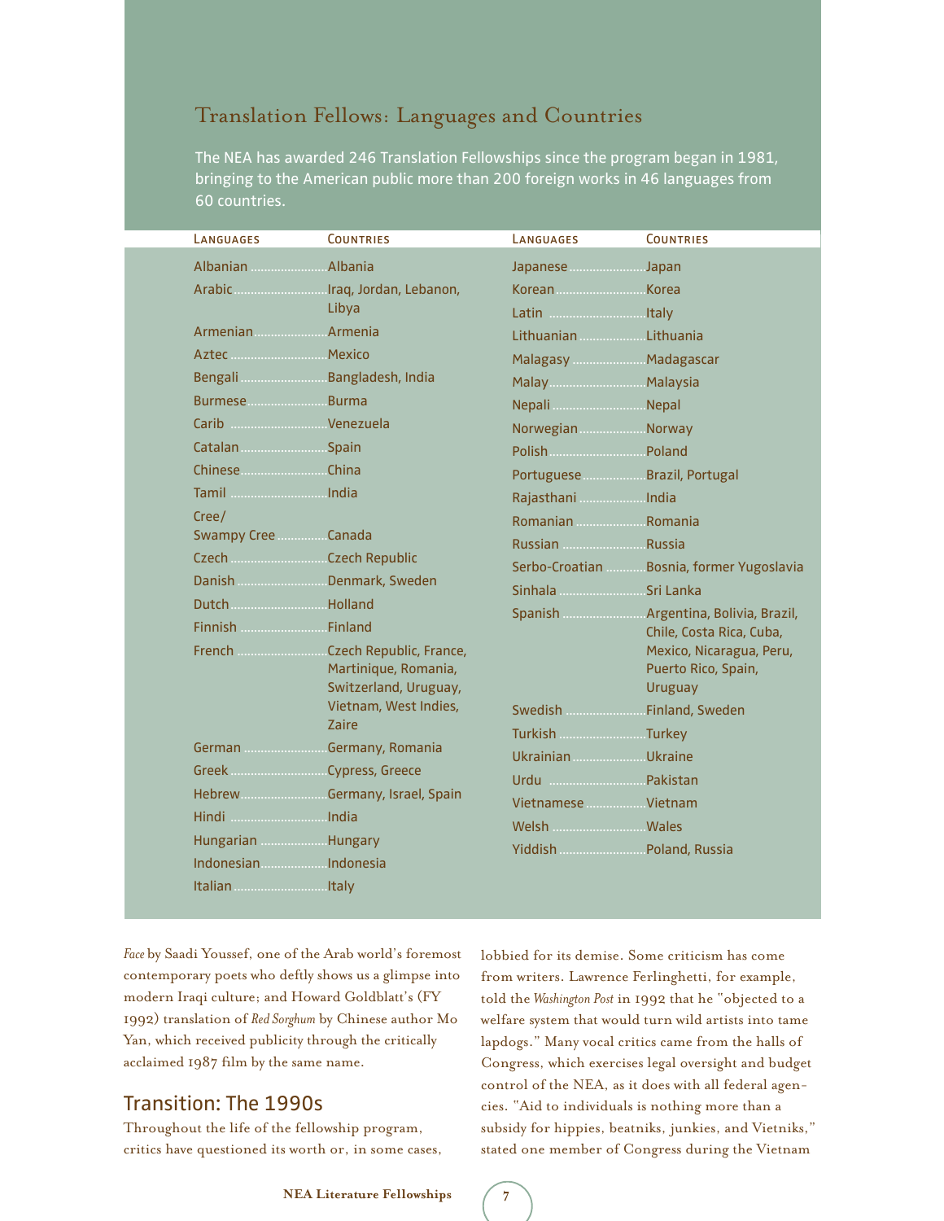## Translation Fellows: Languages and Countries

The NEA has awarded 246 Translation Fellowships since the program began in 1981, bringing to the American public more than 200 foreign works in 46 languages from 60 countries.

| Languages | Countries |
|---|---|
| Albanian | Albania |
| Arabic | Iraq, Jordan, Lebanon, Libya |
| Armenian | Armenia |
| Aztec | Mexico |
| Bengali | Bangladesh, India |
| Burmese | Burma |
| Carib | Venezuela |
| Catalan | Spain |
| Chinese | China |
| Tamil | India |
| Cree/ Swampy Cree | Canada |
| Czech | Czech Republic |
| Danish | Denmark, Sweden |
| Dutch | Holland |
| Finnish | Finland |
| French | Czech Republic, France, Martinique, Romania, Switzerland, Uruguay, Vietnam, West Indies, Zaire |
| German | Germany, Romania |
| Greek | Cypress, Greece |
| Hebrew | Germany, Israel, Spain |
| Hindi | India |
| Hungarian | Hungary |
| Indonesian | Indonesia |
| Italian | Italy |
| Japanese | Japan |
| Korean | Korea |
| Latin | Italy |
| Lithuanian | Lithuania |
| Malagasy | Madagascar |
| Malay | Malaysia |
| Nepali | Nepal |
| Norwegian | Norway |
| Polish | Poland |
| Portuguese | Brazil, Portugal |
| Rajasthani | India |
| Romanian | Romania |
| Russian | Russia |
| Serbo-Croatian | Bosnia, former Yugoslavia |
| Sinhala | Sri Lanka |
| Spanish | Argentina, Bolivia, Brazil, Chile, Costa Rica, Cuba, Mexico, Nicaragua, Peru, Puerto Rico, Spain, Uruguay |
| Swedish | Finland, Sweden |
| Turkish | Turkey |
| Ukrainian | Ukraine |
| Urdu | Pakistan |
| Vietnamese | Vietnam |
| Welsh | Wales |
| Yiddish | Poland, Russia |

*Face* by Saadi Youssef, one of the Arab world's foremost contemporary poets who deftly shows us a glimpse into modern Iraqi culture; and Howard Goldblatt's (FY 1992) translation of *Red Sorghum* by Chinese author Mo Yan, which received publicity through the critically acclaimed 1987 film by the same name.

## Transition: The 1990s

Throughout the life of the fellowship program, critics have questioned its worth or, in some cases, lobbied for its demise. Some criticism has come from writers. Lawrence Ferlinghetti, for example, told the *Washington Post* in 1992 that he "objected to a welfare system that would turn wild artists into tame lapdogs." Many vocal critics came from the halls of Congress, which exercises legal oversight and budget control of the NEA, as it does with all federal agencies. "Aid to individuals is nothing more than a subsidy for hippies, beatniks, junkies, and Vietniks," stated one member of Congress during the Vietnam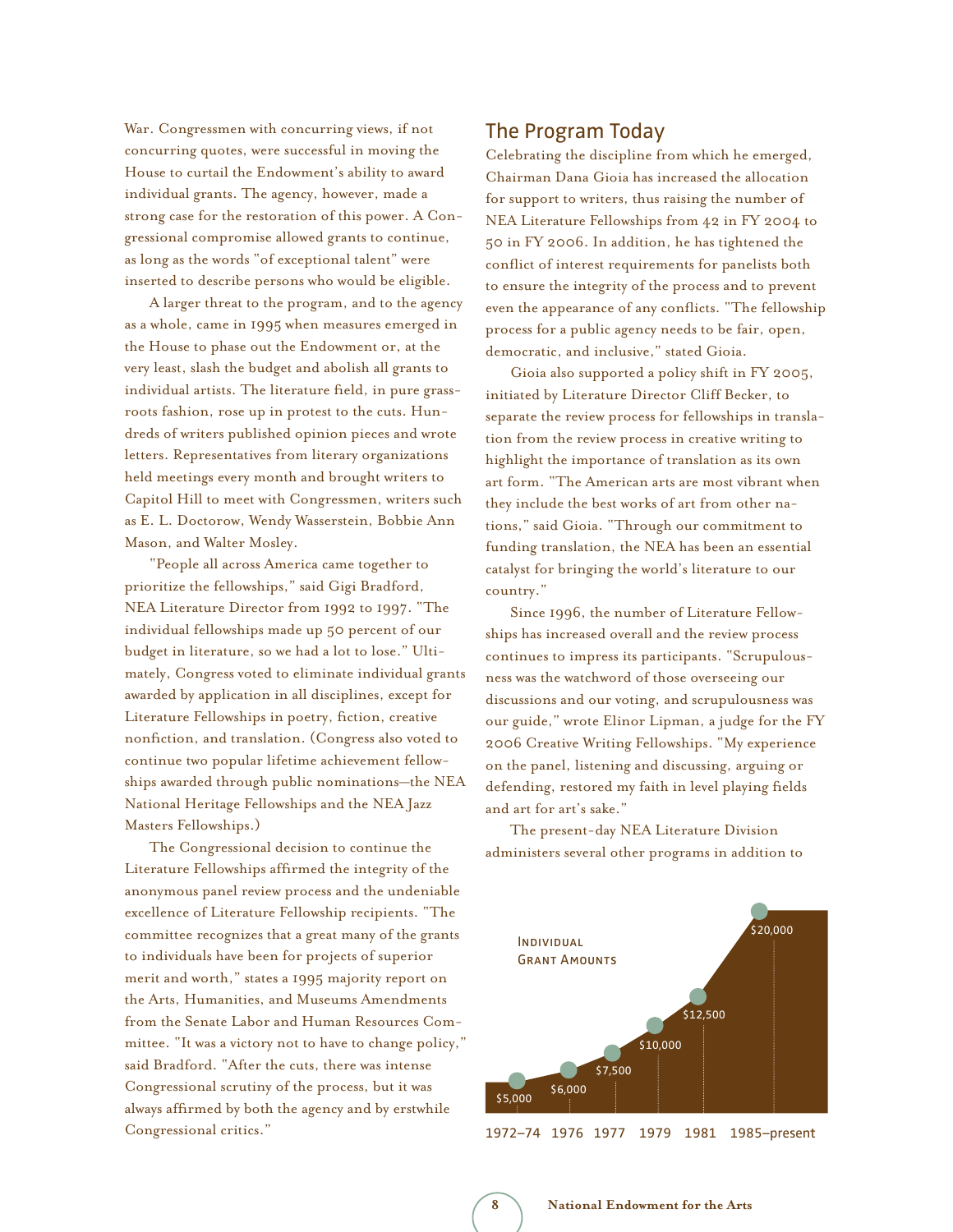War. Congressmen with concurring views, if not concurring quotes, were successful in moving the House to curtail the Endowment's ability to award individual grants. The agency, however, made a strong case for the restoration of this power. A Congressional compromise allowed grants to continue, as long as the words "of exceptional talent" were inserted to describe persons who would be eligible.

A larger threat to the program, and to the agency as a whole, came in 1995 when measures emerged in the House to phase out the Endowment or, at the very least, slash the budget and abolish all grants to individual artists. The literature field, in pure grassroots fashion, rose up in protest to the cuts. Hundreds of writers published opinion pieces and wrote letters. Representatives from literary organizations held meetings every month and brought writers to Capitol Hill to meet with Congressmen, writers such as E. L. Doctorow, Wendy Wasserstein, Bobbie Ann Mason, and Walter Mosley.

"People all across America came together to prioritize the fellowships," said Gigi Bradford, NEA Literature Director from 1992 to 1997. "The individual fellowships made up 50 percent of our budget in literature, so we had a lot to lose." Ultimately, Congress voted to eliminate individual grants awarded by application in all disciplines, except for Literature Fellowships in poetry, fiction, creative nonfiction, and translation. (Congress also voted to continue two popular lifetime achievement fellowships awarded through public nominations—the NEA National Heritage Fellowships and the NEA Jazz Masters Fellowships.)

The Congressional decision to continue the Literature Fellowships affirmed the integrity of the anonymous panel review process and the undeniable excellence of Literature Fellowship recipients. "The committee recognizes that a great many of the grants to individuals have been for projects of superior merit and worth," states a 1995 majority report on the Arts, Humanities, and Museums Amendments from the Senate Labor and Human Resources Committee. "It was a victory not to have to change policy," said Bradford. "After the cuts, there was intense Congressional scrutiny of the process, but it was always affirmed by both the agency and by erstwhile Congressional critics."

## The Program Today

Celebrating the discipline from which he emerged, Chairman Dana Gioia has increased the allocation for support to writers, thus raising the number of NEA Literature Fellowships from 42 in FY 2004 to 50 in FY 2006. In addition, he has tightened the conflict of interest requirements for panelists both to ensure the integrity of the process and to prevent even the appearance of any conflicts. "The fellowship process for a public agency needs to be fair, open, democratic, and inclusive," stated Gioia.

Gioia also supported a policy shift in FY 2005, initiated by Literature Director Cliff Becker, to separate the review process for fellowships in translation from the review process in creative writing to highlight the importance of translation as its own art form. "The American arts are most vibrant when they include the best works of art from other nations," said Gioia. "Through our commitment to funding translation, the NEA has been an essential catalyst for bringing the world's literature to our country."

Since 1996, the number of Literature Fellowships has increased overall and the review process continues to impress its participants. "Scrupulousness was the watchword of those overseeing our discussions and our voting, and scrupulousness was our guide," wrote Elinor Lipman, a judge for the FY 2006 Creative Writing Fellowships. "My experience on the panel, listening and discussing, arguing or defending, restored my faith in level playing fields and art for art's sake."

The present-day NEA Literature Division administers several other programs in addition to

**Individual Grant Amounts**

| Year | Amount |
|---|---|
| 1972–74 | $5,000 |
| 1976 | $6,000 |
| 1977 | $7,500 |
| 1979 | $10,000 |
| 1981 | $12,500 |
| 1985–present | $20,000 |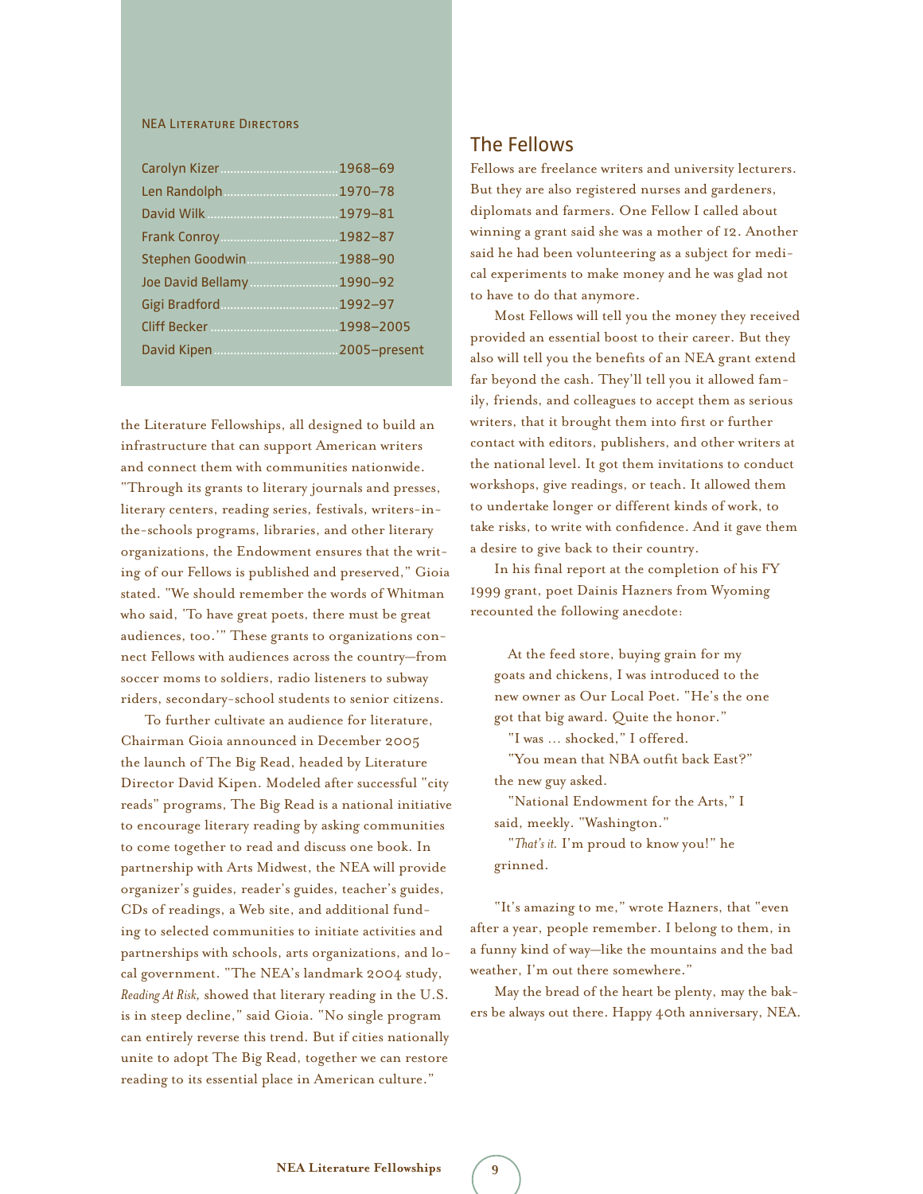NEA Literature Directors

| | |
|---|---|
| Carolyn Kizer | 1968–69 |
| Len Randolph | 1970–78 |
| David Wilk | 1979–81 |
| Frank Conroy | 1982–87 |
| Stephen Goodwin | 1988–90 |
| Joe David Bellamy | 1990–92 |
| Gigi Bradford | 1992–97 |
| Cliff Becker | 1998–2005 |
| David Kipen | 2005–present |

the Literature Fellowships, all designed to build an infrastructure that can support American writers and connect them with communities nationwide. "Through its grants to literary journals and presses, literary centers, reading series, festivals, writers-in-the-schools programs, libraries, and other literary organizations, the Endowment ensures that the writing of our Fellows is published and preserved," Gioia stated. "We should remember the words of Whitman who said, 'To have great poets, there must be great audiences, too.'" These grants to organizations connect Fellows with audiences across the country—from soccer moms to soldiers, radio listeners to subway riders, secondary-school students to senior citizens.

To further cultivate an audience for literature, Chairman Gioia announced in December 2005 the launch of The Big Read, headed by Literature Director David Kipen. Modeled after successful "city reads" programs, The Big Read is a national initiative to encourage literary reading by asking communities to come together to read and discuss one book. In partnership with Arts Midwest, the NEA will provide organizer's guides, reader's guides, teacher's guides, CDs of readings, a Web site, and additional funding to selected communities to initiate activities and partnerships with schools, arts organizations, and local government. "The NEA's landmark 2004 study, *Reading At Risk,* showed that literary reading in the U.S. is in steep decline," said Gioia. "No single program can entirely reverse this trend. But if cities nationally unite to adopt The Big Read, together we can restore reading to its essential place in American culture."

## The Fellows

Fellows are freelance writers and university lecturers. But they are also registered nurses and gardeners, diplomats and farmers. One Fellow I called about winning a grant said she was a mother of 12. Another said he had been volunteering as a subject for medical experiments to make money and he was glad not to have to do that anymore.

Most Fellows will tell you the money they received provided an essential boost to their career. But they also will tell you the benefits of an NEA grant extend far beyond the cash. They'll tell you it allowed family, friends, and colleagues to accept them as serious writers, that it brought them into first or further contact with editors, publishers, and other writers at the national level. It got them invitations to conduct workshops, give readings, or teach. It allowed them to undertake longer or different kinds of work, to take risks, to write with confidence. And it gave them a desire to give back to their country.

In his final report at the completion of his FY 1999 grant, poet Dainis Hazners from Wyoming recounted the following anecdote:

> At the feed store, buying grain for my goats and chickens, I was introduced to the new owner as Our Local Poet. "He's the one got that big award. Quite the honor."
>
> "I was … shocked," I offered.
>
> "You mean that NBA outfit back East?" the new guy asked.
>
> "National Endowment for the Arts," I said, meekly. "Washington."
>
> "*That's it.* I'm proud to know you!" he grinned.

"It's amazing to me," wrote Hazners, that "even after a year, people remember. I belong to them, in a funny kind of way—like the mountains and the bad weather, I'm out there somewhere."

May the bread of the heart be plenty, may the bakers be always out there. Happy 40th anniversary, NEA.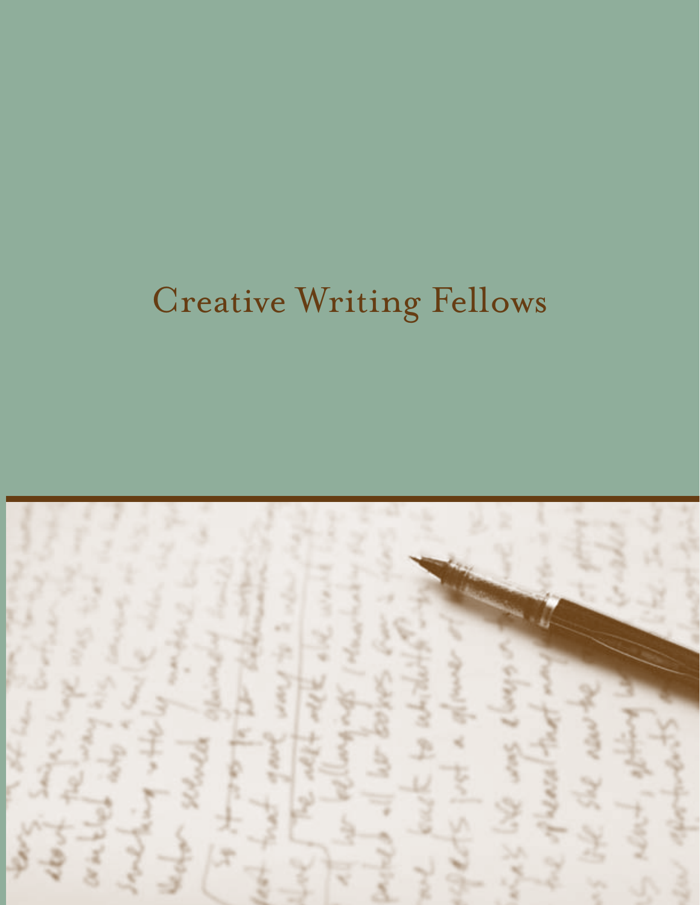# Creative Writing Fellows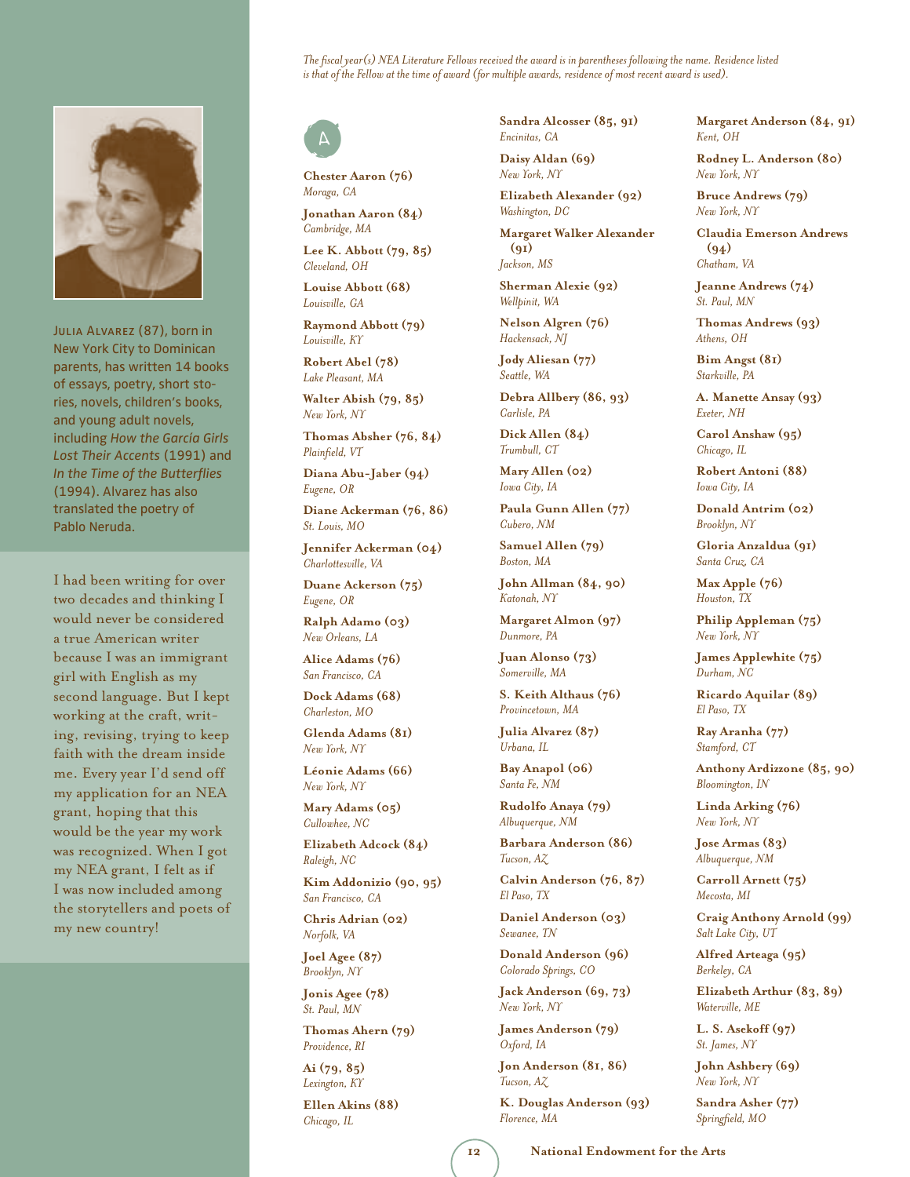*The fiscal year(s) NEA Literature Fellows received the award is in parentheses following the name. Residence listed is that of the Fellow at the time of award (for multiple awards, residence of most recent award is used).*

JULIA ALVAREZ (87), born in New York City to Dominican parents, has written 14 books of essays, poetry, short stories, novels, children's books, and young adult novels, including *How the García Girls Lost Their Accents* (1991) and *In the Time of the Butterflies* (1994). Alvarez has also translated the poetry of Pablo Neruda.

I had been writing for over two decades and thinking I would never be considered a true American writer because I was an immigrant girl with English as my second language. But I kept working at the craft, writing, revising, trying to keep faith with the dream inside me. Every year I'd send off my application for an NEA grant, hoping that this would be the year my work was recognized. When I got my NEA grant, I felt as if I was now included among the storytellers and poets of my new country!

## A

**Chester Aaron (76)**
*Moraga, CA*

**Jonathan Aaron (84)**
*Cambridge, MA*

**Lee K. Abbott (79, 85)**
*Cleveland, OH*

**Louise Abbott (68)**
*Louisville, GA*

**Raymond Abbott (79)**
*Louisville, KY*

**Robert Abel (78)**
*Lake Pleasant, MA*

**Walter Abish (79, 85)**
*New York, NY*

**Thomas Absher (76, 84)**
*Plainfield, VT*

**Diana Abu-Jaber (94)**
*Eugene, OR*

**Diane Ackerman (76, 86)**
*St. Louis, MO*

**Jennifer Ackerman (04)**
*Charlottesville, VA*

**Duane Ackerson (75)**
*Eugene, OR*

**Ralph Adamo (03)**
*New Orleans, LA*

**Alice Adams (76)**
*San Francisco, CA*

**Dock Adams (68)**
*Charleston, MO*

**Glenda Adams (81)**
*New York, NY*

**Léonie Adams (66)**
*New York, NY*

**Mary Adams (05)**
*Cullowhee, NC*

**Elizabeth Adcock (84)**
*Raleigh, NC*

**Kim Addonizio (90, 95)**
*San Francisco, CA*

**Chris Adrian (02)**
*Norfolk, VA*

**Joel Agee (87)**
*Brooklyn, NY*

**Jonis Agee (78)**
*St. Paul, MN*

**Thomas Ahern (79)**
*Providence, RI*

**Ai (79, 85)**
*Lexington, KY*

**Ellen Akins (88)**
*Chicago, IL*

**Sandra Alcosser (85, 91)**
*Encinitas, CA*

**Daisy Aldan (69)**
*New York, NY*

**Elizabeth Alexander (92)**
*Washington, DC*

**Margaret Walker Alexander (91)**
*Jackson, MS*

**Sherman Alexie (92)**
*Wellpinit, WA*

**Nelson Algren (76)**
*Hackensack, NJ*

**Jody Aliesan (77)**
*Seattle, WA*

**Debra Allbery (86, 93)**
*Carlisle, PA*

**Dick Allen (84)**
*Trumbull, CT*

**Mary Allen (02)**
*Iowa City, IA*

**Paula Gunn Allen (77)**
*Cubero, NM*

**Samuel Allen (79)**
*Boston, MA*

**John Allman (84, 90)**
*Katonah, NY*

**Margaret Almon (97)**
*Dunmore, PA*

**Juan Alonso (73)**
*Somerville, MA*

**S. Keith Althaus (76)**
*Provincetown, MA*

**Julia Alvarez (87)**
*Urbana, IL*

**Bay Anapol (06)**
*Santa Fe, NM*

**Rudolfo Anaya (79)**
*Albuquerque, NM*

**Barbara Anderson (86)**
*Tucson, AZ*

**Calvin Anderson (76, 87)**
*El Paso, TX*

**Daniel Anderson (03)**
*Sewanee, TN*

**Donald Anderson (96)**
*Colorado Springs, CO*

**Jack Anderson (69, 73)**
*New York, NY*

**James Anderson (79)**
*Oxford, IA*

**Jon Anderson (81, 86)**
*Tucson, AZ*

**K. Douglas Anderson (93)**
*Florence, MA*

**Margaret Anderson (84, 91)**
*Kent, OH*

**Rodney L. Anderson (80)**
*New York, NY*

**Bruce Andrews (79)**
*New York, NY*

**Claudia Emerson Andrews (94)**
*Chatham, VA*

**Jeanne Andrews (74)**
*St. Paul, MN*

**Thomas Andrews (93)**
*Athens, OH*

**Bim Angst (81)**
*Starkville, PA*

**A. Manette Ansay (93)**
*Exeter, NH*

**Carol Anshaw (95)**
*Chicago, IL*

**Robert Antoni (88)**
*Iowa City, IA*

**Donald Antrim (02)**
*Brooklyn, NY*

**Gloria Anzaldua (91)**
*Santa Cruz, CA*

**Max Apple (76)**
*Houston, TX*

**Philip Appleman (75)**
*New York, NY*

**James Applewhite (75)**
*Durham, NC*

**Ricardo Aquilar (89)**
*El Paso, TX*

**Ray Aranha (77)**
*Stamford, CT*

**Anthony Ardizzone (85, 90)**
*Bloomington, IN*

**Linda Arking (76)**
*New York, NY*

**Jose Armas (83)**
*Albuquerque, NM*

**Carroll Arnett (75)**
*Mecosta, MI*

**Craig Anthony Arnold (99)**
*Salt Lake City, UT*

**Alfred Arteaga (95)**
*Berkeley, CA*

**Elizabeth Arthur (83, 89)**
*Waterville, ME*

**L. S. Asekoff (97)**
*St. James, NY*

**John Ashbery (69)**
*New York, NY*

**Sandra Asher (77)**
*Springfield, MO*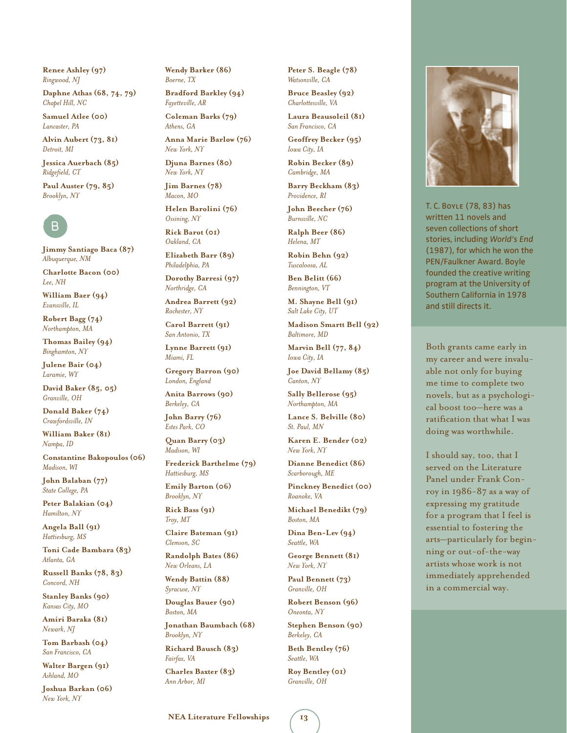**Renee Ashley (97)**
*Ringwood, NJ*

**Daphne Athas (68, 74, 79)**
*Chapel Hill, NC*

**Samuel Atlee (00)**
*Lancaster, PA*

**Alvin Aubert (73, 81)**
*Detroit, MI*

**Jessica Auerbach (85)**
*Ridgefield, CT*

**Paul Auster (79, 85)**
*Brooklyn, NY*

## B

**Jimmy Santiago Baca (87)**
*Albuquerque, NM*

**Charlotte Bacon (00)**
*Lee, NH*

**William Baer (94)**
*Evansville, IL*

**Robert Bagg (74)**
*Northampton, MA*

**Thomas Bailey (94)**
*Binghamton, NY*

**Julene Bair (04)**
*Laramie, WY*

**David Baker (85, 05)**
*Granville, OH*

**Donald Baker (74)**
*Crawfordsville, IN*

**William Baker (81)**
*Nampa, ID*

**Constantine Bakopoulos (06)**
*Madison, WI*

**John Balaban (77)**
*State College, PA*

**Peter Balakian (04)**
*Hamilton, NY*

**Angela Ball (91)**
*Hattiesburg, MS*

**Toni Cade Bambara (83)**
*Atlanta, GA*

**Russell Banks (78, 83)**
*Concord, NH*

**Stanley Banks (90)**
*Kansas City, MO*

**Amiri Baraka (81)**
*Newark, NJ*

**Tom Barbash (04)**
*San Francisco, CA*

**Walter Bargen (91)**
*Ashland, MO*

**Joshua Barkan (06)**
*New York, NY*

**Wendy Barker (86)**
*Boerne, TX*

**Bradford Barkley (94)**
*Fayetteville, AR*

**Coleman Barks (79)**
*Athens, GA*

**Anna Marie Barlow (76)**
*New York, NY*

**Djuna Barnes (80)**
*New York, NY*

**Jim Barnes (78)**
*Macon, MO*

**Helen Barolini (76)**
*Ossining, NY*

**Rick Barot (01)**
*Oakland, CA*

**Elizabeth Barr (89)**
*Philadelphia, PA*

**Dorothy Barresi (97)**
*Northridge, CA*

**Andrea Barrett (92)**
*Rochester, NY*

**Carol Barrett (91)**
*San Antonio, TX*

**Lynne Barrett (91)**
*Miami, FL*

**Gregory Barron (90)**
*London, England*

**Anita Barrows (90)**
*Berkeley, CA*

**John Barry (76)**
*Estes Park, CO*

**Quan Barry (03)**
*Madison, WI*

**Frederick Barthelme (79)**
*Hattiesburg, MS*

**Emily Barton (06)**
*Brooklyn, NY*

**Rick Bass (91)**
*Troy, MT*

**Claire Bateman (91)**
*Clemson, SC*

**Randolph Bates (86)**
*New Orleans, LA*

**Wendy Battin (88)**
*Syracuse, NY*

**Douglas Bauer (90)**
*Boston, MA*

**Jonathan Baumbach (68)**
*Brooklyn, NY*

**Richard Bausch (83)**
*Fairfax, VA*

**Charles Baxter (83)**
*Ann Arbor, MI*

**Peter S. Beagle (78)**
*Watsonville, CA*

**Bruce Beasley (92)**
*Charlottesville, VA*

**Laura Beausoleil (81)**
*San Francisco, CA*

**Geoffrey Becker (95)**
*Iowa City, IA*

**Robin Becker (89)**
*Cambridge, MA*

**Barry Beckham (83)**
*Providence, RI*

**John Beecher (76)**
*Burnsville, NC*

**Ralph Beer (86)**
*Helena, MT*

**Robin Behn (92)**
*Tuscaloosa, AL*

**Ben Belitt (66)**
*Bennington, VT*

**M. Shayne Bell (91)**
*Salt Lake City, UT*

**Madison Smartt Bell (92)**
*Baltimore, MD*

**Marvin Bell (77, 84)**
*Iowa City, IA*

**Joe David Bellamy (85)**
*Canton, NY*

**Sally Bellerose (95)**
*Northampton, MA*

**Lance S. Belville (80)**
*St. Paul, MN*

**Karen E. Bender (02)**
*New York, NY*

**Dianne Benedict (86)**
*Scarborough, ME*

**Pinckney Benedict (00)**
*Roanoke, VA*

**Michael Benedikt (79)**
*Boston, MA*

**Dina Ben-Lev (94)**
*Seattle, WA*

**George Bennett (81)**
*New York, NY*

**Paul Bennett (73)**
*Granville, OH*

**Robert Benson (96)**
*Oneonta, NY*

**Stephen Benson (90)**
*Berkeley, CA*

**Beth Bentley (76)**
*Seattle, WA*

**Roy Bentley (01)**
*Granville, OH*

T. C. Boyle (78, 83) has written 11 novels and seven collections of short stories, including *World's End* (1987), for which he won the PEN/Faulkner Award. Boyle founded the creative writing program at the University of Southern California in 1978 and still directs it.

Both grants came early in my career and were invaluable not only for buying me time to complete two novels, but as a psychological boost too—here was a ratification that what I was doing was worthwhile.

I should say, too, that I served on the Literature Panel under Frank Conroy in 1986-87 as a way of expressing my gratitude for a program that I feel is essential to fostering the arts—particularly for beginning or out-of-the-way artists whose work is not immediately apprehended in a commercial way.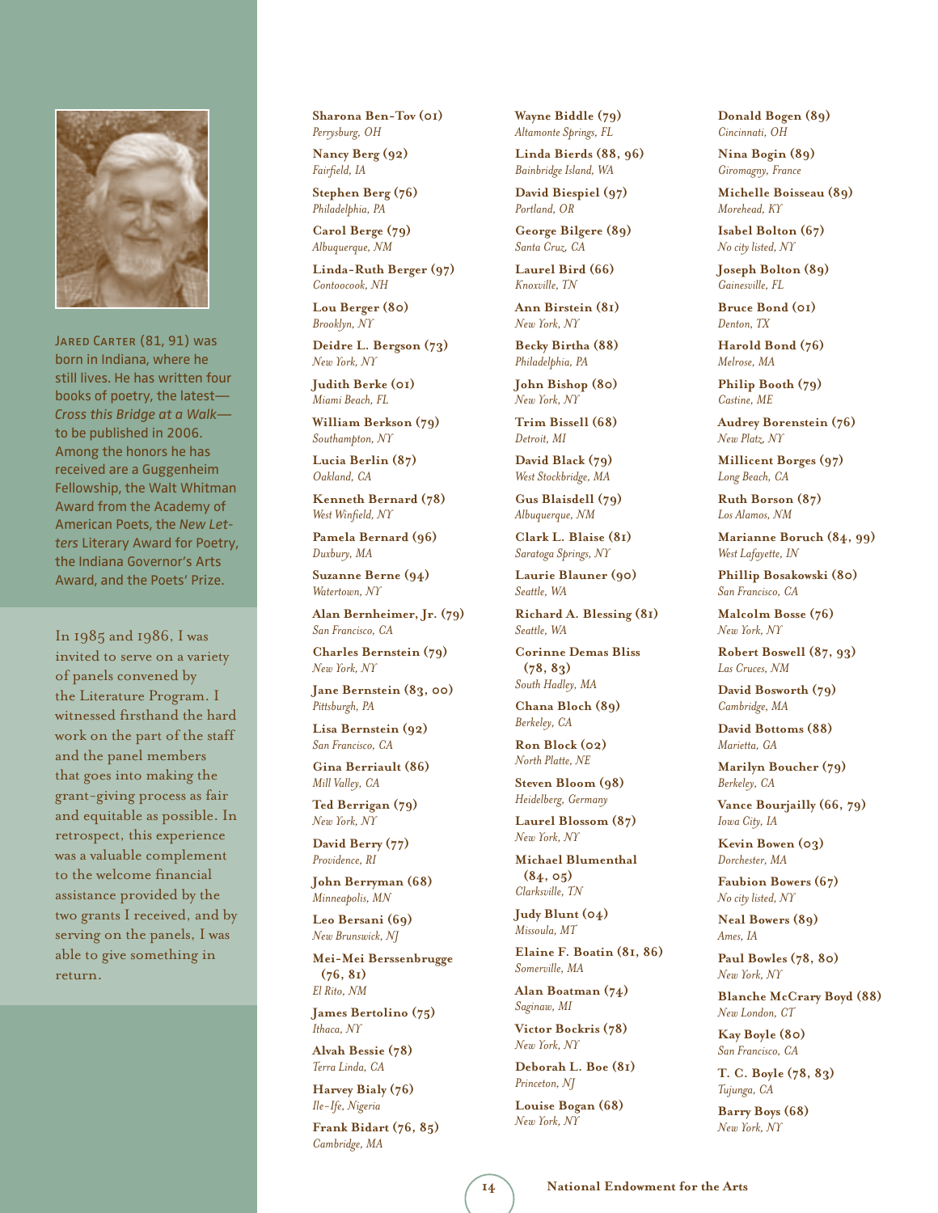**Jared Carter** (81, 91) was born in Indiana, where he still lives. He has written four books of poetry, the latest—*Cross this Bridge at a Walk*—to be published in 2006. Among the honors he has received are a Guggenheim Fellowship, the Walt Whitman Award from the Academy of American Poets, the *New Letters* Literary Award for Poetry, the Indiana Governor's Arts Award, and the Poets' Prize.

In 1985 and 1986, I was invited to serve on a variety of panels convened by the Literature Program. I witnessed firsthand the hard work on the part of the staff and the panel members that goes into making the grant-giving process as fair and equitable as possible. In retrospect, this experience was a valuable complement to the welcome financial assistance provided by the two grants I received, and by serving on the panels, I was able to give something in return.

**Sharona Ben-Tov (01)**
*Perrysburg, OH*

**Nancy Berg (92)**
*Fairfield, IA*

**Stephen Berg (76)**
*Philadelphia, PA*

**Carol Berge (79)**
*Albuquerque, NM*

**Linda-Ruth Berger (97)**
*Contoocook, NH*

**Lou Berger (80)**
*Brooklyn, NY*

**Deidre L. Bergson (73)**
*New York, NY*

**Judith Berke (01)**
*Miami Beach, FL*

**William Berkson (79)**
*Southampton, NY*

**Lucia Berlin (87)**
*Oakland, CA*

**Kenneth Bernard (78)**
*West Winfield, NY*

**Pamela Bernard (96)**
*Duxbury, MA*

**Suzanne Berne (94)**
*Watertown, NY*

**Alan Bernheimer, Jr. (79)**
*San Francisco, CA*

**Charles Bernstein (79)**
*New York, NY*

**Jane Bernstein (83, 00)**
*Pittsburgh, PA*

**Lisa Bernstein (92)**
*San Francisco, CA*

**Gina Berriault (86)**
*Mill Valley, CA*

**Ted Berrigan (79)**
*New York, NY*

**David Berry (77)**
*Providence, RI*

**John Berryman (68)**
*Minneapolis, MN*

**Leo Bersani (69)**
*New Brunswick, NJ*

**Mei-Mei Berssenbrugge (76, 81)**
*El Rito, NM*

**James Bertolino (75)**
*Ithaca, NY*

**Alvah Bessie (78)**
*Terra Linda, CA*

**Harvey Bialy (76)**
*Ile-Ife, Nigeria*

**Frank Bidart (76, 85)**
*Cambridge, MA*

**Wayne Biddle (79)**
*Altamonte Springs, FL*

**Linda Bierds (88, 96)**
*Bainbridge Island, WA*

**David Biespiel (97)**
*Portland, OR*

**George Bilgere (89)**
*Santa Cruz, CA*

**Laurel Bird (66)**
*Knoxville, TN*

**Ann Birstein (81)**
*New York, NY*

**Becky Birtha (88)**
*Philadelphia, PA*

**John Bishop (80)**
*New York, NY*

**Trim Bissell (68)**
*Detroit, MI*

**David Black (79)**
*West Stockbridge, MA*

**Gus Blaisdell (79)**
*Albuquerque, NM*

**Clark L. Blaise (81)**
*Saratoga Springs, NY*

**Laurie Blauner (90)**
*Seattle, WA*

**Richard A. Blessing (81)**
*Seattle, WA*

**Corinne Demas Bliss (78, 83)**
*South Hadley, MA*

**Chana Bloch (89)**
*Berkeley, CA*

**Ron Block (02)**
*North Platte, NE*

**Steven Bloom (98)**
*Heidelberg, Germany*

**Laurel Blossom (87)**
*New York, NY*

**Michael Blumenthal (84, 05)**
*Clarksville, TN*

**Judy Blunt (04)**
*Missoula, MT*

**Elaine F. Boatin (81, 86)**
*Somerville, MA*

**Alan Boatman (74)**
*Saginaw, MI*

**Victor Bockris (78)**
*New York, NY*

**Deborah L. Boe (81)**
*Princeton, NJ*

**Louise Bogan (68)**
*New York, NY*

**Donald Bogen (89)**
*Cincinnati, OH*

**Nina Bogin (89)**
*Giromagny, France*

**Michelle Boisseau (89)**
*Morehead, KY*

**Isabel Bolton (67)**
*No city listed, NY*

**Joseph Bolton (89)**
*Gainesville, FL*

**Bruce Bond (01)**
*Denton, TX*

**Harold Bond (76)**
*Melrose, MA*

**Philip Booth (79)**
*Castine, ME*

**Audrey Borenstein (76)**
*New Platz, NY*

**Millicent Borges (97)**
*Long Beach, CA*

**Ruth Borson (87)**
*Los Alamos, NM*

**Marianne Boruch (84, 99)**
*West Lafayette, IN*

**Phillip Bosakowski (80)**
*San Francisco, CA*

**Malcolm Bosse (76)**
*New York, NY*

**Robert Boswell (87, 93)**
*Las Cruces, NM*

**David Bosworth (79)**
*Cambridge, MA*

**David Bottoms (88)**
*Marietta, GA*

**Marilyn Boucher (79)**
*Berkeley, CA*

**Vance Bourjailly (66, 79)**
*Iowa City, IA*

**Kevin Bowen (03)**
*Dorchester, MA*

**Faubion Bowers (67)**
*No city listed, NY*

**Neal Bowers (89)**
*Ames, IA*

**Paul Bowles (78, 80)**
*New York, NY*

**Blanche McCrary Boyd (88)**
*New London, CT*

**Kay Boyle (80)**
*San Francisco, CA*

**T. C. Boyle (78, 83)**
*Tujunga, CA*

**Barry Boys (68)**
*New York, NY*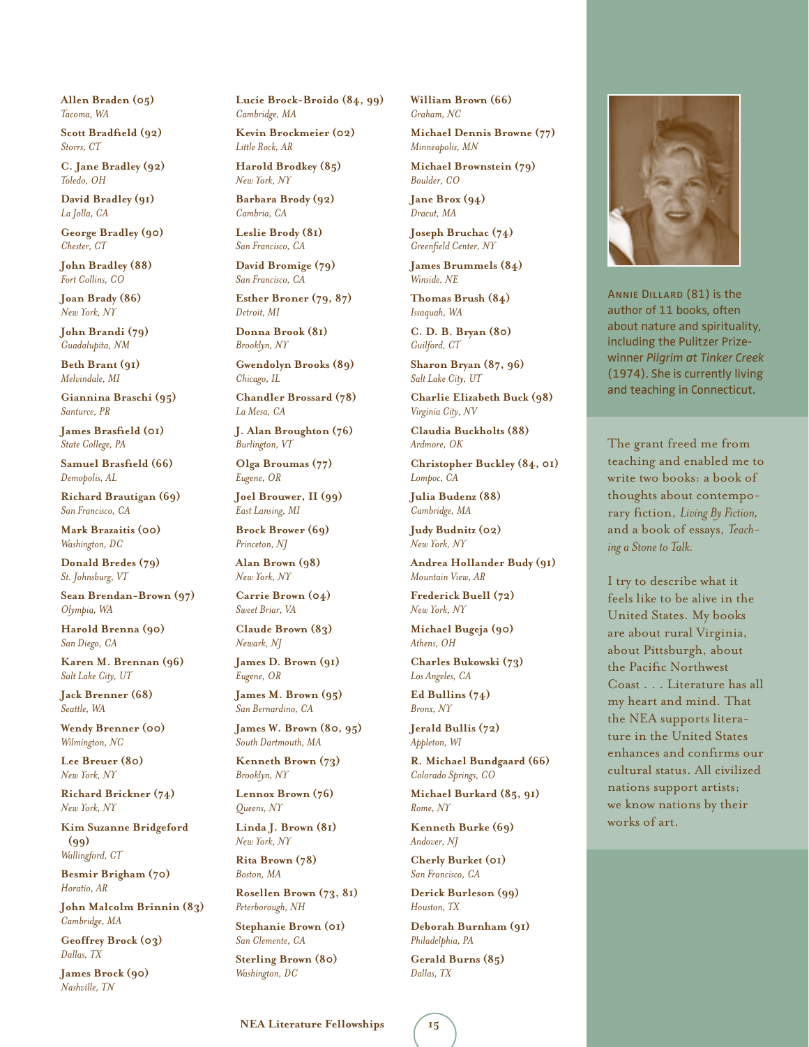**Allen Braden (05)**
*Tacoma, WA*

**Scott Bradfield (92)**
*Storrs, CT*

**C. Jane Bradley (92)**
*Toledo, OH*

**David Bradley (91)**
*La Jolla, CA*

**George Bradley (90)**
*Chester, CT*

**John Bradley (88)**
*Fort Collins, CO*

**Joan Brady (86)**
*New York, NY*

**John Brandi (79)**
*Guadalupita, NM*

**Beth Brant (91)**
*Melvindale, MI*

**Giannina Braschi (95)**
*Santurce, PR*

**James Brasfield (01)**
*State College, PA*

**Samuel Brasfield (66)**
*Demopolis, AL*

**Richard Brautigan (69)**
*San Francisco, CA*

**Mark Brazaitis (00)**
*Washington, DC*

**Donald Bredes (79)**
*St. Johnsburg, VT*

**Sean Brendan-Brown (97)**
*Olympia, WA*

**Harold Brenna (90)**
*San Diego, CA*

**Karen M. Brennan (96)**
*Salt Lake City, UT*

**Jack Brenner (68)**
*Seattle, WA*

**Wendy Brenner (00)**
*Wilmington, NC*

**Lee Breuer (80)**
*New York, NY*

**Richard Brickner (74)**
*New York, NY*

**Kim Suzanne Bridgeford (99)**
*Wallingford, CT*

**Besmir Brigham (70)**
*Horatio, AR*

**John Malcolm Brinnin (83)**
*Cambridge, MA*

**Geoffrey Brock (03)**
*Dallas, TX*

**James Brock (90)**
*Nashville, TN*

**Lucie Brock-Broido (84, 99)**
*Cambridge, MA*

**Kevin Brockmeier (02)**
*Little Rock, AR*

**Harold Brodkey (85)**
*New York, NY*

**Barbara Brody (92)**
*Cambria, CA*

**Leslie Brody (81)**
*San Francisco, CA*

**David Bromige (79)**
*San Francisco, CA*

**Esther Broner (79, 87)**
*Detroit, MI*

**Donna Brook (81)**
*Brooklyn, NY*

**Gwendolyn Brooks (89)**
*Chicago, IL*

**Chandler Brossard (78)**
*La Mesa, CA*

**J. Alan Broughton (76)**
*Burlington, VT*

**Olga Broumas (77)**
*Eugene, OR*

**Joel Brouwer, II (99)**
*East Lansing, MI*

**Brock Brower (69)**
*Princeton, NJ*

**Alan Brown (98)**
*New York, NY*

**Carrie Brown (04)**
*Sweet Briar, VA*

**Claude Brown (83)**
*Newark, NJ*

**James D. Brown (91)**
*Eugene, OR*

**James M. Brown (95)**
*San Bernardino, CA*

**James W. Brown (80, 95)**
*South Dartmouth, MA*

**Kenneth Brown (73)**
*Brooklyn, NY*

**Lennox Brown (76)**
*Queens, NY*

**Linda J. Brown (81)**
*New York, NY*

**Rita Brown (78)**
*Boston, MA*

**Rosellen Brown (73, 81)**
*Peterborough, NH*

**Stephanie Brown (01)**
*San Clemente, CA*

**Sterling Brown (80)**
*Washington, DC*

**William Brown (66)**
*Graham, NC*

**Michael Dennis Browne (77)**
*Minneapolis, MN*

**Michael Brownstein (79)**
*Boulder, CO*

**Jane Brox (94)**
*Dracut, MA*

**Joseph Bruchac (74)**
*Greenfield Center, NY*

**James Brummels (84)**
*Winside, NE*

**Thomas Brush (84)**
*Issaquah, WA*

**C. D. B. Bryan (80)**
*Guilford, CT*

**Sharon Bryan (87, 96)**
*Salt Lake City, UT*

**Charlie Elizabeth Buck (98)**
*Virginia City, NV*

**Claudia Buckholts (88)**
*Ardmore, OK*

**Christopher Buckley (84, 01)**
*Lompoc, CA*

**Julia Budenz (88)**
*Cambridge, MA*

**Judy Budnitz (02)**
*New York, NY*

**Andrea Hollander Budy (91)**
*Mountain View, AR*

**Frederick Buell (72)**
*New York, NY*

**Michael Bugeja (90)**
*Athens, OH*

**Charles Bukowski (73)**
*Los Angeles, CA*

**Ed Bullins (74)**
*Bronx, NY*

**Jerald Bullis (72)**
*Appleton, WI*

**R. Michael Bundgaard (66)**
*Colorado Springs, CO*

**Michael Burkard (85, 91)**
*Rome, NY*

**Kenneth Burke (69)**
*Andover, NJ*

**Cherly Burket (01)**
*San Francisco, CA*

**Derick Burleson (99)**
*Houston, TX*

**Deborah Burnham (91)**
*Philadelphia, PA*

**Gerald Burns (85)**
*Dallas, TX*

ANNIE DILLARD (81) is the author of 11 books, often about nature and spirituality, including the Pulitzer Prize-winner *Pilgrim at Tinker Creek* (1974). She is currently living and teaching in Connecticut.

The grant freed me from teaching and enabled me to write two books: a book of thoughts about contemporary fiction, *Living By Fiction,* and a book of essays, *Teaching a Stone to Talk.*

I try to describe what it feels like to be alive in the United States. My books are about rural Virginia, about Pittsburgh, about the Pacific Northwest Coast . . . Literature has all my heart and mind. That the NEA supports literature in the United States enhances and confirms our cultural status. All civilized nations support artists; we know nations by their works of art.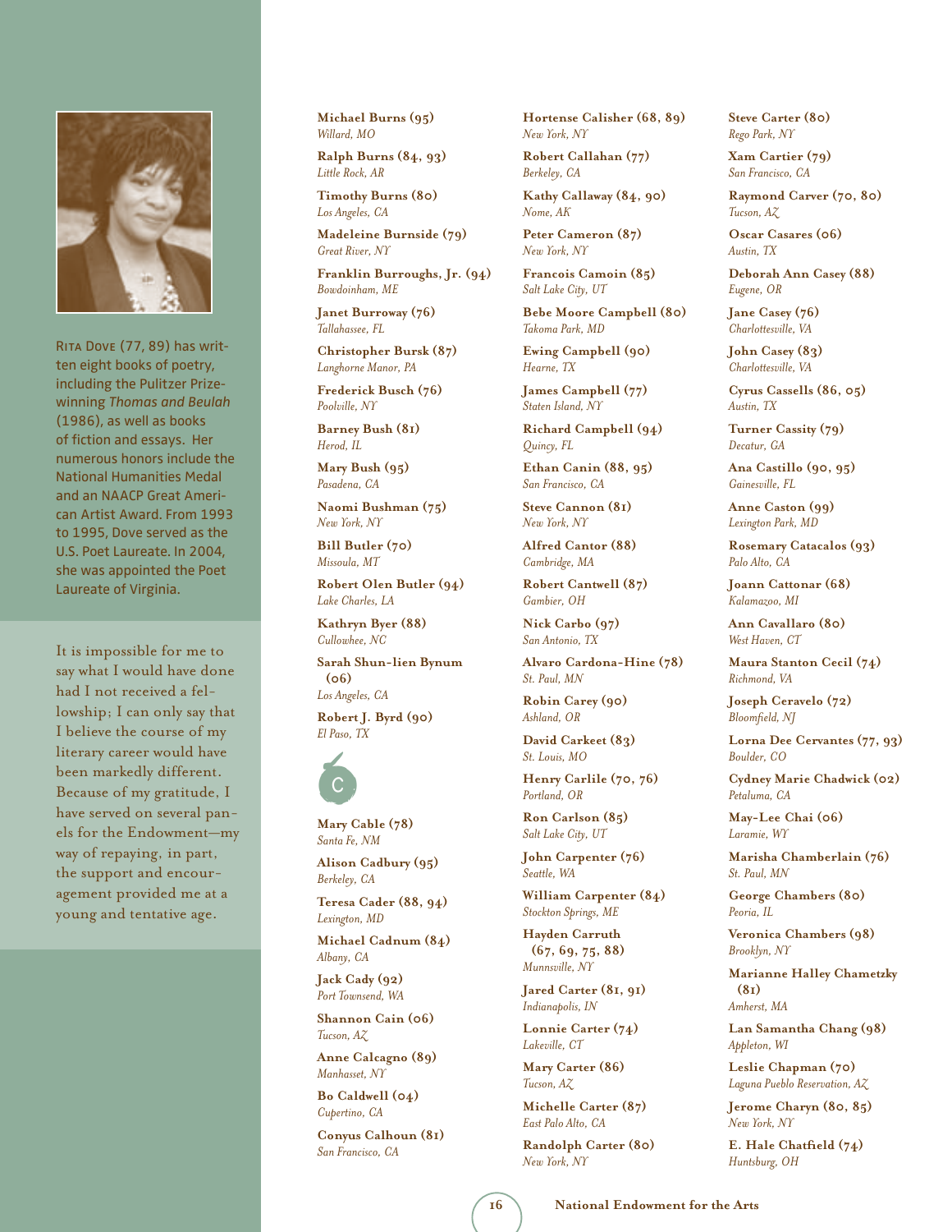RITA DOVE (77, 89) has written eight books of poetry, including the Pulitzer Prize-winning *Thomas and Beulah* (1986), as well as books of fiction and essays. Her numerous honors include the National Humanities Medal and an NAACP Great American Artist Award. From 1993 to 1995, Dove served as the U.S. Poet Laureate. In 2004, she was appointed the Poet Laureate of Virginia.

It is impossible for me to say what I would have done had I not received a fellowship; I can only say that I believe the course of my literary career would have been markedly different. Because of my gratitude, I have served on several panels for the Endowment—my way of repaying, in part, the support and encouragement provided me at a young and tentative age.

**Michael Burns (95)**
*Willard, MO*

**Ralph Burns (84, 93)**
*Little Rock, AR*

**Timothy Burns (80)**
*Los Angeles, CA*

**Madeleine Burnside (79)**
*Great River, NY*

**Franklin Burroughs, Jr. (94)**
*Bowdoinham, ME*

**Janet Burroway (76)**
*Tallahassee, FL*

**Christopher Bursk (87)**
*Langhorne Manor, PA*

**Frederick Busch (76)**
*Poolville, NY*

**Barney Bush (81)**
*Herod, IL*

**Mary Bush (95)**
*Pasadena, CA*

**Naomi Bushman (75)**
*New York, NY*

**Bill Butler (70)**
*Missoula, MT*

**Robert Olen Butler (94)**
*Lake Charles, LA*

**Kathryn Byer (88)**
*Cullowhee, NC*

**Sarah Shun-lien Bynum (06)**
*Los Angeles, CA*

**Robert J. Byrd (90)**
*El Paso, TX*

## C

**Mary Cable (78)**
*Santa Fe, NM*

**Alison Cadbury (95)**
*Berkeley, CA*

**Teresa Cader (88, 94)**
*Lexington, MD*

**Michael Cadnum (84)**
*Albany, CA*

**Jack Cady (92)**
*Port Townsend, WA*

**Shannon Cain (06)**
*Tucson, AZ*

**Anne Calcagno (89)**
*Manhasset, NY*

**Bo Caldwell (04)**
*Cupertino, CA*

**Conyus Calhoun (81)**
*San Francisco, CA*

**Hortense Calisher (68, 89)**
*New York, NY*

**Robert Callahan (77)**
*Berkeley, CA*

**Kathy Callaway (84, 90)**
*Nome, AK*

**Peter Cameron (87)**
*New York, NY*

**Francois Camoin (85)**
*Salt Lake City, UT*

**Bebe Moore Campbell (80)**
*Takoma Park, MD*

**Ewing Campbell (90)**
*Hearne, TX*

**James Campbell (77)**
*Staten Island, NY*

**Richard Campbell (94)**
*Quincy, FL*

**Ethan Canin (88, 95)**
*San Francisco, CA*

**Steve Cannon (81)**
*New York, NY*

**Alfred Cantor (88)**
*Cambridge, MA*

**Robert Cantwell (87)**
*Gambier, OH*

**Nick Carbo (97)**
*San Antonio, TX*

**Alvaro Cardona-Hine (78)**
*St. Paul, MN*

**Robin Carey (90)**
*Ashland, OR*

**David Carkeet (83)**
*St. Louis, MO*

**Henry Carlile (70, 76)**
*Portland, OR*

**Ron Carlson (85)**
*Salt Lake City, UT*

**John Carpenter (76)**
*Seattle, WA*

**William Carpenter (84)**
*Stockton Springs, ME*

**Hayden Carruth (67, 69, 75, 88)**
*Munnsville, NY*

**Jared Carter (81, 91)**
*Indianapolis, IN*

**Lonnie Carter (74)**
*Lakeville, CT*

**Mary Carter (86)**
*Tucson, AZ*

**Michelle Carter (87)**
*East Palo Alto, CA*

**Randolph Carter (80)**
*New York, NY*

**Steve Carter (80)**
*Rego Park, NY*

**Xam Cartier (79)**
*San Francisco, CA*

**Raymond Carver (70, 80)**
*Tucson, AZ*

**Oscar Casares (06)**
*Austin, TX*

**Deborah Ann Casey (88)**
*Eugene, OR*

**Jane Casey (76)**
*Charlottesville, VA*

**John Casey (83)**
*Charlottesville, VA*

**Cyrus Cassells (86, 05)**
*Austin, TX*

**Turner Cassity (79)**
*Decatur, GA*

**Ana Castillo (90, 95)**
*Gainesville, FL*

**Anne Caston (99)**
*Lexington Park, MD*

**Rosemary Catacalos (93)**
*Palo Alto, CA*

**Joann Cattonar (68)**
*Kalamazoo, MI*

**Ann Cavallaro (80)**
*West Haven, CT*

**Maura Stanton Cecil (74)**
*Richmond, VA*

**Joseph Ceravelo (72)**
*Bloomfield, NJ*

**Lorna Dee Cervantes (77, 93)**
*Boulder, CO*

**Cydney Marie Chadwick (02)**
*Petaluma, CA*

**May-Lee Chai (06)**
*Laramie, WY*

**Marisha Chamberlain (76)**
*St. Paul, MN*

**George Chambers (80)**
*Peoria, IL*

**Veronica Chambers (98)**
*Brooklyn, NY*

**Marianne Halley Chametzky (81)**
*Amherst, MA*

**Lan Samantha Chang (98)**
*Appleton, WI*

**Leslie Chapman (70)**
*Laguna Pueblo Reservation, AZ*

**Jerome Charyn (80, 85)**
*New York, NY*

**E. Hale Chatfield (74)**
*Huntsburg, OH*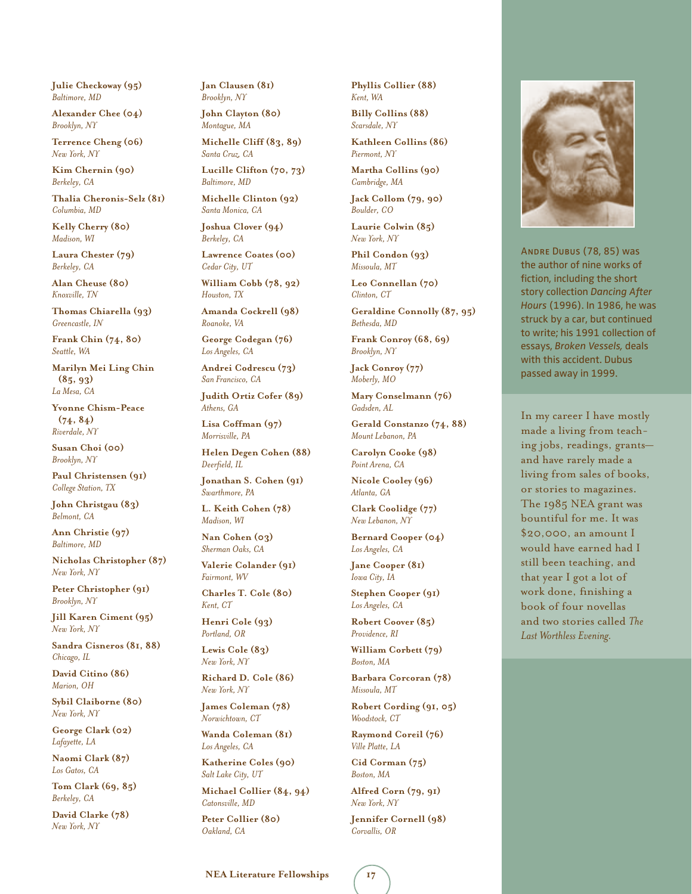**Julie Checkoway (95)**
*Baltimore, MD*

**Alexander Chee (04)**
*Brooklyn, NY*

**Terrence Cheng (06)**
*New York, NY*

**Kim Chernin (90)**
*Berkeley, CA*

**Thalia Cheronis-Selz (81)**
*Columbia, MD*

**Kelly Cherry (80)**
*Madison, WI*

**Laura Chester (79)**
*Berkeley, CA*

**Alan Cheuse (80)**
*Knoxville, TN*

**Thomas Chiarella (93)**
*Greencastle, IN*

**Frank Chin (74, 80)**
*Seattle, WA*

**Marilyn Mei Ling Chin (85, 93)**
*La Mesa, CA*

**Yvonne Chism-Peace (74, 84)**
*Riverdale, NY*

**Susan Choi (00)**
*Brooklyn, NY*

**Paul Christensen (91)**
*College Station, TX*

**John Christgau (83)**
*Belmont, CA*

**Ann Christie (97)**
*Baltimore, MD*

**Nicholas Christopher (87)**
*New York, NY*

**Peter Christopher (91)**
*Brooklyn, NY*

**Jill Karen Ciment (95)**
*New York, NY*

**Sandra Cisneros (81, 88)**
*Chicago, IL*

**David Citino (86)**
*Marion, OH*

**Sybil Claiborne (80)**
*New York, NY*

**George Clark (02)**
*Lafayette, LA*

**Naomi Clark (87)**
*Los Gatos, CA*

**Tom Clark (69, 85)**
*Berkeley, CA*

**David Clarke (78)**
*New York, NY*

**Jan Clausen (81)**
*Brooklyn, NY*

**John Clayton (80)**
*Montague, MA*

**Michelle Cliff (83, 89)**
*Santa Cruz, CA*

**Lucille Clifton (70, 73)**
*Baltimore, MD*

**Michelle Clinton (92)**
*Santa Monica, CA*

**Joshua Clover (94)**
*Berkeley, CA*

**Lawrence Coates (00)**
*Cedar City, UT*

**William Cobb (78, 92)**
*Houston, TX*

**Amanda Cockrell (98)**
*Roanoke, VA*

**George Codegan (76)**
*Los Angeles, CA*

**Andrei Codrescu (73)**
*San Francisco, CA*

**Judith Ortiz Cofer (89)**
*Athens, GA*

**Lisa Coffman (97)**
*Morrisville, PA*

**Helen Degen Cohen (88)**
*Deerfield, IL*

**Jonathan S. Cohen (91)**
*Swarthmore, PA*

**L. Keith Cohen (78)**
*Madison, WI*

**Nan Cohen (03)**
*Sherman Oaks, CA*

**Valerie Colander (91)**
*Fairmont, WV*

**Charles T. Cole (80)**
*Kent, CT*

**Henri Cole (93)**
*Portland, OR*

**Lewis Cole (83)**
*New York, NY*

**Richard D. Cole (86)**
*New York, NY*

**James Coleman (78)**
*Norwichtown, CT*

**Wanda Coleman (81)**
*Los Angeles, CA*

**Katherine Coles (90)**
*Salt Lake City, UT*

**Michael Collier (84, 94)**
*Catonsville, MD*

**Peter Collier (80)**
*Oakland, CA*

**Phyllis Collier (88)**
*Kent, WA*

**Billy Collins (88)**
*Scarsdale, NY*

**Kathleen Collins (86)**
*Piermont, NY*

**Martha Collins (90)**
*Cambridge, MA*

**Jack Collom (79, 90)**
*Boulder, CO*

**Laurie Colwin (85)**
*New York, NY*

**Phil Condon (93)**
*Missoula, MT*

**Leo Connellan (70)**
*Clinton, CT*

**Geraldine Connolly (87, 95)**
*Bethesda, MD*

**Frank Conroy (68, 69)**
*Brooklyn, NY*

**Jack Conroy (77)**
*Moberly, MO*

**Mary Conselmann (76)**
*Gadsden, AL*

**Gerald Constanzo (74, 88)**
*Mount Lebanon, PA*

**Carolyn Cooke (98)**
*Point Arena, CA*

**Nicole Cooley (96)**
*Atlanta, GA*

**Clark Coolidge (77)**
*New Lebanon, NY*

**Bernard Cooper (04)**
*Los Angeles, CA*

**Jane Cooper (81)**
*Iowa City, IA*

**Stephen Cooper (91)**
*Los Angeles, CA*

**Robert Coover (85)**
*Providence, RI*

**William Corbett (79)**
*Boston, MA*

**Barbara Corcoran (78)**
*Missoula, MT*

**Robert Cording (91, 05)**
*Woodstock, CT*

**Raymond Coreil (76)**
*Ville Platte, LA*

**Cid Corman (75)**
*Boston, MA*

**Alfred Corn (79, 91)**
*New York, NY*

**Jennifer Cornell (98)**
*Corvallis, OR*

Andre Dubus (78, 85) was the author of nine works of fiction, including the short story collection *Dancing After Hours* (1996). In 1986, he was struck by a car, but continued to write; his 1991 collection of essays, *Broken Vessels,* deals with this accident. Dubus passed away in 1999.

In my career I have mostly made a living from teaching jobs, readings, grants—and have rarely made a living from sales of books, or stories to magazines. The 1985 NEA grant was bountiful for me. It was $20,000, an amount I would have earned had I still been teaching, and that year I got a lot of work done, finishing a book of four novellas and two stories called *The Last Worthless Evening.*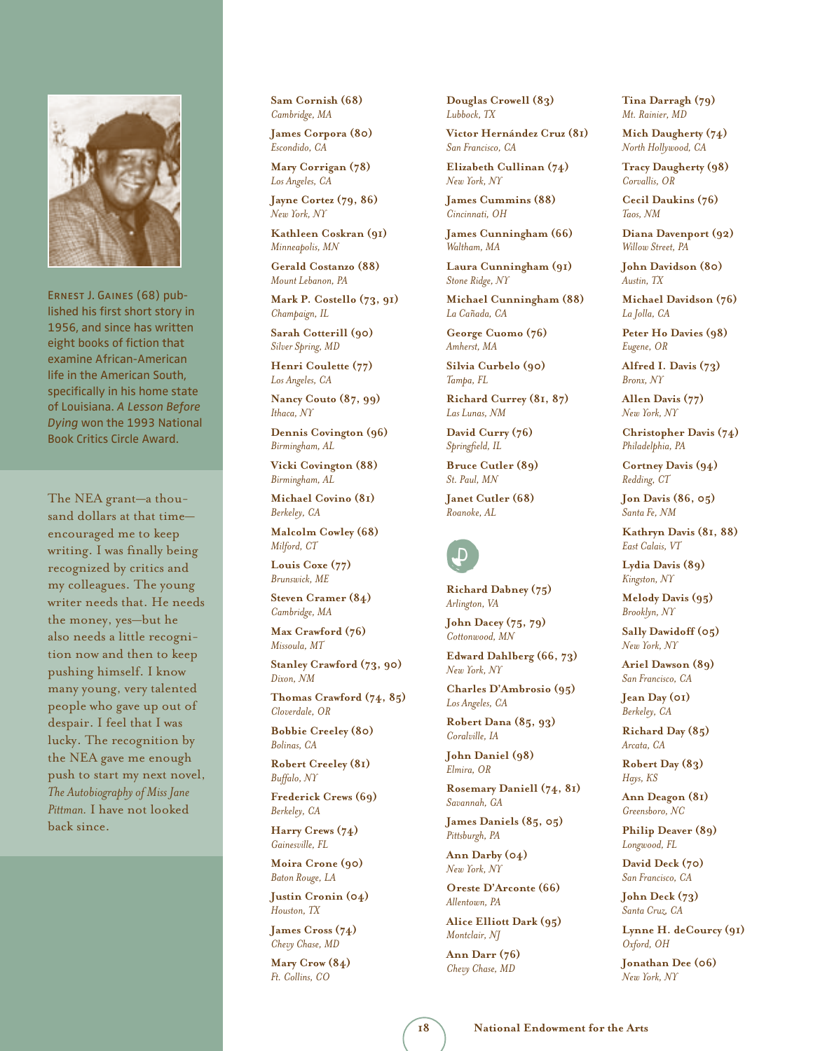Ernest J. Gaines (68) published his first short story in 1956, and since has written eight books of fiction that examine African-American life in the American South, specifically in his home state of Louisiana. *A Lesson Before Dying* won the 1993 National Book Critics Circle Award.

The NEA grant—a thousand dollars at that time—encouraged me to keep writing. I was finally being recognized by critics and my colleagues. The young writer needs that. He needs the money, yes—but he also needs a little recognition now and then to keep pushing himself. I know many young, very talented people who gave up out of despair. I feel that I was lucky. The recognition by the NEA gave me enough push to start my next novel, *The Autobiography of Miss Jane Pittman.* I have not looked back since.

**Sam Cornish (68)**
*Cambridge, MA*

**James Corpora (80)**
*Escondido, CA*

**Mary Corrigan (78)**
*Los Angeles, CA*

**Jayne Cortez (79, 86)**
*New York, NY*

**Kathleen Coskran (91)**
*Minneapolis, MN*

**Gerald Costanzo (88)**
*Mount Lebanon, PA*

**Mark P. Costello (73, 91)**
*Champaign, IL*

**Sarah Cotterill (90)**
*Silver Spring, MD*

**Henri Coulette (77)**
*Los Angeles, CA*

**Nancy Couto (87, 99)**
*Ithaca, NY*

**Dennis Covington (96)**
*Birmingham, AL*

**Vicki Covington (88)**
*Birmingham, AL*

**Michael Covino (81)**
*Berkeley, CA*

**Malcolm Cowley (68)**
*Milford, CT*

**Louis Coxe (77)**
*Brunswick, ME*

**Steven Cramer (84)**
*Cambridge, MA*

**Max Crawford (76)**
*Missoula, MT*

**Stanley Crawford (73, 90)**
*Dixon, NM*

**Thomas Crawford (74, 85)**
*Cloverdale, OR*

**Bobbie Creeley (80)**
*Bolinas, CA*

**Robert Creeley (81)**
*Buffalo, NY*

**Frederick Crews (69)**
*Berkeley, CA*

**Harry Crews (74)**
*Gainesville, FL*

**Moira Crone (90)**
*Baton Rouge, LA*

**Justin Cronin (04)**
*Houston, TX*

**James Cross (74)**
*Chevy Chase, MD*

**Mary Crow (84)**
*Ft. Collins, CO*

**Douglas Crowell (83)**
*Lubbock, TX*

**Victor Hernández Cruz (81)**
*San Francisco, CA*

**Elizabeth Cullinan (74)**
*New York, NY*

**James Cummins (88)**
*Cincinnati, OH*

**James Cunningham (66)**
*Waltham, MA*

**Laura Cunningham (91)**
*Stone Ridge, NY*

**Michael Cunningham (88)**
*La Cañada, CA*

**George Cuomo (76)**
*Amherst, MA*

**Silvia Curbelo (90)**
*Tampa, FL*

**Richard Currey (81, 87)**
*Las Lunas, NM*

**David Curry (76)**
*Springfield, IL*

**Bruce Cutler (89)**
*St. Paul, MN*

**Janet Cutler (68)**
*Roanoke, AL*

## D

**Richard Dabney (75)**
*Arlington, VA*

**John Dacey (75, 79)**
*Cottonwood, MN*

**Edward Dahlberg (66, 73)**
*New York, NY*

**Charles D'Ambrosio (95)**
*Los Angeles, CA*

**Robert Dana (85, 93)**
*Coralville, IA*

**John Daniel (98)**
*Elmira, OR*

**Rosemary Daniell (74, 81)**
*Savannah, GA*

**James Daniels (85, 05)**
*Pittsburgh, PA*

**Ann Darby (04)**
*New York, NY*

**Oreste D'Arconte (66)**
*Allentown, PA*

**Alice Elliott Dark (95)**
*Montclair, NJ*

**Ann Darr (76)**
*Chevy Chase, MD*

**Tina Darragh (79)**
*Mt. Rainier, MD*

**Mich Daugherty (74)**
*North Hollywood, CA*

**Tracy Daugherty (98)**
*Corvallis, OR*

**Cecil Daukins (76)**
*Taos, NM*

**Diana Davenport (92)**
*Willow Street, PA*

**John Davidson (80)**
*Austin, TX*

**Michael Davidson (76)**
*La Jolla, CA*

**Peter Ho Davies (98)**
*Eugene, OR*

**Alfred I. Davis (73)**
*Bronx, NY*

**Allen Davis (77)**
*New York, NY*

**Christopher Davis (74)**
*Philadelphia, PA*

**Cortney Davis (94)**
*Redding, CT*

**Jon Davis (86, 05)**
*Santa Fe, NM*

**Kathryn Davis (81, 88)**
*East Calais, VT*

**Lydia Davis (89)**
*Kingston, NY*

**Melody Davis (95)**
*Brooklyn, NY*

**Sally Dawidoff (05)**
*New York, NY*

**Ariel Dawson (89)**
*San Francisco, CA*

**Jean Day (01)**
*Berkeley, CA*

**Richard Day (85)**
*Arcata, CA*

**Robert Day (83)**
*Hays, KS*

**Ann Deagon (81)**
*Greensboro, NC*

**Philip Deaver (89)**
*Longwood, FL*

**David Deck (70)**
*San Francisco, CA*

**John Deck (73)**
*Santa Cruz, CA*

**Lynne H. deCourcy (91)**
*Oxford, OH*

**Jonathan Dee (06)**
*New York, NY*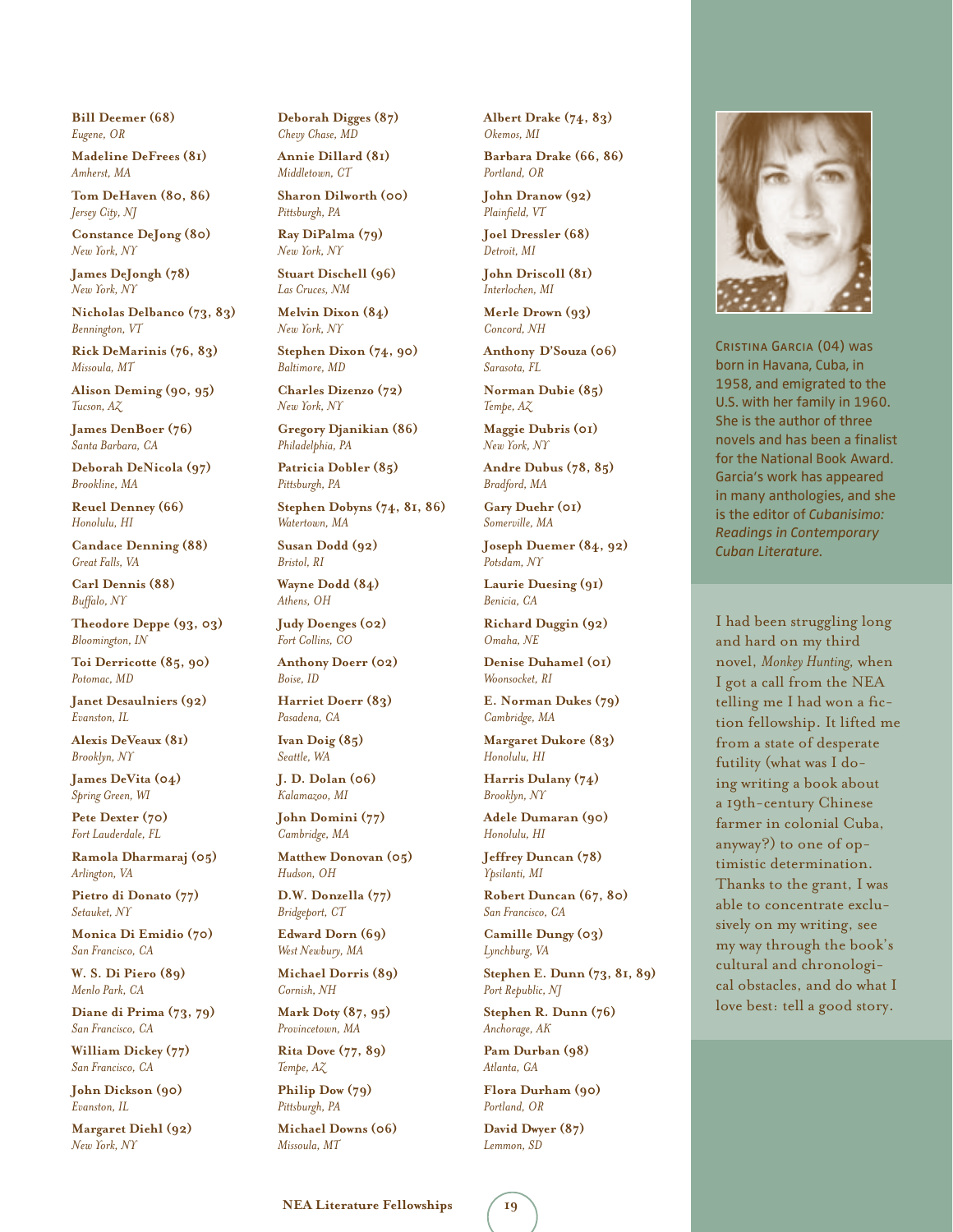**Bill Deemer (68)**
*Eugene, OR*

**Madeline DeFrees (81)**
*Amherst, MA*

**Tom DeHaven (80, 86)**
*Jersey City, NJ*

**Constance DeJong (80)**
*New York, NY*

**James DeJongh (78)**
*New York, NY*

**Nicholas Delbanco (73, 83)**
*Bennington, VT*

**Rick DeMarinis (76, 83)**
*Missoula, MT*

**Alison Deming (90, 95)**
*Tucson, AZ*

**James DenBoer (76)**
*Santa Barbara, CA*

**Deborah DeNicola (97)**
*Brookline, MA*

**Reuel Denney (66)**
*Honolulu, HI*

**Candace Denning (88)**
*Great Falls, VA*

**Carl Dennis (88)**
*Buffalo, NY*

**Theodore Deppe (93, 03)**
*Bloomington, IN*

**Toi Derricotte (85, 90)**
*Potomac, MD*

**Janet Desaulniers (92)**
*Evanston, IL*

**Alexis DeVeaux (81)**
*Brooklyn, NY*

**James DeVita (04)**
*Spring Green, WI*

**Pete Dexter (70)**
*Fort Lauderdale, FL*

**Ramola Dharmaraj (05)**
*Arlington, VA*

**Pietro di Donato (77)**
*Setauket, NY*

**Monica Di Emidio (70)**
*San Francisco, CA*

**W. S. Di Piero (89)**
*Menlo Park, CA*

**Diane di Prima (73, 79)**
*San Francisco, CA*

**William Dickey (77)**
*San Francisco, CA*

**John Dickson (90)**
*Evanston, IL*

**Margaret Diehl (92)**
*New York, NY*

**Deborah Digges (87)**
*Chevy Chase, MD*

**Annie Dillard (81)**
*Middletown, CT*

**Sharon Dilworth (00)**
*Pittsburgh, PA*

**Ray DiPalma (79)**
*New York, NY*

**Stuart Dischell (96)**
*Las Cruces, NM*

**Melvin Dixon (84)**
*New York, NY*

**Stephen Dixon (74, 90)**
*Baltimore, MD*

**Charles Dizenzo (72)**
*New York, NY*

**Gregory Djanikian (86)**
*Philadelphia, PA*

**Patricia Dobler (85)**
*Pittsburgh, PA*

**Stephen Dobyns (74, 81, 86)**
*Watertown, MA*

**Susan Dodd (92)**
*Bristol, RI*

**Wayne Dodd (84)**
*Athens, OH*

**Judy Doenges (02)**
*Fort Collins, CO*

**Anthony Doerr (02)**
*Boise, ID*

**Harriet Doerr (83)**
*Pasadena, CA*

**Ivan Doig (85)**
*Seattle, WA*

**J. D. Dolan (06)**
*Kalamazoo, MI*

**John Domini (77)**
*Cambridge, MA*

**Matthew Donovan (05)**
*Hudson, OH*

**D.W. Donzella (77)**
*Bridgeport, CT*

**Edward Dorn (69)**
*West Newbury, MA*

**Michael Dorris (89)**
*Cornish, NH*

**Mark Doty (87, 95)**
*Provincetown, MA*

**Rita Dove (77, 89)**
*Tempe, AZ*

**Philip Dow (79)**
*Pittsburgh, PA*

**Michael Downs (06)**
*Missoula, MT*

**Albert Drake (74, 83)**
*Okemos, MI*

**Barbara Drake (66, 86)**
*Portland, OR*

**John Dranow (92)**
*Plainfield, VT*

**Joel Dressler (68)**
*Detroit, MI*

**John Driscoll (81)**
*Interlochen, MI*

**Merle Drown (93)**
*Concord, NH*

**Anthony D'Souza (06)**
*Sarasota, FL*

**Norman Dubie (85)**
*Tempe, AZ*

**Maggie Dubris (01)**
*New York, NY*

**Andre Dubus (78, 85)**
*Bradford, MA*

**Gary Duehr (01)**
*Somerville, MA*

**Joseph Duemer (84, 92)**
*Potsdam, NY*

**Laurie Duesing (91)**
*Benicia, CA*

**Richard Duggin (92)**
*Omaha, NE*

**Denise Duhamel (01)**
*Woonsocket, RI*

**E. Norman Dukes (79)**
*Cambridge, MA*

**Margaret Dukore (83)**
*Honolulu, HI*

**Harris Dulany (74)**
*Brooklyn, NY*

**Adele Dumaran (90)**
*Honolulu, HI*

**Jeffrey Duncan (78)**
*Ypsilanti, MI*

**Robert Duncan (67, 80)**
*San Francisco, CA*

**Camille Dungy (03)**
*Lynchburg, VA*

**Stephen E. Dunn (73, 81, 89)**
*Port Republic, NJ*

**Stephen R. Dunn (76)**
*Anchorage, AK*

**Pam Durban (98)**
*Atlanta, GA*

**Flora Durham (90)**
*Portland, OR*

**David Dwyer (87)**
*Lemmon, SD*

CRISTINA GARCIA (04) was born in Havana, Cuba, in 1958, and emigrated to the U.S. with her family in 1960. She is the author of three novels and has been a finalist for the National Book Award. Garcia's work has appeared in many anthologies, and she is the editor of *Cubanisimo: Readings in Contemporary Cuban Literature.*

I had been struggling long and hard on my third novel, *Monkey Hunting,* when I got a call from the NEA telling me I had won a fiction fellowship. It lifted me from a state of desperate futility (what was I doing writing a book about a 19th-century Chinese farmer in colonial Cuba, anyway?) to one of optimistic determination. Thanks to the grant, I was able to concentrate exclusively on my writing, see my way through the book's cultural and chronological obstacles, and do what I love best: tell a good story.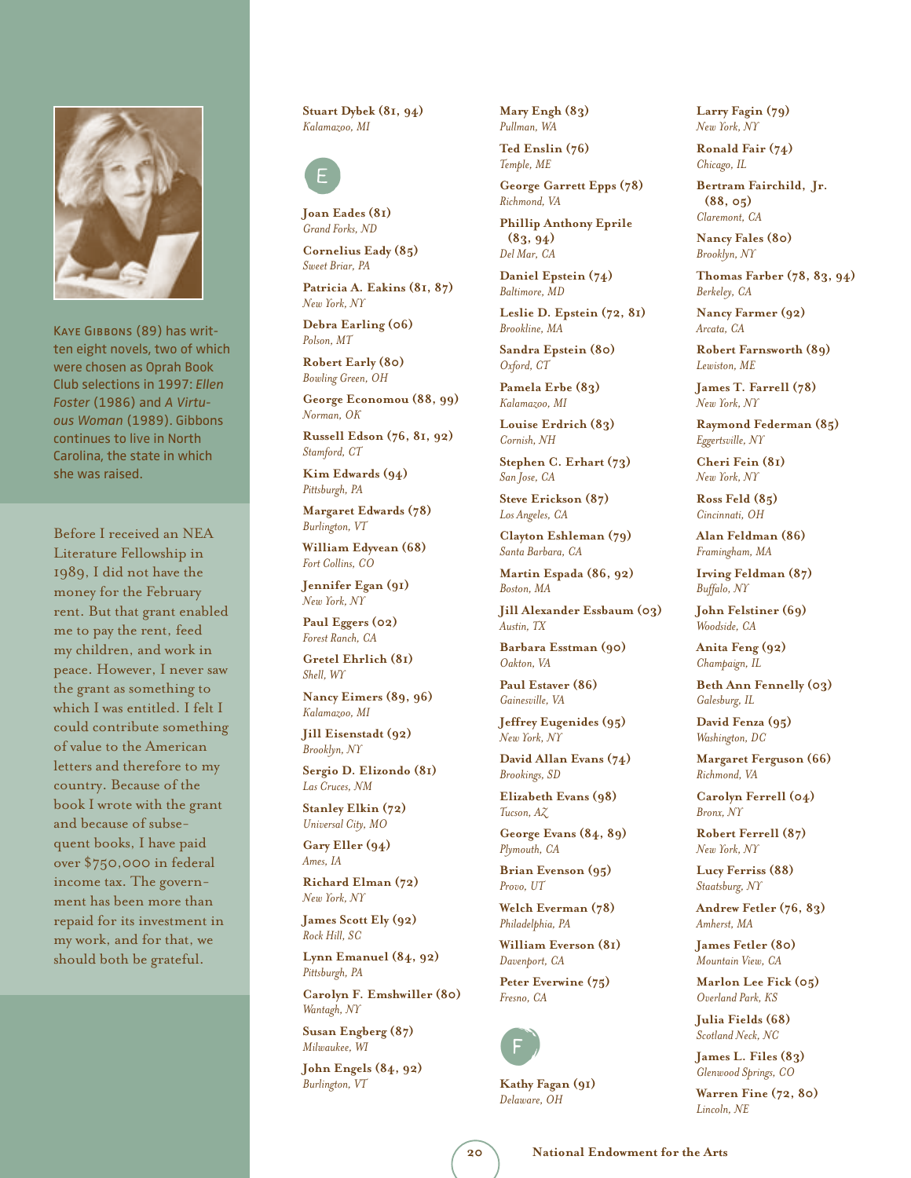**Kaye Gibbons** (89) has written eight novels, two of which were chosen as Oprah Book Club selections in 1997: *Ellen Foster* (1986) and *A Virtuous Woman* (1989). Gibbons continues to live in North Carolina, the state in which she was raised.

Before I received an NEA Literature Fellowship in 1989, I did not have the money for the February rent. But that grant enabled me to pay the rent, feed my children, and work in peace. However, I never saw the grant as something to which I was entitled. I felt I could contribute something of value to the American letters and therefore to my country. Because of the book I wrote with the grant and because of subsequent books, I have paid over $750,000 in federal income tax. The government has been more than repaid for its investment in my work, and for that, we should both be grateful.

**Stuart Dybek (81, 94)**
*Kalamazoo, MI*

## E

**Joan Eades (81)**
*Grand Forks, ND*

**Cornelius Eady (85)**
*Sweet Briar, PA*

**Patricia A. Eakins (81, 87)**
*New York, NY*

**Debra Earling (06)**
*Polson, MT*

**Robert Early (80)**
*Bowling Green, OH*

**George Economou (88, 99)**
*Norman, OK*

**Russell Edson (76, 81, 92)**
*Stamford, CT*

**Kim Edwards (94)**
*Pittsburgh, PA*

**Margaret Edwards (78)**
*Burlington, VT*

**William Edyvean (68)**
*Fort Collins, CO*

**Jennifer Egan (91)**
*New York, NY*

**Paul Eggers (02)**
*Forest Ranch, CA*

**Gretel Ehrlich (81)**
*Shell, WY*

**Nancy Eimers (89, 96)**
*Kalamazoo, MI*

**Jill Eisenstadt (92)**
*Brooklyn, NY*

**Sergio D. Elizondo (81)**
*Las Cruces, NM*

**Stanley Elkin (72)**
*Universal City, MO*

**Gary Eller (94)**
*Ames, IA*

**Richard Elman (72)**
*New York, NY*

**James Scott Ely (92)**
*Rock Hill, SC*

**Lynn Emanuel (84, 92)**
*Pittsburgh, PA*

**Carolyn F. Emshwiller (80)**
*Wantagh, NY*

**Susan Engberg (87)**
*Milwaukee, WI*

**John Engels (84, 92)**
*Burlington, VT*

**Mary Engh (83)**
*Pullman, WA*

**Ted Enslin (76)**
*Temple, ME*

**George Garrett Epps (78)**
*Richmond, VA*

**Phillip Anthony Eprile (83, 94)**
*Del Mar, CA*

**Daniel Epstein (74)**
*Baltimore, MD*

**Leslie D. Epstein (72, 81)**
*Brookline, MA*

**Sandra Epstein (80)**
*Oxford, CT*

**Pamela Erbe (83)**
*Kalamazoo, MI*

**Louise Erdrich (83)**
*Cornish, NH*

**Stephen C. Erhart (73)**
*San Jose, CA*

**Steve Erickson (87)**
*Los Angeles, CA*

**Clayton Eshleman (79)**
*Santa Barbara, CA*

**Martin Espada (86, 92)**
*Boston, MA*

**Jill Alexander Essbaum (03)**
*Austin, TX*

**Barbara Esstman (90)**
*Oakton, VA*

**Paul Estaver (86)**
*Gainesville, VA*

**Jeffrey Eugenides (95)**
*New York, NY*

**David Allan Evans (74)**
*Brookings, SD*

**Elizabeth Evans (98)**
*Tucson, AZ*

**George Evans (84, 89)**
*Plymouth, CA*

**Brian Evenson (95)**
*Provo, UT*

**Welch Everman (78)**
*Philadelphia, PA*

**William Everson (81)**
*Davenport, CA*

**Peter Everwine (75)**
*Fresno, CA*

## F

**Kathy Fagan (91)**
*Delaware, OH*

**Larry Fagin (79)**
*New York, NY*

**Ronald Fair (74)**
*Chicago, IL*

**Bertram Fairchild, Jr. (88, 05)**
*Claremont, CA*

**Nancy Fales (80)**
*Brooklyn, NY*

**Thomas Farber (78, 83, 94)**
*Berkeley, CA*

**Nancy Farmer (92)**
*Arcata, CA*

**Robert Farnsworth (89)**
*Lewiston, ME*

**James T. Farrell (78)**
*New York, NY*

**Raymond Federman (85)**
*Eggertsville, NY*

**Cheri Fein (81)**
*New York, NY*

**Ross Feld (85)**
*Cincinnati, OH*

**Alan Feldman (86)**
*Framingham, MA*

**Irving Feldman (87)**
*Buffalo, NY*

**John Felstiner (69)**
*Woodside, CA*

**Anita Feng (92)**
*Champaign, IL*

**Beth Ann Fennelly (03)**
*Galesburg, IL*

**David Fenza (95)**
*Washington, DC*

**Margaret Ferguson (66)**
*Richmond, VA*

**Carolyn Ferrell (04)**
*Bronx, NY*

**Robert Ferrell (87)**
*New York, NY*

**Lucy Ferriss (88)**
*Staatsburg, NY*

**Andrew Fetler (76, 83)**
*Amherst, MA*

**James Fetler (80)**
*Mountain View, CA*

**Marlon Lee Fick (05)**
*Overland Park, KS*

**Julia Fields (68)**
*Scotland Neck, NC*

**James L. Files (83)**
*Glenwood Springs, CO*

**Warren Fine (72, 80)**
*Lincoln, NE*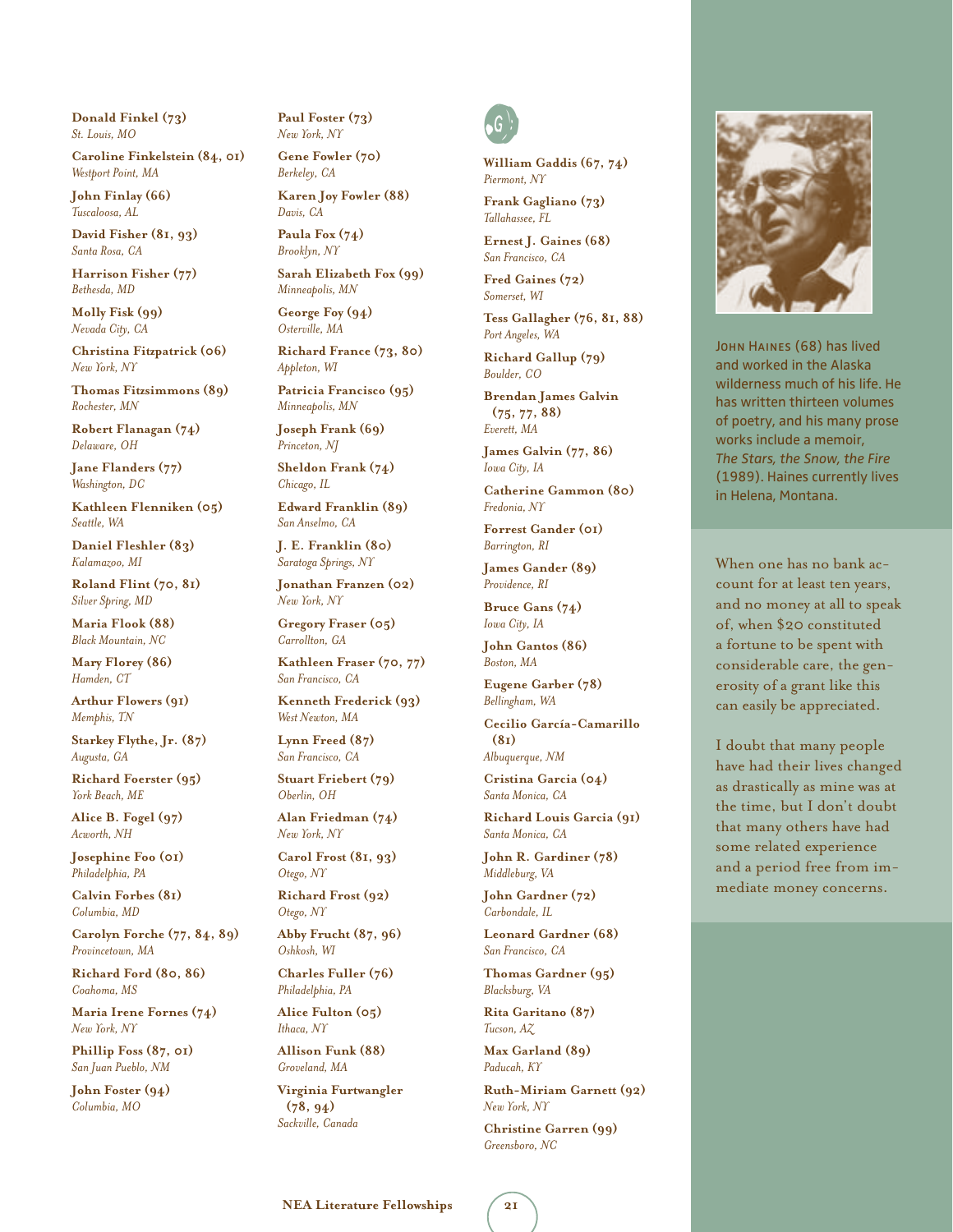**Donald Finkel (73)**
*St. Louis, MO*

**Caroline Finkelstein (84, 01)**
*Westport Point, MA*

**John Finlay (66)**
*Tuscaloosa, AL*

**David Fisher (81, 93)**
*Santa Rosa, CA*

**Harrison Fisher (77)**
*Bethesda, MD*

**Molly Fisk (99)**
*Nevada City, CA*

**Christina Fitzpatrick (06)**
*New York, NY*

**Thomas Fitzsimmons (89)**
*Rochester, MN*

**Robert Flanagan (74)**
*Delaware, OH*

**Jane Flanders (77)**
*Washington, DC*

**Kathleen Flenniken (05)**
*Seattle, WA*

**Daniel Fleshler (83)**
*Kalamazoo, MI*

**Roland Flint (70, 81)**
*Silver Spring, MD*

**Maria Flook (88)**
*Black Mountain, NC*

**Mary Florey (86)**
*Hamden, CT*

**Arthur Flowers (91)**
*Memphis, TN*

**Starkey Flythe, Jr. (87)**
*Augusta, GA*

**Richard Foerster (95)**
*York Beach, ME*

**Alice B. Fogel (97)**
*Acworth, NH*

**Josephine Foo (01)**
*Philadelphia, PA*

**Calvin Forbes (81)**
*Columbia, MD*

**Carolyn Forche (77, 84, 89)**
*Provincetown, MA*

**Richard Ford (80, 86)**
*Coahoma, MS*

**Maria Irene Fornes (74)**
*New York, NY*

**Phillip Foss (87, 01)**
*San Juan Pueblo, NM*

**John Foster (94)**
*Columbia, MO*

**Paul Foster (73)**
*New York, NY*

**Gene Fowler (70)**
*Berkeley, CA*

**Karen Joy Fowler (88)**
*Davis, CA*

**Paula Fox (74)**
*Brooklyn, NY*

**Sarah Elizabeth Fox (99)**
*Minneapolis, MN*

**George Foy (94)**
*Osterville, MA*

**Richard France (73, 80)**
*Appleton, WI*

**Patricia Francisco (95)**
*Minneapolis, MN*

**Joseph Frank (69)**
*Princeton, NJ*

**Sheldon Frank (74)**
*Chicago, IL*

**Edward Franklin (89)**
*San Anselmo, CA*

**J. E. Franklin (80)**
*Saratoga Springs, NY*

**Jonathan Franzen (02)**
*New York, NY*

**Gregory Fraser (05)**
*Carrollton, GA*

**Kathleen Fraser (70, 77)**
*San Francisco, CA*

**Kenneth Frederick (93)**
*West Newton, MA*

**Lynn Freed (87)**
*San Francisco, CA*

**Stuart Friebert (79)**
*Oberlin, OH*

**Alan Friedman (74)**
*New York, NY*

**Carol Frost (81, 93)**
*Otego, NY*

**Richard Frost (92)**
*Otego, NY*

**Abby Frucht (87, 96)**
*Oshkosh, WI*

**Charles Fuller (76)**
*Philadelphia, PA*

**Alice Fulton (05)**
*Ithaca, NY*

**Allison Funk (88)**
*Groveland, MA*

**Virginia Furtwangler (78, 94)**
*Sackville, Canada*

## G

**William Gaddis (67, 74)**
*Piermont, NY*

**Frank Gagliano (73)**
*Tallahassee, FL*

**Ernest J. Gaines (68)**
*San Francisco, CA*

**Fred Gaines (72)**
*Somerset, WI*

**Tess Gallagher (76, 81, 88)**
*Port Angeles, WA*

**Richard Gallup (79)**
*Boulder, CO*

**Brendan James Galvin (75, 77, 88)**
*Everett, MA*

**James Galvin (77, 86)**
*Iowa City, IA*

**Catherine Gammon (80)**
*Fredonia, NY*

**Forrest Gander (01)**
*Barrington, RI*

**James Gander (89)**
*Providence, RI*

**Bruce Gans (74)**
*Iowa City, IA*

**John Gantos (86)**
*Boston, MA*

**Eugene Garber (78)**
*Bellingham, WA*

**Cecilio García-Camarillo (81)**
*Albuquerque, NM*

**Cristina Garcia (04)**
*Santa Monica, CA*

**Richard Louis Garcia (91)**
*Santa Monica, CA*

**John R. Gardiner (78)**
*Middleburg, VA*

**John Gardner (72)**
*Carbondale, IL*

**Leonard Gardner (68)**
*San Francisco, CA*

**Thomas Gardner (95)**
*Blacksburg, VA*

**Rita Garitano (87)**
*Tucson, AZ*

**Max Garland (89)**
*Paducah, KY*

**Ruth-Miriam Garnett (92)**
*New York, NY*

**Christine Garren (99)**
*Greensboro, NC*

JOHN HAINES (68) has lived and worked in the Alaska wilderness much of his life. He has written thirteen volumes of poetry, and his many prose works include a memoir, *The Stars, the Snow, the Fire* (1989). Haines currently lives in Helena, Montana.

When one has no bank account for at least ten years, and no money at all to speak of, when $20 constituted a fortune to be spent with considerable care, the generosity of a grant like this can easily be appreciated.

I doubt that many people have had their lives changed as drastically as mine was at the time, but I don't doubt that many others have had some related experience and a period free from immediate money concerns.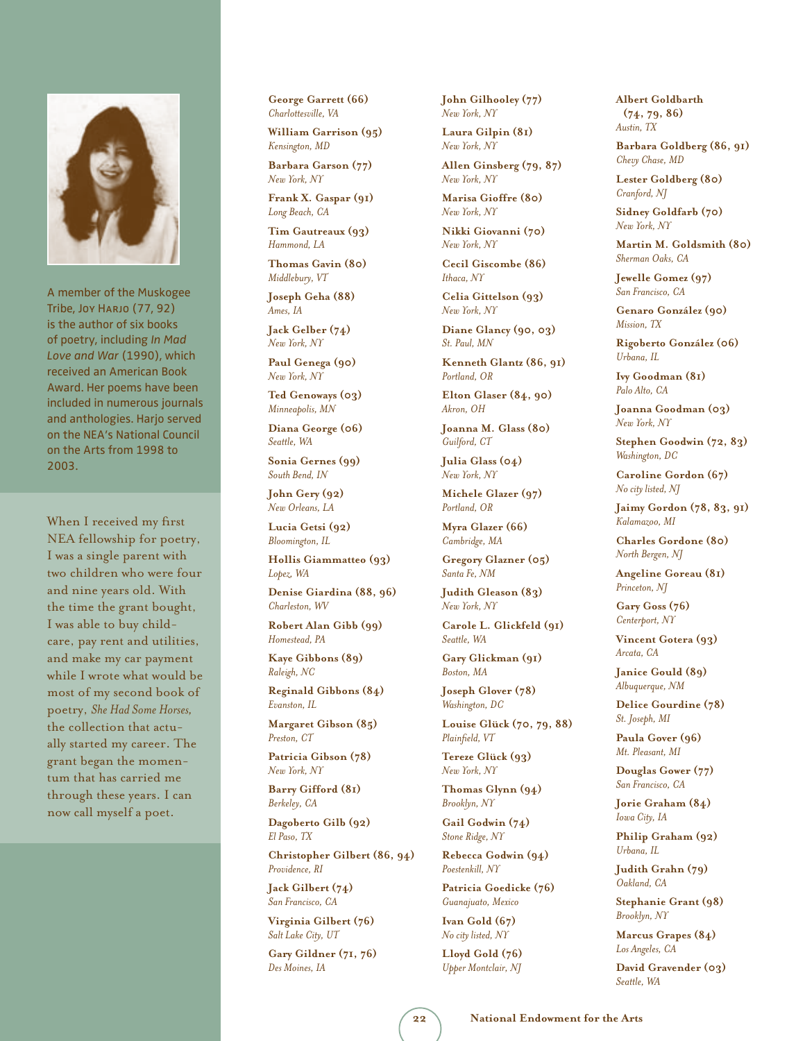A member of the Muskogee Tribe, Joy Harjo (77, 92) is the author of six books of poetry, including *In Mad Love and War* (1990), which received an American Book Award. Her poems have been included in numerous journals and anthologies. Harjo served on the NEA's National Council on the Arts from 1998 to 2003.

When I received my first NEA fellowship for poetry, I was a single parent with two children who were four and nine years old. With the time the grant bought, I was able to buy child-care, pay rent and utilities, and make my car payment while I wrote what would be most of my second book of poetry, *She Had Some Horses*, the collection that actually started my career. The grant began the momentum that has carried me through these years. I can now call myself a poet.

**George Garrett (66)**
*Charlottesville, VA*

**William Garrison (95)**
*Kensington, MD*

**Barbara Garson (77)**
*New York, NY*

**Frank X. Gaspar (91)**
*Long Beach, CA*

**Tim Gautreaux (93)**
*Hammond, LA*

**Thomas Gavin (80)**
*Middlebury, VT*

**Joseph Geha (88)**
*Ames, IA*

**Jack Gelber (74)**
*New York, NY*

**Paul Genega (90)**
*New York, NY*

**Ted Genoways (03)**
*Minneapolis, MN*

**Diana George (06)**
*Seattle, WA*

**Sonia Gernes (99)**
*South Bend, IN*

**John Gery (92)**
*New Orleans, LA*

**Lucia Getsi (92)**
*Bloomington, IL*

**Hollis Giammatteo (93)**
*Lopez, WA*

**Denise Giardina (88, 96)**
*Charleston, WV*

**Robert Alan Gibb (99)**
*Homestead, PA*

**Kaye Gibbons (89)**
*Raleigh, NC*

**Reginald Gibbons (84)**
*Evanston, IL*

**Margaret Gibson (85)**
*Preston, CT*

**Patricia Gibson (78)**
*New York, NY*

**Barry Gifford (81)**
*Berkeley, CA*

**Dagoberto Gilb (92)**
*El Paso, TX*

**Christopher Gilbert (86, 94)**
*Providence, RI*

**Jack Gilbert (74)**
*San Francisco, CA*

**Virginia Gilbert (76)**
*Salt Lake City, UT*

**Gary Gildner (71, 76)**
*Des Moines, IA*

**John Gilhooley (77)**
*New York, NY*

**Laura Gilpin (81)**
*New York, NY*

**Allen Ginsberg (79, 87)**
*New York, NY*

**Marisa Gioffre (80)**
*New York, NY*

**Nikki Giovanni (70)**
*New York, NY*

**Cecil Giscombe (86)**
*Ithaca, NY*

**Celia Gittelson (93)**
*New York, NY*

**Diane Glancy (90, 03)**
*St. Paul, MN*

**Kenneth Glantz (86, 91)**
*Portland, OR*

**Elton Glaser (84, 90)**
*Akron, OH*

**Joanna M. Glass (80)**
*Guilford, CT*

**Julia Glass (04)**
*New York, NY*

**Michele Glazer (97)**
*Portland, OR*

**Myra Glazer (66)**
*Cambridge, MA*

**Gregory Glazner (05)**
*Santa Fe, NM*

**Judith Gleason (83)**
*New York, NY*

**Carole L. Glickfeld (91)**
*Seattle, WA*

**Gary Glickman (91)**
*Boston, MA*

**Joseph Glover (78)**
*Washington, DC*

**Louise Glück (70, 79, 88)**
*Plainfield, VT*

**Tereze Glück (93)**
*New York, NY*

**Thomas Glynn (94)**
*Brooklyn, NY*

**Gail Godwin (74)**
*Stone Ridge, NY*

**Rebecca Godwin (94)**
*Poestenkill, NY*

**Patricia Goedicke (76)**
*Guanajuato, Mexico*

**Ivan Gold (67)**
*No city listed, NY*

**Lloyd Gold (76)**
*Upper Montclair, NJ*

**Albert Goldbarth (74, 79, 86)**
*Austin, TX*

**Barbara Goldberg (86, 91)**
*Chevy Chase, MD*

**Lester Goldberg (80)**
*Cranford, NJ*

**Sidney Goldfarb (70)**
*New York, NY*

**Martin M. Goldsmith (80)**
*Sherman Oaks, CA*

**Jewelle Gomez (97)**
*San Francisco, CA*

**Genaro González (90)**
*Mission, TX*

**Rigoberto González (06)**
*Urbana, IL*

**Ivy Goodman (81)**
*Palo Alto, CA*

**Joanna Goodman (03)**
*New York, NY*

**Stephen Goodwin (72, 83)**
*Washington, DC*

**Caroline Gordon (67)**
*No city listed, NJ*

**Jaimy Gordon (78, 83, 91)**
*Kalamazoo, MI*

**Charles Gordone (80)**
*North Bergen, NJ*

**Angeline Goreau (81)**
*Princeton, NJ*

**Gary Goss (76)**
*Centerport, NY*

**Vincent Gotera (93)**
*Arcata, CA*

**Janice Gould (89)**
*Albuquerque, NM*

**Delice Gourdine (78)**
*St. Joseph, MI*

**Paula Gover (96)**
*Mt. Pleasant, MI*

**Douglas Gower (77)**
*San Francisco, CA*

**Jorie Graham (84)**
*Iowa City, IA*

**Philip Graham (92)**
*Urbana, IL*

**Judith Grahn (79)**
*Oakland, CA*

**Stephanie Grant (98)**
*Brooklyn, NY*

**Marcus Grapes (84)**
*Los Angeles, CA*

**David Gravender (03)**
*Seattle, WA*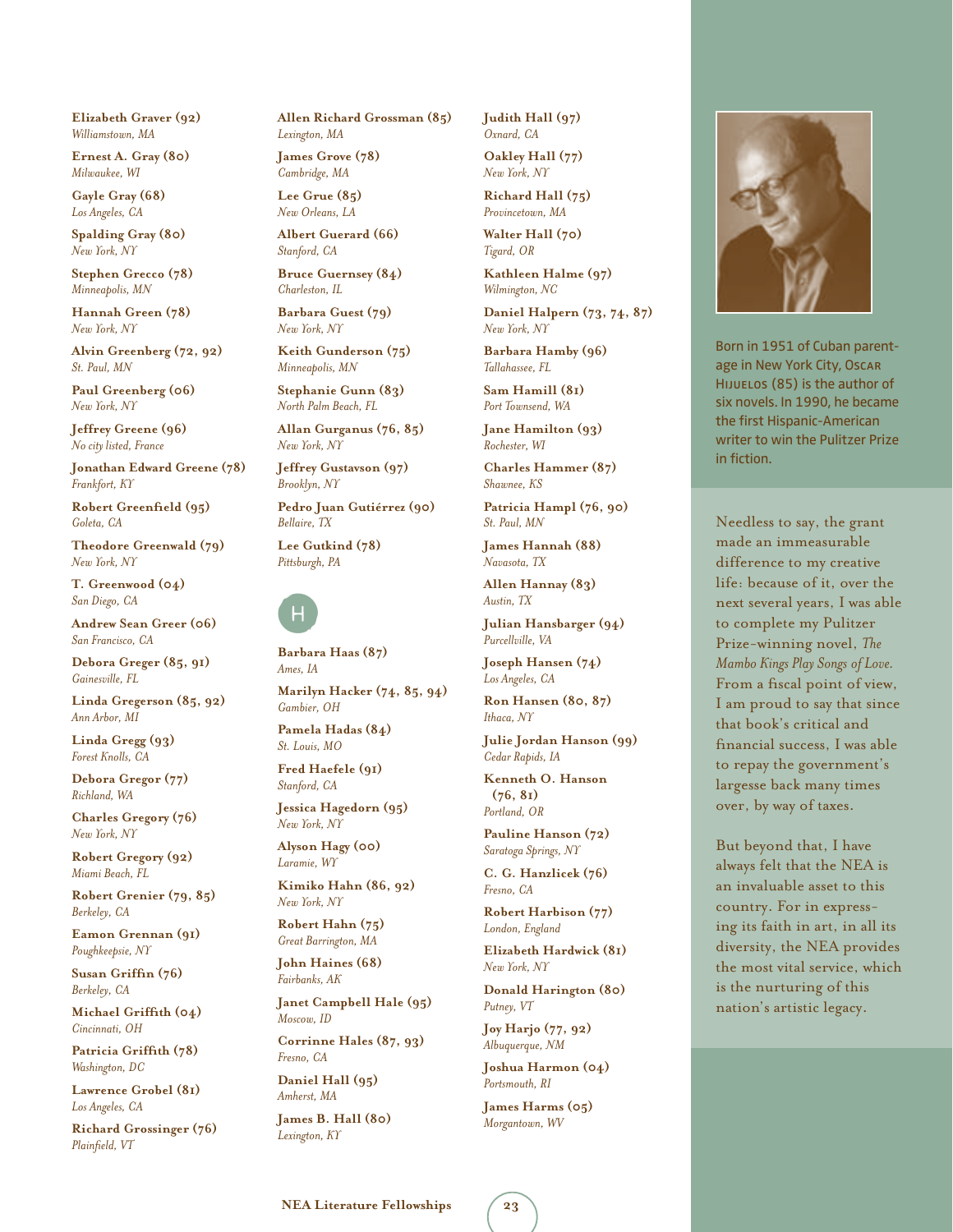**Elizabeth Graver (92)**
*Williamstown, MA*

**Ernest A. Gray (80)**
*Milwaukee, WI*

**Gayle Gray (68)**
*Los Angeles, CA*

**Spalding Gray (80)**
*New York, NY*

**Stephen Grecco (78)**
*Minneapolis, MN*

**Hannah Green (78)**
*New York, NY*

**Alvin Greenberg (72, 92)**
*St. Paul, MN*

**Paul Greenberg (06)**
*New York, NY*

**Jeffrey Greene (96)**
*No city listed, France*

**Jonathan Edward Greene (78)**
*Frankfort, KY*

**Robert Greenfield (95)**
*Goleta, CA*

**Theodore Greenwald (79)**
*New York, NY*

**T. Greenwood (04)**
*San Diego, CA*

**Andrew Sean Greer (06)**
*San Francisco, CA*

**Debora Greger (85, 91)**
*Gainesville, FL*

**Linda Gregerson (85, 92)**
*Ann Arbor, MI*

**Linda Gregg (93)**
*Forest Knolls, CA*

**Debora Gregor (77)**
*Richland, WA*

**Charles Gregory (76)**
*New York, NY*

**Robert Gregory (92)**
*Miami Beach, FL*

**Robert Grenier (79, 85)**
*Berkeley, CA*

**Eamon Grennan (91)**
*Poughkeepsie, NY*

**Susan Griffin (76)**
*Berkeley, CA*

**Michael Griffith (04)**
*Cincinnati, OH*

**Patricia Griffith (78)**
*Washington, DC*

**Lawrence Grobel (81)**
*Los Angeles, CA*

**Richard Grossinger (76)**
*Plainfield, VT*

**Allen Richard Grossman (85)**
*Lexington, MA*

**James Grove (78)**
*Cambridge, MA*

**Lee Grue (85)**
*New Orleans, LA*

**Albert Guerard (66)**
*Stanford, CA*

**Bruce Guernsey (84)**
*Charleston, IL*

**Barbara Guest (79)**
*New York, NY*

**Keith Gunderson (75)**
*Minneapolis, MN*

**Stephanie Gunn (83)**
*North Palm Beach, FL*

**Allan Gurganus (76, 85)**
*New York, NY*

**Jeffrey Gustavson (97)**
*Brooklyn, NY*

**Pedro Juan Gutiérrez (90)**
*Bellaire, TX*

**Lee Gutkind (78)**
*Pittsburgh, PA*

## H

**Barbara Haas (87)**
*Ames, IA*

**Marilyn Hacker (74, 85, 94)**
*Gambier, OH*

**Pamela Hadas (84)**
*St. Louis, MO*

**Fred Haefele (91)**
*Stanford, CA*

**Jessica Hagedorn (95)**
*New York, NY*

**Alyson Hagy (00)**
*Laramie, WY*

**Kimiko Hahn (86, 92)**
*New York, NY*

**Robert Hahn (75)**
*Great Barrington, MA*

**John Haines (68)**
*Fairbanks, AK*

**Janet Campbell Hale (95)**
*Moscow, ID*

**Corrinne Hales (87, 93)**
*Fresno, CA*

**Daniel Hall (95)**
*Amherst, MA*

**James B. Hall (80)**
*Lexington, KY*

**Judith Hall (97)**
*Oxnard, CA*

**Oakley Hall (77)**
*New York, NY*

**Richard Hall (75)**
*Provincetown, MA*

**Walter Hall (70)**
*Tigard, OR*

**Kathleen Halme (97)**
*Wilmington, NC*

**Daniel Halpern (73, 74, 87)**
*New York, NY*

**Barbara Hamby (96)**
*Tallahassee, FL*

**Sam Hamill (81)**
*Port Townsend, WA*

**Jane Hamilton (93)**
*Rochester, WI*

**Charles Hammer (87)**
*Shawnee, KS*

**Patricia Hampl (76, 90)**
*St. Paul, MN*

**James Hannah (88)**
*Navasota, TX*

**Allen Hannay (83)**
*Austin, TX*

**Julian Hansbarger (94)**
*Purcellville, VA*

**Joseph Hansen (74)**
*Los Angeles, CA*

**Ron Hansen (80, 87)**
*Ithaca, NY*

**Julie Jordan Hanson (99)**
*Cedar Rapids, IA*

**Kenneth O. Hanson (76, 81)**
*Portland, OR*

**Pauline Hanson (72)**
*Saratoga Springs, NY*

**C. G. Hanzlicek (76)**
*Fresno, CA*

**Robert Harbison (77)**
*London, England*

**Elizabeth Hardwick (81)**
*New York, NY*

**Donald Harington (80)**
*Putney, VT*

**Joy Harjo (77, 92)**
*Albuquerque, NM*

**Joshua Harmon (04)**
*Portsmouth, RI*

**James Harms (05)**
*Morgantown, WV*

Born in 1951 of Cuban parentage in New York City, Oscar Hijuelos (85) is the author of six novels. In 1990, he became the first Hispanic-American writer to win the Pulitzer Prize in fiction.

Needless to say, the grant made an immeasurable difference to my creative life: because of it, over the next several years, I was able to complete my Pulitzer Prize-winning novel, *The Mambo Kings Play Songs of Love.* From a fiscal point of view, I am proud to say that since that book's critical and financial success, I was able to repay the government's largesse back many times over, by way of taxes.

But beyond that, I have always felt that the NEA is an invaluable asset to this country. For in expressing its faith in art, in all its diversity, the NEA provides the most vital service, which is the nurturing of this nation's artistic legacy.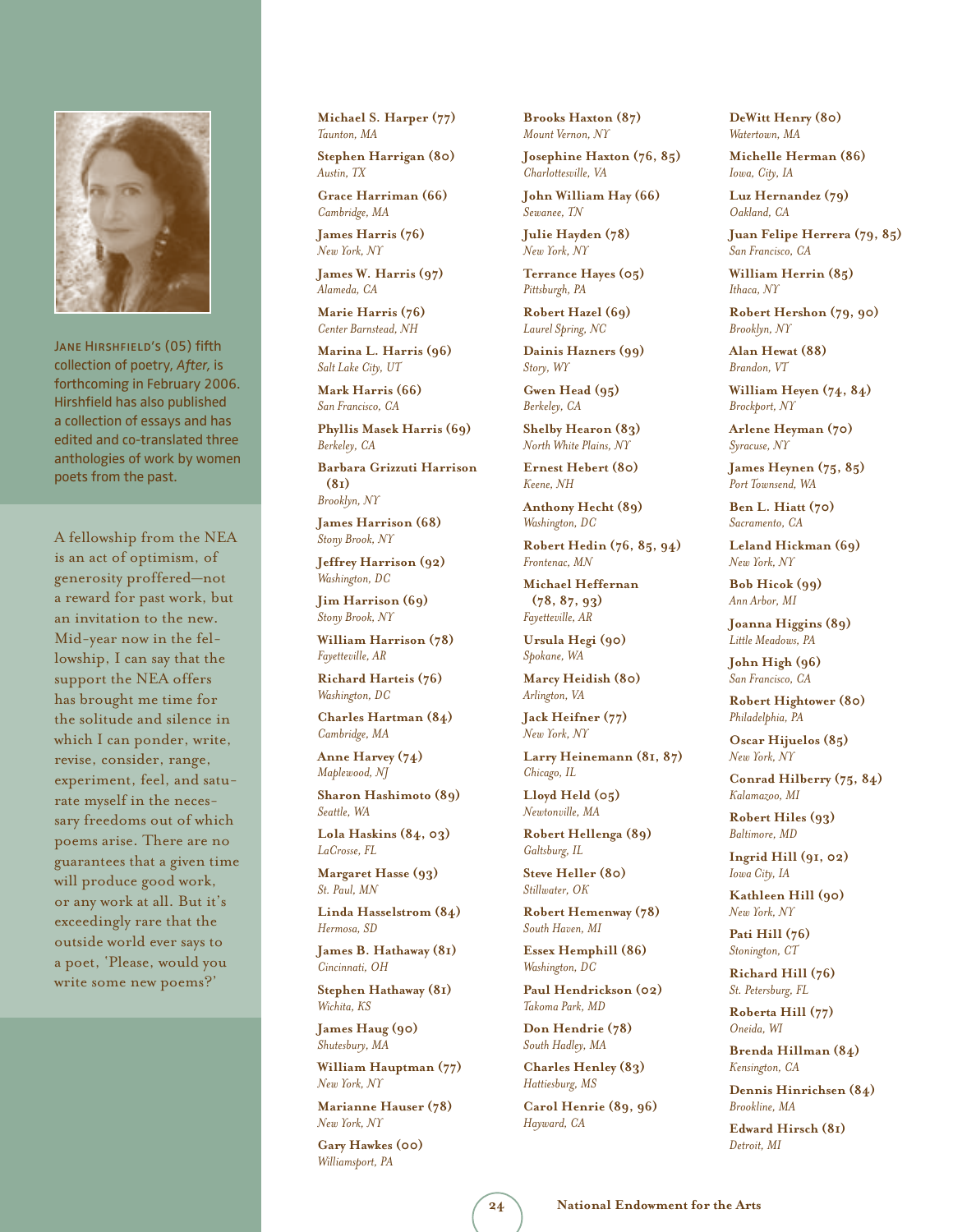JANE HIRSHFIELD'S (05) fifth collection of poetry, *After,* is forthcoming in February 2006. Hirshfield has also published a collection of essays and has edited and co-translated three anthologies of work by women poets from the past.

A fellowship from the NEA is an act of optimism, of generosity proffered—not a reward for past work, but an invitation to the new. Mid-year now in the fellowship, I can say that the support the NEA offers has brought me time for the solitude and silence in which I can ponder, write, revise, consider, range, experiment, feel, and saturate myself in the necessary freedoms out of which poems arise. There are no guarantees that a given time will produce good work, or any work at all. But it's exceedingly rare that the outside world ever says to a poet, 'Please, would you write some new poems?'

**Michael S. Harper (77)**
*Taunton, MA*

**Stephen Harrigan (80)**
*Austin, TX*

**Grace Harriman (66)**
*Cambridge, MA*

**James Harris (76)**
*New York, NY*

**James W. Harris (97)**
*Alameda, CA*

**Marie Harris (76)**
*Center Barnstead, NH*

**Marina L. Harris (96)**
*Salt Lake City, UT*

**Mark Harris (66)**
*San Francisco, CA*

**Phyllis Masek Harris (69)**
*Berkeley, CA*

**Barbara Grizzuti Harrison (81)**
*Brooklyn, NY*

**James Harrison (68)**
*Stony Brook, NY*

**Jeffrey Harrison (92)**
*Washington, DC*

**Jim Harrison (69)**
*Stony Brook, NY*

**William Harrison (78)**
*Fayetteville, AR*

**Richard Harteis (76)**
*Washington, DC*

**Charles Hartman (84)**
*Cambridge, MA*

**Anne Harvey (74)**
*Maplewood, NJ*

**Sharon Hashimoto (89)**
*Seattle, WA*

**Lola Haskins (84, 03)**
*LaCrosse, FL*

**Margaret Hasse (93)**
*St. Paul, MN*

**Linda Hasselstrom (84)**
*Hermosa, SD*

**James B. Hathaway (81)**
*Cincinnati, OH*

**Stephen Hathaway (81)**
*Wichita, KS*

**James Haug (90)**
*Shutesbury, MA*

**William Hauptman (77)**
*New York, NY*

**Marianne Hauser (78)**
*New York, NY*

**Gary Hawkes (00)**
*Williamsport, PA*

**Brooks Haxton (87)**
*Mount Vernon, NY*

**Josephine Haxton (76, 85)**
*Charlottesville, VA*

**John William Hay (66)**
*Sewanee, TN*

**Julie Hayden (78)**
*New York, NY*

**Terrance Hayes (05)**
*Pittsburgh, PA*

**Robert Hazel (69)**
*Laurel Spring, NC*

**Dainis Hazners (99)**
*Story, WY*

**Gwen Head (95)**
*Berkeley, CA*

**Shelby Hearon (83)**
*North White Plains, NY*

**Ernest Hebert (80)**
*Keene, NH*

**Anthony Hecht (89)**
*Washington, DC*

**Robert Hedin (76, 85, 94)**
*Frontenac, MN*

**Michael Heffernan (78, 87, 93)**
*Fayetteville, AR*

**Ursula Hegi (90)**
*Spokane, WA*

**Marcy Heidish (80)**
*Arlington, VA*

**Jack Heifner (77)**
*New York, NY*

**Larry Heinemann (81, 87)**
*Chicago, IL*

**Lloyd Held (05)**
*Newtonville, MA*

**Robert Hellenga (89)**
*Galtsburg, IL*

**Steve Heller (80)**
*Stillwater, OK*

**Robert Hemenway (78)**
*South Haven, MI*

**Essex Hemphill (86)**
*Washington, DC*

**Paul Hendrickson (02)**
*Takoma Park, MD*

**Don Hendrie (78)**
*South Hadley, MA*

**Charles Henley (83)**
*Hattiesburg, MS*

**Carol Henrie (89, 96)**
*Hayward, CA*

**DeWitt Henry (80)**
*Watertown, MA*

**Michelle Herman (86)**
*Iowa, City, IA*

**Luz Hernandez (79)**
*Oakland, CA*

**Juan Felipe Herrera (79, 85)**
*San Francisco, CA*

**William Herrin (85)**
*Ithaca, NY*

**Robert Hershon (79, 90)**
*Brooklyn, NY*

**Alan Hewat (88)**
*Brandon, VT*

**William Heyen (74, 84)**
*Brockport, NY*

**Arlene Heyman (70)**
*Syracuse, NY*

**James Heynen (75, 85)**
*Port Townsend, WA*

**Ben L. Hiatt (70)**
*Sacramento, CA*

**Leland Hickman (69)**
*New York, NY*

**Bob Hicok (99)**
*Ann Arbor, MI*

**Joanna Higgins (89)**
*Little Meadows, PA*

**John High (96)**
*San Francisco, CA*

**Robert Hightower (80)**
*Philadelphia, PA*

**Oscar Hijuelos (85)**
*New York, NY*

**Conrad Hilberry (75, 84)**
*Kalamazoo, MI*

**Robert Hiles (93)**
*Baltimore, MD*

**Ingrid Hill (91, 02)**
*Iowa City, IA*

**Kathleen Hill (90)**
*New York, NY*

**Pati Hill (76)**
*Stonington, CT*

**Richard Hill (76)**
*St. Petersburg, FL*

**Roberta Hill (77)**
*Oneida, WI*

**Brenda Hillman (84)**
*Kensington, CA*

**Dennis Hinrichsen (84)**
*Brookline, MA*

**Edward Hirsch (81)**
*Detroit, MI*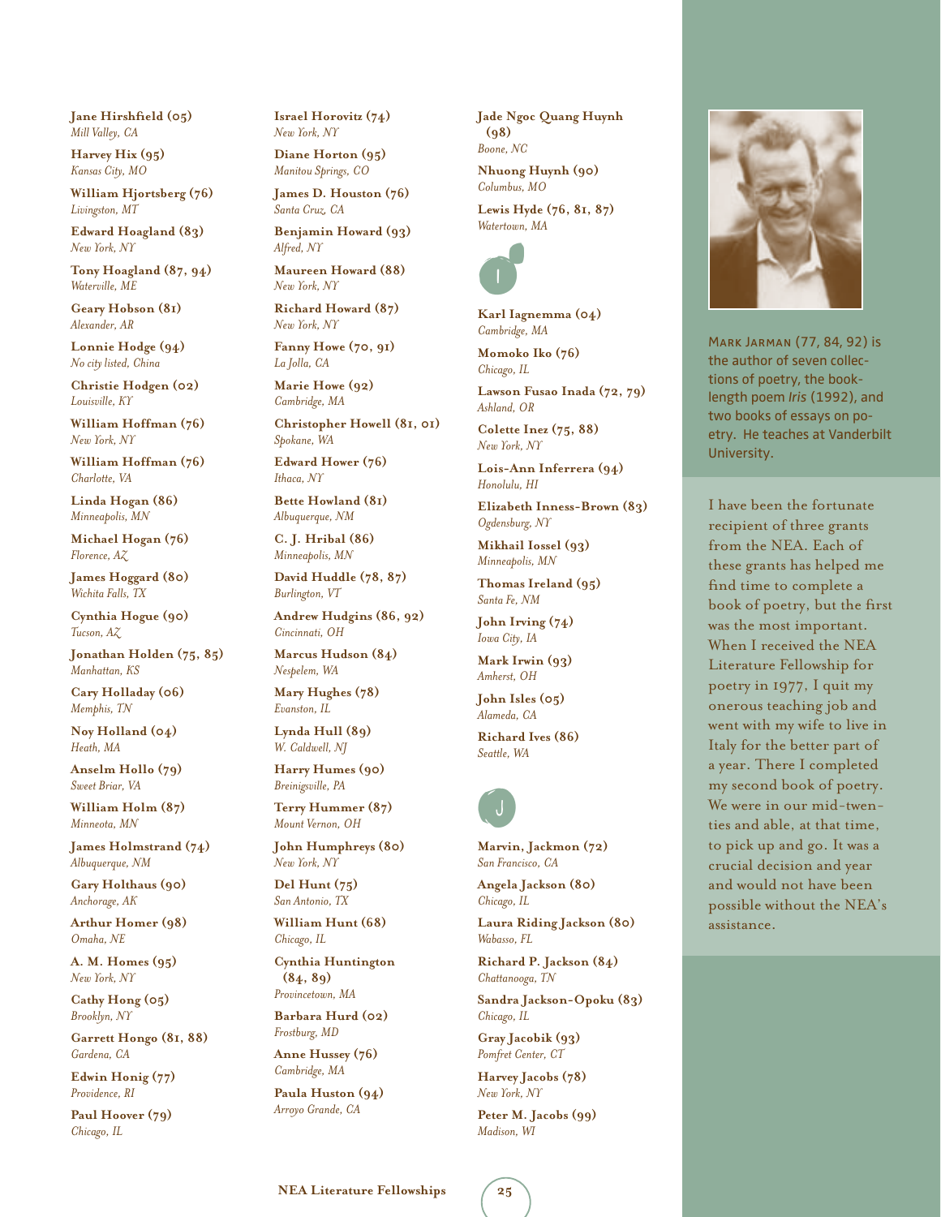**Jane Hirshfield (05)**
*Mill Valley, CA*

**Harvey Hix (95)**
*Kansas City, MO*

**William Hjortsberg (76)**
*Livingston, MT*

**Edward Hoagland (83)**
*New York, NY*

**Tony Hoagland (87, 94)**
*Waterville, ME*

**Geary Hobson (81)**
*Alexander, AR*

**Lonnie Hodge (94)**
*No city listed, China*

**Christie Hodgen (02)**
*Louisville, KY*

**William Hoffman (76)**
*New York, NY*

**William Hoffman (76)**
*Charlotte, VA*

**Linda Hogan (86)**
*Minneapolis, MN*

**Michael Hogan (76)**
*Florence, AZ*

**James Hoggard (80)**
*Wichita Falls, TX*

**Cynthia Hogue (90)**
*Tucson, AZ*

**Jonathan Holden (75, 85)**
*Manhattan, KS*

**Cary Holladay (06)**
*Memphis, TN*

**Noy Holland (04)**
*Heath, MA*

**Anselm Hollo (79)**
*Sweet Briar, VA*

**William Holm (87)**
*Minneota, MN*

**James Holmstrand (74)**
*Albuquerque, NM*

**Gary Holthaus (90)**
*Anchorage, AK*

**Arthur Homer (98)**
*Omaha, NE*

**A. M. Homes (95)**
*New York, NY*

**Cathy Hong (05)**
*Brooklyn, NY*

**Garrett Hongo (81, 88)**
*Gardena, CA*

**Edwin Honig (77)**
*Providence, RI*

**Paul Hoover (79)**
*Chicago, IL*

**Israel Horovitz (74)**
*New York, NY*

**Diane Horton (95)**
*Manitou Springs, CO*

**James D. Houston (76)**
*Santa Cruz, CA*

**Benjamin Howard (93)**
*Alfred, NY*

**Maureen Howard (88)**
*New York, NY*

**Richard Howard (87)**
*New York, NY*

**Fanny Howe (70, 91)**
*La Jolla, CA*

**Marie Howe (92)**
*Cambridge, MA*

**Christopher Howell (81, 01)**
*Spokane, WA*

**Edward Hower (76)**
*Ithaca, NY*

**Bette Howland (81)**
*Albuquerque, NM*

**C. J. Hribal (86)**
*Minneapolis, MN*

**David Huddle (78, 87)**
*Burlington, VT*

**Andrew Hudgins (86, 92)**
*Cincinnati, OH*

**Marcus Hudson (84)**
*Nespelem, WA*

**Mary Hughes (78)**
*Evanston, IL*

**Lynda Hull (89)**
*W. Caldwell, NJ*

**Harry Humes (90)**
*Breinigsville, PA*

**Terry Hummer (87)**
*Mount Vernon, OH*

**John Humphreys (80)**
*New York, NY*

**Del Hunt (75)**
*San Antonio, TX*

**William Hunt (68)**
*Chicago, IL*

**Cynthia Huntington (84, 89)**
*Provincetown, MA*

**Barbara Hurd (02)**
*Frostburg, MD*

**Anne Hussey (76)**
*Cambridge, MA*

**Paula Huston (94)**
*Arroyo Grande, CA*

**Jade Ngoc Quang Huynh (98)**
*Boone, NC*

**Nhuong Huynh (90)**
*Columbus, MO*

**Lewis Hyde (76, 81, 87)**
*Watertown, MA*

## I

**Karl Iagnemma (04)**
*Cambridge, MA*

**Momoko Iko (76)**
*Chicago, IL*

**Lawson Fusao Inada (72, 79)**
*Ashland, OR*

**Colette Inez (75, 88)**
*New York, NY*

**Lois-Ann Inferrera (94)**
*Honolulu, HI*

**Elizabeth Inness-Brown (83)**
*Ogdensburg, NY*

**Mikhail Iossel (93)**
*Minneapolis, MN*

**Thomas Ireland (95)**
*Santa Fe, NM*

**John Irving (74)**
*Iowa City, IA*

**Mark Irwin (93)**
*Amherst, OH*

**John Isles (05)**
*Alameda, CA*

**Richard Ives (86)**
*Seattle, WA*

## J

**Marvin, Jackmon (72)**
*San Francisco, CA*

**Angela Jackson (80)**
*Chicago, IL*

**Laura Riding Jackson (80)**
*Wabasso, FL*

**Richard P. Jackson (84)**
*Chattanooga, TN*

**Sandra Jackson-Opoku (83)**
*Chicago, IL*

**Gray Jacobik (93)**
*Pomfret Center, CT*

**Harvey Jacobs (78)**
*New York, NY*

**Peter M. Jacobs (99)**
*Madison, WI*

MARK JARMAN (77, 84, 92) is the author of seven collections of poetry, the book-length poem *Iris* (1992), and two books of essays on poetry. He teaches at Vanderbilt University.

I have been the fortunate recipient of three grants from the NEA. Each of these grants has helped me find time to complete a book of poetry, but the first was the most important. When I received the NEA Literature Fellowship for poetry in 1977, I quit my onerous teaching job and went with my wife to live in Italy for the better part of a year. There I completed my second book of poetry. We were in our mid-twenties and able, at that time, to pick up and go. It was a crucial decision and year and would not have been possible without the NEA's assistance.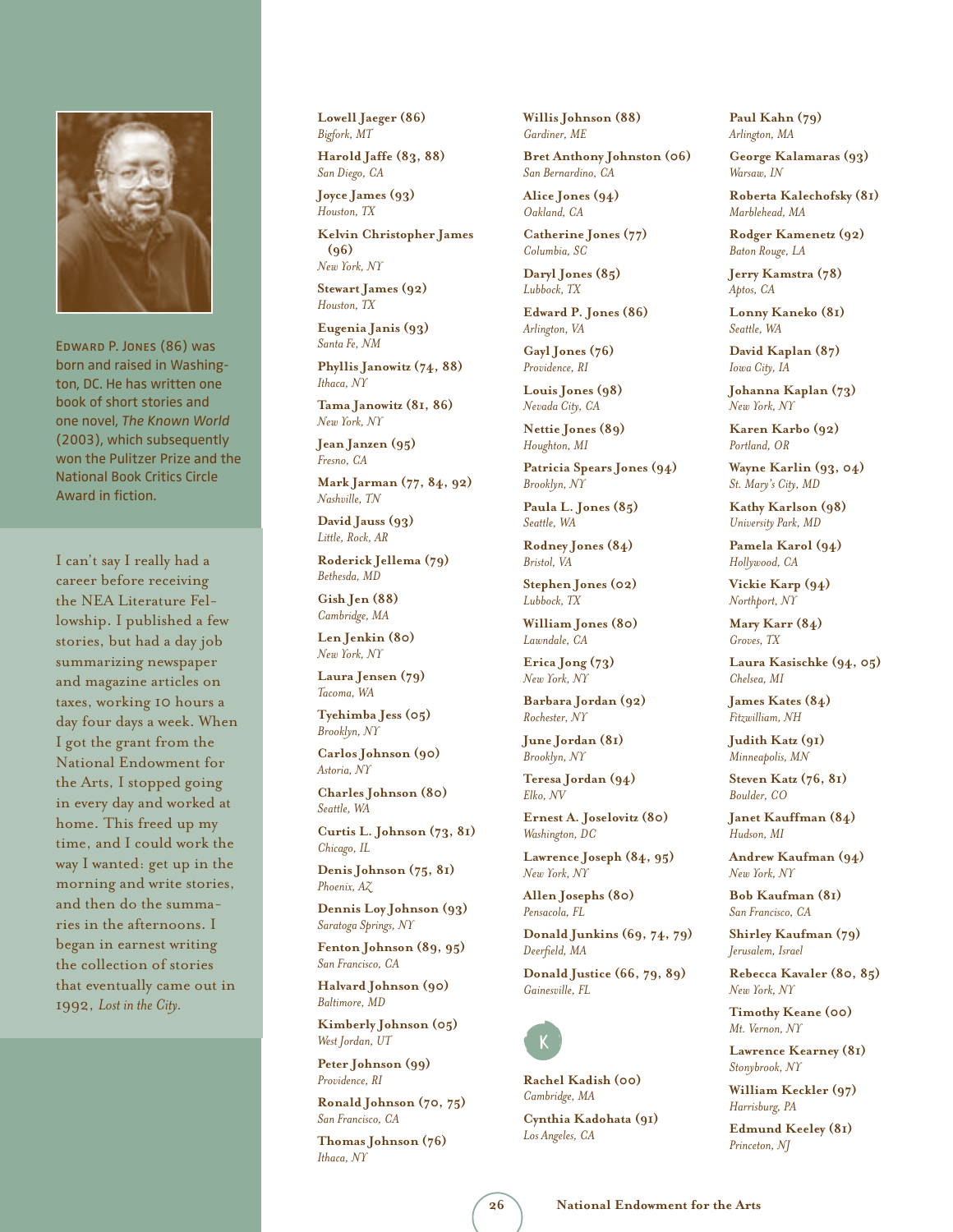Edward P. Jones (86) was born and raised in Washington, DC. He has written one book of short stories and one novel, *The Known World* (2003), which subsequently won the Pulitzer Prize and the National Book Critics Circle Award in fiction.

I can't say I really had a career before receiving the NEA Literature Fellowship. I published a few stories, but had a day job summarizing newspaper and magazine articles on taxes, working 10 hours a day four days a week. When I got the grant from the National Endowment for the Arts, I stopped going in every day and worked at home. This freed up my time, and I could work the way I wanted: get up in the morning and write stories, and then do the summaries in the afternoons. I began in earnest writing the collection of stories that eventually came out in 1992, *Lost in the City*.

**Lowell Jaeger (86)**
*Bigfork, MT*

**Harold Jaffe (83, 88)**
*San Diego, CA*

**Joyce James (93)**
*Houston, TX*

**Kelvin Christopher James (96)**
*New York, NY*

**Stewart James (92)**
*Houston, TX*

**Eugenia Janis (93)**
*Santa Fe, NM*

**Phyllis Janowitz (74, 88)**
*Ithaca, NY*

**Tama Janowitz (81, 86)**
*New York, NY*

**Jean Janzen (95)**
*Fresno, CA*

**Mark Jarman (77, 84, 92)**
*Nashville, TN*

**David Jauss (93)**
*Little, Rock, AR*

**Roderick Jellema (79)**
*Bethesda, MD*

**Gish Jen (88)**
*Cambridge, MA*

**Len Jenkin (80)**
*New York, NY*

**Laura Jensen (79)**
*Tacoma, WA*

**Tyehimba Jess (05)**
*Brooklyn, NY*

**Carlos Johnson (90)**
*Astoria, NY*

**Charles Johnson (80)**
*Seattle, WA*

**Curtis L. Johnson (73, 81)**
*Chicago, IL*

**Denis Johnson (75, 81)**
*Phoenix, AZ*

**Dennis Loy Johnson (93)**
*Saratoga Springs, NY*

**Fenton Johnson (89, 95)**
*San Francisco, CA*

**Halvard Johnson (90)**
*Baltimore, MD*

**Kimberly Johnson (05)**
*West Jordan, UT*

**Peter Johnson (99)**
*Providence, RI*

**Ronald Johnson (70, 75)**
*San Francisco, CA*

**Thomas Johnson (76)**
*Ithaca, NY*

**Willis Johnson (88)**
*Gardiner, ME*

**Bret Anthony Johnston (06)**
*San Bernardino, CA*

**Alice Jones (94)**
*Oakland, CA*

**Catherine Jones (77)**
*Columbia, SC*

**Daryl Jones (85)**
*Lubbock, TX*

**Edward P. Jones (86)**
*Arlington, VA*

**Gayl Jones (76)**
*Providence, RI*

**Louis Jones (98)**
*Nevada City, CA*

**Nettie Jones (89)**
*Houghton, MI*

**Patricia Spears Jones (94)**
*Brooklyn, NY*

**Paula L. Jones (85)**
*Seattle, WA*

**Rodney Jones (84)**
*Bristol, VA*

**Stephen Jones (02)**
*Lubbock, TX*

**William Jones (80)**
*Lawndale, CA*

**Erica Jong (73)**
*New York, NY*

**Barbara Jordan (92)**
*Rochester, NY*

**June Jordan (81)**
*Brooklyn, NY*

**Teresa Jordan (94)**
*Elko, NV*

**Ernest A. Joselovitz (80)**
*Washington, DC*

**Lawrence Joseph (84, 95)**
*New York, NY*

**Allen Josephs (80)**
*Pensacola, FL*

**Donald Junkins (69, 74, 79)**
*Deerfield, MA*

**Donald Justice (66, 79, 89)**
*Gainesville, FL*

## K

**Rachel Kadish (00)**
*Cambridge, MA*

**Cynthia Kadohata (91)**
*Los Angeles, CA*

**Paul Kahn (79)**
*Arlington, MA*

**George Kalamaras (93)**
*Warsaw, IN*

**Roberta Kalechofsky (81)**
*Marblehead, MA*

**Rodger Kamenetz (92)**
*Baton Rouge, LA*

**Jerry Kamstra (78)**
*Aptos, CA*

**Lonny Kaneko (81)**
*Seattle, WA*

**David Kaplan (87)**
*Iowa City, IA*

**Johanna Kaplan (73)**
*New York, NY*

**Karen Karbo (92)**
*Portland, OR*

**Wayne Karlin (93, 04)**
*St. Mary's City, MD*

**Kathy Karlson (98)**
*University Park, MD*

**Pamela Karol (94)**
*Hollywood, CA*

**Vickie Karp (94)**
*Northport, NY*

**Mary Karr (84)**
*Groves, TX*

**Laura Kasischke (94, 05)**
*Chelsea, MI*

**James Kates (84)**
*Fitzwilliam, NH*

**Judith Katz (91)**
*Minneapolis, MN*

**Steven Katz (76, 81)**
*Boulder, CO*

**Janet Kauffman (84)**
*Hudson, MI*

**Andrew Kaufman (94)**
*New York, NY*

**Bob Kaufman (81)**
*San Francisco, CA*

**Shirley Kaufman (79)**
*Jerusalem, Israel*

**Rebecca Kavaler (80, 85)**
*New York, NY*

**Timothy Keane (00)**
*Mt. Vernon, NY*

**Lawrence Kearney (81)**
*Stonybrook, NY*

**William Keckler (97)**
*Harrisburg, PA*

**Edmund Keeley (81)**
*Princeton, NJ*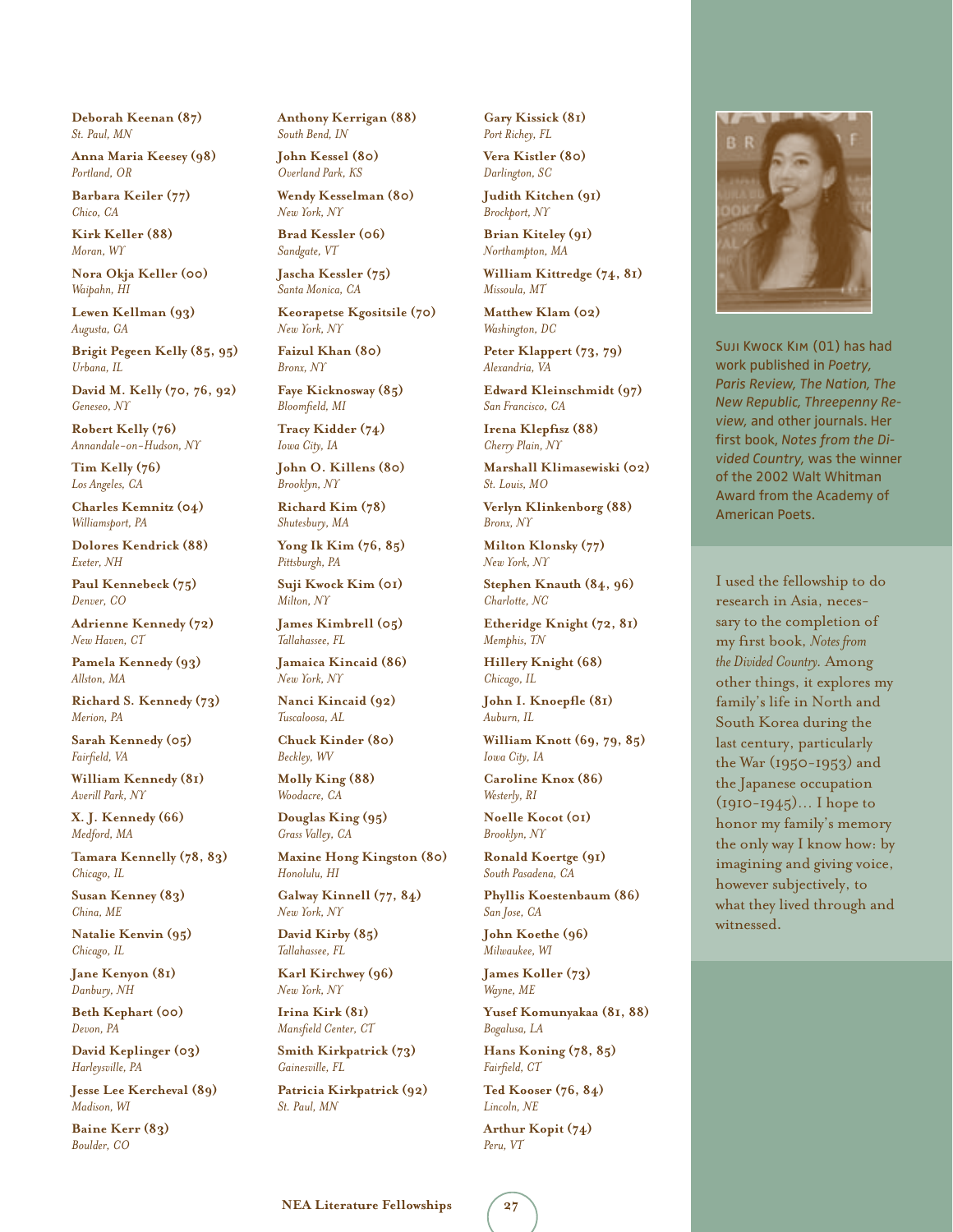**Deborah Keenan (87)**
*St. Paul, MN*

**Anna Maria Keesey (98)**
*Portland, OR*

**Barbara Keiler (77)**
*Chico, CA*

**Kirk Keller (88)**
*Moran, WY*

**Nora Okja Keller (00)**
*Waipahn, HI*

**Lewen Kellman (93)**
*Augusta, GA*

**Brigit Pegeen Kelly (85, 95)**
*Urbana, IL*

**David M. Kelly (70, 76, 92)**
*Geneseo, NY*

**Robert Kelly (76)**
*Annandale-on-Hudson, NY*

**Tim Kelly (76)**
*Los Angeles, CA*

**Charles Kemnitz (04)**
*Williamsport, PA*

**Dolores Kendrick (88)**
*Exeter, NH*

**Paul Kennebeck (75)**
*Denver, CO*

**Adrienne Kennedy (72)**
*New Haven, CT*

**Pamela Kennedy (93)**
*Allston, MA*

**Richard S. Kennedy (73)**
*Merion, PA*

**Sarah Kennedy (05)**
*Fairfield, VA*

**William Kennedy (81)**
*Averill Park, NY*

**X. J. Kennedy (66)**
*Medford, MA*

**Tamara Kennelly (78, 83)**
*Chicago, IL*

**Susan Kenney (83)**
*China, ME*

**Natalie Kenvin (95)**
*Chicago, IL*

**Jane Kenyon (81)**
*Danbury, NH*

**Beth Kephart (00)**
*Devon, PA*

**David Keplinger (03)**
*Harleysville, PA*

**Jesse Lee Kercheval (89)**
*Madison, WI*

**Baine Kerr (83)**
*Boulder, CO*

**Anthony Kerrigan (88)**
*South Bend, IN*

**John Kessel (80)**
*Overland Park, KS*

**Wendy Kesselman (80)**
*New York, NY*

**Brad Kessler (06)**
*Sandgate, VT*

**Jascha Kessler (75)**
*Santa Monica, CA*

**Keorapetse Kgositsile (70)**
*New York, NY*

**Faizul Khan (80)**
*Bronx, NY*

**Faye Kicknosway (85)**
*Bloomfield, MI*

**Tracy Kidder (74)**
*Iowa City, IA*

**John O. Killens (80)**
*Brooklyn, NY*

**Richard Kim (78)**
*Shutesbury, MA*

**Yong Ik Kim (76, 85)**
*Pittsburgh, PA*

**Suji Kwock Kim (01)**
*Milton, NY*

**James Kimbrell (05)**
*Tallahassee, FL*

**Jamaica Kincaid (86)**
*New York, NY*

**Nanci Kincaid (92)**
*Tuscaloosa, AL*

**Chuck Kinder (80)**
*Beckley, WV*

**Molly King (88)**
*Woodacre, CA*

**Douglas King (95)**
*Grass Valley, CA*

**Maxine Hong Kingston (80)**
*Honolulu, HI*

**Galway Kinnell (77, 84)**
*New York, NY*

**David Kirby (85)**
*Tallahassee, FL*

**Karl Kirchwey (96)**
*New York, NY*

**Irina Kirk (81)**
*Mansfield Center, CT*

**Smith Kirkpatrick (73)**
*Gainesville, FL*

**Patricia Kirkpatrick (92)**
*St. Paul, MN*

**Gary Kissick (81)**
*Port Richey, FL*

**Vera Kistler (80)**
*Darlington, SC*

**Judith Kitchen (91)**
*Brockport, NY*

**Brian Kiteley (91)**
*Northampton, MA*

**William Kittredge (74, 81)**
*Missoula, MT*

**Matthew Klam (02)**
*Washington, DC*

**Peter Klappert (73, 79)**
*Alexandria, VA*

**Edward Kleinschmidt (97)**
*San Francisco, CA*

**Irena Klepfisz (88)**
*Cherry Plain, NY*

**Marshall Klimasewiski (02)**
*St. Louis, MO*

**Verlyn Klinkenborg (88)**
*Bronx, NY*

**Milton Klonsky (77)**
*New York, NY*

**Stephen Knauth (84, 96)**
*Charlotte, NC*

**Etheridge Knight (72, 81)**
*Memphis, TN*

**Hillery Knight (68)**
*Chicago, IL*

**John I. Knoepfle (81)**
*Auburn, IL*

**William Knott (69, 79, 85)**
*Iowa City, IA*

**Caroline Knox (86)**
*Westerly, RI*

**Noelle Kocot (01)**
*Brooklyn, NY*

**Ronald Koertge (91)**
*South Pasadena, CA*

**Phyllis Koestenbaum (86)**
*San Jose, CA*

**John Koethe (96)**
*Milwaukee, WI*

**James Koller (73)**
*Wayne, ME*

**Yusef Komunyakaa (81, 88)**
*Bogalusa, LA*

**Hans Koning (78, 85)**
*Fairfield, CT*

**Ted Kooser (76, 84)**
*Lincoln, NE*

**Arthur Kopit (74)**
*Peru, VT*

Suji Kwock Kim (01) has had work published in *Poetry, Paris Review, The Nation, The New Republic, Threepenny Review*, and other journals. Her first book, *Notes from the Divided Country*, was the winner of the 2002 Walt Whitman Award from the Academy of American Poets.

I used the fellowship to do research in Asia, necessary to the completion of my first book, *Notes from the Divided Country*. Among other things, it explores my family's life in North and South Korea during the last century, particularly the War (1950-1953) and the Japanese occupation (1910-1945)… I hope to honor my family's memory the only way I know how: by imagining and giving voice, however subjectively, to what they lived through and witnessed.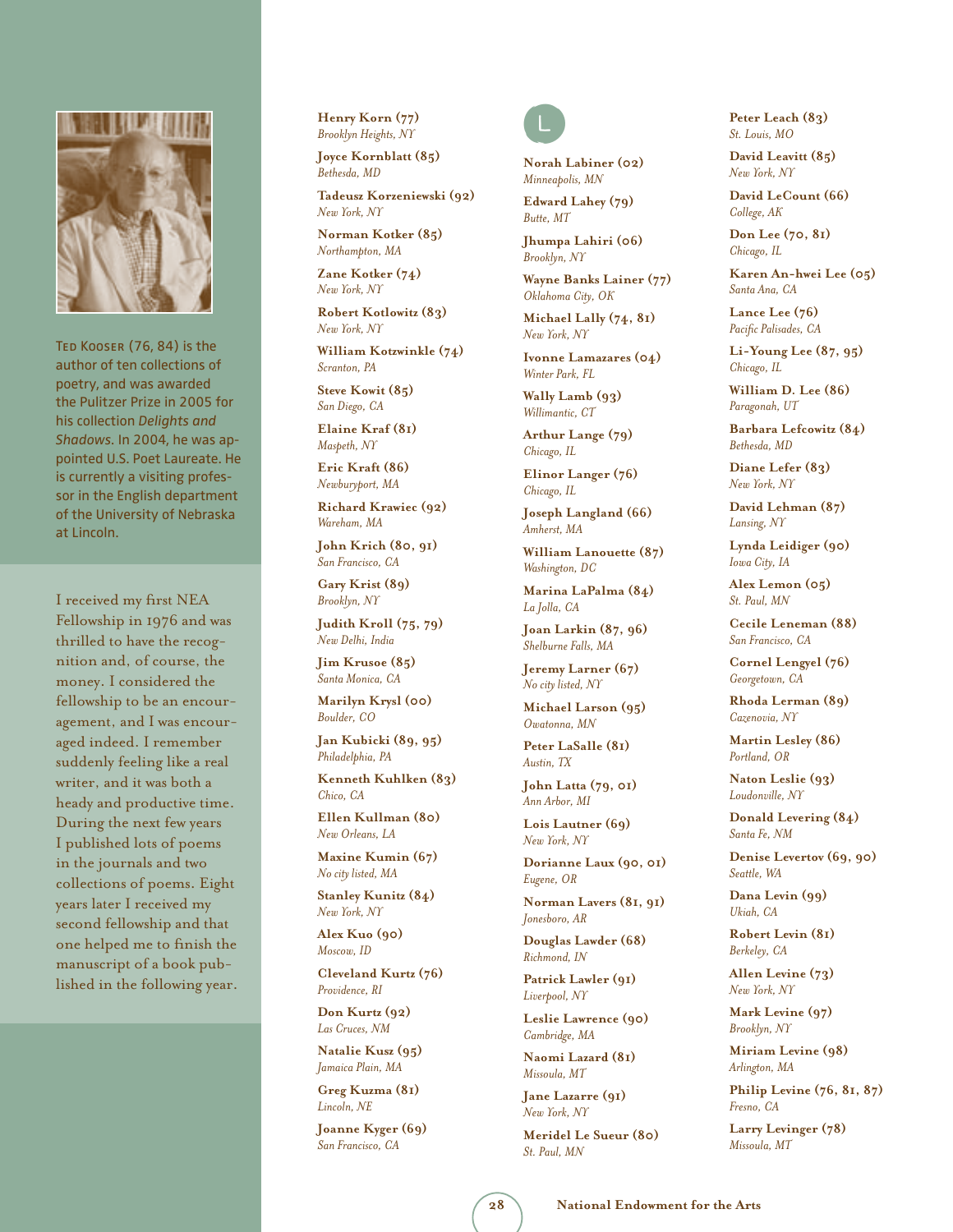Ted Kooser (76, 84) is the author of ten collections of poetry, and was awarded the Pulitzer Prize in 2005 for his collection *Delights and Shadows*. In 2004, he was appointed U.S. Poet Laureate. He is currently a visiting professor in the English department of the University of Nebraska at Lincoln.

I received my first NEA Fellowship in 1976 and was thrilled to have the recognition and, of course, the money. I considered the fellowship to be an encouragement, and I was encouraged indeed. I remember suddenly feeling like a real writer, and it was both a heady and productive time. During the next few years I published lots of poems in the journals and two collections of poems. Eight years later I received my second fellowship and that one helped me to finish the manuscript of a book published in the following year.

**Henry Korn (77)**
*Brooklyn Heights, NY*

**Joyce Kornblatt (85)**
*Bethesda, MD*

**Tadeusz Korzeniewski (92)**
*New York, NY*

**Norman Kotker (85)**
*Northampton, MA*

**Zane Kotker (74)**
*New York, NY*

**Robert Kotlowitz (83)**
*New York, NY*

**William Kotzwinkle (74)**
*Scranton, PA*

**Steve Kowit (85)**
*San Diego, CA*

**Elaine Kraf (81)**
*Maspeth, NY*

**Eric Kraft (86)**
*Newburyport, MA*

**Richard Krawiec (92)**
*Wareham, MA*

**John Krich (80, 91)**
*San Francisco, CA*

**Gary Krist (89)**
*Brooklyn, NY*

**Judith Kroll (75, 79)**
*New Delhi, India*

**Jim Krusoe (85)**
*Santa Monica, CA*

**Marilyn Krysl (00)**
*Boulder, CO*

**Jan Kubicki (89, 95)**
*Philadelphia, PA*

**Kenneth Kuhlken (83)**
*Chico, CA*

**Ellen Kullman (80)**
*New Orleans, LA*

**Maxine Kumin (67)**
*No city listed, MA*

**Stanley Kunitz (84)**
*New York, NY*

**Alex Kuo (90)**
*Moscow, ID*

**Cleveland Kurtz (76)**
*Providence, RI*

**Don Kurtz (92)**
*Las Cruces, NM*

**Natalie Kusz (95)**
*Jamaica Plain, MA*

**Greg Kuzma (81)**
*Lincoln, NE*

**Joanne Kyger (69)**
*San Francisco, CA*

## L

**Norah Labiner (02)**
*Minneapolis, MN*

**Edward Lahey (79)**
*Butte, MT*

**Jhumpa Lahiri (06)**
*Brooklyn, NY*

**Wayne Banks Lainer (77)**
*Oklahoma City, OK*

**Michael Lally (74, 81)**
*New York, NY*

**Ivonne Lamazares (04)**
*Winter Park, FL*

**Wally Lamb (93)**
*Willimantic, CT*

**Arthur Lange (79)**
*Chicago, IL*

**Elinor Langer (76)**
*Chicago, IL*

**Joseph Langland (66)**
*Amherst, MA*

**William Lanouette (87)**
*Washington, DC*

**Marina LaPalma (84)**
*La Jolla, CA*

**Joan Larkin (87, 96)**
*Shelburne Falls, MA*

**Jeremy Larner (67)**
*No city listed, NY*

**Michael Larson (95)**
*Owatonna, MN*

**Peter LaSalle (81)**
*Austin, TX*

**John Latta (79, 01)**
*Ann Arbor, MI*

**Lois Lautner (69)**
*New York, NY*

**Dorianne Laux (90, 01)**
*Eugene, OR*

**Norman Lavers (81, 91)**
*Jonesboro, AR*

**Douglas Lawder (68)**
*Richmond, IN*

**Patrick Lawler (91)**
*Liverpool, NY*

**Leslie Lawrence (90)**
*Cambridge, MA*

**Naomi Lazard (81)**
*Missoula, MT*

**Jane Lazarre (91)**
*New York, NY*

**Meridel Le Sueur (80)**
*St. Paul, MN*

**Peter Leach (83)**
*St. Louis, MO*

**David Leavitt (85)**
*New York, NY*

**David LeCount (66)**
*College, AK*

**Don Lee (70, 81)**
*Chicago, IL*

**Karen An-hwei Lee (05)**
*Santa Ana, CA*

**Lance Lee (76)**
*Pacific Palisades, CA*

**Li-Young Lee (87, 95)**
*Chicago, IL*

**William D. Lee (86)**
*Paragonah, UT*

**Barbara Lefcowitz (84)**
*Bethesda, MD*

**Diane Lefer (83)**
*New York, NY*

**David Lehman (87)**
*Lansing, NY*

**Lynda Leidiger (90)**
*Iowa City, IA*

**Alex Lemon (05)**
*St. Paul, MN*

**Cecile Leneman (88)**
*San Francisco, CA*

**Cornel Lengyel (76)**
*Georgetown, CA*

**Rhoda Lerman (89)**
*Cazenovia, NY*

**Martin Lesley (86)**
*Portland, OR*

**Naton Leslie (93)**
*Loudonville, NY*

**Donald Levering (84)**
*Santa Fe, NM*

**Denise Levertov (69, 90)**
*Seattle, WA*

**Dana Levin (99)**
*Ukiah, CA*

**Robert Levin (81)**
*Berkeley, CA*

**Allen Levine (73)**
*New York, NY*

**Mark Levine (97)**
*Brooklyn, NY*

**Miriam Levine (98)**
*Arlington, MA*

**Philip Levine (76, 81, 87)**
*Fresno, CA*

**Larry Levinger (78)**
*Missoula, MT*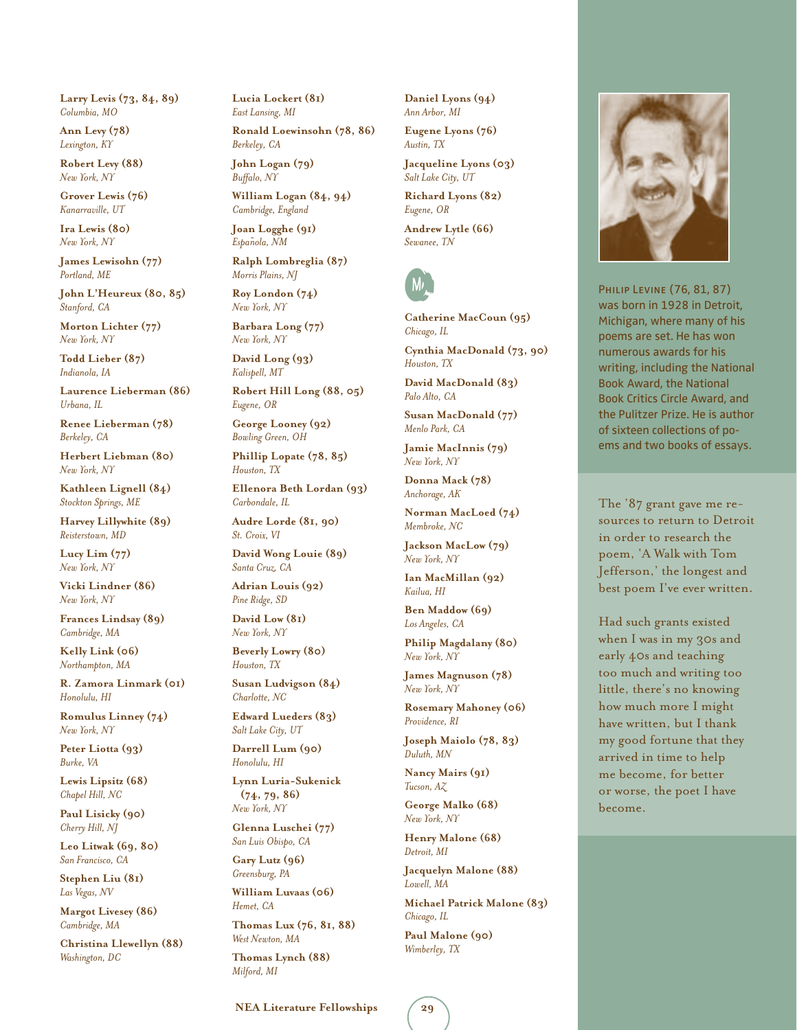**Larry Levis (73, 84, 89)**
*Columbia, MO*

**Ann Levy (78)**
*Lexington, KY*

**Robert Levy (88)**
*New York, NY*

**Grover Lewis (76)**
*Kanarraville, UT*

**Ira Lewis (80)**
*New York, NY*

**James Lewisohn (77)**
*Portland, ME*

**John L'Heureux (80, 85)**
*Stanford, CA*

**Morton Lichter (77)**
*New York, NY*

**Todd Lieber (87)**
*Indianola, IA*

**Laurence Lieberman (86)**
*Urbana, IL*

**Renee Lieberman (78)**
*Berkeley, CA*

**Herbert Liebman (80)**
*New York, NY*

**Kathleen Lignell (84)**
*Stockton Springs, ME*

**Harvey Lillywhite (89)**
*Reisterstown, MD*

**Lucy Lim (77)**
*New York, NY*

**Vicki Lindner (86)**
*New York, NY*

**Frances Lindsay (89)**
*Cambridge, MA*

**Kelly Link (06)**
*Northampton, MA*

**R. Zamora Linmark (01)**
*Honolulu, HI*

**Romulus Linney (74)**
*New York, NY*

**Peter Liotta (93)**
*Burke, VA*

**Lewis Lipsitz (68)**
*Chapel Hill, NC*

**Paul Lisicky (90)**
*Cherry Hill, NJ*

**Leo Litwak (69, 80)**
*San Francisco, CA*

**Stephen Liu (81)**
*Las Vegas, NV*

**Margot Livesey (86)**
*Cambridge, MA*

**Christina Llewellyn (88)**
*Washington, DC*

**Lucia Lockert (81)**
*East Lansing, MI*

**Ronald Loewinsohn (78, 86)**
*Berkeley, CA*

**John Logan (79)**
*Buffalo, NY*

**William Logan (84, 94)**
*Cambridge, England*

**Joan Logghe (91)**
*Española, NM*

**Ralph Lombreglia (87)**
*Morris Plains, NJ*

**Roy London (74)**
*New York, NY*

**Barbara Long (77)**
*New York, NY*

**David Long (93)**
*Kalispell, MT*

**Robert Hill Long (88, 05)**
*Eugene, OR*

**George Looney (92)**
*Bowling Green, OH*

**Phillip Lopate (78, 85)**
*Houston, TX*

**Ellenora Beth Lordan (93)**
*Carbondale, IL*

**Audre Lorde (81, 90)**
*St. Croix, VI*

**David Wong Louie (89)**
*Santa Cruz, CA*

**Adrian Louis (92)**
*Pine Ridge, SD*

**David Low (81)**
*New York, NY*

**Beverly Lowry (80)**
*Houston, TX*

**Susan Ludvigson (84)**
*Charlotte, NC*

**Edward Lueders (83)**
*Salt Lake City, UT*

**Darrell Lum (90)**
*Honolulu, HI*

**Lynn Luria-Sukenick (74, 79, 86)**
*New York, NY*

**Glenna Luschei (77)**
*San Luis Obispo, CA*

**Gary Lutz (96)**
*Greensburg, PA*

**William Luvaas (06)**
*Hemet, CA*

**Thomas Lux (76, 81, 88)**
*West Newton, MA*

**Thomas Lynch (88)**
*Milford, MI*

**Daniel Lyons (94)**
*Ann Arbor, MI*

**Eugene Lyons (76)**
*Austin, TX*

**Jacqueline Lyons (03)**
*Salt Lake City, UT*

**Richard Lyons (82)**
*Eugene, OR*

**Andrew Lytle (66)**
*Sewanee, TN*

## M

**Catherine MacCoun (95)**
*Chicago, IL*

**Cynthia MacDonald (73, 90)**
*Houston, TX*

**David MacDonald (83)**
*Palo Alto, CA*

**Susan MacDonald (77)**
*Menlo Park, CA*

**Jamie MacInnis (79)**
*New York, NY*

**Donna Mack (78)**
*Anchorage, AK*

**Norman MacLoed (74)**
*Membroke, NC*

**Jackson MacLow (79)**
*New York, NY*

**Ian MacMillan (92)**
*Kailua, HI*

**Ben Maddow (69)**
*Los Angeles, CA*

**Philip Magdalany (80)**
*New York, NY*

**James Magnuson (78)**
*New York, NY*

**Rosemary Mahoney (06)**
*Providence, RI*

**Joseph Maiolo (78, 83)**
*Duluth, MN*

**Nancy Mairs (91)**
*Tucson, AZ*

**George Malko (68)**
*New York, NY*

**Henry Malone (68)**
*Detroit, MI*

**Jacquelyn Malone (88)**
*Lowell, MA*

**Michael Patrick Malone (83)**
*Chicago, IL*

**Paul Malone (90)**
*Wimberley, TX*

PHILIP LEVINE (76, 81, 87) was born in 1928 in Detroit, Michigan, where many of his poems are set. He has won numerous awards for his writing, including the National Book Award, the National Book Critics Circle Award, and the Pulitzer Prize. He is author of sixteen collections of poems and two books of essays.

The '87 grant gave me resources to return to Detroit in order to research the poem, 'A Walk with Tom Jefferson,' the longest and best poem I've ever written.

Had such grants existed when I was in my 30s and early 40s and teaching too much and writing too little, there's no knowing how much more I might have written, but I thank my good fortune that they arrived in time to help me become, for better or worse, the poet I have become.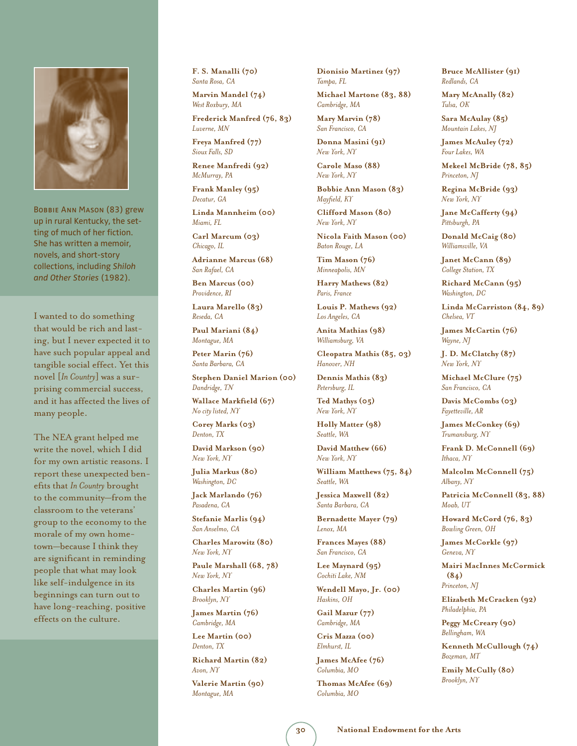Bobbie Ann Mason (83) grew up in rural Kentucky, the setting of much of her fiction. She has written a memoir, novels, and short-story collections, including *Shiloh and Other Stories* (1982).

I wanted to do something that would be rich and lasting, but I never expected it to have such popular appeal and tangible social effect. Yet this novel [*In Country*] was a surprising commercial success, and it has affected the lives of many people.

The NEA grant helped me write the novel, which I did for my own artistic reasons. I report these unexpected benefits that *In Country* brought to the community—from the classroom to the veterans' group to the economy to the morale of my own hometown—because I think they are significant in reminding people that what may look like self-indulgence in its beginnings can turn out to have long-reaching, positive effects on the culture.

**F. S. Manalli (70)**
*Santa Rosa, CA*

**Marvin Mandel (74)**
*West Roxbury, MA*

**Frederick Manfred (76, 83)**
*Luverne, MN*

**Freya Manfred (77)**
*Sioux Falls, SD*

**Renee Manfredi (92)**
*McMurray, PA*

**Frank Manley (95)**
*Decatur, GA*

**Linda Mannheim (00)**
*Miami, FL*

**Carl Marcum (03)**
*Chicago, IL*

**Adrianne Marcus (68)**
*San Rafael, CA*

**Ben Marcus (00)**
*Providence, RI*

**Laura Marello (83)**
*Reseda, CA*

**Paul Mariani (84)**
*Montague, MA*

**Peter Marin (76)**
*Santa Barbara, CA*

**Stephen Daniel Marion (00)**
*Dandridge, TN*

**Wallace Markfield (67)**
*No city listed, NY*

**Corey Marks (03)**
*Denton, TX*

**David Markson (90)**
*New York, NY*

**Julia Markus (80)**
*Washington, DC*

**Jack Marlando (76)**
*Pasadena, CA*

**Stefanie Marlis (94)**
*San Anselmo, CA*

**Charles Marowitz (80)**
*New York, NY*

**Paule Marshall (68, 78)**
*New York, NY*

**Charles Martin (96)**
*Brooklyn, NY*

**James Martin (76)**
*Cambridge, MA*

**Lee Martin (00)**
*Denton, TX*

**Richard Martin (82)**
*Avon, NY*

**Valerie Martin (90)**
*Montague, MA*

**Dionisio Martinez (97)**
*Tampa, FL*

**Michael Martone (83, 88)**
*Cambridge, MA*

**Mary Marvin (78)**
*San Francisco, CA*

**Donna Masini (91)**
*New York, NY*

**Carole Maso (88)**
*New York, NY*

**Bobbie Ann Mason (83)**
*Mayfield, KY*

**Clifford Mason (80)**
*New York, NY*

**Nicola Faith Mason (00)**
*Baton Rouge, LA*

**Tim Mason (76)**
*Minneapolis, MN*

**Harry Mathews (82)**
*Paris, France*

**Louis P. Mathews (92)**
*Los Angeles, CA*

**Anita Mathias (98)**
*Williamsburg, VA*

**Cleopatra Mathis (85, 03)**
*Hanover, NH*

**Dennis Mathis (83)**
*Petersburg, IL*

**Ted Mathys (05)**
*New York, NY*

**Holly Matter (98)**
*Seattle, WA*

**David Matthew (66)**
*New York, NY*

**William Matthews (75, 84)**
*Seattle, WA*

**Jessica Maxwell (82)**
*Santa Barbara, CA*

**Bernadette Mayer (79)**
*Lenox, MA*

**Frances Mayes (88)**
*San Francisco, CA*

**Lee Maynard (95)**
*Cochiti Lake, NM*

**Wendell Mayo, Jr. (00)**
*Haskins, OH*

**Gail Mazur (77)**
*Cambridge, MA*

**Cris Mazza (00)**
*Elmhurst, IL*

**James McAfee (76)**
*Columbia, MO*

**Thomas McAfee (69)**
*Columbia, MO*

**Bruce McAllister (91)**
*Redlands, CA*

**Mary McAnally (82)**
*Tulsa, OK*

**Sara McAulay (85)**
*Mountain Lakes, NJ*

**James McAuley (72)**
*Four Lakes, WA*

**Mekeel McBride (78, 85)**
*Princeton, NJ*

**Regina McBride (93)**
*New York, NY*

**Jane McCafferty (94)**
*Pittsburgh, PA*

**Donald McCaig (80)**
*Williamsville, VA*

**Janet McCann (89)**
*College Station, TX*

**Richard McCann (95)**
*Washington, DC*

**Linda McCarriston (84, 89)**
*Chelsea, VT*

**James McCartin (76)**
*Wayne, NJ*

**J. D. McClatchy (87)**
*New York, NY*

**Michael McClure (75)**
*San Francisco, CA*

**Davis McCombs (03)**
*Fayetteville, AR*

**James McConkey (69)**
*Trumansburg, NY*

**Frank D. McConnell (69)**
*Ithaca, NY*

**Malcolm McConnell (75)**
*Albany, NY*

**Patricia McConnell (83, 88)**
*Moab, UT*

**Howard McCord (76, 83)**
*Bowling Green, OH*

**James McCorkle (97)**
*Geneva, NY*

**Mairi MacInnes McCormick (84)**
*Princeton, NJ*

**Elizabeth McCracken (92)**
*Philadelphia, PA*

**Peggy McCreary (90)**
*Bellingham, WA*

**Kenneth McCullough (74)**
*Bozeman, MT*

**Emily McCully (80)**
*Brooklyn, NY*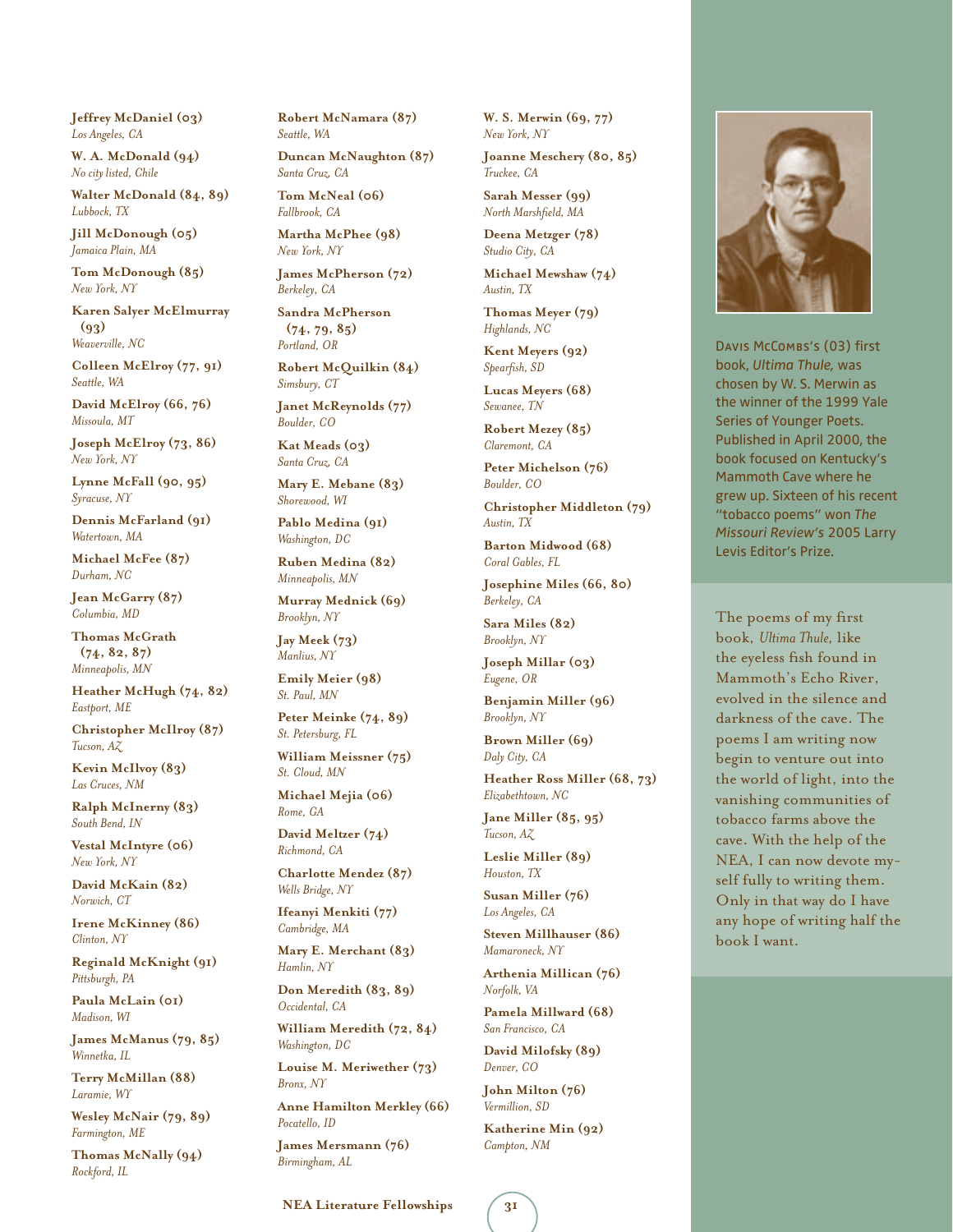**Jeffrey McDaniel (03)**
*Los Angeles, CA*

**W. A. McDonald (94)**
*No city listed, Chile*

**Walter McDonald (84, 89)**
*Lubbock, TX*

**Jill McDonough (05)**
*Jamaica Plain, MA*

**Tom McDonough (85)**
*New York, NY*

**Karen Salyer McElmurray (93)**
*Weaverville, NC*

**Colleen McElroy (77, 91)**
*Seattle, WA*

**David McElroy (66, 76)**
*Missoula, MT*

**Joseph McElroy (73, 86)**
*New York, NY*

**Lynne McFall (90, 95)**
*Syracuse, NY*

**Dennis McFarland (91)**
*Watertown, MA*

**Michael McFee (87)**
*Durham, NC*

**Jean McGarry (87)**
*Columbia, MD*

**Thomas McGrath (74, 82, 87)**
*Minneapolis, MN*

**Heather McHugh (74, 82)**
*Eastport, ME*

**Christopher McIlroy (87)**
*Tucson, AZ*

**Kevin McIlvoy (83)**
*Las Cruces, NM*

**Ralph McInerny (83)**
*South Bend, IN*

**Vestal McIntyre (06)**
*New York, NY*

**David McKain (82)**
*Norwich, CT*

**Irene McKinney (86)**
*Clinton, NY*

**Reginald McKnight (91)**
*Pittsburgh, PA*

**Paula McLain (01)**
*Madison, WI*

**James McManus (79, 85)**
*Winnetka, IL*

**Terry McMillan (88)**
*Laramie, WY*

**Wesley McNair (79, 89)**
*Farmington, ME*

**Thomas McNally (94)**
*Rockford, IL*

**Robert McNamara (87)**
*Seattle, WA*

**Duncan McNaughton (87)**
*Santa Cruz, CA*

**Tom McNeal (06)**
*Fallbrook, CA*

**Martha McPhee (98)**
*New York, NY*

**James McPherson (72)**
*Berkeley, CA*

**Sandra McPherson (74, 79, 85)**
*Portland, OR*

**Robert McQuilkin (84)**
*Simsbury, CT*

**Janet McReynolds (77)**
*Boulder, CO*

**Kat Meads (03)**
*Santa Cruz, CA*

**Mary E. Mebane (83)**
*Shorewood, WI*

**Pablo Medina (91)**
*Washington, DC*

**Ruben Medina (82)**
*Minneapolis, MN*

**Murray Mednick (69)**
*Brooklyn, NY*

**Jay Meek (73)**
*Manlius, NY*

**Emily Meier (98)**
*St. Paul, MN*

**Peter Meinke (74, 89)**
*St. Petersburg, FL*

**William Meissner (75)**
*St. Cloud, MN*

**Michael Mejia (06)**
*Rome, GA*

**David Meltzer (74)**
*Richmond, CA*

**Charlotte Mendez (87)**
*Wells Bridge, NY*

**Ifeanyi Menkiti (77)**
*Cambridge, MA*

**Mary E. Merchant (83)**
*Hamlin, NY*

**Don Meredith (83, 89)**
*Occidental, CA*

**William Meredith (72, 84)**
*Washington, DC*

**Louise M. Meriwether (73)**
*Bronx, NY*

**Anne Hamilton Merkley (66)**
*Pocatello, ID*

**James Mersmann (76)**
*Birmingham, AL*

**W. S. Merwin (69, 77)**
*New York, NY*

**Joanne Meschery (80, 85)**
*Truckee, CA*

**Sarah Messer (99)**
*North Marshfield, MA*

**Deena Metzger (78)**
*Studio City, CA*

**Michael Mewshaw (74)**
*Austin, TX*

**Thomas Meyer (79)**
*Highlands, NC*

**Kent Meyers (92)**
*Spearfish, SD*

**Lucas Meyers (68)**
*Sewanee, TN*

**Robert Mezey (85)**
*Claremont, CA*

**Peter Michelson (76)**
*Boulder, CO*

**Christopher Middleton (79)**
*Austin, TX*

**Barton Midwood (68)**
*Coral Gables, FL*

**Josephine Miles (66, 80)**
*Berkeley, CA*

**Sara Miles (82)**
*Brooklyn, NY*

**Joseph Millar (03)**
*Eugene, OR*

**Benjamin Miller (96)**
*Brooklyn, NY*

**Brown Miller (69)**
*Daly City, CA*

**Heather Ross Miller (68, 73)**
*Elizabethtown, NC*

**Jane Miller (85, 95)**
*Tucson, AZ*

**Leslie Miller (89)**
*Houston, TX*

**Susan Miller (76)**
*Los Angeles, CA*

**Steven Millhauser (86)**
*Mamaroneck, NY*

**Arthenia Millican (76)**
*Norfolk, VA*

**Pamela Millward (68)**
*San Francisco, CA*

**David Milofsky (89)**
*Denver, CO*

**John Milton (76)**
*Vermillion, SD*

**Katherine Min (92)**
*Campton, NM*

DAVIS MCCOMBS's (03) first book, *Ultima Thule,* was chosen by W. S. Merwin as the winner of the 1999 Yale Series of Younger Poets. Published in April 2000, the book focused on Kentucky's Mammoth Cave where he grew up. Sixteen of his recent "tobacco poems" won *The Missouri Review's* 2005 Larry Levis Editor's Prize.

The poems of my first book, *Ultima Thule,* like the eyeless fish found in Mammoth's Echo River, evolved in the silence and darkness of the cave. The poems I am writing now begin to venture out into the world of light, into the vanishing communities of tobacco farms above the cave. With the help of the NEA, I can now devote myself fully to writing them. Only in that way do I have any hope of writing half the book I want.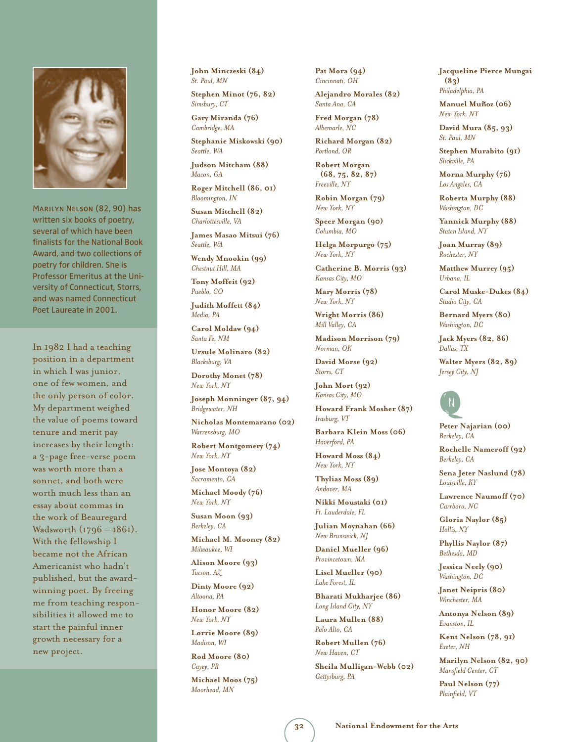MARILYN NELSON (82, 90) has written six books of poetry, several of which have been finalists for the National Book Award, and two collections of poetry for children. She is Professor Emeritus at the University of Connecticut, Storrs, and was named Connecticut Poet Laureate in 2001.

In 1982 I had a teaching position in a department in which I was junior, one of few women, and the only person of color. My department weighed the value of poems toward tenure and merit pay increases by their length: a 3-page free-verse poem was worth more than a sonnet, and both were worth much less than an essay about commas in the work of Beauregard Wadsworth (1796 – 1861). With the fellowship I became not the African Americanist who hadn't published, but the award-winning poet. By freeing me from teaching responsibilities it allowed me to start the painful inner growth necessary for a new project.

**John Minczeski (84)**
*St. Paul, MN*

**Stephen Minot (76, 82)**
*Simsbury, CT*

**Gary Miranda (76)**
*Cambridge, MA*

**Stephanie Miskowski (90)**
*Seattle, WA*

**Judson Mitcham (88)**
*Macon, GA*

**Roger Mitchell (86, 01)**
*Bloomington, IN*

**Susan Mitchell (82)**
*Charlottesville, VA*

**James Masao Mitsui (76)**
*Seattle, WA*

**Wendy Mnookin (99)**
*Chestnut Hill, MA*

**Tony Moffeit (92)**
*Pueblo, CO*

**Judith Moffett (84)**
*Media, PA*

**Carol Moldaw (94)**
*Santa Fe, NM*

**Ursule Molinaro (82)**
*Blacksburg, VA*

**Dorothy Monet (78)**
*New York, NY*

**Joseph Monninger (87, 94)**
*Bridgewater, NH*

**Nicholas Montemarano (02)**
*Warrensburg, MO*

**Robert Montgomery (74)**
*New York, NY*

**Jose Montoya (82)**
*Sacramento, CA*

**Michael Moody (76)**
*New York, NY*

**Susan Moon (93)**
*Berkeley, CA*

**Michael M. Mooney (82)**
*Milwaukee, WI*

**Alison Moore (93)**
*Tucson, AZ*

**Dinty Moore (92)**
*Altoona, PA*

**Honor Moore (82)**
*New York, NY*

**Lorrie Moore (89)**
*Madison, WI*

**Rod Moore (80)**
*Cayey, PR*

**Michael Moos (75)**
*Moorhead, MN*

**Pat Mora (94)**
*Cincinnati, OH*

**Alejandro Morales (82)**
*Santa Ana, CA*

**Fred Morgan (78)**
*Albemarle, NC*

**Richard Morgan (82)**
*Portland, OR*

**Robert Morgan (68, 75, 82, 87)**
*Freeville, NY*

**Robin Morgan (79)**
*New York, NY*

**Speer Morgan (90)**
*Columbia, MO*

**Helga Morpurgo (75)**
*New York, NY*

**Catherine B. Morris (93)**
*Kansas City, MO*

**Mary Morris (78)**
*New York, NY*

**Wright Morris (86)**
*Mill Valley, CA*

**Madison Morrison (79)**
*Norman, OK*

**David Morse (92)**
*Storrs, CT*

**John Mort (92)**
*Kansas City, MO*

**Howard Frank Mosher (87)**
*Irasburg, VT*

**Barbara Klein Moss (06)**
*Haverford, PA*

**Howard Moss (84)**
*New York, NY*

**Thylias Moss (89)**
*Andover, MA*

**Nikki Moustaki (01)**
*Ft. Lauderdale, FL*

**Julian Moynahan (66)**
*New Brunswick, NJ*

**Daniel Mueller (96)**
*Provincetown, MA*

**Lisel Mueller (90)**
*Lake Forest, IL*

**Bharati Mukharjee (86)**
*Long Island City, NY*

**Laura Mullen (88)**
*Palo Alto, CA*

**Robert Mullen (76)**
*New Haven, CT*

**Sheila Mulligan-Webb (02)**
*Gettysburg, PA*

**Jacqueline Pierce Mungai (83)**
*Philadelphia, PA*

**Manuel Muñoz (06)**
*New York, NY*

**David Mura (85, 93)**
*St. Paul, MN*

**Stephen Murabito (91)**
*Slickville, PA*

**Morna Murphy (76)**
*Los Angeles, CA*

**Roberta Murphy (88)**
*Washington, DC*

**Yannick Murphy (88)**
*Staten Island, NY*

**Joan Murray (89)**
*Rochester, NY*

**Matthew Murrey (95)**
*Urbana, IL*

**Carol Muske-Dukes (84)**
*Studio City, CA*

**Bernard Myers (80)**
*Washington, DC*

**Jack Myers (82, 86)**
*Dallas, TX*

**Walter Myers (82, 89)**
*Jersey City, NJ*

## N

**Peter Najarian (00)**
*Berkeley, CA*

**Rochelle Nameroff (92)**
*Berkeley, CA*

**Sena Jeter Naslund (78)**
*Louisville, KY*

**Lawrence Naumoff (70)**
*Carrboro, NC*

**Gloria Naylor (85)**
*Hollis, NY*

**Phyllis Naylor (87)**
*Bethesda, MD*

**Jessica Neely (90)**
*Washington, DC*

**Janet Neipris (80)**
*Winchester, MA*

**Antonya Nelson (89)**
*Evanston, IL*

**Kent Nelson (78, 91)**
*Exeter, NH*

**Marilyn Nelson (82, 90)**
*Mansfield Center, CT*

**Paul Nelson (77)**
*Plainfield, VT*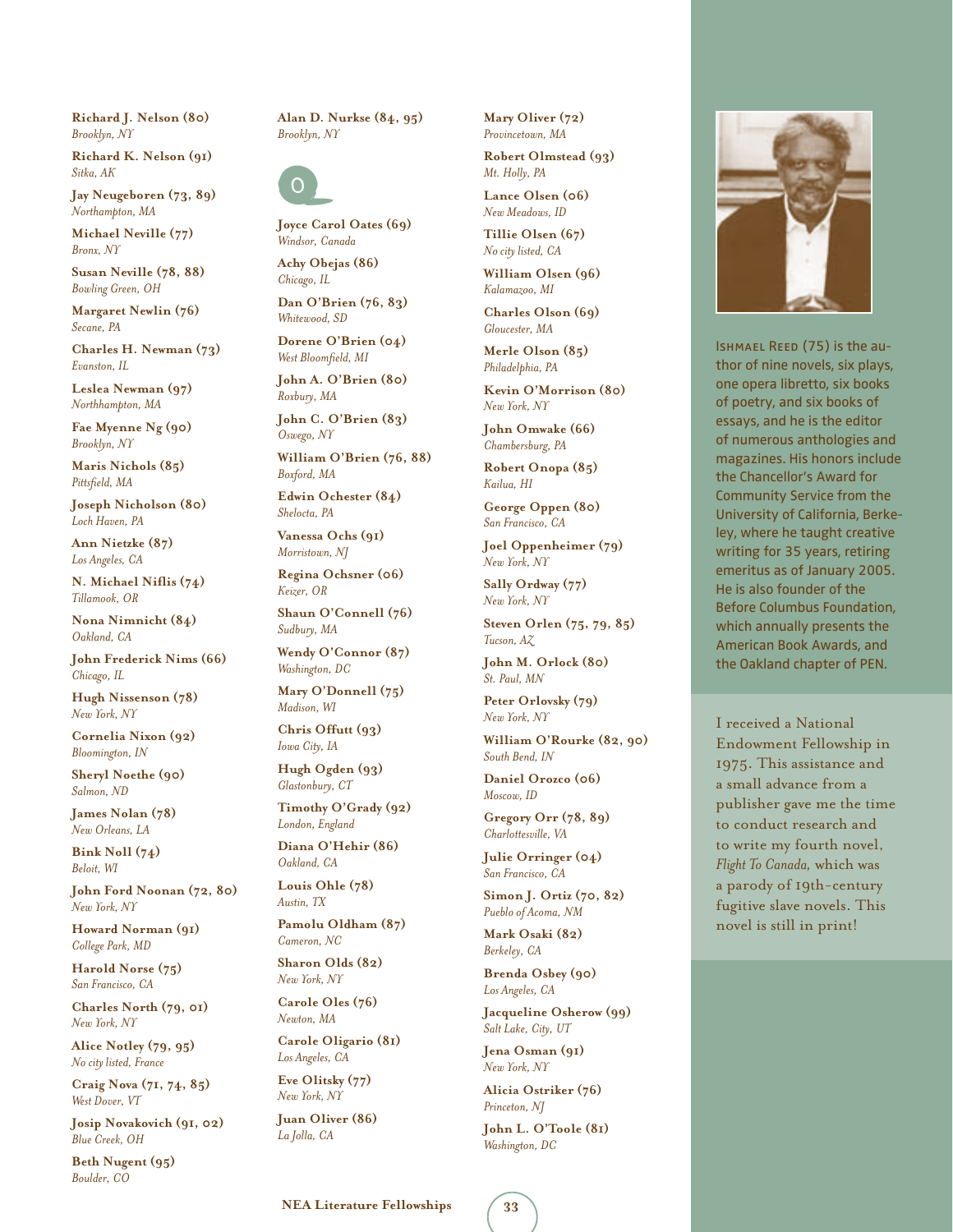**Richard J. Nelson (80)**
*Brooklyn, NY*

**Richard K. Nelson (91)**
*Sitka, AK*

**Jay Neugeboren (73, 89)**
*Northampton, MA*

**Michael Neville (77)**
*Bronx, NY*

**Susan Neville (78, 88)**
*Bowling Green, OH*

**Margaret Newlin (76)**
*Secane, PA*

**Charles H. Newman (73)**
*Evanston, IL*

**Leslea Newman (97)**
*Northhampton, MA*

**Fae Myenne Ng (90)**
*Brooklyn, NY*

**Maris Nichols (85)**
*Pittsfield, MA*

**Joseph Nicholson (80)**
*Loch Haven, PA*

**Ann Nietzke (87)**
*Los Angeles, CA*

**N. Michael Niflis (74)**
*Tillamook, OR*

**Nona Nimnicht (84)**
*Oakland, CA*

**John Frederick Nims (66)**
*Chicago, IL*

**Hugh Nissenson (78)**
*New York, NY*

**Cornelia Nixon (92)**
*Bloomington, IN*

**Sheryl Noethe (90)**
*Salmon, ND*

**James Nolan (78)**
*New Orleans, LA*

**Bink Noll (74)**
*Beloit, WI*

**John Ford Noonan (72, 80)**
*New York, NY*

**Howard Norman (91)**
*College Park, MD*

**Harold Norse (75)**
*San Francisco, CA*

**Charles North (79, 01)**
*New York, NY*

**Alice Notley (79, 95)**
*No city listed, France*

**Craig Nova (71, 74, 85)**
*West Dover, VT*

**Josip Novakovich (91, 02)**
*Blue Creek, OH*

**Beth Nugent (95)**
*Boulder, CO*

**Alan D. Nurkse (84, 95)**
*Brooklyn, NY*

## O

**Joyce Carol Oates (69)**
*Windsor, Canada*

**Achy Obejas (86)**
*Chicago, IL*

**Dan O'Brien (76, 83)**
*Whitewood, SD*

**Dorene O'Brien (04)**
*West Bloomfield, MI*

**John A. O'Brien (80)**
*Roxbury, MA*

**John C. O'Brien (83)**
*Oswego, NY*

**William O'Brien (76, 88)**
*Boxford, MA*

**Edwin Ochester (84)**
*Shelocta, PA*

**Vanessa Ochs (91)**
*Morristown, NJ*

**Regina Ochsner (06)**
*Keizer, OR*

**Shaun O'Connell (76)**
*Sudbury, MA*

**Wendy O'Connor (87)**
*Washington, DC*

**Mary O'Donnell (75)**
*Madison, WI*

**Chris Offutt (93)**
*Iowa City, IA*

**Hugh Ogden (93)**
*Glastonbury, CT*

**Timothy O'Grady (92)**
*London, England*

**Diana O'Hehir (86)**
*Oakland, CA*

**Louis Ohle (78)**
*Austin, TX*

**Pamolu Oldham (87)**
*Cameron, NC*

**Sharon Olds (82)**
*New York, NY*

**Carole Oles (76)**
*Newton, MA*

**Carole Oligario (81)**
*Los Angeles, CA*

**Eve Olitsky (77)**
*New York, NY*

**Juan Oliver (86)**
*La Jolla, CA*

**Mary Oliver (72)**
*Provincetown, MA*

**Robert Olmstead (93)**
*Mt. Holly, PA*

**Lance Olsen (06)**
*New Meadows, ID*

**Tillie Olsen (67)**
*No city listed, CA*

**William Olsen (96)**
*Kalamazoo, MI*

**Charles Olson (69)**
*Gloucester, MA*

**Merle Olson (85)**
*Philadelphia, PA*

**Kevin O'Morrison (80)**
*New York, NY*

**John Omwake (66)**
*Chambersburg, PA*

**Robert Onopa (85)**
*Kailua, HI*

**George Oppen (80)**
*San Francisco, CA*

**Joel Oppenheimer (79)**
*New York, NY*

**Sally Ordway (77)**
*New York, NY*

**Steven Orlen (75, 79, 85)**
*Tucson, AZ*

**John M. Orlock (80)**
*St. Paul, MN*

**Peter Orlovsky (79)**
*New York, NY*

**William O'Rourke (82, 90)**
*South Bend, IN*

**Daniel Orozco (06)**
*Moscow, ID*

**Gregory Orr (78, 89)**
*Charlottesville, VA*

**Julie Orringer (04)**
*San Francisco, CA*

**Simon J. Ortiz (70, 82)**
*Pueblo of Acoma, NM*

**Mark Osaki (82)**
*Berkeley, CA*

**Brenda Osbey (90)**
*Los Angeles, CA*

**Jacqueline Osherow (99)**
*Salt Lake, City, UT*

**Jena Osman (91)**
*New York, NY*

**Alicia Ostriker (76)**
*Princeton, NJ*

**John L. O'Toole (81)**
*Washington, DC*

Ishmael Reed (75) is the author of nine novels, six plays, one opera libretto, six books of poetry, and six books of essays, and he is the editor of numerous anthologies and magazines. His honors include the Chancellor's Award for Community Service from the University of California, Berkeley, where he taught creative writing for 35 years, retiring emeritus as of January 2005. He is also founder of the Before Columbus Foundation, which annually presents the American Book Awards, and the Oakland chapter of PEN.

I received a National Endowment Fellowship in 1975. This assistance and a small advance from a publisher gave me the time to conduct research and to write my fourth novel, *Flight To Canada,* which was a parody of 19th-century fugitive slave novels. This novel is still in print!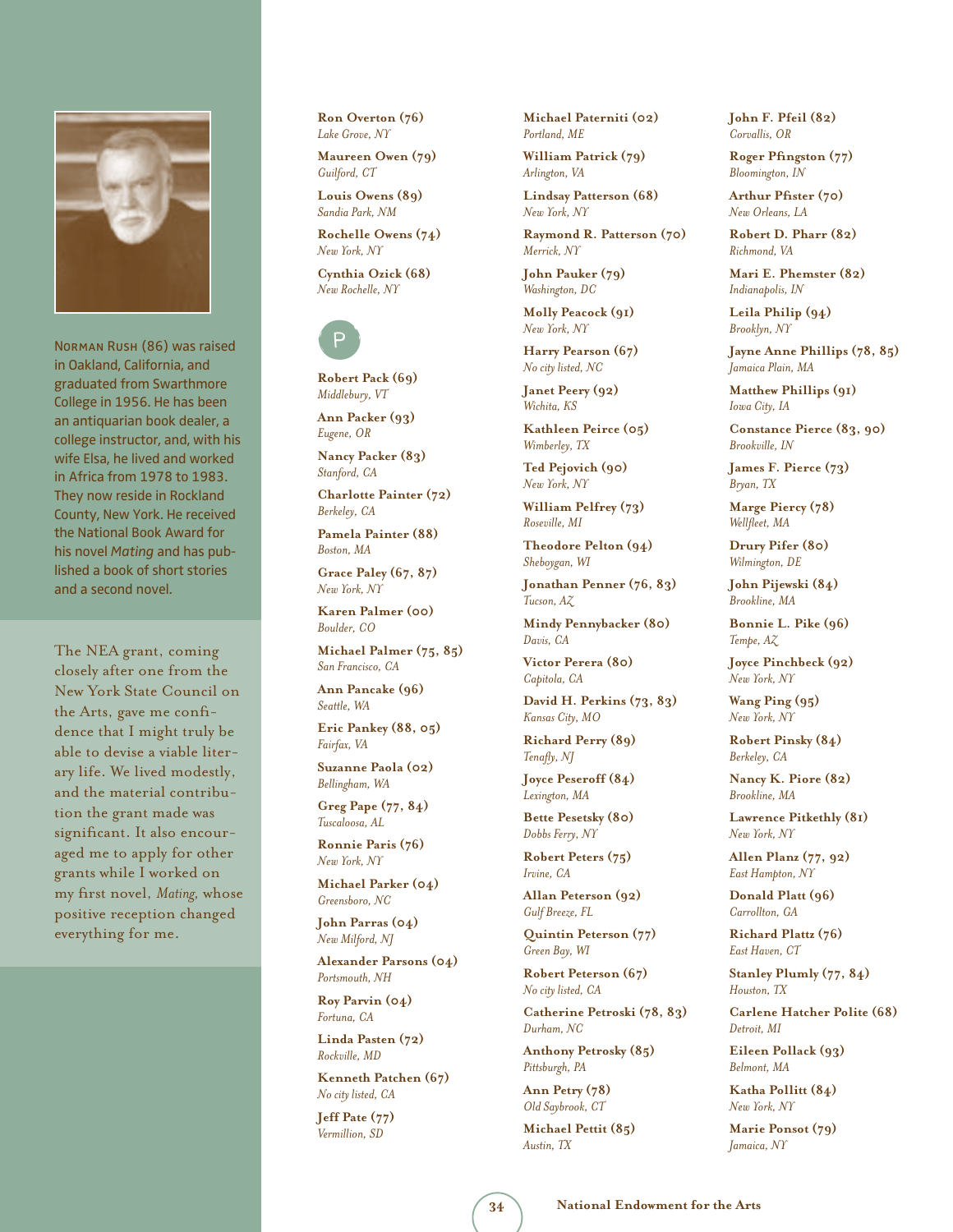**Norman Rush** (86) was raised in Oakland, California, and graduated from Swarthmore College in 1956. He has been an antiquarian book dealer, a college instructor, and, with his wife Elsa, he lived and worked in Africa from 1978 to 1983. They now reside in Rockland County, New York. He received the National Book Award for his novel *Mating* and has published a book of short stories and a second novel.

The NEA grant, coming closely after one from the New York State Council on the Arts, gave me confidence that I might truly be able to devise a viable literary life. We lived modestly, and the material contribution the grant made was significant. It also encouraged me to apply for other grants while I worked on my first novel, *Mating*, whose positive reception changed everything for me.

**Ron Overton (76)**
*Lake Grove, NY*

**Maureen Owen (79)**
*Guilford, CT*

**Louis Owens (89)**
*Sandia Park, NM*

**Rochelle Owens (74)**
*New York, NY*

**Cynthia Ozick (68)**
*New Rochelle, NY*

## P

**Robert Pack (69)**
*Middlebury, VT*

**Ann Packer (93)**
*Eugene, OR*

**Nancy Packer (83)**
*Stanford, CA*

**Charlotte Painter (72)**
*Berkeley, CA*

**Pamela Painter (88)**
*Boston, MA*

**Grace Paley (67, 87)**
*New York, NY*

**Karen Palmer (00)**
*Boulder, CO*

**Michael Palmer (75, 85)**
*San Francisco, CA*

**Ann Pancake (96)**
*Seattle, WA*

**Eric Pankey (88, 05)**
*Fairfax, VA*

**Suzanne Paola (02)**
*Bellingham, WA*

**Greg Pape (77, 84)**
*Tuscaloosa, AL*

**Ronnie Paris (76)**
*New York, NY*

**Michael Parker (04)**
*Greensboro, NC*

**John Parras (04)**
*New Milford, NJ*

**Alexander Parsons (04)**
*Portsmouth, NH*

**Roy Parvin (04)**
*Fortuna, CA*

**Linda Pasten (72)**
*Rockville, MD*

**Kenneth Patchen (67)**
*No city listed, CA*

**Jeff Pate (77)**
*Vermillion, SD*

**Michael Paterniti (02)**
*Portland, ME*

**William Patrick (79)**
*Arlington, VA*

**Lindsay Patterson (68)**
*New York, NY*

**Raymond R. Patterson (70)**
*Merrick, NY*

**John Pauker (79)**
*Washington, DC*

**Molly Peacock (91)**
*New York, NY*

**Harry Pearson (67)**
*No city listed, NC*

**Janet Peery (92)**
*Wichita, KS*

**Kathleen Peirce (05)**
*Wimberley, TX*

**Ted Pejovich (90)**
*New York, NY*

**William Pelfrey (73)**
*Roseville, MI*

**Theodore Pelton (94)**
*Sheboygan, WI*

**Jonathan Penner (76, 83)**
*Tucson, AZ*

**Mindy Pennybacker (80)**
*Davis, CA*

**Victor Perera (80)**
*Capitola, CA*

**David H. Perkins (73, 83)**
*Kansas City, MO*

**Richard Perry (89)**
*Tenafly, NJ*

**Joyce Peseroff (84)**
*Lexington, MA*

**Bette Pesetsky (80)**
*Dobbs Ferry, NY*

**Robert Peters (75)**
*Irvine, CA*

**Allan Peterson (92)**
*Gulf Breeze, FL*

**Quintin Peterson (77)**
*Green Bay, WI*

**Robert Peterson (67)**
*No city listed, CA*

**Catherine Petroski (78, 83)**
*Durham, NC*

**Anthony Petrosky (85)**
*Pittsburgh, PA*

**Ann Petry (78)**
*Old Saybrook, CT*

**Michael Pettit (85)**
*Austin, TX*

**John F. Pfeil (82)**
*Corvallis, OR*

**Roger Pfingston (77)**
*Bloomington, IN*

**Arthur Pfister (70)**
*New Orleans, LA*

**Robert D. Pharr (82)**
*Richmond, VA*

**Mari E. Phemster (82)**
*Indianapolis, IN*

**Leila Philip (94)**
*Brooklyn, NY*

**Jayne Anne Phillips (78, 85)**
*Jamaica Plain, MA*

**Matthew Phillips (91)**
*Iowa City, IA*

**Constance Pierce (83, 90)**
*Brookville, IN*

**James F. Pierce (73)**
*Bryan, TX*

**Marge Piercy (78)**
*Wellfleet, MA*

**Drury Pifer (80)**
*Wilmington, DE*

**John Pijewski (84)**
*Brookline, MA*

**Bonnie L. Pike (96)**
*Tempe, AZ*

**Joyce Pinchbeck (92)**
*New York, NY*

**Wang Ping (95)**
*New York, NY*

**Robert Pinsky (84)**
*Berkeley, CA*

**Nancy K. Piore (82)**
*Brookline, MA*

**Lawrence Pitkethly (81)**
*New York, NY*

**Allen Planz (77, 92)**
*East Hampton, NY*

**Donald Platt (96)**
*Carrollton, GA*

**Richard Plattz (76)**
*East Haven, CT*

**Stanley Plumly (77, 84)**
*Houston, TX*

**Carlene Hatcher Polite (68)**
*Detroit, MI*

**Eileen Pollack (93)**
*Belmont, MA*

**Katha Pollitt (84)**
*New York, NY*

**Marie Ponsot (79)**
*Jamaica, NY*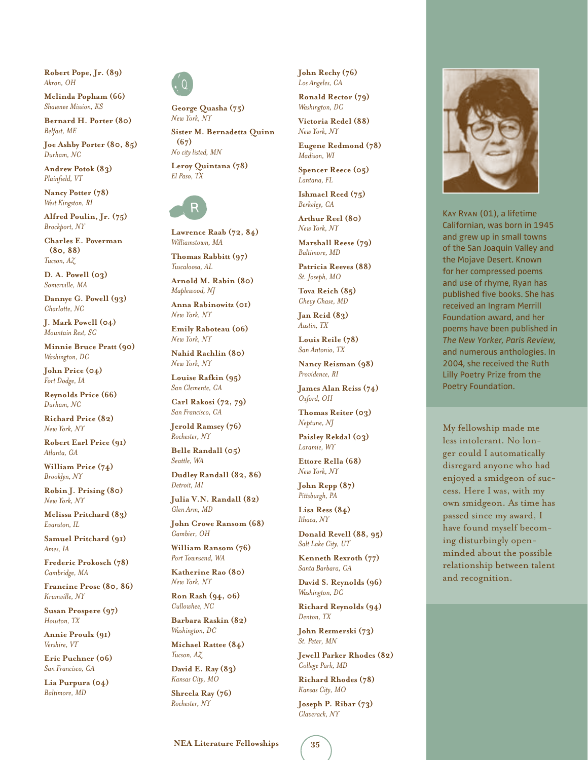**Robert Pope, Jr. (89)**
*Akron, OH*

**Melinda Popham (66)**
*Shawnee Mission, KS*

**Bernard H. Porter (80)**
*Belfast, ME*

**Joe Ashby Porter (80, 85)**
*Durham, NC*

**Andrew Potok (83)**
*Plainfield, VT*

**Nancy Potter (78)**
*West Kingston, RI*

**Alfred Poulin, Jr. (75)**
*Brockport, NY*

**Charles E. Poverman (80, 88)**
*Tucson, AZ*

**D. A. Powell (03)**
*Somerville, MA*

**Dannye G. Powell (93)**
*Charlotte, NC*

**J. Mark Powell (04)**
*Mountain Rest, SC*

**Minnie Bruce Pratt (90)**
*Washington, DC*

**John Price (04)**
*Fort Dodge, IA*

**Reynolds Price (66)**
*Durham, NC*

**Richard Price (82)**
*New York, NY*

**Robert Earl Price (91)**
*Atlanta, GA*

**William Price (74)**
*Brooklyn, NY*

**Robin J. Prising (80)**
*New York, NY*

**Melissa Pritchard (83)**
*Evanston, IL*

**Samuel Pritchard (91)**
*Ames, IA*

**Frederic Prokosch (78)**
*Cambridge, MA*

**Francine Prose (80, 86)**
*Krumville, NY*

**Susan Prospere (97)**
*Houston, TX*

**Annie Proulx (91)**
*Vershire, VT*

**Eric Puchner (06)**
*San Francisco, CA*

**Lia Purpura (04)**
*Baltimore, MD*

## Q

**George Quasha (75)**
*New York, NY*

**Sister M. Bernadetta Quinn (67)**
*No city listed, MN*

**Leroy Quintana (78)**
*El Paso, TX*

## R

**Lawrence Raab (72, 84)**
*Williamstown, MA*

**Thomas Rabbitt (97)**
*Tuscaloosa, AL*

**Arnold M. Rabin (80)**
*Maplewood, NJ*

**Anna Rabinowitz (01)**
*New York, NY*

**Emily Raboteau (06)**
*New York, NY*

**Nahid Rachlin (80)**
*New York, NY*

**Louise Rafkin (95)**
*San Clemente, CA*

**Carl Rakosi (72, 79)**
*San Francisco, CA*

**Jerold Ramsey (76)**
*Rochester, NY*

**Belle Randall (05)**
*Seattle, WA*

**Dudley Randall (82, 86)**
*Detroit, MI*

**Julia V.N. Randall (82)**
*Glen Arm, MD*

**John Crowe Ransom (68)**
*Gambier, OH*

**William Ransom (76)**
*Port Townsend, WA*

**Katherine Rao (80)**
*New York, NY*

**Ron Rash (94, 06)**
*Cullowhee, NC*

**Barbara Raskin (82)**
*Washington, DC*

**Michael Rattee (84)**
*Tucson, AZ*

**David E. Ray (83)**
*Kansas City, MO*

**Shreela Ray (76)**
*Rochester, NY*

**John Rechy (76)**
*Los Angeles, CA*

**Ronald Rector (79)**
*Washington, DC*

**Victoria Redel (88)**
*New York, NY*

**Eugene Redmond (78)**
*Madison, WI*

**Spencer Reece (05)**
*Lantana, FL*

**Ishmael Reed (75)**
*Berkeley, CA*

**Arthur Reel (80)**
*New York, NY*

**Marshall Reese (79)**
*Baltimore, MD*

**Patricia Reeves (88)**
*St. Joseph, MO*

**Tova Reich (85)**
*Chevy Chase, MD*

**Jan Reid (83)**
*Austin, TX*

**Louis Reile (78)**
*San Antonio, TX*

**Nancy Reisman (98)**
*Providence, RI*

**James Alan Reiss (74)**
*Oxford, OH*

**Thomas Reiter (03)**
*Neptune, NJ*

**Paisley Rekdal (03)**
*Laramie, WY*

**Ettore Rella (68)**
*New York, NY*

**John Repp (87)**
*Pittsburgh, PA*

**Lisa Ress (84)**
*Ithaca, NY*

**Donald Revell (88, 95)**
*Salt Lake City, UT*

**Kenneth Rexroth (77)**
*Santa Barbara, CA*

**David S. Reynolds (96)**
*Washington, DC*

**Richard Reynolds (94)**
*Denton, TX*

**John Rezmerski (73)**
*St. Peter, MN*

**Jewell Parker Rhodes (82)**
*College Park, MD*

**Richard Rhodes (78)**
*Kansas City, MO*

**Joseph P. Ribar (73)**
*Claverack, NY*

KAY RYAN (01), a lifetime Californian, was born in 1945 and grew up in small towns of the San Joaquin Valley and the Mojave Desert. Known for her compressed poems and use of rhyme, Ryan has published five books. She has received an Ingram Merrill Foundation award, and her poems have been published in *The New Yorker, Paris Review,* and numerous anthologies. In 2004, she received the Ruth Lilly Poetry Prize from the Poetry Foundation.

My fellowship made me less intolerant. No longer could I automatically disregard anyone who had enjoyed a smidgeon of success. Here I was, with my own smidgeon. As time has passed since my award, I have found myself becoming disturbingly open-minded about the possible relationship between talent and recognition.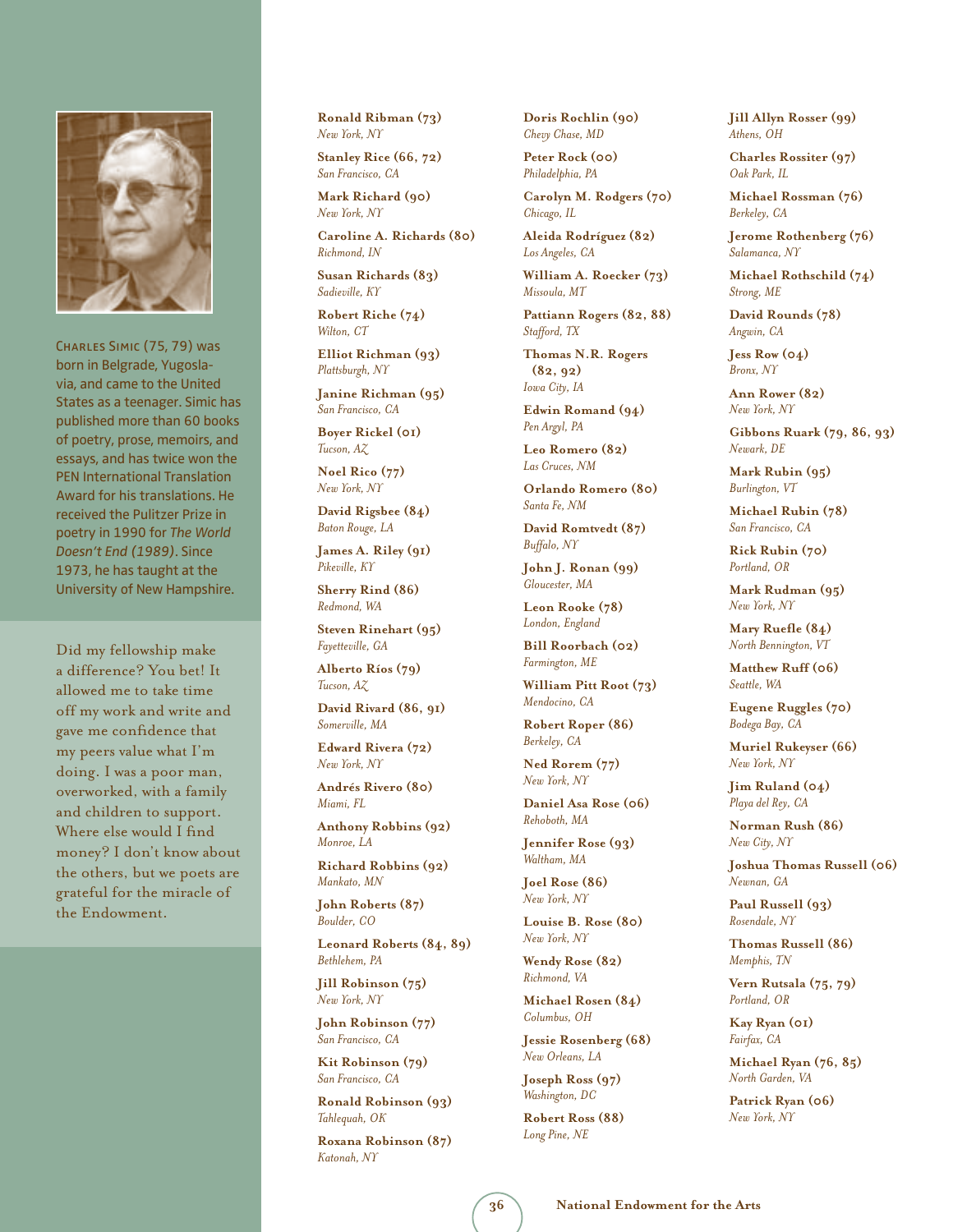Charles Simic (75, 79) was born in Belgrade, Yugoslavia, and came to the United States as a teenager. Simic has published more than 60 books of poetry, prose, memoirs, and essays, and has twice won the PEN International Translation Award for his translations. He received the Pulitzer Prize in poetry in 1990 for *The World Doesn't End (1989)*. Since 1973, he has taught at the University of New Hampshire.

Did my fellowship make a difference? You bet! It allowed me to take time off my work and write and gave me confidence that my peers value what I'm doing. I was a poor man, overworked, with a family and children to support. Where else would I find money? I don't know about the others, but we poets are grateful for the miracle of the Endowment.

**Ronald Ribman (73)**
*New York, NY*

**Stanley Rice (66, 72)**
*San Francisco, CA*

**Mark Richard (90)**
*New York, NY*

**Caroline A. Richards (80)**
*Richmond, IN*

**Susan Richards (83)**
*Sadieville, KY*

**Robert Riche (74)**
*Wilton, CT*

**Elliot Richman (93)**
*Plattsburgh, NY*

**Janine Richman (95)**
*San Francisco, CA*

**Boyer Rickel (01)**
*Tucson, AZ*

**Noel Rico (77)**
*New York, NY*

**David Rigsbee (84)**
*Baton Rouge, LA*

**James A. Riley (91)**
*Pikeville, KY*

**Sherry Rind (86)**
*Redmond, WA*

**Steven Rinehart (95)**
*Fayetteville, GA*

**Alberto Ríos (79)**
*Tucson, AZ*

**David Rivard (86, 91)**
*Somerville, MA*

**Edward Rivera (72)**
*New York, NY*

**Andrés Rivero (80)**
*Miami, FL*

**Anthony Robbins (92)**
*Monroe, LA*

**Richard Robbins (92)**
*Mankato, MN*

**John Roberts (87)**
*Boulder, CO*

**Leonard Roberts (84, 89)**
*Bethlehem, PA*

**Jill Robinson (75)**
*New York, NY*

**John Robinson (77)**
*San Francisco, CA*

**Kit Robinson (79)**
*San Francisco, CA*

**Ronald Robinson (93)**
*Tahlequah, OK*

**Roxana Robinson (87)**
*Katonah, NY*

**Doris Rochlin (90)**
*Chevy Chase, MD*

**Peter Rock (00)**
*Philadelphia, PA*

**Carolyn M. Rodgers (70)**
*Chicago, IL*

**Aleida Rodríguez (82)**
*Los Angeles, CA*

**William A. Roecker (73)**
*Missoula, MT*

**Pattiann Rogers (82, 88)**
*Stafford, TX*

**Thomas N.R. Rogers (82, 92)**
*Iowa City, IA*

**Edwin Romand (94)**
*Pen Argyl, PA*

**Leo Romero (82)**
*Las Cruces, NM*

**Orlando Romero (80)**
*Santa Fe, NM*

**David Romtvedt (87)**
*Buffalo, NY*

**John J. Ronan (99)**
*Gloucester, MA*

**Leon Rooke (78)**
*London, England*

**Bill Roorbach (02)**
*Farmington, ME*

**William Pitt Root (73)**
*Mendocino, CA*

**Robert Roper (86)**
*Berkeley, CA*

**Ned Rorem (77)**
*New York, NY*

**Daniel Asa Rose (06)**
*Rehoboth, MA*

**Jennifer Rose (93)**
*Waltham, MA*

**Joel Rose (86)**
*New York, NY*

**Louise B. Rose (80)**
*New York, NY*

**Wendy Rose (82)**
*Richmond, VA*

**Michael Rosen (84)**
*Columbus, OH*

**Jessie Rosenberg (68)**
*New Orleans, LA*

**Joseph Ross (97)**
*Washington, DC*

**Robert Ross (88)**
*Long Pine, NE*

**Jill Allyn Rosser (99)**
*Athens, OH*

**Charles Rossiter (97)**
*Oak Park, IL*

**Michael Rossman (76)**
*Berkeley, CA*

**Jerome Rothenberg (76)**
*Salamanca, NY*

**Michael Rothschild (74)**
*Strong, ME*

**David Rounds (78)**
*Angwin, CA*

**Jess Row (04)**
*Bronx, NY*

**Ann Rower (82)**
*New York, NY*

**Gibbons Ruark (79, 86, 93)**
*Newark, DE*

**Mark Rubin (95)**
*Burlington, VT*

**Michael Rubin (78)**
*San Francisco, CA*

**Rick Rubin (70)**
*Portland, OR*

**Mark Rudman (95)**
*New York, NY*

**Mary Ruefle (84)**
*North Bennington, VT*

**Matthew Ruff (06)**
*Seattle, WA*

**Eugene Ruggles (70)**
*Bodega Bay, CA*

**Muriel Rukeyser (66)**
*New York, NY*

**Jim Ruland (04)**
*Playa del Rey, CA*

**Norman Rush (86)**
*New City, NY*

**Joshua Thomas Russell (06)**
*Newnan, GA*

**Paul Russell (93)**
*Rosendale, NY*

**Thomas Russell (86)**
*Memphis, TN*

**Vern Rutsala (75, 79)**
*Portland, OR*

**Kay Ryan (01)**
*Fairfax, CA*

**Michael Ryan (76, 85)**
*North Garden, VA*

**Patrick Ryan (06)**
*New York, NY*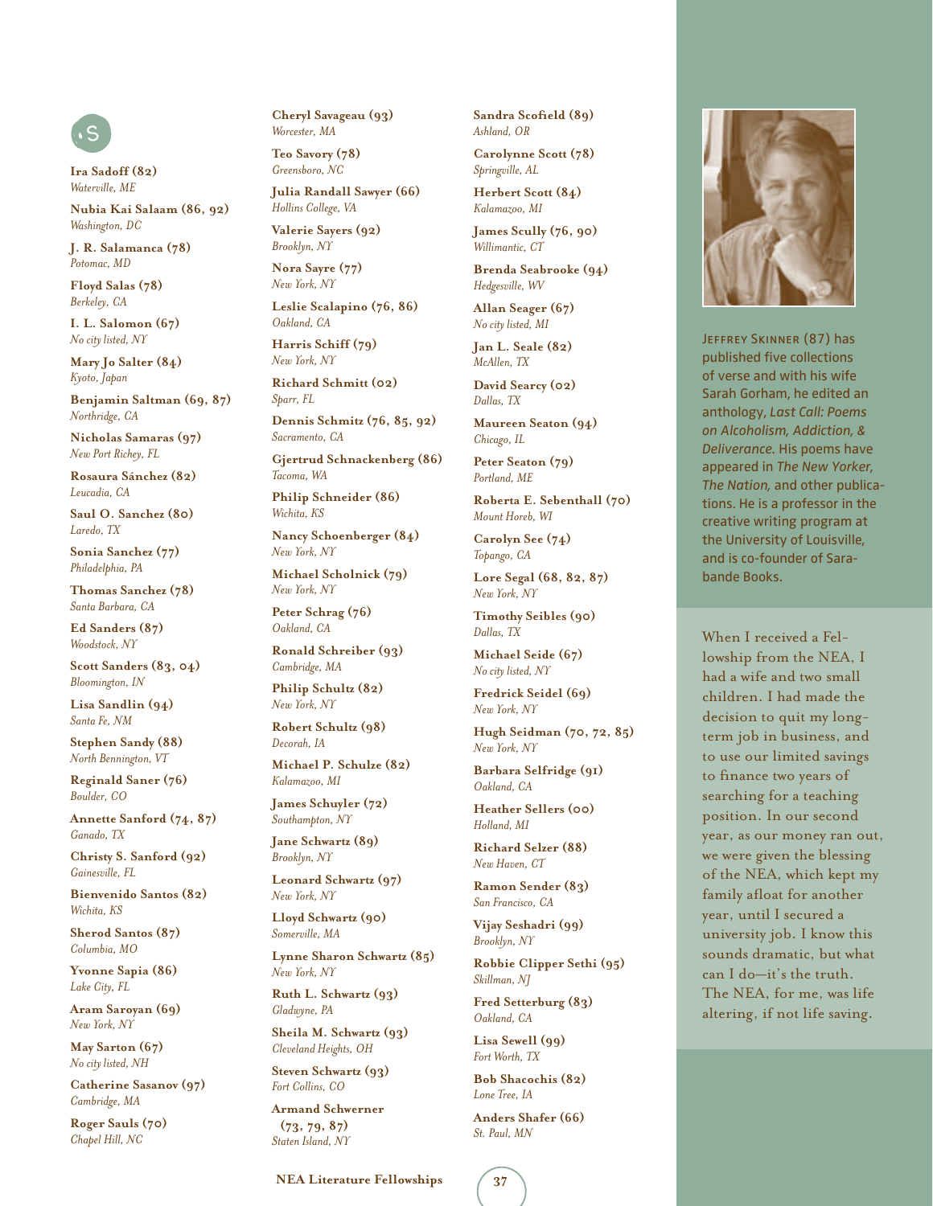## S

**Ira Sadoff (82)**
*Waterville, ME*

**Nubia Kai Salaam (86, 92)**
*Washington, DC*

**J. R. Salamanca (78)**
*Potomac, MD*

**Floyd Salas (78)**
*Berkeley, CA*

**I. L. Salomon (67)**
*No city listed, NY*

**Mary Jo Salter (84)**
*Kyoto, Japan*

**Benjamin Saltman (69, 87)**
*Northridge, CA*

**Nicholas Samaras (97)**
*New Port Richey, FL*

**Rosaura Sánchez (82)**
*Leucadia, CA*

**Saul O. Sanchez (80)**
*Laredo, TX*

**Sonia Sanchez (77)**
*Philadelphia, PA*

**Thomas Sanchez (78)**
*Santa Barbara, CA*

**Ed Sanders (87)**
*Woodstock, NY*

**Scott Sanders (83, 04)**
*Bloomington, IN*

**Lisa Sandlin (94)**
*Santa Fe, NM*

**Stephen Sandy (88)**
*North Bennington, VT*

**Reginald Saner (76)**
*Boulder, CO*

**Annette Sanford (74, 87)**
*Ganado, TX*

**Christy S. Sanford (92)**
*Gainesville, FL*

**Bienvenido Santos (82)**
*Wichita, KS*

**Sherod Santos (87)**
*Columbia, MO*

**Yvonne Sapia (86)**
*Lake City, FL*

**Aram Saroyan (69)**
*New York, NY*

**May Sarton (67)**
*No city listed, NH*

**Catherine Sasanov (97)**
*Cambridge, MA*

**Roger Sauls (70)**
*Chapel Hill, NC*

**Cheryl Savageau (93)**
*Worcester, MA*

**Teo Savory (78)**
*Greensboro, NC*

**Julia Randall Sawyer (66)**
*Hollins College, VA*

**Valerie Sayers (92)**
*Brooklyn, NY*

**Nora Sayre (77)**
*New York, NY*

**Leslie Scalapino (76, 86)**
*Oakland, CA*

**Harris Schiff (79)**
*New York, NY*

**Richard Schmitt (02)**
*Sparr, FL*

**Dennis Schmitz (76, 85, 92)**
*Sacramento, CA*

**Gjertrud Schnackenberg (86)**
*Tacoma, WA*

**Philip Schneider (86)**
*Wichita, KS*

**Nancy Schoenberger (84)**
*New York, NY*

**Michael Scholnick (79)**
*New York, NY*

**Peter Schrag (76)**
*Oakland, CA*

**Ronald Schreiber (93)**
*Cambridge, MA*

**Philip Schultz (82)**
*New York, NY*

**Robert Schultz (98)**
*Decorah, IA*

**Michael P. Schulze (82)**
*Kalamazoo, MI*

**James Schuyler (72)**
*Southampton, NY*

**Jane Schwartz (89)**
*Brooklyn, NY*

**Leonard Schwartz (97)**
*New York, NY*

**Lloyd Schwartz (90)**
*Somerville, MA*

**Lynne Sharon Schwartz (85)**
*New York, NY*

**Ruth L. Schwartz (93)**
*Gladwyne, PA*

**Sheila M. Schwartz (93)**
*Cleveland Heights, OH*

**Steven Schwartz (93)**
*Fort Collins, CO*

**Armand Schwerner (73, 79, 87)**
*Staten Island, NY*

**Sandra Scofield (89)**
*Ashland, OR*

**Carolynne Scott (78)**
*Springville, AL*

**Herbert Scott (84)**
*Kalamazoo, MI*

**James Scully (76, 90)**
*Willimantic, CT*

**Brenda Seabrooke (94)**
*Hedgesville, WV*

**Allan Seager (67)**
*No city listed, MI*

**Jan L. Seale (82)**
*McAllen, TX*

**David Searcy (02)**
*Dallas, TX*

**Maureen Seaton (94)**
*Chicago, IL*

**Peter Seaton (79)**
*Portland, ME*

**Roberta E. Sebenthall (70)**
*Mount Horeb, WI*

**Carolyn See (74)**
*Topango, CA*

**Lore Segal (68, 82, 87)**
*New York, NY*

**Timothy Seibles (90)**
*Dallas, TX*

**Michael Seide (67)**
*No city listed, NY*

**Fredrick Seidel (69)**
*New York, NY*

**Hugh Seidman (70, 72, 85)**
*New York, NY*

**Barbara Selfridge (91)**
*Oakland, CA*

**Heather Sellers (00)**
*Holland, MI*

**Richard Selzer (88)**
*New Haven, CT*

**Ramon Sender (83)**
*San Francisco, CA*

**Vijay Seshadri (99)**
*Brooklyn, NY*

**Robbie Clipper Sethi (95)**
*Skillman, NJ*

**Fred Setterburg (83)**
*Oakland, CA*

**Lisa Sewell (99)**
*Fort Worth, TX*

**Bob Shacochis (82)**
*Lone Tree, IA*

**Anders Shafer (66)**
*St. Paul, MN*

JEFFREY SKINNER (87) has published five collections of verse and with his wife Sarah Gorham, he edited an anthology, *Last Call: Poems on Alcoholism, Addiction, & Deliverance.* His poems have appeared in *The New Yorker, The Nation,* and other publications. He is a professor in the creative writing program at the University of Louisville, and is co-founder of Sarabande Books.

When I received a Fellowship from the NEA, I had a wife and two small children. I had made the decision to quit my long-term job in business, and to use our limited savings to finance two years of searching for a teaching position. In our second year, as our money ran out, we were given the blessing of the NEA, which kept my family afloat for another year, until I secured a university job. I know this sounds dramatic, but what can I do—it's the truth. The NEA, for me, was life altering, if not life saving.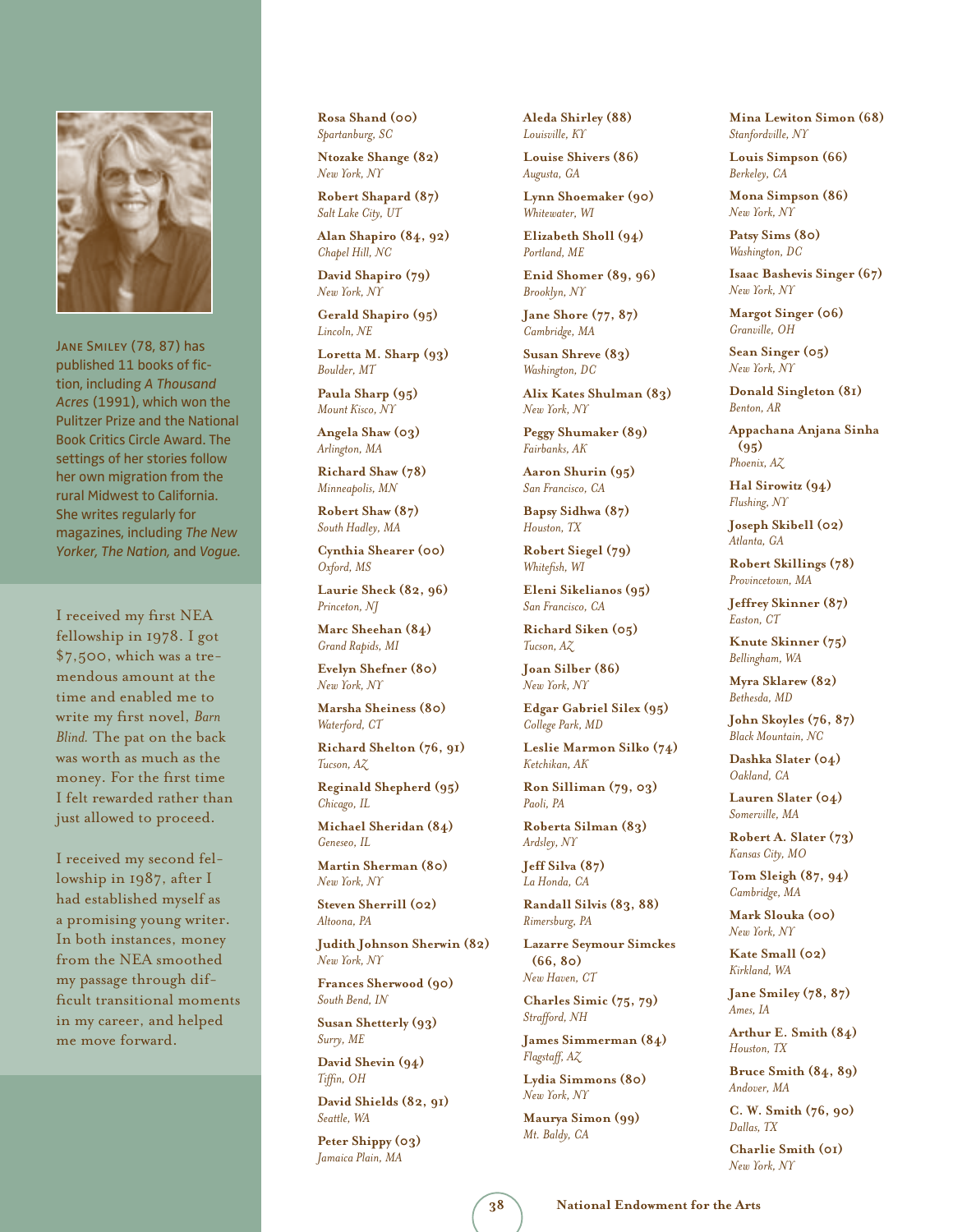Jane Smiley (78, 87) has published 11 books of fiction, including *A Thousand Acres* (1991), which won the Pulitzer Prize and the National Book Critics Circle Award. The settings of her stories follow her own migration from the rural Midwest to California. She writes regularly for magazines, including *The New Yorker, The Nation,* and *Vogue*.

I received my first NEA fellowship in 1978. I got $7,500, which was a tremendous amount at the time and enabled me to write my first novel, *Barn Blind.* The pat on the back was worth as much as the money. For the first time I felt rewarded rather than just allowed to proceed.

I received my second fellowship in 1987, after I had established myself as a promising young writer. In both instances, money from the NEA smoothed my passage through difficult transitional moments in my career, and helped me move forward.

**Rosa Shand (00)**
*Spartanburg, SC*

**Ntozake Shange (82)**
*New York, NY*

**Robert Shapard (87)**
*Salt Lake City, UT*

**Alan Shapiro (84, 92)**
*Chapel Hill, NC*

**David Shapiro (79)**
*New York, NY*

**Gerald Shapiro (95)**
*Lincoln, NE*

**Loretta M. Sharp (93)**
*Boulder, MT*

**Paula Sharp (95)**
*Mount Kisco, NY*

**Angela Shaw (03)**
*Arlington, MA*

**Richard Shaw (78)**
*Minneapolis, MN*

**Robert Shaw (87)**
*South Hadley, MA*

**Cynthia Shearer (00)**
*Oxford, MS*

**Laurie Sheck (82, 96)**
*Princeton, NJ*

**Marc Sheehan (84)**
*Grand Rapids, MI*

**Evelyn Shefner (80)**
*New York, NY*

**Marsha Sheiness (80)**
*Waterford, CT*

**Richard Shelton (76, 91)**
*Tucson, AZ*

**Reginald Shepherd (95)**
*Chicago, IL*

**Michael Sheridan (84)**
*Geneseo, IL*

**Martin Sherman (80)**
*New York, NY*

**Steven Sherrill (02)**
*Altoona, PA*

**Judith Johnson Sherwin (82)**
*New York, NY*

**Frances Sherwood (90)**
*South Bend, IN*

**Susan Shetterly (93)**
*Surry, ME*

**David Shevin (94)**
*Tiffin, OH*

**David Shields (82, 91)**
*Seattle, WA*

**Peter Shippy (03)**
*Jamaica Plain, MA*

**Aleda Shirley (88)**
*Louisville, KY*

**Louise Shivers (86)**
*Augusta, GA*

**Lynn Shoemaker (90)**
*Whitewater, WI*

**Elizabeth Sholl (94)**
*Portland, ME*

**Enid Shomer (89, 96)**
*Brooklyn, NY*

**Jane Shore (77, 87)**
*Cambridge, MA*

**Susan Shreve (83)**
*Washington, DC*

**Alix Kates Shulman (83)**
*New York, NY*

**Peggy Shumaker (89)**
*Fairbanks, AK*

**Aaron Shurin (95)**
*San Francisco, CA*

**Bapsy Sidhwa (87)**
*Houston, TX*

**Robert Siegel (79)**
*Whitefish, WI*

**Eleni Sikelianos (95)**
*San Francisco, CA*

**Richard Siken (05)**
*Tucson, AZ*

**Joan Silber (86)**
*New York, NY*

**Edgar Gabriel Silex (95)**
*College Park, MD*

**Leslie Marmon Silko (74)**
*Ketchikan, AK*

**Ron Silliman (79, 03)**
*Paoli, PA*

**Roberta Silman (83)**
*Ardsley, NY*

**Jeff Silva (87)**
*La Honda, CA*

**Randall Silvis (83, 88)**
*Rimersburg, PA*

**Lazarre Seymour Simckes (66, 80)**
*New Haven, CT*

**Charles Simic (75, 79)**
*Strafford, NH*

**James Simmerman (84)**
*Flagstaff, AZ*

**Lydia Simmons (80)**
*New York, NY*

**Maurya Simon (99)**
*Mt. Baldy, CA*

**Mina Lewiton Simon (68)**
*Stanfordville, NY*

**Louis Simpson (66)**
*Berkeley, CA*

**Mona Simpson (86)**
*New York, NY*

**Patsy Sims (80)**
*Washington, DC*

**Isaac Bashevis Singer (67)**
*New York, NY*

**Margot Singer (06)**
*Granville, OH*

**Sean Singer (05)**
*New York, NY*

**Donald Singleton (81)**
*Benton, AR*

**Appachana Anjana Sinha (95)**
*Phoenix, AZ*

**Hal Sirowitz (94)**
*Flushing, NY*

**Joseph Skibell (02)**
*Atlanta, GA*

**Robert Skillings (78)**
*Provincetown, MA*

**Jeffrey Skinner (87)**
*Easton, CT*

**Knute Skinner (75)**
*Bellingham, WA*

**Myra Sklarew (82)**
*Bethesda, MD*

**John Skoyles (76, 87)**
*Black Mountain, NC*

**Dashka Slater (04)**
*Oakland, CA*

**Lauren Slater (04)**
*Somerville, MA*

**Robert A. Slater (73)**
*Kansas City, MO*

**Tom Sleigh (87, 94)**
*Cambridge, MA*

**Mark Slouka (00)**
*New York, NY*

**Kate Small (02)**
*Kirkland, WA*

**Jane Smiley (78, 87)**
*Ames, IA*

**Arthur E. Smith (84)**
*Houston, TX*

**Bruce Smith (84, 89)**
*Andover, MA*

**C. W. Smith (76, 90)**
*Dallas, TX*

**Charlie Smith (01)**
*New York, NY*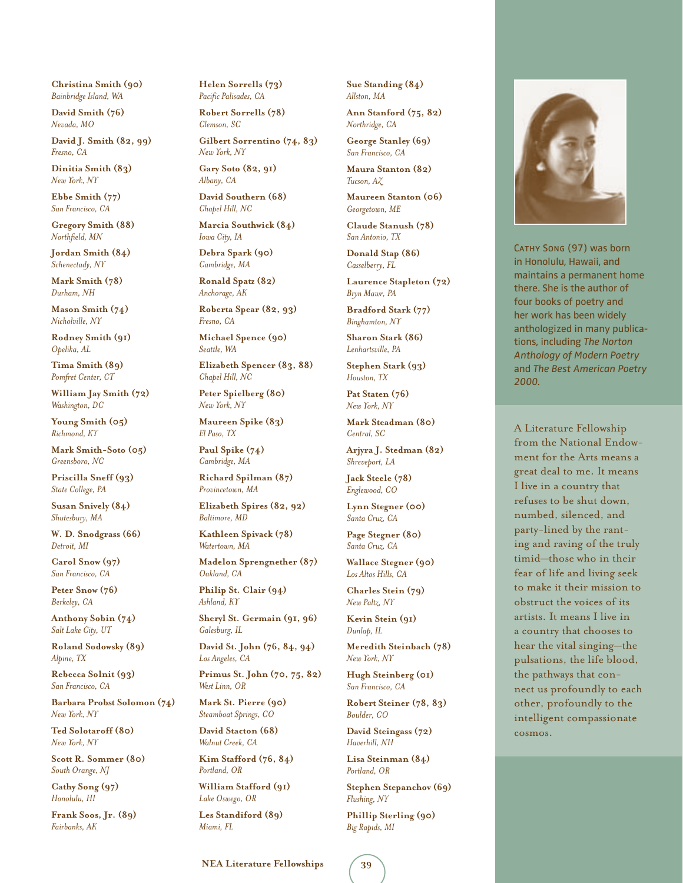**Christina Smith (90)**
*Bainbridge Island, WA*

**David Smith (76)**
*Nevada, MO*

**David J. Smith (82, 99)**
*Fresno, CA*

**Dinitia Smith (83)**
*New York, NY*

**Ebbe Smith (77)**
*San Francisco, CA*

**Gregory Smith (88)**
*Northfield, MN*

**Jordan Smith (84)**
*Schenectady, NY*

**Mark Smith (78)**
*Durham, NH*

**Mason Smith (74)**
*Nicholville, NY*

**Rodney Smith (91)**
*Opelika, AL*

**Tima Smith (89)**
*Pomfret Center, CT*

**William Jay Smith (72)**
*Washington, DC*

**Young Smith (05)**
*Richmond, KY*

**Mark Smith-Soto (05)**
*Greensboro, NC*

**Priscilla Sneff (93)**
*State College, PA*

**Susan Snively (84)**
*Shutesbury, MA*

**W. D. Snodgrass (66)**
*Detroit, MI*

**Carol Snow (97)**
*San Francisco, CA*

**Peter Snow (76)**
*Berkeley, CA*

**Anthony Sobin (74)**
*Salt Lake City, UT*

**Roland Sodowsky (89)**
*Alpine, TX*

**Rebecca Solnit (93)**
*San Francisco, CA*

**Barbara Probst Solomon (74)**
*New York, NY*

**Ted Solotaroff (80)**
*New York, NY*

**Scott R. Sommer (80)**
*South Orange, NJ*

**Cathy Song (97)**
*Honolulu, HI*

**Frank Soos, Jr. (89)**
*Fairbanks, AK*

**Helen Sorrells (73)**
*Pacific Palisades, CA*

**Robert Sorrells (78)**
*Clemson, SC*

**Gilbert Sorrentino (74, 83)**
*New York, NY*

**Gary Soto (82, 91)**
*Albany, CA*

**David Southern (68)**
*Chapel Hill, NC*

**Marcia Southwick (84)**
*Iowa City, IA*

**Debra Spark (90)**
*Cambridge, MA*

**Ronald Spatz (82)**
*Anchorage, AK*

**Roberta Spear (82, 93)**
*Fresno, CA*

**Michael Spence (90)**
*Seattle, WA*

**Elizabeth Spencer (83, 88)**
*Chapel Hill, NC*

**Peter Spielberg (80)**
*New York, NY*

**Maureen Spike (83)**
*El Paso, TX*

**Paul Spike (74)**
*Cambridge, MA*

**Richard Spilman (87)**
*Provincetown, MA*

**Elizabeth Spires (82, 92)**
*Baltimore, MD*

**Kathleen Spivack (78)**
*Watertown, MA*

**Madelon Sprengnether (87)**
*Oakland, CA*

**Philip St. Clair (94)**
*Ashland, KY*

**Sheryl St. Germain (91, 96)**
*Galesburg, IL*

**David St. John (76, 84, 94)**
*Los Angeles, CA*

**Primus St. John (70, 75, 82)**
*West Linn, OR*

**Mark St. Pierre (90)**
*Steamboat Springs, CO*

**David Stacton (68)**
*Walnut Creek, CA*

**Kim Stafford (76, 84)**
*Portland, OR*

**William Stafford (91)**
*Lake Oswego, OR*

**Les Standiford (89)**
*Miami, FL*

**Sue Standing (84)**
*Allston, MA*

**Ann Stanford (75, 82)**
*Northridge, CA*

**George Stanley (69)**
*San Francisco, CA*

**Maura Stanton (82)**
*Tucson, AZ*

**Maureen Stanton (06)**
*Georgetown, ME*

**Claude Stanush (78)**
*San Antonio, TX*

**Donald Stap (86)**
*Casselberry, FL*

**Laurence Stapleton (72)**
*Bryn Mawr, PA*

**Bradford Stark (77)**
*Binghamton, NY*

**Sharon Stark (86)**
*Lenhartsville, PA*

**Stephen Stark (93)**
*Houston, TX*

**Pat Staten (76)**
*New York, NY*

**Mark Steadman (80)**
*Central, SC*

**Arjyra J. Stedman (82)**
*Shreveport, LA*

**Jack Steele (78)**
*Englewood, CO*

**Lynn Stegner (00)**
*Santa Cruz, CA*

**Page Stegner (80)**
*Santa Cruz, CA*

**Wallace Stegner (90)**
*Los Altos Hills, CA*

**Charles Stein (79)**
*New Paltz, NY*

**Kevin Stein (91)**
*Dunlap, IL*

**Meredith Steinbach (78)**
*New York, NY*

**Hugh Steinberg (01)**
*San Francisco, CA*

**Robert Steiner (78, 83)**
*Boulder, CO*

**David Steingass (72)**
*Haverhill, NH*

**Lisa Steinman (84)**
*Portland, OR*

**Stephen Stepanchov (69)**
*Flushing, NY*

**Phillip Sterling (90)**
*Big Rapids, MI*

CATHY SONG (97) was born in Honolulu, Hawaii, and maintains a permanent home there. She is the author of four books of poetry and her work has been widely anthologized in many publications, including *The Norton Anthology of Modern Poetry* and *The Best American Poetry 2000.*

A Literature Fellowship from the National Endowment for the Arts means a great deal to me. It means I live in a country that refuses to be shut down, numbed, silenced, and party-lined by the ranting and raving of the truly timid—those who in their fear of life and living seek to make it their mission to obstruct the voices of its artists. It means I live in a country that chooses to hear the vital singing—the pulsations, the life blood, the pathways that connect us profoundly to each other, profoundly to the intelligent compassionate cosmos.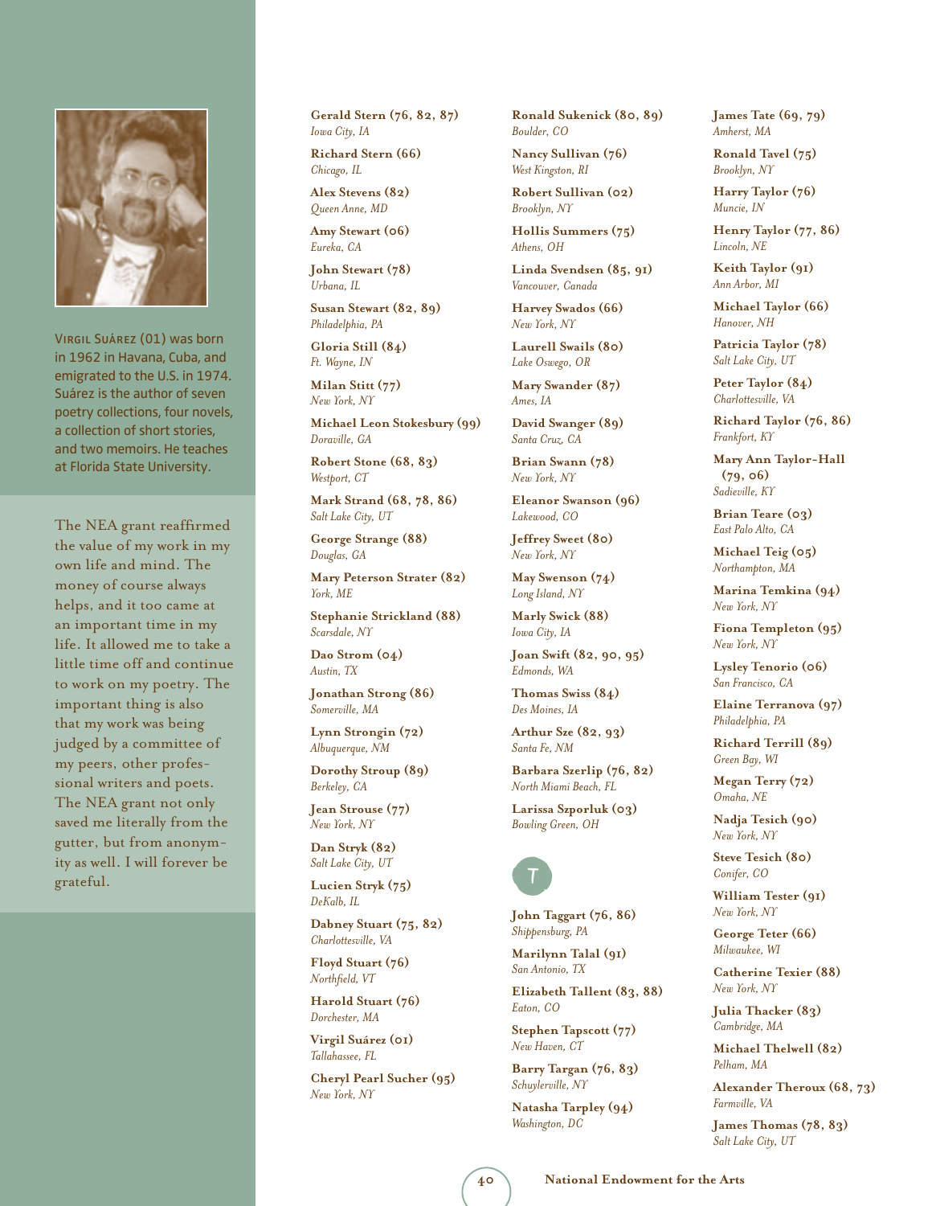Virgil Suárez (01) was born in 1962 in Havana, Cuba, and emigrated to the U.S. in 1974. Suárez is the author of seven poetry collections, four novels, a collection of short stories, and two memoirs. He teaches at Florida State University.

The NEA grant reaffirmed the value of my work in my own life and mind. The money of course always helps, and it too came at an important time in my life. It allowed me to take a little time off and continue to work on my poetry. The important thing is also that my work was being judged by a committee of my peers, other professional writers and poets. The NEA grant not only saved me literally from the gutter, but from anonymity as well. I will forever be grateful.

**Gerald Stern (76, 82, 87)**
*Iowa City, IA*

**Richard Stern (66)**
*Chicago, IL*

**Alex Stevens (82)**
*Queen Anne, MD*

**Amy Stewart (06)**
*Eureka, CA*

**John Stewart (78)**
*Urbana, IL*

**Susan Stewart (82, 89)**
*Philadelphia, PA*

**Gloria Still (84)**
*Ft. Wayne, IN*

**Milan Stitt (77)**
*New York, NY*

**Michael Leon Stokesbury (99)**
*Doraville, GA*

**Robert Stone (68, 83)**
*Westport, CT*

**Mark Strand (68, 78, 86)**
*Salt Lake City, UT*

**George Strange (88)**
*Douglas, GA*

**Mary Peterson Strater (82)**
*York, ME*

**Stephanie Strickland (88)**
*Scarsdale, NY*

**Dao Strom (04)**
*Austin, TX*

**Jonathan Strong (86)**
*Somerville, MA*

**Lynn Strongin (72)**
*Albuquerque, NM*

**Dorothy Stroup (89)**
*Berkeley, CA*

**Jean Strouse (77)**
*New York, NY*

**Dan Stryk (82)**
*Salt Lake City, UT*

**Lucien Stryk (75)**
*DeKalb, IL*

**Dabney Stuart (75, 82)**
*Charlottesville, VA*

**Floyd Stuart (76)**
*Northfield, VT*

**Harold Stuart (76)**
*Dorchester, MA*

**Virgil Suárez (01)**
*Tallahassee, FL*

**Cheryl Pearl Sucher (95)**
*New York, NY*

**Ronald Sukenick (80, 89)**
*Boulder, CO*

**Nancy Sullivan (76)**
*West Kingston, RI*

**Robert Sullivan (02)**
*Brooklyn, NY*

**Hollis Summers (75)**
*Athens, OH*

**Linda Svendsen (85, 91)**
*Vancouver, Canada*

**Harvey Swados (66)**
*New York, NY*

**Laurell Swails (80)**
*Lake Oswego, OR*

**Mary Swander (87)**
*Ames, IA*

**David Swanger (89)**
*Santa Cruz, CA*

**Brian Swann (78)**
*New York, NY*

**Eleanor Swanson (96)**
*Lakewood, CO*

**Jeffrey Sweet (80)**
*New York, NY*

**May Swenson (74)**
*Long Island, NY*

**Marly Swick (88)**
*Iowa City, IA*

**Joan Swift (82, 90, 95)**
*Edmonds, WA*

**Thomas Swiss (84)**
*Des Moines, IA*

**Arthur Sze (82, 93)**
*Santa Fe, NM*

**Barbara Szerlip (76, 82)**
*North Miami Beach, FL*

**Larissa Szporluk (03)**
*Bowling Green, OH*

## T

**John Taggart (76, 86)**
*Shippensburg, PA*

**Marilynn Talal (91)**
*San Antonio, TX*

**Elizabeth Tallent (83, 88)**
*Eaton, CO*

**Stephen Tapscott (77)**
*New Haven, CT*

**Barry Targan (76, 83)**
*Schuylerville, NY*

**Natasha Tarpley (94)**
*Washington, DC*

**James Tate (69, 79)**
*Amherst, MA*

**Ronald Tavel (75)**
*Brooklyn, NY*

**Harry Taylor (76)**
*Muncie, IN*

**Henry Taylor (77, 86)**
*Lincoln, NE*

**Keith Taylor (91)**
*Ann Arbor, MI*

**Michael Taylor (66)**
*Hanover, NH*

**Patricia Taylor (78)**
*Salt Lake City, UT*

**Peter Taylor (84)**
*Charlottesville, VA*

**Richard Taylor (76, 86)**
*Frankfort, KY*

**Mary Ann Taylor-Hall (79, 06)**
*Sadieville, KY*

**Brian Teare (03)**
*East Palo Alto, CA*

**Michael Teig (05)**
*Northampton, MA*

**Marina Temkina (94)**
*New York, NY*

**Fiona Templeton (95)**
*New York, NY*

**Lysley Tenorio (06)**
*San Francisco, CA*

**Elaine Terranova (97)**
*Philadelphia, PA*

**Richard Terrill (89)**
*Green Bay, WI*

**Megan Terry (72)**
*Omaha, NE*

**Nadja Tesich (90)**
*New York, NY*

**Steve Tesich (80)**
*Conifer, CO*

**William Tester (91)**
*New York, NY*

**George Teter (66)**
*Milwaukee, WI*

**Catherine Texier (88)**
*New York, NY*

**Julia Thacker (83)**
*Cambridge, MA*

**Michael Thelwell (82)**
*Pelham, MA*

**Alexander Theroux (68, 73)**
*Farmville, VA*

**James Thomas (78, 83)**
*Salt Lake City, UT*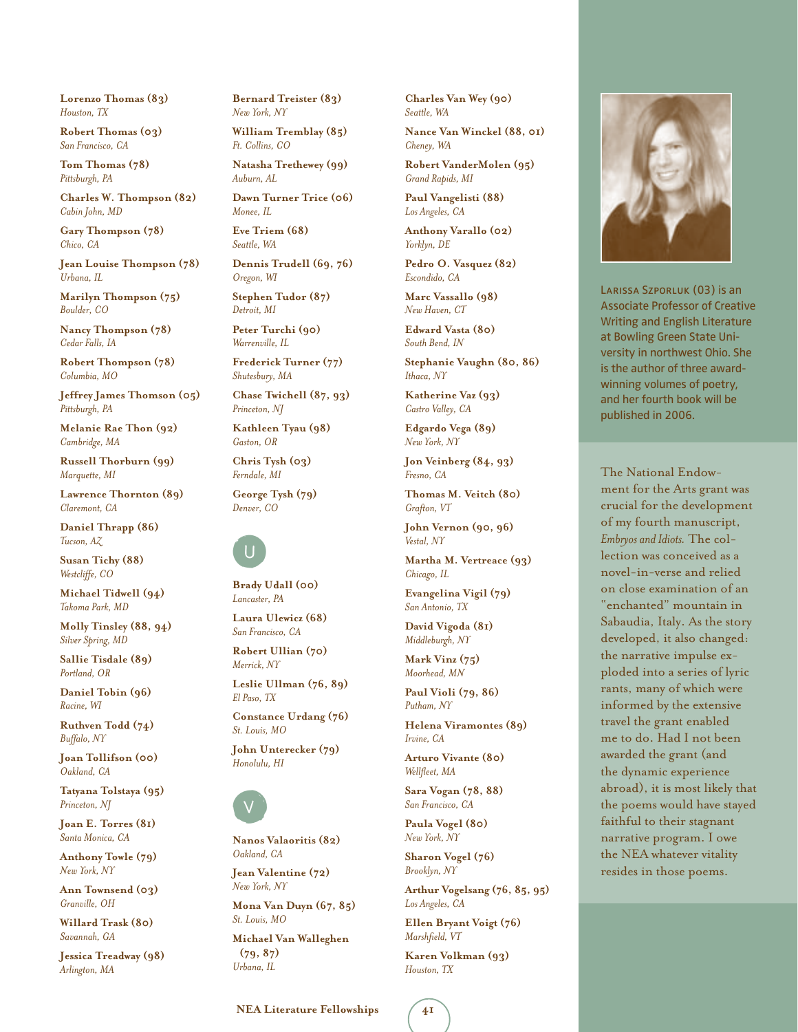**Lorenzo Thomas (83)**
*Houston, TX*

**Robert Thomas (03)**
*San Francisco, CA*

**Tom Thomas (78)**
*Pittsburgh, PA*

**Charles W. Thompson (82)**
*Cabin John, MD*

**Gary Thompson (78)**
*Chico, CA*

**Jean Louise Thompson (78)**
*Urbana, IL*

**Marilyn Thompson (75)**
*Boulder, CO*

**Nancy Thompson (78)**
*Cedar Falls, IA*

**Robert Thompson (78)**
*Columbia, MO*

**Jeffrey James Thomson (05)**
*Pittsburgh, PA*

**Melanie Rae Thon (92)**
*Cambridge, MA*

**Russell Thorburn (99)**
*Marquette, MI*

**Lawrence Thornton (89)**
*Claremont, CA*

**Daniel Thrapp (86)**
*Tucson, AZ*

**Susan Tichy (88)**
*Westcliffe, CO*

**Michael Tidwell (94)**
*Takoma Park, MD*

**Molly Tinsley (88, 94)**
*Silver Spring, MD*

**Sallie Tisdale (89)**
*Portland, OR*

**Daniel Tobin (96)**
*Racine, WI*

**Ruthven Todd (74)**
*Buffalo, NY*

**Joan Tollifson (00)**
*Oakland, CA*

**Tatyana Tolstaya (95)**
*Princeton, NJ*

**Joan E. Torres (81)**
*Santa Monica, CA*

**Anthony Towle (79)**
*New York, NY*

**Ann Townsend (03)**
*Granville, OH*

**Willard Trask (80)**
*Savannah, GA*

**Jessica Treadway (98)**
*Arlington, MA*

**Bernard Treister (83)**
*New York, NY*

**William Tremblay (85)**
*Ft. Collins, CO*

**Natasha Trethewey (99)**
*Auburn, AL*

**Dawn Turner Trice (06)**
*Monee, IL*

**Eve Triem (68)**
*Seattle, WA*

**Dennis Trudell (69, 76)**
*Oregon, WI*

**Stephen Tudor (87)**
*Detroit, MI*

**Peter Turchi (90)**
*Warrenville, IL*

**Frederick Turner (77)**
*Shutesbury, MA*

**Chase Twichell (87, 93)**
*Princeton, NJ*

**Kathleen Tyau (98)**
*Gaston, OR*

**Chris Tysh (03)**
*Ferndale, MI*

**George Tysh (79)**
*Denver, CO*

## U

**Brady Udall (00)**
*Lancaster, PA*

**Laura Ulewicz (68)**
*San Francisco, CA*

**Robert Ullian (70)**
*Merrick, NY*

**Leslie Ullman (76, 89)**
*El Paso, TX*

**Constance Urdang (76)**
*St. Louis, MO*

**John Unterecker (79)**
*Honolulu, HI*

## V

**Nanos Valaoritis (82)**
*Oakland, CA*

**Jean Valentine (72)**
*New York, NY*

**Mona Van Duyn (67, 85)**
*St. Louis, MO*

**Michael Van Walleghen (79, 87)**
*Urbana, IL*

**Charles Van Wey (90)**
*Seattle, WA*

**Nance Van Winckel (88, 01)**
*Cheney, WA*

**Robert VanderMolen (95)**
*Grand Rapids, MI*

**Paul Vangelisti (88)**
*Los Angeles, CA*

**Anthony Varallo (02)**
*Yorklyn, DE*

**Pedro O. Vasquez (82)**
*Escondido, CA*

**Marc Vassallo (98)**
*New Haven, CT*

**Edward Vasta (80)**
*South Bend, IN*

**Stephanie Vaughn (80, 86)**
*Ithaca, NY*

**Katherine Vaz (93)**
*Castro Valley, CA*

**Edgardo Vega (89)**
*New York, NY*

**Jon Veinberg (84, 93)**
*Fresno, CA*

**Thomas M. Veitch (80)**
*Grafton, VT*

**John Vernon (90, 96)**
*Vestal, NY*

**Martha M. Vertreace (93)**
*Chicago, IL*

**Evangelina Vigil (79)**
*San Antonio, TX*

**David Vigoda (81)**
*Middleburgh, NY*

**Mark Vinz (75)**
*Moorhead, MN*

**Paul Violi (79, 86)**
*Putnam, NY*

**Helena Viramontes (89)**
*Irvine, CA*

**Arturo Vivante (80)**
*Wellfleet, MA*

**Sara Vogan (78, 88)**
*San Francisco, CA*

**Paula Vogel (80)**
*New York, NY*

**Sharon Vogel (76)**
*Brooklyn, NY*

**Arthur Vogelsang (76, 85, 95)**
*Los Angeles, CA*

**Ellen Bryant Voigt (76)**
*Marshfield, VT*

**Karen Volkman (93)**
*Houston, TX*

Larissa Szporluk (03) is an Associate Professor of Creative Writing and English Literature at Bowling Green State University in northwest Ohio. She is the author of three award-winning volumes of poetry, and her fourth book will be published in 2006.

The National Endowment for the Arts grant was crucial for the development of my fourth manuscript, *Embryos and Idiots*. The collection was conceived as a novel-in-verse and relied on close examination of an "enchanted" mountain in Sabaudia, Italy. As the story developed, it also changed: the narrative impulse exploded into a series of lyric rants, many of which were informed by the extensive travel the grant enabled me to do. Had I not been awarded the grant (and the dynamic experience abroad), it is most likely that the poems would have stayed faithful to their stagnant narrative program. I owe the NEA whatever vitality resides in those poems.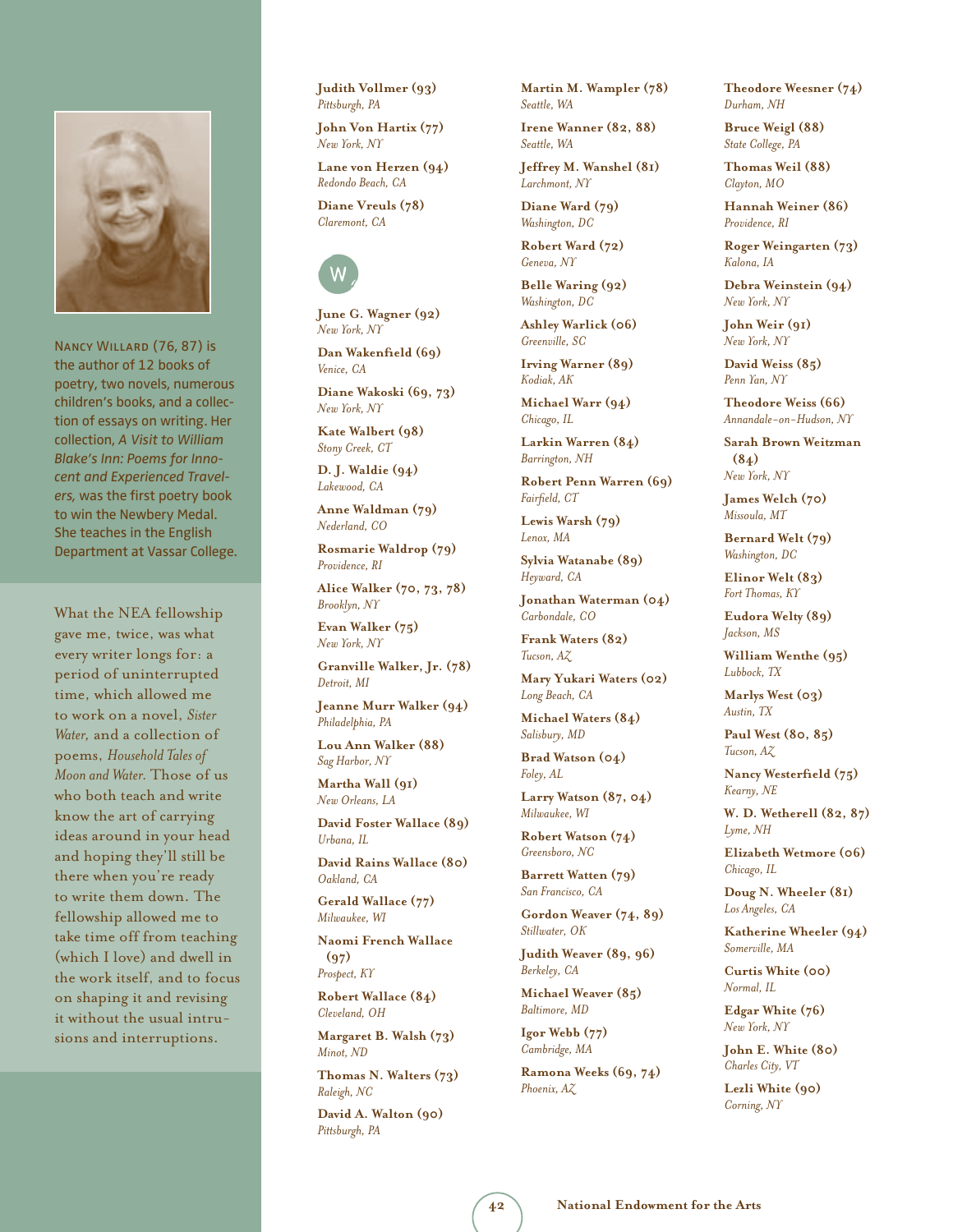**Nancy Willard (76, 87)** is the author of 12 books of poetry, two novels, numerous children's books, and a collection of essays on writing. Her collection, *A Visit to William Blake's Inn: Poems for Innocent and Experienced Travelers,* was the first poetry book to win the Newbery Medal. She teaches in the English Department at Vassar College.

What the NEA fellowship gave me, twice, was what every writer longs for: a period of uninterrupted time, which allowed me to work on a novel, *Sister Water,* and a collection of poems, *Household Tales of Moon and Water.* Those of us who both teach and write know the art of carrying ideas around in your head and hoping they'll still be there when you're ready to write them down. The fellowship allowed me to take time off from teaching (which I love) and dwell in the work itself, and to focus on shaping it and revising it without the usual intrusions and interruptions.

**Judith Vollmer (93)**
*Pittsburgh, PA*

**John Von Hartix (77)**
*New York, NY*

**Lane von Herzen (94)**
*Redondo Beach, CA*

**Diane Vreuls (78)**
*Claremont, CA*

## W

**June G. Wagner (92)**
*New York, NY*

**Dan Wakenfield (69)**
*Venice, CA*

**Diane Wakoski (69, 73)**
*New York, NY*

**Kate Walbert (98)**
*Stony Creek, CT*

**D. J. Waldie (94)**
*Lakewood, CA*

**Anne Waldman (79)**
*Nederland, CO*

**Rosmarie Waldrop (79)**
*Providence, RI*

**Alice Walker (70, 73, 78)**
*Brooklyn, NY*

**Evan Walker (75)**
*New York, NY*

**Granville Walker, Jr. (78)**
*Detroit, MI*

**Jeanne Murr Walker (94)**
*Philadelphia, PA*

**Lou Ann Walker (88)**
*Sag Harbor, NY*

**Martha Wall (91)**
*New Orleans, LA*

**David Foster Wallace (89)**
*Urbana, IL*

**David Rains Wallace (80)**
*Oakland, CA*

**Gerald Wallace (77)**
*Milwaukee, WI*

**Naomi French Wallace (97)**
*Prospect, KY*

**Robert Wallace (84)**
*Cleveland, OH*

**Margaret B. Walsh (73)**
*Minot, ND*

**Thomas N. Walters (73)**
*Raleigh, NC*

**David A. Walton (90)**
*Pittsburgh, PA*

**Martin M. Wampler (78)**
*Seattle, WA*

**Irene Wanner (82, 88)**
*Seattle, WA*

**Jeffrey M. Wanshel (81)**
*Larchmont, NY*

**Diane Ward (79)**
*Washington, DC*

**Robert Ward (72)**
*Geneva, NY*

**Belle Waring (92)**
*Washington, DC*

**Ashley Warlick (06)**
*Greenville, SC*

**Irving Warner (89)**
*Kodiak, AK*

**Michael Warr (94)**
*Chicago, IL*

**Larkin Warren (84)**
*Barrington, NH*

**Robert Penn Warren (69)**
*Fairfield, CT*

**Lewis Warsh (79)**
*Lenox, MA*

**Sylvia Watanabe (89)**
*Heyward, CA*

**Jonathan Waterman (04)**
*Carbondale, CO*

**Frank Waters (82)**
*Tucson, AZ*

**Mary Yukari Waters (02)**
*Long Beach, CA*

**Michael Waters (84)**
*Salisbury, MD*

**Brad Watson (04)**
*Foley, AL*

**Larry Watson (87, 04)**
*Milwaukee, WI*

**Robert Watson (74)**
*Greensboro, NC*

**Barrett Watten (79)**
*San Francisco, CA*

**Gordon Weaver (74, 89)**
*Stillwater, OK*

**Judith Weaver (89, 96)**
*Berkeley, CA*

**Michael Weaver (85)**
*Baltimore, MD*

**Igor Webb (77)**
*Cambridge, MA*

**Ramona Weeks (69, 74)**
*Phoenix, AZ*

**Theodore Weesner (74)**
*Durham, NH*

**Bruce Weigl (88)**
*State College, PA*

**Thomas Weil (88)**
*Clayton, MO*

**Hannah Weiner (86)**
*Providence, RI*

**Roger Weingarten (73)**
*Kalona, IA*

**Debra Weinstein (94)**
*New York, NY*

**John Weir (91)**
*New York, NY*

**David Weiss (85)**
*Penn Yan, NY*

**Theodore Weiss (66)**
*Annandale-on-Hudson, NY*

**Sarah Brown Weitzman (84)**
*New York, NY*

**James Welch (70)**
*Missoula, MT*

**Bernard Welt (79)**
*Washington, DC*

**Elinor Welt (83)**
*Fort Thomas, KY*

**Eudora Welty (89)**
*Jackson, MS*

**William Wenthe (95)**
*Lubbock, TX*

**Marlys West (03)**
*Austin, TX*

**Paul West (80, 85)**
*Tucson, AZ*

**Nancy Westerfield (75)**
*Kearny, NE*

**W. D. Wetherell (82, 87)**
*Lyme, NH*

**Elizabeth Wetmore (06)**
*Chicago, IL*

**Doug N. Wheeler (81)**
*Los Angeles, CA*

**Katherine Wheeler (94)**
*Somerville, MA*

**Curtis White (00)**
*Normal, IL*

**Edgar White (76)**
*New York, NY*

**John E. White (80)**
*Charles City, VT*

**Lezli White (90)**
*Corning, NY*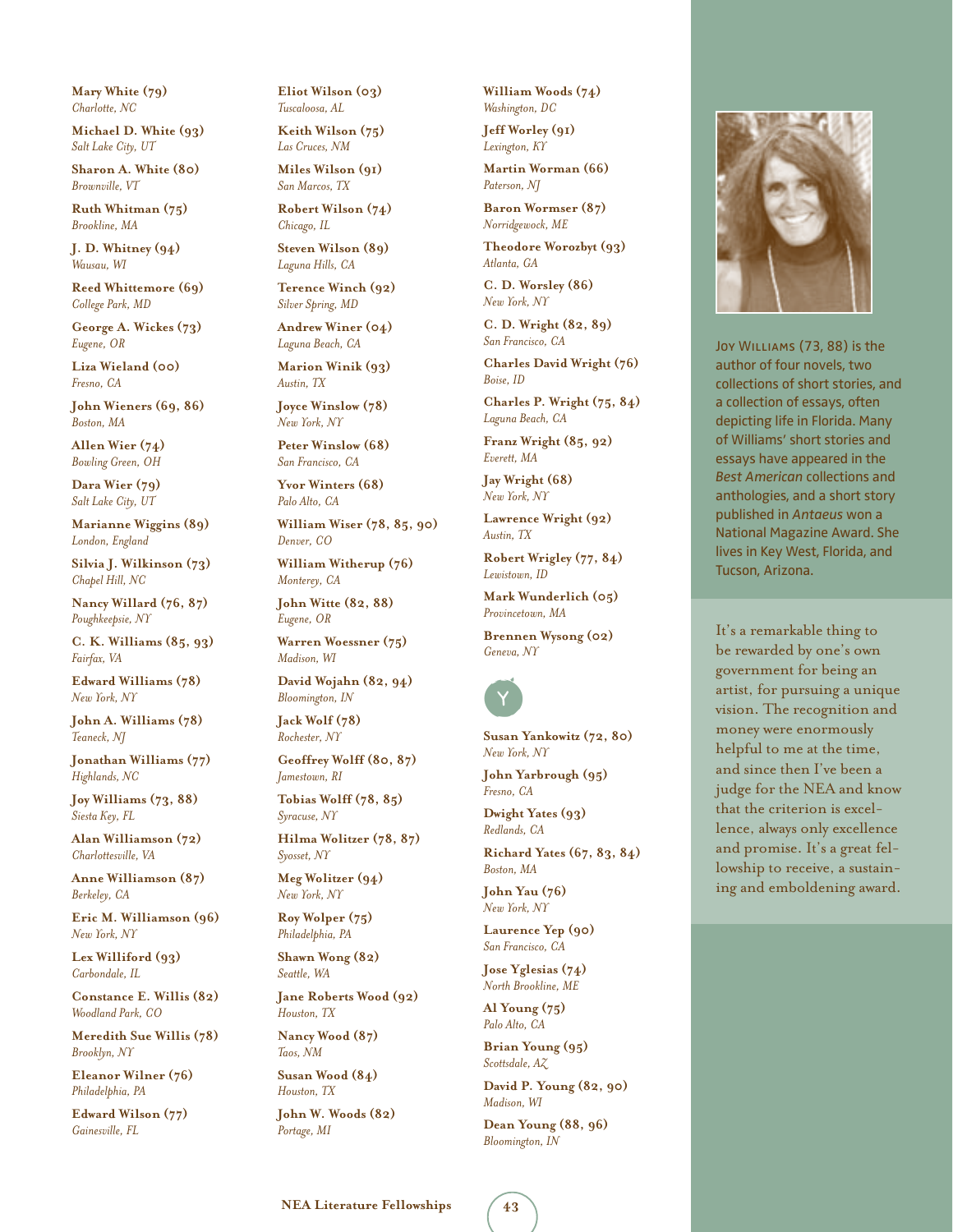**Mary White (79)**
*Charlotte, NC*

**Michael D. White (93)**
*Salt Lake City, UT*

**Sharon A. White (80)**
*Brownville, VT*

**Ruth Whitman (75)**
*Brookline, MA*

**J. D. Whitney (94)**
*Wausau, WI*

**Reed Whittemore (69)**
*College Park, MD*

**George A. Wickes (73)**
*Eugene, OR*

**Liza Wieland (00)**
*Fresno, CA*

**John Wieners (69, 86)**
*Boston, MA*

**Allen Wier (74)**
*Bowling Green, OH*

**Dara Wier (79)**
*Salt Lake City, UT*

**Marianne Wiggins (89)**
*London, England*

**Silvia J. Wilkinson (73)**
*Chapel Hill, NC*

**Nancy Willard (76, 87)**
*Poughkeepsie, NY*

**C. K. Williams (85, 93)**
*Fairfax, VA*

**Edward Williams (78)**
*New York, NY*

**John A. Williams (78)**
*Teaneck, NJ*

**Jonathan Williams (77)**
*Highlands, NC*

**Joy Williams (73, 88)**
*Siesta Key, FL*

**Alan Williamson (72)**
*Charlottesville, VA*

**Anne Williamson (87)**
*Berkeley, CA*

**Eric M. Williamson (96)**
*New York, NY*

**Lex Williford (93)**
*Carbondale, IL*

**Constance E. Willis (82)**
*Woodland Park, CO*

**Meredith Sue Willis (78)**
*Brooklyn, NY*

**Eleanor Wilner (76)**
*Philadelphia, PA*

**Edward Wilson (77)**
*Gainesville, FL*

**Eliot Wilson (03)**
*Tuscaloosa, AL*

**Keith Wilson (75)**
*Las Cruces, NM*

**Miles Wilson (91)**
*San Marcos, TX*

**Robert Wilson (74)**
*Chicago, IL*

**Steven Wilson (89)**
*Laguna Hills, CA*

**Terence Winch (92)**
*Silver Spring, MD*

**Andrew Winer (04)**
*Laguna Beach, CA*

**Marion Winik (93)**
*Austin, TX*

**Joyce Winslow (78)**
*New York, NY*

**Peter Winslow (68)**
*San Francisco, CA*

**Yvor Winters (68)**
*Palo Alto, CA*

**William Wiser (78, 85, 90)**
*Denver, CO*

**William Witherup (76)**
*Monterey, CA*

**John Witte (82, 88)**
*Eugene, OR*

**Warren Woessner (75)**
*Madison, WI*

**David Wojahn (82, 94)**
*Bloomington, IN*

**Jack Wolf (78)**
*Rochester, NY*

**Geoffrey Wolff (80, 87)**
*Jamestown, RI*

**Tobias Wolff (78, 85)**
*Syracuse, NY*

**Hilma Wolitzer (78, 87)**
*Syosset, NY*

**Meg Wolitzer (94)**
*New York, NY*

**Roy Wolper (75)**
*Philadelphia, PA*

**Shawn Wong (82)**
*Seattle, WA*

**Jane Roberts Wood (92)**
*Houston, TX*

**Nancy Wood (87)**
*Taos, NM*

**Susan Wood (84)**
*Houston, TX*

**John W. Woods (82)**
*Portage, MI*

**William Woods (74)**
*Washington, DC*

**Jeff Worley (91)**
*Lexington, KY*

**Martin Worman (66)**
*Paterson, NJ*

**Baron Wormser (87)**
*Norridgewock, ME*

**Theodore Worozbyt (93)**
*Atlanta, GA*

**C. D. Worsley (86)**
*New York, NY*

**C. D. Wright (82, 89)**
*San Francisco, CA*

**Charles David Wright (76)**
*Boise, ID*

**Charles P. Wright (75, 84)**
*Laguna Beach, CA*

**Franz Wright (85, 92)**
*Everett, MA*

**Jay Wright (68)**
*New York, NY*

**Lawrence Wright (92)**
*Austin, TX*

**Robert Wrigley (77, 84)**
*Lewistown, ID*

**Mark Wunderlich (05)**
*Provincetown, MA*

**Brennen Wysong (02)**
*Geneva, NY*

## Y

**Susan Yankowitz (72, 80)**
*New York, NY*

**John Yarbrough (95)**
*Fresno, CA*

**Dwight Yates (93)**
*Redlands, CA*

**Richard Yates (67, 83, 84)**
*Boston, MA*

**John Yau (76)**
*New York, NY*

**Laurence Yep (90)**
*San Francisco, CA*

**Jose Yglesias (74)**
*North Brookline, ME*

**Al Young (75)**
*Palo Alto, CA*

**Brian Young (95)**
*Scottsdale, AZ*

**David P. Young (82, 90)**
*Madison, WI*

**Dean Young (88, 96)**
*Bloomington, IN*

JOY WILLIAMS (73, 88) is the author of four novels, two collections of short stories, and a collection of essays, often depicting life in Florida. Many of Williams' short stories and essays have appeared in the *Best American* collections and anthologies, and a short story published in *Antaeus* won a National Magazine Award. She lives in Key West, Florida, and Tucson, Arizona.

It's a remarkable thing to be rewarded by one's own government for being an artist, for pursuing a unique vision. The recognition and money were enormously helpful to me at the time, and since then I've been a judge for the NEA and know that the criterion is excellence, always only excellence and promise. It's a great fellowship to receive, a sustaining and emboldening award.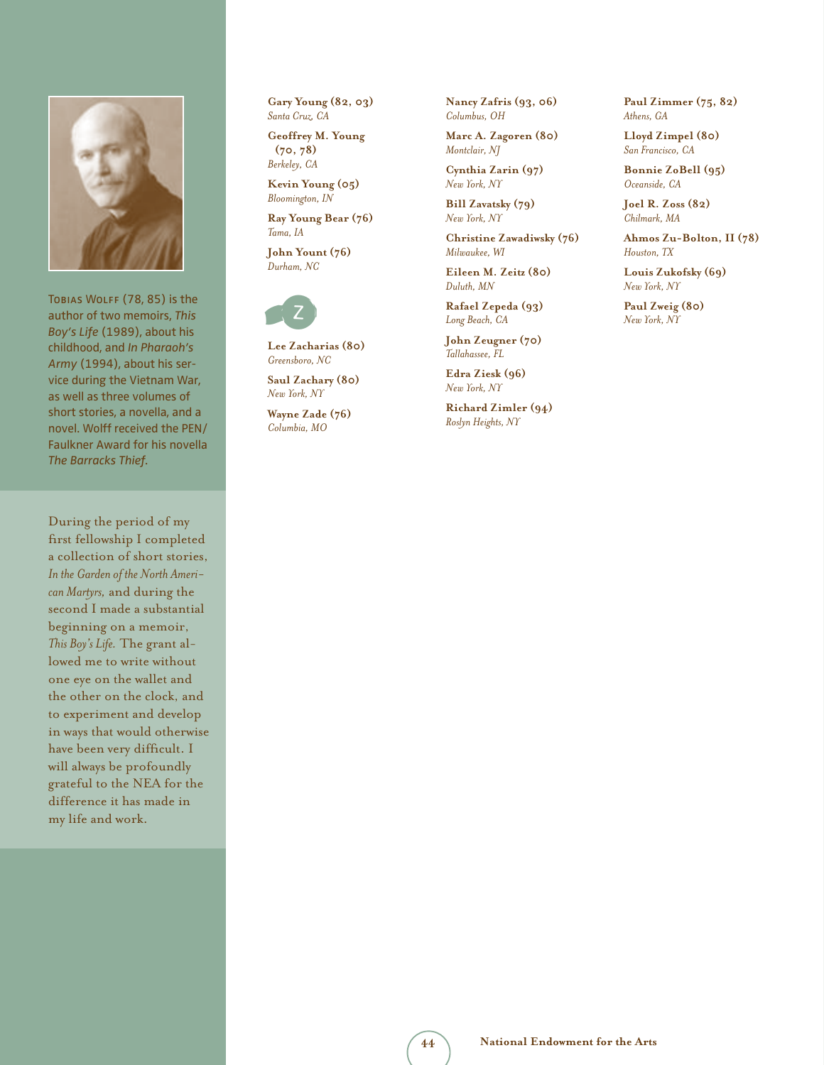Tobias Wolff (78, 85) is the author of two memoirs, *This Boy's Life* (1989), about his childhood, and *In Pharaoh's Army* (1994), about his service during the Vietnam War, as well as three volumes of short stories, a novella, and a novel. Wolff received the PEN/Faulkner Award for his novella *The Barracks Thief*.

During the period of my first fellowship I completed a collection of short stories, *In the Garden of the North American Martyrs,* and during the second I made a substantial beginning on a memoir, *This Boy's Life.* The grant allowed me to write without one eye on the wallet and the other on the clock, and to experiment and develop in ways that would otherwise have been very difficult. I will always be profoundly grateful to the NEA for the difference it has made in my life and work.

**Gary Young (82, 03)**
*Santa Cruz, CA*

**Geoffrey M. Young (70, 78)**
*Berkeley, CA*

**Kevin Young (05)**
*Bloomington, IN*

**Ray Young Bear (76)**
*Tama, IA*

**John Yount (76)**
*Durham, NC*

## Z

**Lee Zacharias (80)**
*Greensboro, NC*

**Saul Zachary (80)**
*New York, NY*

**Wayne Zade (76)**
*Columbia, MO*

**Nancy Zafris (93, 06)**
*Columbus, OH*

**Marc A. Zagoren (80)**
*Montclair, NJ*

**Cynthia Zarin (97)**
*New York, NY*

**Bill Zavatsky (79)**
*New York, NY*

**Christine Zawadiwsky (76)**
*Milwaukee, WI*

**Eileen M. Zeitz (80)**
*Duluth, MN*

**Rafael Zepeda (93)**
*Long Beach, CA*

**John Zeugner (70)**
*Tallahassee, FL*

**Edra Ziesk (96)**
*New York, NY*

**Richard Zimler (94)**
*Roslyn Heights, NY*

**Paul Zimmer (75, 82)**
*Athens, GA*

**Lloyd Zimpel (80)**
*San Francisco, CA*

**Bonnie ZoBell (95)**
*Oceanside, CA*

**Joel R. Zoss (82)**
*Chilmark, MA*

**Ahmos Zu-Bolton, II (78)**
*Houston, TX*

**Louis Zukofsky (69)**
*New York, NY*

**Paul Zweig (80)**
*New York, NY*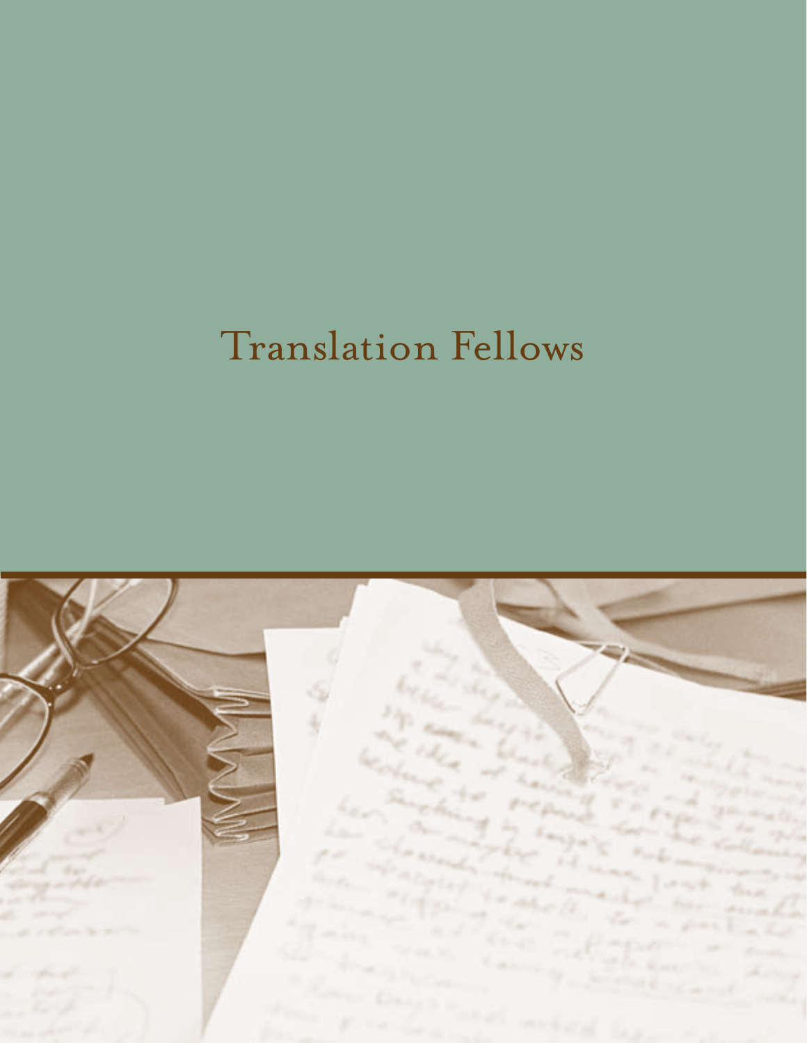# Translation Fellows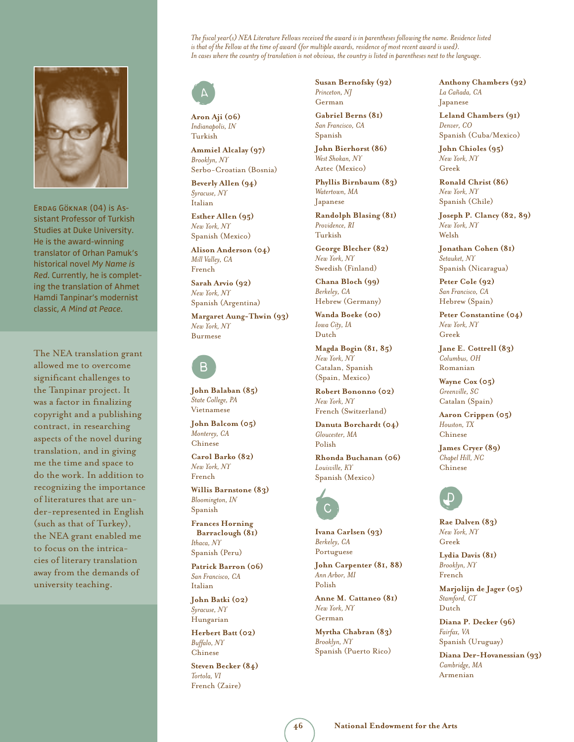*The fiscal year(s) NEA Literature Fellows received the award is in parentheses following the name. Residence listed is that of the Fellow at the time of award (for multiple awards, residence of most recent award is used). In cases where the country of translation is not obvious, the country is listed in parentheses next to the language.*

ERDAG GÖKNAR (04) is Assistant Professor of Turkish Studies at Duke University. He is the award-winning translator of Orhan Pamuk's historical novel *My Name is Red.* Currently, he is completing the translation of Ahmet Hamdi Tanpinar's modernist classic, *A Mind at Peace.*

The NEA translation grant allowed me to overcome significant challenges to the Tanpinar project. It was a factor in finalizing copyright and a publishing contract, in researching aspects of the novel during translation, and in giving me the time and space to do the work. In addition to recognizing the importance of literatures that are under-represented in English (such as that of Turkey), the NEA grant enabled me to focus on the intricacies of literary translation away from the demands of university teaching.

## A

**Aron Aji (06)**
*Indianapolis, IN*
Turkish

**Ammiel Alcalay (97)**
*Brooklyn, NY*
Serbo-Croatian (Bosnia)

**Beverly Allen (94)**
*Syracuse, NY*
Italian

**Esther Allen (95)**
*New York, NY*
Spanish (Mexico)

**Alison Anderson (04)**
*Mill Valley, CA*
French

**Sarah Arvio (92)**
*New York, NY*
Spanish (Argentina)

**Margaret Aung-Thwin (93)**
*New York, NY*
Burmese

## B

**John Balaban (85)**
*State College, PA*
Vietnamese

**John Balcom (05)**
*Monterey, CA*
Chinese

**Carol Barko (82)**
*New York, NY*
French

**Willis Barnstone (83)**
*Bloomington, IN*
Spanish

**Frances Horning Barraclough (81)**
*Ithaca, NY*
Spanish (Peru)

**Patrick Barron (06)**
*San Francisco, CA*
Italian

**John Batki (02)**
*Syracuse, NY*
Hungarian

**Herbert Batt (02)**
*Buffalo, NY*
Chinese

**Steven Becker (84)**
*Tortola, VI*
French (Zaire)

**Susan Bernofsky (92)**
*Princeton, NJ*
German

**Gabriel Berns (81)**
*San Francisco, CA*
Spanish

**John Bierhorst (86)**
*West Shokan, NY*
Aztec (Mexico)

**Phyllis Birnbaum (83)**
*Watertown, MA*
Japanese

**Randolph Blasing (81)**
*Providence, RI*
Turkish

**George Blecher (82)**
*New York, NY*
Swedish (Finland)

**Chana Bloch (99)**
*Berkeley, CA*
Hebrew (Germany)

**Wanda Boeke (00)**
*Iowa City, IA*
Dutch

**Magda Bogin (81, 85)**
*New York, NY*
Catalan, Spanish (Spain, Mexico)

**Robert Bononno (02)**
*New York, NY*
French (Switzerland)

**Danuta Borchardt (04)**
*Gloucester, MA*
Polish

**Rhonda Buchanan (06)**
*Louisville, KY*
Spanish (Mexico)

## C

**Ivana Carlsen (93)**
*Berkeley, CA*
Portuguese

**John Carpenter (81, 88)**
*Ann Arbor, MI*
Polish

**Anne M. Cattaneo (81)**
*New York, NY*
German

**Myrtha Chabran (83)**
*Brooklyn, NY*
Spanish (Puerto Rico)

**Anthony Chambers (92)**
*La Cañada, CA*
Japanese

**Leland Chambers (91)**
*Denver, CO*
Spanish (Cuba/Mexico)

**John Chioles (95)**
*New York, NY*
Greek

**Ronald Christ (86)**
*New York, NY*
Spanish (Chile)

**Joseph P. Clancy (82, 89)**
*New York, NY*
Welsh

**Jonathan Cohen (81)**
*Setauket, NY*
Spanish (Nicaragua)

**Peter Cole (92)**
*San Francisco, CA*
Hebrew (Spain)

**Peter Constantine (04)**
*New York, NY*
Greek

**Jane E. Cottrell (83)**
*Columbus, OH*
Romanian

**Wayne Cox (05)**
*Greenville, SC*
Catalan (Spain)

**Aaron Crippen (05)**
*Houston, TX*
Chinese

**James Cryer (89)**
*Chapel Hill, NC*
Chinese

## D

**Rae Dalven (83)**
*New York, NY*
Greek

**Lydia Davis (81)**
*Brooklyn, NY*
French

**Marjolijn de Jager (05)**
*Stamford, CT*
Dutch

**Diana P. Decker (96)**
*Fairfax, VA*
Spanish (Uruguay)

**Diana Der-Hovanessian (93)**
*Cambridge, MA*
Armenian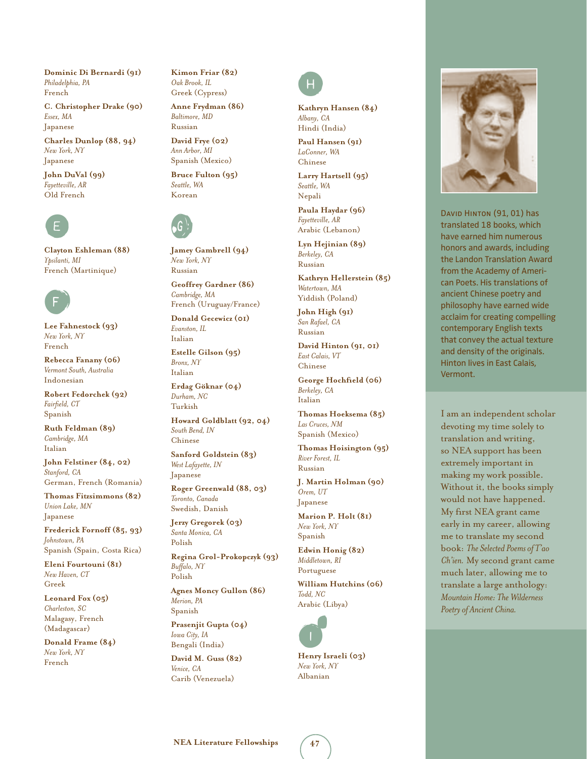**Dominic Di Bernardi (91)**
*Philadelphia, PA*
French

**C. Christopher Drake (90)**
*Essex, MA*
Japanese

**Charles Dunlop (88, 94)**
*New York, NY*
Japanese

**John DuVal (99)**
*Fayetteville, AR*
Old French

## E

**Clayton Eshleman (88)**
*Ypsilanti, MI*
French (Martinique)

## F

**Lee Fahnestock (93)**
*New York, NY*
French

**Rebecca Fanany (06)**
*Vermont South, Australia*
Indonesian

**Robert Fedorchek (92)**
*Fairfield, CT*
Spanish

**Ruth Feldman (89)**
*Cambridge, MA*
Italian

**John Felstiner (84, 02)**
*Stanford, CA*
German, French (Romania)

**Thomas Fitzsimmons (82)**
*Union Lake, MN*
Japanese

**Frederick Fornoff (85, 93)**
*Johnstown, PA*
Spanish (Spain, Costa Rica)

**Eleni Fourtouni (81)**
*New Haven, CT*
Greek

**Leonard Fox (05)**
*Charleston, SC*
Malagasy, French (Madagascar)

**Donald Frame (84)**
*New York, NY*
French

**Kimon Friar (82)**
*Oak Brook, IL*
Greek (Cypress)

**Anne Frydman (86)**
*Baltimore, MD*
Russian

**David Frye (02)**
*Ann Arbor, MI*
Spanish (Mexico)

**Bruce Fulton (95)**
*Seattle, WA*
Korean

## G

**Jamey Gambrell (94)**
*New York, NY*
Russian

**Geoffrey Gardner (86)**
*Cambridge, MA*
French (Uruguay/France)

**Donald Gecewicz (01)**
*Evanston, IL*
Italian

**Estelle Gilson (95)**
*Bronx, NY*
Italian

**Erdag Göknar (04)**
*Durham, NC*
Turkish

**Howard Goldblatt (92, 04)**
*South Bend, IN*
Chinese

**Sanford Goldstein (83)**
*West Lafayette, IN*
Japanese

**Roger Greenwald (88, 03)**
*Toronto, Canada*
Swedish, Danish

**Jerzy Gregorek (03)**
*Santa Monica, CA*
Polish

**Regina Grol-Prokopczyk (93)**
*Buffalo, NY*
Polish

**Agnes Moncy Gullon (86)**
*Merion, PA*
Spanish

**Prasenjit Gupta (04)**
*Iowa City, IA*
Bengali (India)

**David M. Guss (82)**
*Venice, CA*
Carib (Venezuela)

## H

**Kathryn Hansen (84)**
*Albany, CA*
Hindi (India)

**Paul Hansen (91)**
*LaConner, WA*
Chinese

**Larry Hartsell (95)**
*Seattle, WA*
Nepali

**Paula Haydar (96)**
*Fayetteville, AR*
Arabic (Lebanon)

**Lyn Hejinian (89)**
*Berkeley, CA*
Russian

**Kathryn Hellerstein (85)**
*Watertown, MA*
Yiddish (Poland)

**John High (91)**
*San Rafael, CA*
Russian

**David Hinton (91, 01)**
*East Calais, VT*
Chinese

**George Hochfield (06)**
*Berkeley, CA*
Italian

**Thomas Hoeksema (85)**
*Las Cruces, NM*
Spanish (Mexico)

**Thomas Hoisington (95)**
*River Forest, IL*
Russian

**J. Martin Holman (90)**
*Orem, UT*
Japanese

**Marion P. Holt (81)**
*New York, NY*
Spanish

**Edwin Honig (82)**
*Middletown, RI*
Portuguese

**William Hutchins (06)**
*Todd, NC*
Arabic (Libya)

## I

**Henry Israeli (03)**
*New York, NY*
Albanian

David Hinton (91, 01) has translated 18 books, which have earned him numerous honors and awards, including the Landon Translation Award from the Academy of American Poets. His translations of ancient Chinese poetry and philosophy have earned wide acclaim for creating compelling contemporary English texts that convey the actual texture and density of the originals. Hinton lives in East Calais, Vermont.

I am an independent scholar devoting my time solely to translation and writing, so NEA support has been extremely important in making my work possible. Without it, the books simply would not have happened. My first NEA grant came early in my career, allowing me to translate my second book: *The Selected Poems of T'ao Ch'ien.* My second grant came much later, allowing me to translate a large anthology: *Mountain Home: The Wilderness Poetry of Ancient China.*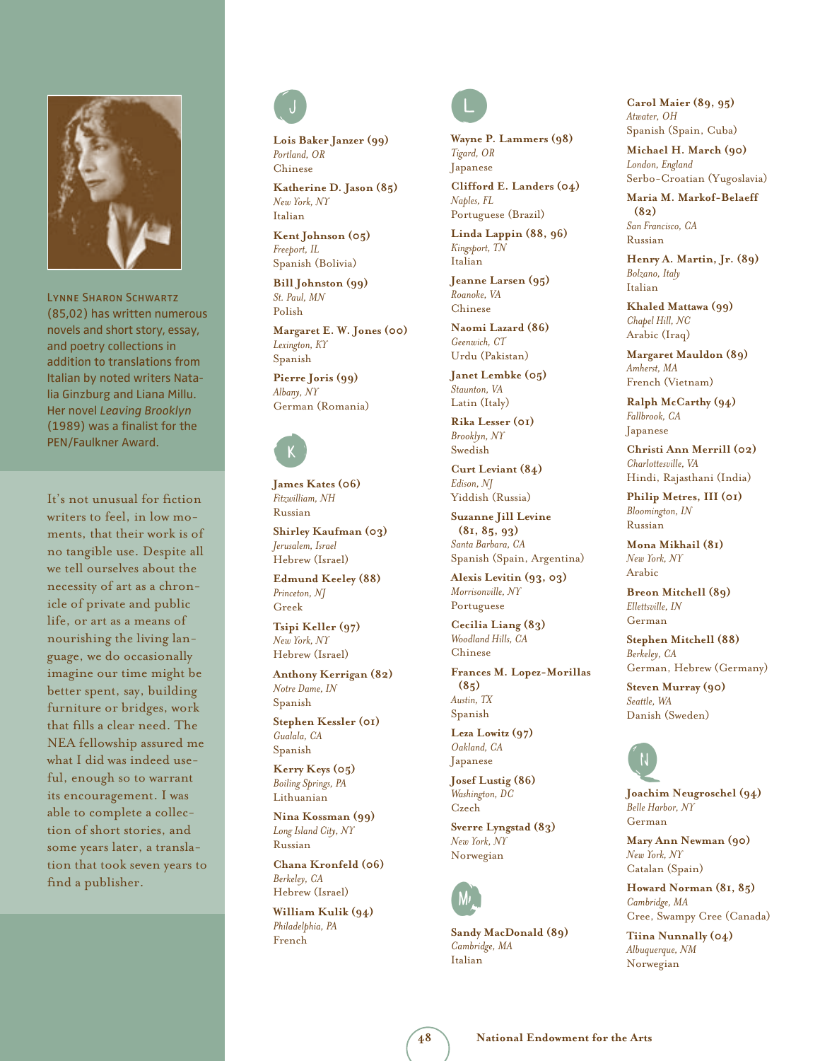**Lynne Sharon Schwartz** (85,02) has written numerous novels and short story, essay, and poetry collections in addition to translations from Italian by noted writers Natalia Ginzburg and Liana Millu. Her novel *Leaving Brooklyn* (1989) was a finalist for the PEN/Faulkner Award.

It's not unusual for fiction writers to feel, in low moments, that their work is of no tangible use. Despite all we tell ourselves about the necessity of art as a chronicle of private and public life, or art as a means of nourishing the living language, we do occasionally imagine our time might be better spent, say, building furniture or bridges, work that fills a clear need. The NEA fellowship assured me what I did was indeed useful, enough so to warrant its encouragement. I was able to complete a collection of short stories, and some years later, a translation that took seven years to find a publisher.

## J

**Lois Baker Janzer (99)**
*Portland, OR*
Chinese

**Katherine D. Jason (85)**
*New York, NY*
Italian

**Kent Johnson (05)**
*Freeport, IL*
Spanish (Bolivia)

**Bill Johnston (99)**
*St. Paul, MN*
Polish

**Margaret E. W. Jones (00)**
*Lexington, KY*
Spanish

**Pierre Joris (99)**
*Albany, NY*
German (Romania)

## K

**James Kates (06)**
*Fitzwilliam, NH*
Russian

**Shirley Kaufman (03)**
*Jerusalem, Israel*
Hebrew (Israel)

**Edmund Keeley (88)**
*Princeton, NJ*
Greek

**Tsipi Keller (97)**
*New York, NY*
Hebrew (Israel)

**Anthony Kerrigan (82)**
*Notre Dame, IN*
Spanish

**Stephen Kessler (01)**
*Gualala, CA*
Spanish

**Kerry Keys (05)**
*Boiling Springs, PA*
Lithuanian

**Nina Kossman (99)**
*Long Island City, NY*
Russian

**Chana Kronfeld (06)**
*Berkeley, CA*
Hebrew (Israel)

**William Kulik (94)**
*Philadelphia, PA*
French

## L

**Wayne P. Lammers (98)**
*Tigard, OR*
Japanese

**Clifford E. Landers (04)**
*Naples, FL*
Portuguese (Brazil)

**Linda Lappin (88, 96)**
*Kingsport, TN*
Italian

**Jeanne Larsen (95)**
*Roanoke, VA*
Chinese

**Naomi Lazard (86)**
*Geenwich, CT*
Urdu (Pakistan)

**Janet Lembke (05)**
*Staunton, VA*
Latin (Italy)

**Rika Lesser (01)**
*Brooklyn, NY*
Swedish

**Curt Leviant (84)**
*Edison, NJ*
Yiddish (Russia)

**Suzanne Jill Levine (81, 85, 93)**
*Santa Barbara, CA*
Spanish (Spain, Argentina)

**Alexis Levitin (93, 03)**
*Morrisonville, NY*
Portuguese

**Cecilia Liang (83)**
*Woodland Hills, CA*
Chinese

**Frances M. Lopez-Morillas (85)**
*Austin, TX*
Spanish

**Leza Lowitz (97)**
*Oakland, CA*
Japanese

**Josef Lustig (86)**
*Washington, DC*
Czech

**Sverre Lyngstad (83)**
*New York, NY*
Norwegian

## M

**Sandy MacDonald (89)**
*Cambridge, MA*
Italian

**Carol Maier (89, 95)**
*Atwater, OH*
Spanish (Spain, Cuba)

**Michael H. March (90)**
*London, England*
Serbo-Croatian (Yugoslavia)

**Maria M. Markof-Belaeff (82)**
*San Francisco, CA*
Russian

**Henry A. Martin, Jr. (89)**
*Bolzano, Italy*
Italian

**Khaled Mattawa (99)**
*Chapel Hill, NC*
Arabic (Iraq)

**Margaret Mauldon (89)**
*Amherst, MA*
French (Vietnam)

**Ralph McCarthy (94)**
*Fallbrook, CA*
Japanese

**Christi Ann Merrill (02)**
*Charlottesville, VA*
Hindi, Rajasthani (India)

**Philip Metres, III (01)**
*Bloomington, IN*
Russian

**Mona Mikhail (81)**
*New York, NY*
Arabic

**Breon Mitchell (89)**
*Ellettsville, IN*
German

**Stephen Mitchell (88)**
*Berkeley, CA*
German, Hebrew (Germany)

**Steven Murray (90)**
*Seattle, WA*
Danish (Sweden)

## N

**Joachim Neugroschel (94)**
*Belle Harbor, NY*
German

**Mary Ann Newman (90)**
*New York, NY*
Catalan (Spain)

**Howard Norman (81, 85)**
*Cambridge, MA*
Cree, Swampy Cree (Canada)

**Tiina Nunnally (04)**
*Albuquerque, NM*
Norwegian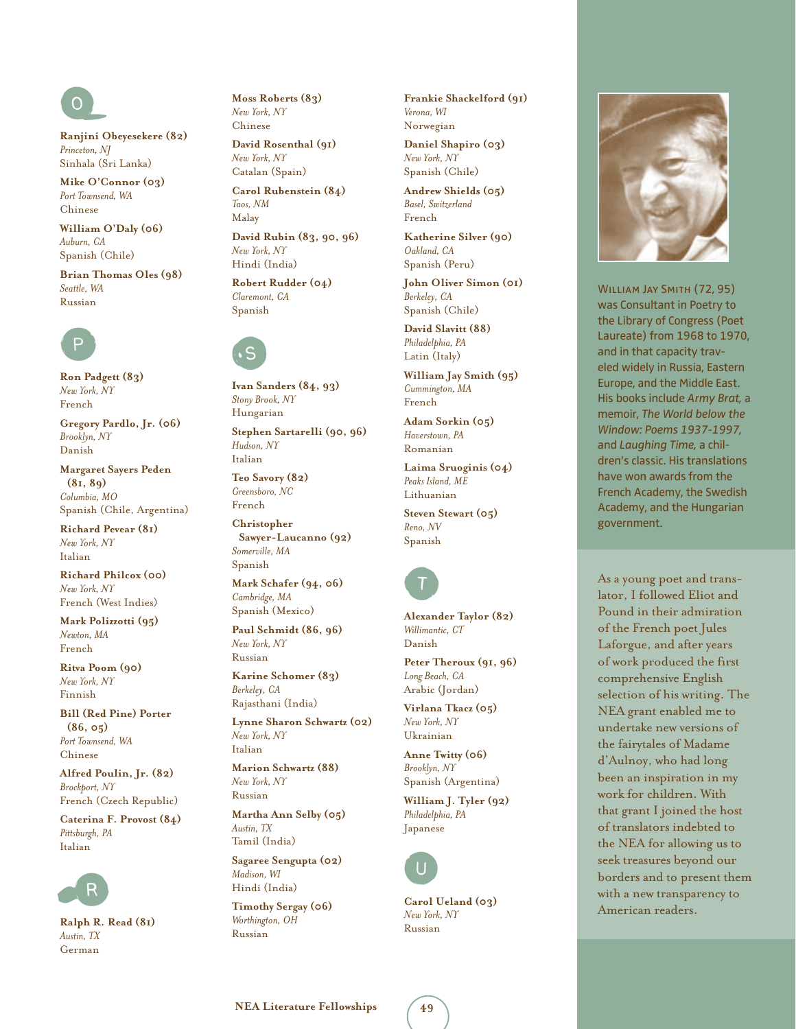## O

**Ranjini Obeyesekere (82)**
*Princeton, NJ*
Sinhala (Sri Lanka)

**Mike O'Connor (03)**
*Port Townsend, WA*
Chinese

**William O'Daly (06)**
*Auburn, CA*
Spanish (Chile)

**Brian Thomas Oles (98)**
*Seattle, WA*
Russian

## P

**Ron Padgett (83)**
*New York, NY*
French

**Gregory Pardlo, Jr. (06)**
*Brooklyn, NY*
Danish

**Margaret Sayers Peden (81, 89)**
*Columbia, MO*
Spanish (Chile, Argentina)

**Richard Pevear (81)**
*New York, NY*
Italian

**Richard Philcox (00)**
*New York, NY*
French (West Indies)

**Mark Polizzotti (95)**
*Newton, MA*
French

**Ritva Poom (90)**
*New York, NY*
Finnish

**Bill (Red Pine) Porter (86, 05)**
*Port Townsend, WA*
Chinese

**Alfred Poulin, Jr. (82)**
*Brockport, NY*
French (Czech Republic)

**Caterina F. Provost (84)**
*Pittsburgh, PA*
Italian

## R

**Ralph R. Read (81)**
*Austin, TX*
German

**Moss Roberts (83)**
*New York, NY*
Chinese

**David Rosenthal (91)**
*New York, NY*
Catalan (Spain)

**Carol Rubenstein (84)**
*Taos, NM*
Malay

**David Rubin (83, 90, 96)**
*New York, NY*
Hindi (India)

**Robert Rudder (04)**
*Claremont, CA*
Spanish

## S

**Ivan Sanders (84, 93)**
*Stony Brook, NY*
Hungarian

**Stephen Sartarelli (90, 96)**
*Hudson, NY*
Italian

**Teo Savory (82)**
*Greensboro, NC*
French

**Christopher Sawyer-Laucanno (92)**
*Somerville, MA*
Spanish

**Mark Schafer (94, 06)**
*Cambridge, MA*
Spanish (Mexico)

**Paul Schmidt (86, 96)**
*New York, NY*
Russian

**Karine Schomer (83)**
*Berkeley, CA*
Rajasthani (India)

**Lynne Sharon Schwartz (02)**
*New York, NY*
Italian

**Marion Schwartz (88)**
*New York, NY*
Russian

**Martha Ann Selby (05)**
*Austin, TX*
Tamil (India)

**Sagaree Sengupta (02)**
*Madison, WI*
Hindi (India)

**Timothy Sergay (06)**
*Worthington, OH*
Russian

**Frankie Shackelford (91)**
*Verona, WI*
Norwegian

**Daniel Shapiro (03)**
*New York, NY*
Spanish (Chile)

**Andrew Shields (05)**
*Basel, Switzerland*
French

**Katherine Silver (90)**
*Oakland, CA*
Spanish (Peru)

**John Oliver Simon (01)**
*Berkeley, CA*
Spanish (Chile)

**David Slavitt (88)**
*Philadelphia, PA*
Latin (Italy)

**William Jay Smith (95)**
*Cummington, MA*
French

**Adam Sorkin (05)**
*Haverstown, PA*
Romanian

**Laima Sruoginis (04)**
*Peaks Island, ME*
Lithuanian

**Steven Stewart (05)**
*Reno, NV*
Spanish

## T

**Alexander Taylor (82)**
*Willimantic, CT*
Danish

**Peter Theroux (91, 96)**
*Long Beach, CA*
Arabic (Jordan)

**Virlana Tkacz (05)**
*New York, NY*
Ukrainian

**Anne Twitty (06)**
*Brooklyn, NY*
Spanish (Argentina)

**William J. Tyler (92)**
*Philadelphia, PA*
Japanese

## U

**Carol Ueland (03)**
*New York, NY*
Russian

WILLIAM JAY SMITH (72, 95) was Consultant in Poetry to the Library of Congress (Poet Laureate) from 1968 to 1970, and in that capacity traveled widely in Russia, Eastern Europe, and the Middle East. His books include *Army Brat,* a memoir, *The World below the Window: Poems 1937-1997,* and *Laughing Time,* a children's classic. His translations have won awards from the French Academy, the Swedish Academy, and the Hungarian government.

As a young poet and translator, I followed Eliot and Pound in their admiration of the French poet Jules Laforgue, and after years of work produced the first comprehensive English selection of his writing. The NEA grant enabled me to undertake new versions of the fairytales of Madame d'Aulnoy, who had long been an inspiration in my work for children. With that grant I joined the host of translators indebted to the NEA for allowing us to seek treasures beyond our borders and to present them with a new transparency to American readers.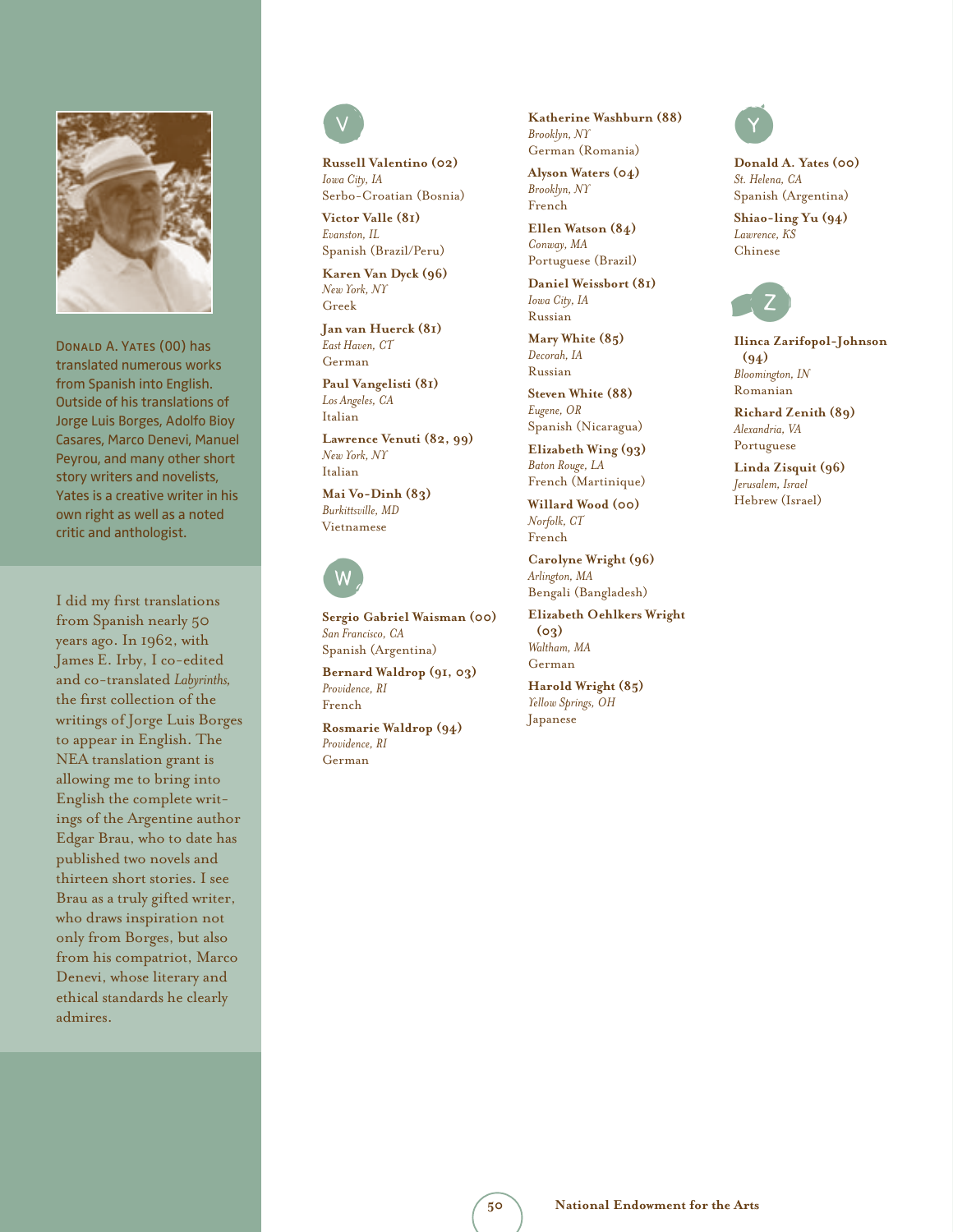Donald A. Yates (00) has translated numerous works from Spanish into English. Outside of his translations of Jorge Luis Borges, Adolfo Bioy Casares, Marco Denevi, Manuel Peyrou, and many other short story writers and novelists, Yates is a creative writer in his own right as well as a noted critic and anthologist.

I did my first translations from Spanish nearly 50 years ago. In 1962, with James E. Irby, I co-edited and co-translated *Labyrinths*, the first collection of the writings of Jorge Luis Borges to appear in English. The NEA translation grant is allowing me to bring into English the complete writings of the Argentine author Edgar Brau, who to date has published two novels and thirteen short stories. I see Brau as a truly gifted writer, who draws inspiration not only from Borges, but also from his compatriot, Marco Denevi, whose literary and ethical standards he clearly admires.

## V

**Russell Valentino (02)**
*Iowa City, IA*
Serbo-Croatian (Bosnia)

**Victor Valle (81)**
*Evanston, IL*
Spanish (Brazil/Peru)

**Karen Van Dyck (96)**
*New York, NY*
Greek

**Jan van Huerck (81)**
*East Haven, CT*
German

**Paul Vangelisti (81)**
*Los Angeles, CA*
Italian

**Lawrence Venuti (82, 99)**
*New York, NY*
Italian

**Mai Vo-Dinh (83)**
*Burkittsville, MD*
Vietnamese

## W

**Sergio Gabriel Waisman (00)**
*San Francisco, CA*
Spanish (Argentina)

**Bernard Waldrop (91, 03)**
*Providence, RI*
French

**Rosmarie Waldrop (94)**
*Providence, RI*
German

**Katherine Washburn (88)**
*Brooklyn, NY*
German (Romania)

**Alyson Waters (04)**
*Brooklyn, NY*
French

**Ellen Watson (84)**
*Conway, MA*
Portuguese (Brazil)

**Daniel Weissbort (81)**
*Iowa City, IA*
Russian

**Mary White (85)**
*Decorah, IA*
Russian

**Steven White (88)**
*Eugene, OR*
Spanish (Nicaragua)

**Elizabeth Wing (93)**
*Baton Rouge, LA*
French (Martinique)

**Willard Wood (00)**
*Norfolk, CT*
French

**Carolyne Wright (96)**
*Arlington, MA*
Bengali (Bangladesh)

**Elizabeth Oehlkers Wright (03)**
*Waltham, MA*
German

**Harold Wright (85)**
*Yellow Springs, OH*
Japanese

## Y

**Donald A. Yates (00)**
*St. Helena, CA*
Spanish (Argentina)

**Shiao-ling Yu (94)**
*Lawrence, KS*
Chinese

## Z

**Ilinca Zarifopol-Johnson (94)**
*Bloomington, IN*
Romanian

**Richard Zenith (89)**
*Alexandria, VA*
Portuguese

**Linda Zisquit (96)**
*Jerusalem, Israel*
Hebrew (Israel)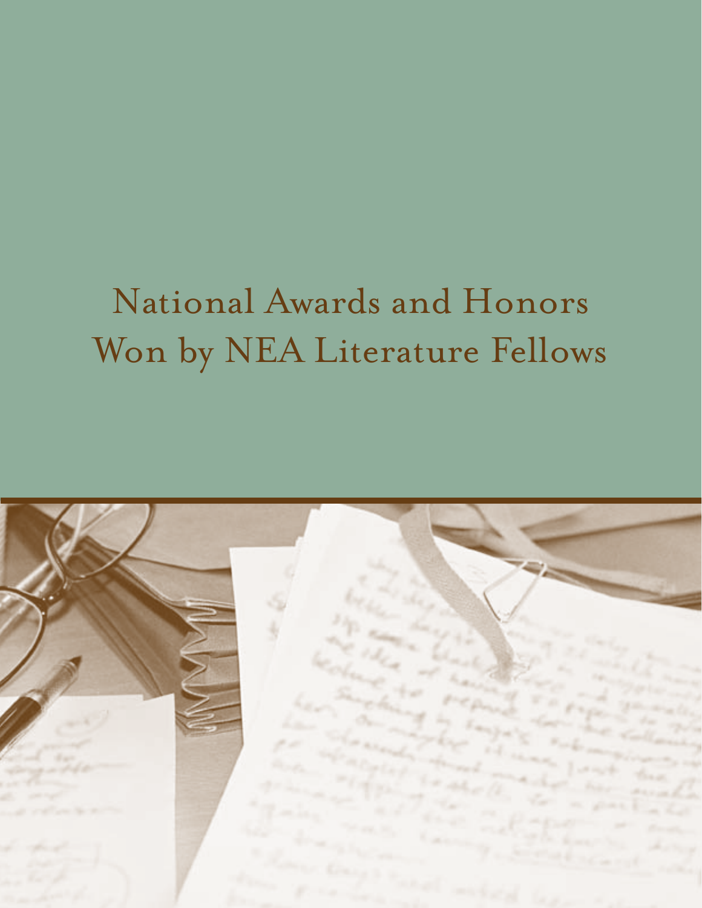# National Awards and Honors Won by NEA Literature Fellows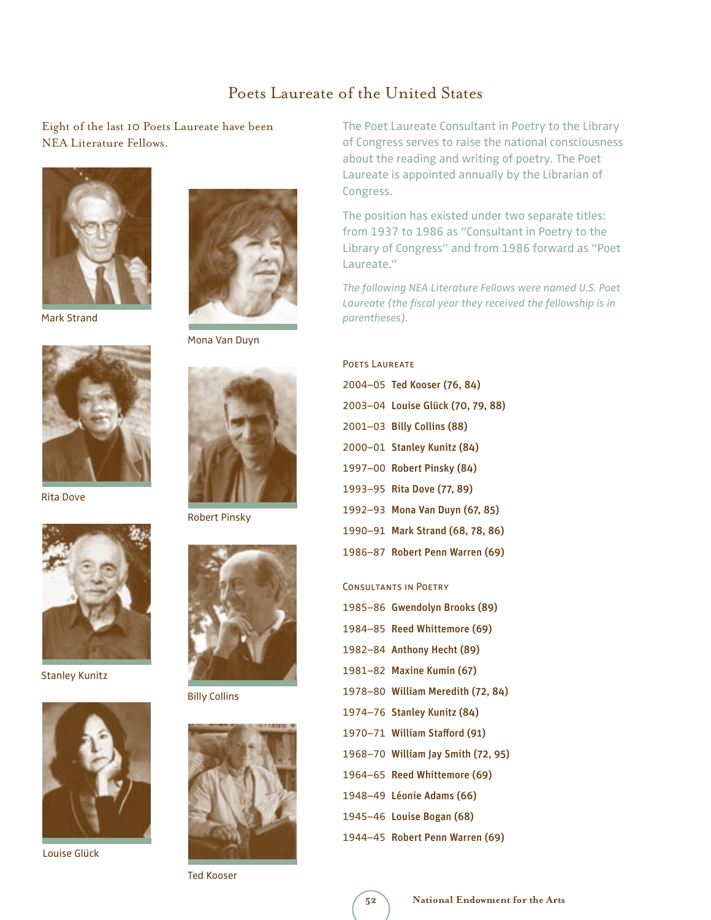# Poets Laureate of the United States

Eight of the last 10 Poets Laureate have been NEA Literature Fellows.

Mark Strand

Mona Van Duyn

Rita Dove

Robert Pinsky

Stanley Kunitz

Billy Collins

Louise Glück

Ted Kooser

The Poet Laureate Consultant in Poetry to the Library of Congress serves to raise the national consciousness about the reading and writing of poetry. The Poet Laureate is appointed annually by the Librarian of Congress.

The position has existed under two separate titles: from 1937 to 1986 as "Consultant in Poetry to the Library of Congress" and from 1986 forward as "Poet Laureate."

*The following NEA Literature Fellows were named U.S. Poet Laureate (the fiscal year they received the fellowship is in parentheses).*

### Poets Laureate

2004–05 **Ted Kooser (76, 84)**

2003–04 **Louise Glück (70, 79, 88)**

2001–03 **Billy Collins (88)**

2000–01 **Stanley Kunitz (84)**

1997–00 **Robert Pinsky (84)**

1993–95 **Rita Dove (77, 89)**

1992–93 **Mona Van Duyn (67, 85)**

1990–91 **Mark Strand (68, 78, 86)**

1986–87 **Robert Penn Warren (69)**

### Consultants in Poetry

1985–86 **Gwendolyn Brooks (89)**

1984–85 **Reed Whittemore (69)**

1982–84 **Anthony Hecht (89)**

1981–82 **Maxine Kumin (67)**

1978–80 **William Meredith (72, 84)**

1974–76 **Stanley Kunitz (84)**

1970–71 **William Stafford (91)**

1968–70 **William Jay Smith (72, 95)**

1964–65 **Reed Whittemore (69)**

1948–49 **Léonie Adams (66)**

1945–46 **Louise Bogan (68)**

1944–45 **Robert Penn Warren (69)**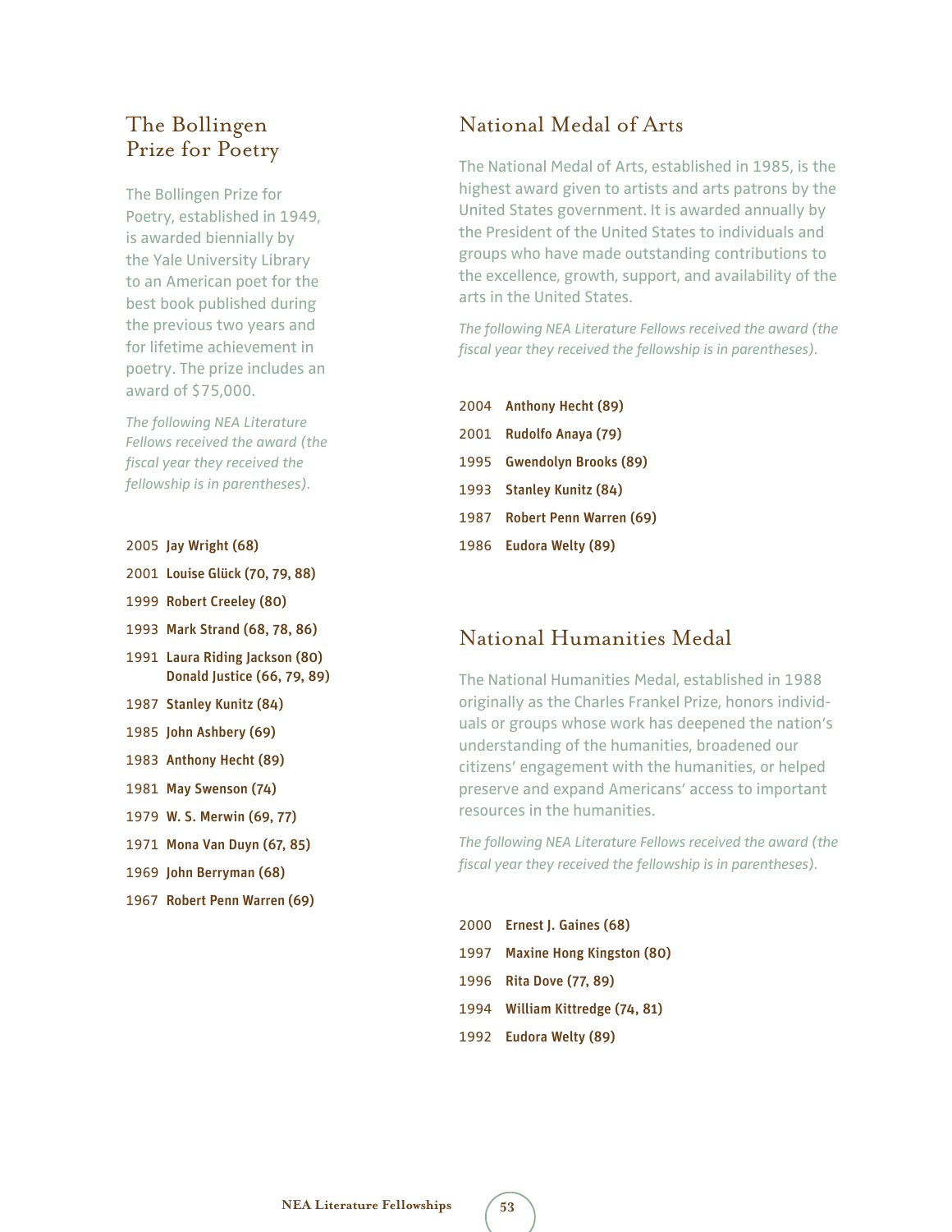## The Bollingen Prize for Poetry

The Bollingen Prize for Poetry, established in 1949, is awarded biennially by the Yale University Library to an American poet for the best book published during the previous two years and for lifetime achievement in poetry. The prize includes an award of $75,000.

*The following NEA Literature Fellows received the award (the fiscal year they received the fellowship is in parentheses).*

2005 **Jay Wright (68)**

2001 **Louise Glück (70, 79, 88)**

1999 **Robert Creeley (80)**

1993 **Mark Strand (68, 78, 86)**

1991 **Laura Riding Jackson (80)**
**Donald Justice (66, 79, 89)**

1987 **Stanley Kunitz (84)**

1985 **John Ashbery (69)**

1983 **Anthony Hecht (89)**

1981 **May Swenson (74)**

1979 **W. S. Merwin (69, 77)**

1971 **Mona Van Duyn (67, 85)**

1969 **John Berryman (68)**

1967 **Robert Penn Warren (69)**

## National Medal of Arts

The National Medal of Arts, established in 1985, is the highest award given to artists and arts patrons by the United States government. It is awarded annually by the President of the United States to individuals and groups who have made outstanding contributions to the excellence, growth, support, and availability of the arts in the United States.

*The following NEA Literature Fellows received the award (the fiscal year they received the fellowship is in parentheses).*

2004 **Anthony Hecht (89)**

2001 **Rudolfo Anaya (79)**

1995 **Gwendolyn Brooks (89)**

1993 **Stanley Kunitz (84)**

1987 **Robert Penn Warren (69)**

1986 **Eudora Welty (89)**

## National Humanities Medal

The National Humanities Medal, established in 1988 originally as the Charles Frankel Prize, honors individuals or groups whose work has deepened the nation's understanding of the humanities, broadened our citizens' engagement with the humanities, or helped preserve and expand Americans' access to important resources in the humanities.

*The following NEA Literature Fellows received the award (the fiscal year they received the fellowship is in parentheses).*

2000 **Ernest J. Gaines (68)**

1997 **Maxine Hong Kingston (80)**

1996 **Rita Dove (77, 89)**

1994 **William Kittredge (74, 81)**

1992 **Eudora Welty (89)**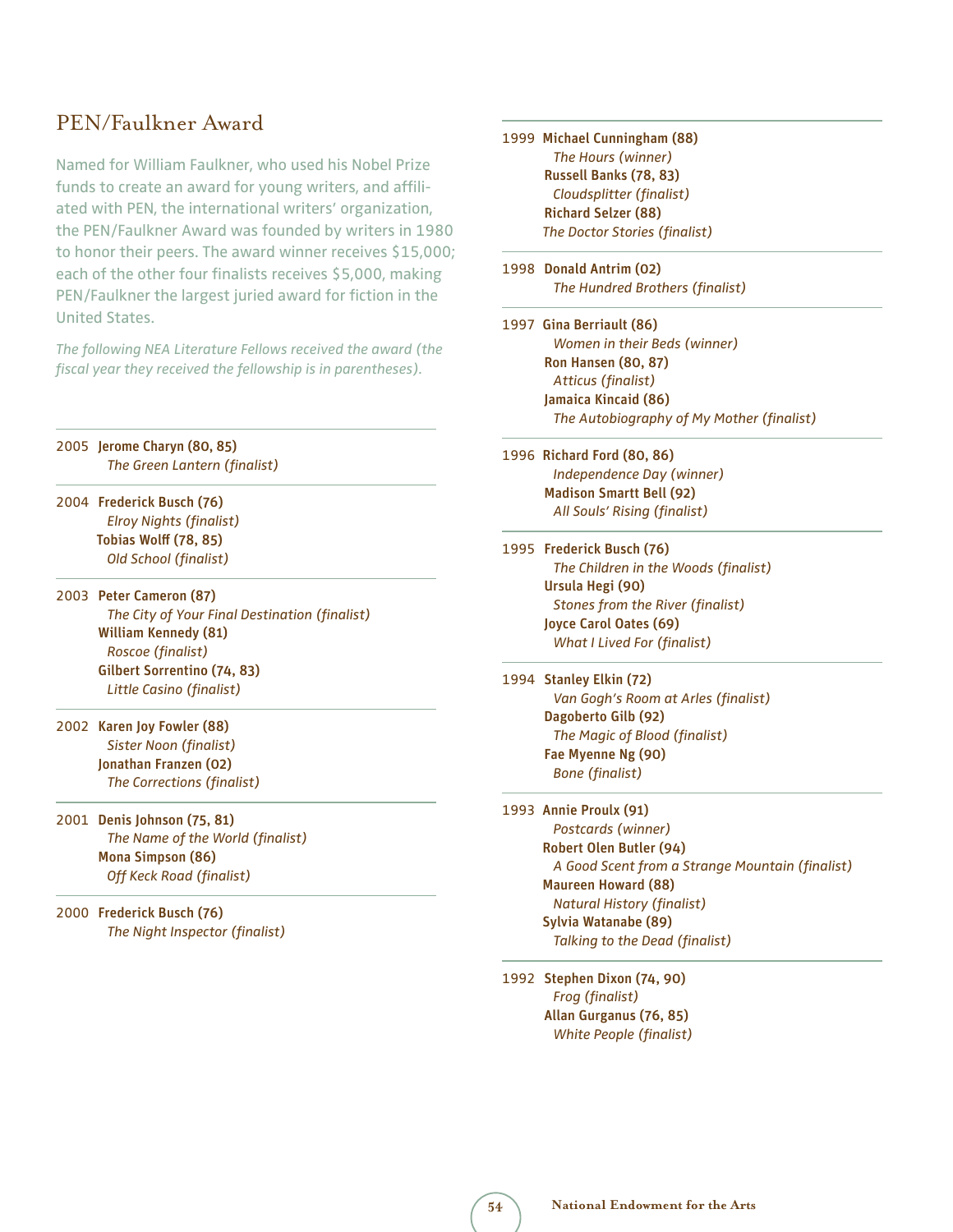## PEN/Faulkner Award

Named for William Faulkner, who used his Nobel Prize funds to create an award for young writers, and affiliated with PEN, the international writers' organization, the PEN/Faulkner Award was founded by writers in 1980 to honor their peers. The award winner receives $15,000; each of the other four finalists receives $5,000, making PEN/Faulkner the largest juried award for fiction in the United States.

*The following NEA Literature Fellows received the award (the fiscal year they received the fellowship is in parentheses).*

2005 **Jerome Charyn (80, 85)**
*The Green Lantern (finalist)*

2004 **Frederick Busch (76)**
*Elroy Nights (finalist)*
**Tobias Wolff (78, 85)**
*Old School (finalist)*

2003 **Peter Cameron (87)**
*The City of Your Final Destination (finalist)*
**William Kennedy (81)**
*Roscoe (finalist)*
**Gilbert Sorrentino (74, 83)**
*Little Casino (finalist)*

2002 **Karen Joy Fowler (88)**
*Sister Noon (finalist)*
**Jonathan Franzen (02)**
*The Corrections (finalist)*

2001 **Denis Johnson (75, 81)**
*The Name of the World (finalist)*
**Mona Simpson (86)**
*Off Keck Road (finalist)*

2000 **Frederick Busch (76)**
*The Night Inspector (finalist)*

1999 **Michael Cunningham (88)**
*The Hours (winner)*
**Russell Banks (78, 83)**
*Cloudsplitter (finalist)*
**Richard Selzer (88)**
*The Doctor Stories (finalist)*

1998 **Donald Antrim (02)**
*The Hundred Brothers (finalist)*

1997 **Gina Berriault (86)**
*Women in their Beds (winner)*
**Ron Hansen (80, 87)**
*Atticus (finalist)*
**Jamaica Kincaid (86)**
*The Autobiography of My Mother (finalist)*

1996 **Richard Ford (80, 86)**
*Independence Day (winner)*
**Madison Smartt Bell (92)**
*All Souls' Rising (finalist)*

1995 **Frederick Busch (76)**
*The Children in the Woods (finalist)*
**Ursula Hegi (90)**
*Stones from the River (finalist)*
**Joyce Carol Oates (69)**
*What I Lived For (finalist)*

1994 **Stanley Elkin (72)**
*Van Gogh's Room at Arles (finalist)*
**Dagoberto Gilb (92)**
*The Magic of Blood (finalist)*
**Fae Myenne Ng (90)**
*Bone (finalist)*

1993 **Annie Proulx (91)**
*Postcards (winner)*
**Robert Olen Butler (94)**
*A Good Scent from a Strange Mountain (finalist)*
**Maureen Howard (88)**
*Natural History (finalist)*
**Sylvia Watanabe (89)**
*Talking to the Dead (finalist)*

1992 **Stephen Dixon (74, 90)**
*Frog (finalist)*
**Allan Gurganus (76, 85)**
*White People (finalist)*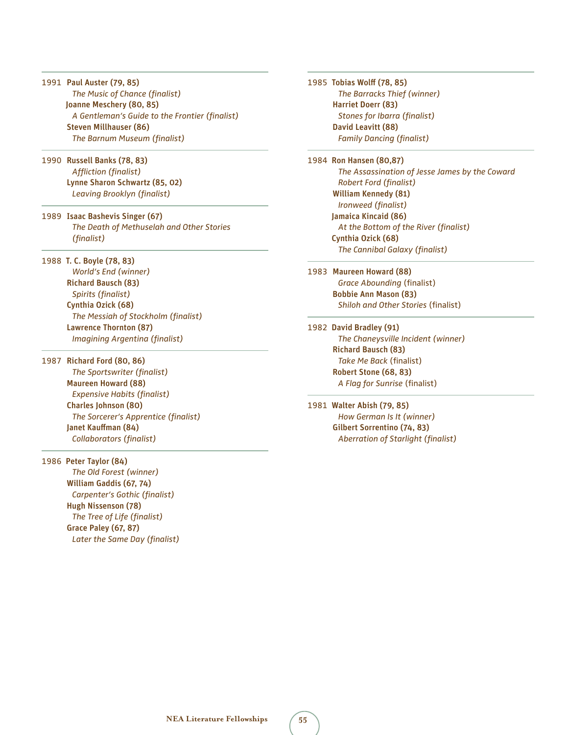1991 **Paul Auster (79, 85)**
*The Music of Chance (finalist)*
**Joanne Meschery (80, 85)**
*A Gentleman's Guide to the Frontier (finalist)*
**Steven Millhauser (86)**
*The Barnum Museum (finalist)*

1990 **Russell Banks (78, 83)**
*Affliction (finalist)*
**Lynne Sharon Schwartz (85, 02)**
*Leaving Brooklyn (finalist)*

1989 **Isaac Bashevis Singer (67)**
*The Death of Methuselah and Other Stories (finalist)*

1988 **T. C. Boyle (78, 83)**
*World's End (winner)*
**Richard Bausch (83)**
*Spirits (finalist)*
**Cynthia Ozick (68)**
*The Messiah of Stockholm (finalist)*
**Lawrence Thornton (87)**
*Imagining Argentina (finalist)*

1987 **Richard Ford (80, 86)**
*The Sportswriter (finalist)*
**Maureen Howard (88)**
*Expensive Habits (finalist)*
**Charles Johnson (80)**
*The Sorcerer's Apprentice (finalist)*
**Janet Kauffman (84)**
*Collaborators (finalist)*

1986 **Peter Taylor (84)**
*The Old Forest (winner)*
**William Gaddis (67, 74)**
*Carpenter's Gothic (finalist)*
**Hugh Nissenson (78)**
*The Tree of Life (finalist)*
**Grace Paley (67, 87)**
*Later the Same Day (finalist)*

1985 **Tobias Wolff (78, 85)**
*The Barracks Thief (winner)*
**Harriet Doerr (83)**
*Stones for Ibarra (finalist)*
**David Leavitt (88)**
*Family Dancing (finalist)*

1984 **Ron Hansen (80,87)**
*The Assassination of Jesse James by the Coward Robert Ford (finalist)*
**William Kennedy (81)**
*Ironweed (finalist)*
**Jamaica Kincaid (86)**
*At the Bottom of the River (finalist)*
**Cynthia Ozick (68)**
*The Cannibal Galaxy (finalist)*

1983 **Maureen Howard (88)**
*Grace Abounding* (finalist)
**Bobbie Ann Mason (83)**
*Shiloh and Other Stories* (finalist)

1982 **David Bradley (91)**
*The Chaneysville Incident (winner)*
**Richard Bausch (83)**
*Take Me Back* (finalist)
**Robert Stone (68, 83)**
*A Flag for Sunrise* (finalist)

1981 **Walter Abish (79, 85)**
*How German Is It (winner)*
**Gilbert Sorrentino (74, 83)**
*Aberration of Starlight (finalist)*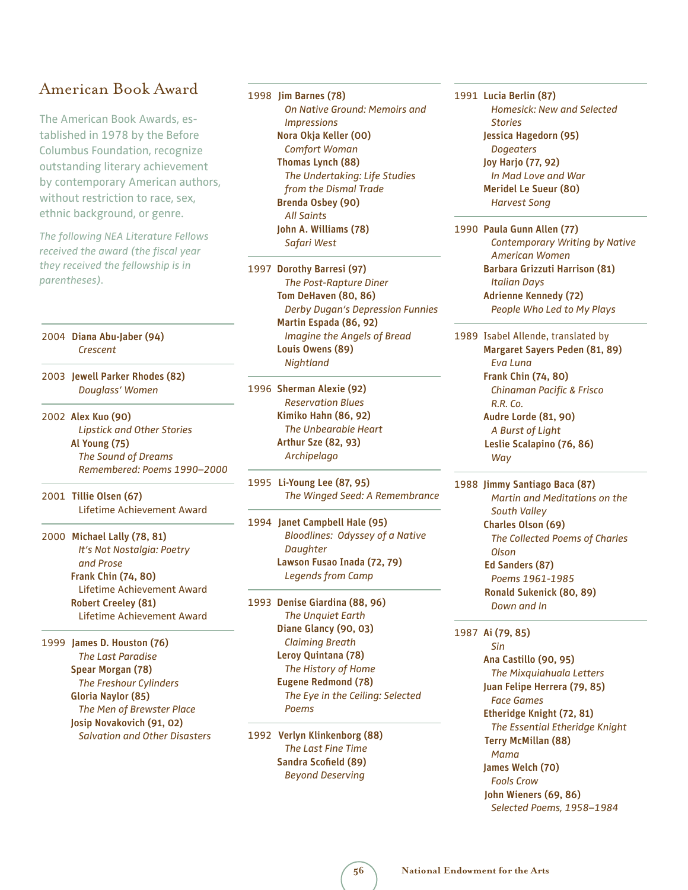## American Book Award

The American Book Awards, established in 1978 by the Before Columbus Foundation, recognize outstanding literary achievement by contemporary American authors, without restriction to race, sex, ethnic background, or genre.

*The following NEA Literature Fellows received the award (the fiscal year they received the fellowship is in parentheses).*

2004 **Diana Abu-Jaber (94)**
*Crescent*

2003 **Jewell Parker Rhodes (82)**
*Douglass' Women*

2002 **Alex Kuo (90)**
*Lipstick and Other Stories*
**Al Young (75)**
*The Sound of Dreams Remembered: Poems 1990–2000*

2001 **Tillie Olsen (67)**
Lifetime Achievement Award

2000 **Michael Lally (78, 81)**
*It's Not Nostalgia: Poetry and Prose*
**Frank Chin (74, 80)**
Lifetime Achievement Award
**Robert Creeley (81)**
Lifetime Achievement Award

1999 **James D. Houston (76)**
*The Last Paradise*
**Spear Morgan (78)**
*The Freshour Cylinders*
**Gloria Naylor (85)**
*The Men of Brewster Place*
**Josip Novakovich (91, 02)**
*Salvation and Other Disasters*

1998 **Jim Barnes (78)**
*On Native Ground: Memoirs and Impressions*
**Nora Okja Keller (00)**
*Comfort Woman*
**Thomas Lynch (88)**
*The Undertaking: Life Studies from the Dismal Trade*
**Brenda Osbey (90)**
*All Saints*
**John A. Williams (78)**
*Safari West*

1997 **Dorothy Barresi (97)**
*The Post-Rapture Diner*
**Tom DeHaven (80, 86)**
*Derby Dugan's Depression Funnies*
**Martin Espada (86, 92)**
*Imagine the Angels of Bread*
**Louis Owens (89)**
*Nightland*

1996 **Sherman Alexie (92)**
*Reservation Blues*
**Kimiko Hahn (86, 92)**
*The Unbearable Heart*
**Arthur Sze (82, 93)**
*Archipelago*

1995 **Li-Young Lee (87, 95)**
*The Winged Seed: A Remembrance*

1994 **Janet Campbell Hale (95)**
*Bloodlines: Odyssey of a Native Daughter*
**Lawson Fusao Inada (72, 79)**
*Legends from Camp*

1993 **Denise Giardina (88, 96)**
*The Unquiet Earth*
**Diane Glancy (90, 03)**
*Claiming Breath*
**Leroy Quintana (78)**
*The History of Home*
**Eugene Redmond (78)**
*The Eye in the Ceiling: Selected Poems*

1992 **Verlyn Klinkenborg (88)**
*The Last Fine Time*
**Sandra Scofield (89)**
*Beyond Deserving*

1991 **Lucia Berlin (87)**
*Homesick: New and Selected Stories*
**Jessica Hagedorn (95)**
*Dogeaters*
**Joy Harjo (77, 92)**
*In Mad Love and War*
**Meridel Le Sueur (80)**
*Harvest Song*

1990 **Paula Gunn Allen (77)**
*Contemporary Writing by Native American Women*
**Barbara Grizzuti Harrison (81)**
*Italian Days*
**Adrienne Kennedy (72)**
*People Who Led to My Plays*

1989 Isabel Allende, translated by
**Margaret Sayers Peden (81, 89)**
*Eva Luna*
**Frank Chin (74, 80)**
*Chinaman Pacific & Frisco R.R. Co.*
**Audre Lorde (81, 90)**
*A Burst of Light*
**Leslie Scalapino (76, 86)**
*Way*

1988 **Jimmy Santiago Baca (87)**
*Martin and Meditations on the South Valley*
**Charles Olson (69)**
*The Collected Poems of Charles Olson*
**Ed Sanders (87)**
*Poems 1961-1985*
**Ronald Sukenick (80, 89)**
*Down and In*

1987 **Ai (79, 85)**
*Sin*
**Ana Castillo (90, 95)**
*The Mixquiahuala Letters*
**Juan Felipe Herrera (79, 85)**
*Face Games*
**Etheridge Knight (72, 81)**
*The Essential Etheridge Knight*
**Terry McMillan (88)**
*Mama*
**James Welch (70)**
*Fools Crow*
**John Wieners (69, 86)**
*Selected Poems, 1958–1984*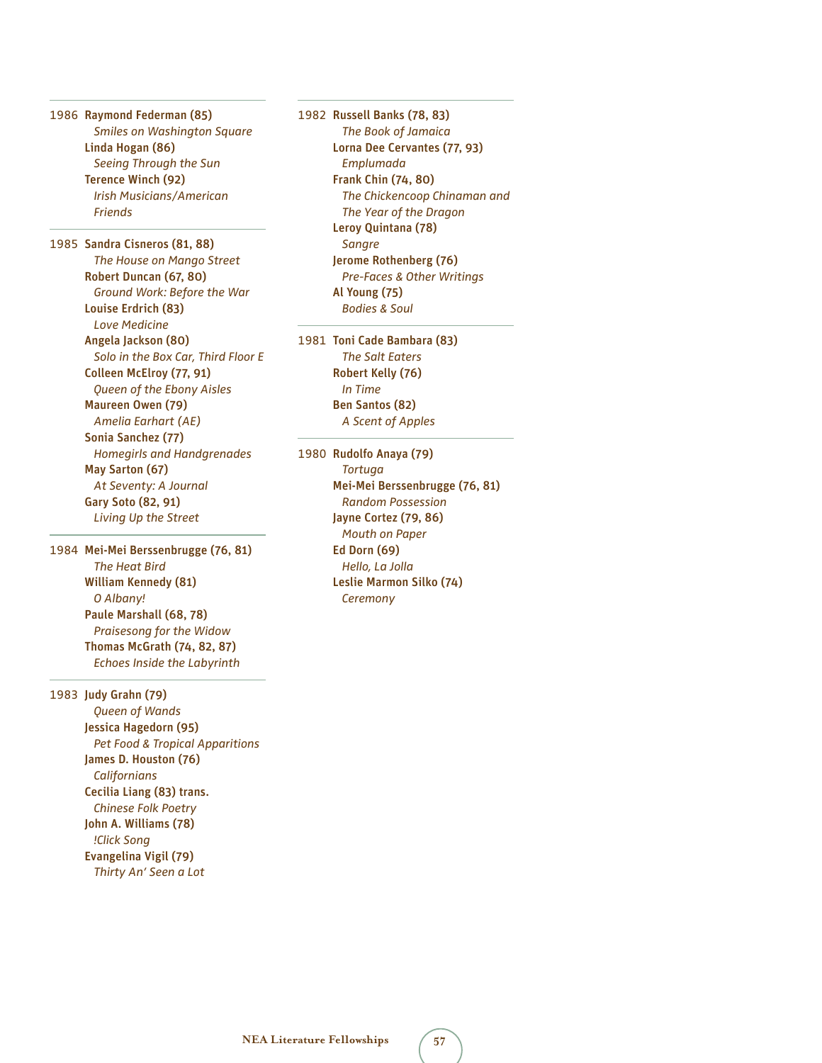1986 **Raymond Federman (85)**
*Smiles on Washington Square*
**Linda Hogan (86)**
*Seeing Through the Sun*
**Terence Winch (92)**
*Irish Musicians/American Friends*

---

1985 **Sandra Cisneros (81, 88)**
*The House on Mango Street*
**Robert Duncan (67, 80)**
*Ground Work: Before the War*
**Louise Erdrich (83)**
*Love Medicine*
**Angela Jackson (80)**
*Solo in the Box Car, Third Floor E*
**Colleen McElroy (77, 91)**
*Queen of the Ebony Aisles*
**Maureen Owen (79)**
*Amelia Earhart (AE)*
**Sonia Sanchez (77)**
*Homegirls and Handgrenades*
**May Sarton (67)**
*At Seventy: A Journal*
**Gary Soto (82, 91)**
*Living Up the Street*

---

1984 **Mei-Mei Berssenbrugge (76, 81)**
*The Heat Bird*
**William Kennedy (81)**
*O Albany!*
**Paule Marshall (68, 78)**
*Praisesong for the Widow*
**Thomas McGrath (74, 82, 87)**
*Echoes Inside the Labyrinth*

---

1983 **Judy Grahn (79)**
*Queen of Wands*
**Jessica Hagedorn (95)**
*Pet Food & Tropical Apparitions*
**James D. Houston (76)**
*Californians*
**Cecilia Liang (83) trans.**
*Chinese Folk Poetry*
**John A. Williams (78)**
*!Click Song*
**Evangelina Vigil (79)**
*Thirty An' Seen a Lot*

---

1982 **Russell Banks (78, 83)**
*The Book of Jamaica*
**Lorna Dee Cervantes (77, 93)**
*Emplumada*
**Frank Chin (74, 80)**
*The Chickencoop Chinaman and The Year of the Dragon*
**Leroy Quintana (78)**
*Sangre*
**Jerome Rothenberg (76)**
*Pre-Faces & Other Writings*
**Al Young (75)**
*Bodies & Soul*

---

1981 **Toni Cade Bambara (83)**
*The Salt Eaters*
**Robert Kelly (76)**
*In Time*
**Ben Santos (82)**
*A Scent of Apples*

---

1980 **Rudolfo Anaya (79)**
*Tortuga*
**Mei-Mei Berssenbrugge (76, 81)**
*Random Possession*
**Jayne Cortez (79, 86)**
*Mouth on Paper*
**Ed Dorn (69)**
*Hello, La Jolla*
**Leslie Marmon Silko (74)**
*Ceremony*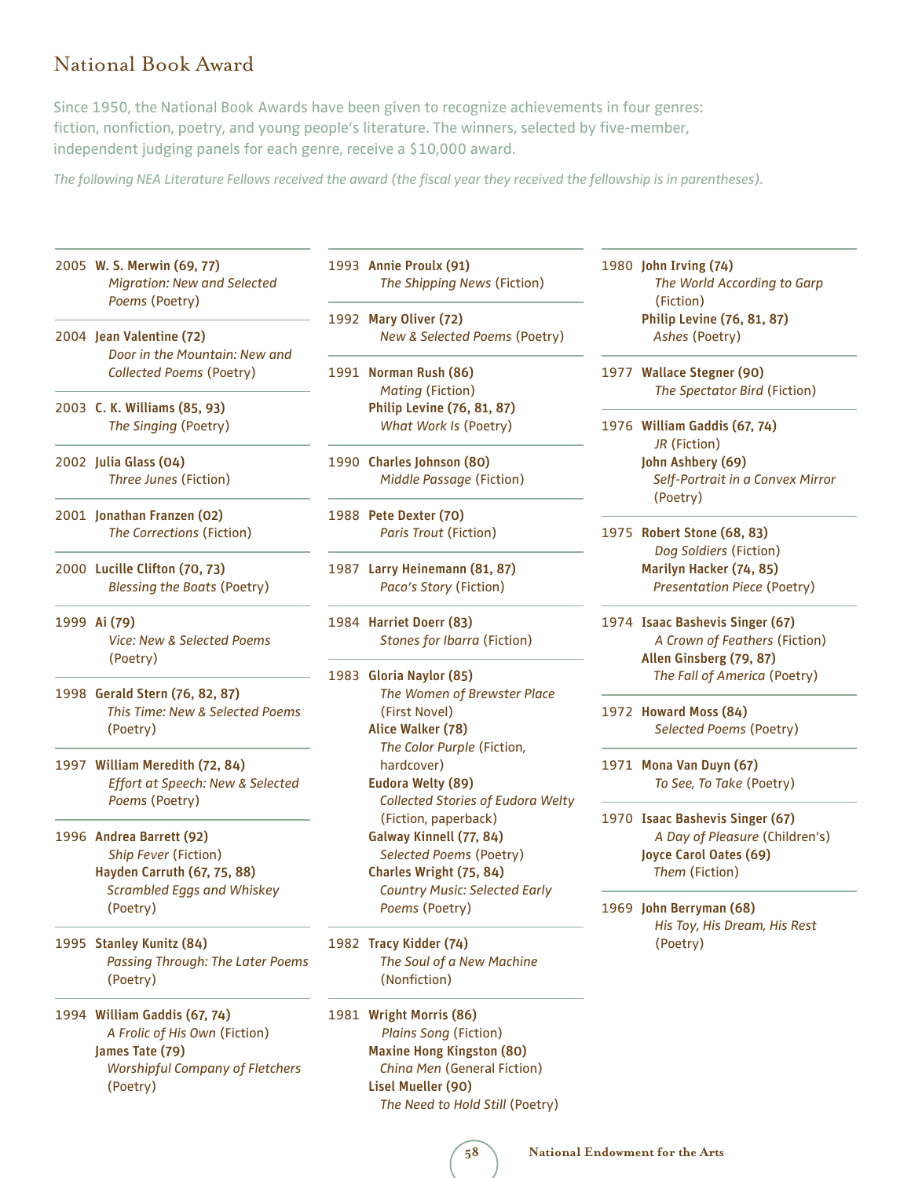# National Book Award

Since 1950, the National Book Awards have been given to recognize achievements in four genres: fiction, nonfiction, poetry, and young people's literature. The winners, selected by five-member, independent judging panels for each genre, receive a $10,000 award.

*The following NEA Literature Fellows received the award (the fiscal year they received the fellowship is in parentheses).*

2005 **W. S. Merwin (69, 77)**
*Migration: New and Selected Poems* (Poetry)

2004 **Jean Valentine (72)**
*Door in the Mountain: New and Collected Poems* (Poetry)

2003 **C. K. Williams (85, 93)**
*The Singing* (Poetry)

2002 **Julia Glass (04)**
*Three Junes* (Fiction)

2001 **Jonathan Franzen (02)**
*The Corrections* (Fiction)

2000 **Lucille Clifton (70, 73)**
*Blessing the Boats* (Poetry)

1999 **Ai (79)**
*Vice: New & Selected Poems* (Poetry)

1998 **Gerald Stern (76, 82, 87)**
*This Time: New & Selected Poems* (Poetry)

1997 **William Meredith (72, 84)**
*Effort at Speech: New & Selected Poems* (Poetry)

1996 **Andrea Barrett (92)**
*Ship Fever* (Fiction)
**Hayden Carruth (67, 75, 88)**
*Scrambled Eggs and Whiskey* (Poetry)

1995 **Stanley Kunitz (84)**
*Passing Through: The Later Poems* (Poetry)

1994 **William Gaddis (67, 74)**
*A Frolic of His Own* (Fiction)
**James Tate (79)**
*Worshipful Company of Fletchers* (Poetry)

1993 **Annie Proulx (91)**
*The Shipping News* (Fiction)

1992 **Mary Oliver (72)**
*New & Selected Poems* (Poetry)

1991 **Norman Rush (86)**
*Mating* (Fiction)
**Philip Levine (76, 81, 87)**
*What Work Is* (Poetry)

1990 **Charles Johnson (80)**
*Middle Passage* (Fiction)

1988 **Pete Dexter (70)**
*Paris Trout* (Fiction)

1987 **Larry Heinemann (81, 87)**
*Paco's Story* (Fiction)

1984 **Harriet Doerr (83)**
*Stones for Ibarra* (Fiction)

1983 **Gloria Naylor (85)**
*The Women of Brewster Place* (First Novel)
**Alice Walker (78)**
*The Color Purple* (Fiction, hardcover)
**Eudora Welty (89)**
*Collected Stories of Eudora Welty* (Fiction, paperback)
**Galway Kinnell (77, 84)**
*Selected Poems* (Poetry)
**Charles Wright (75, 84)**
*Country Music: Selected Early Poems* (Poetry)

1982 **Tracy Kidder (74)**
*The Soul of a New Machine* (Nonfiction)

1981 **Wright Morris (86)**
*Plains Song* (Fiction)
**Maxine Hong Kingston (80)**
*China Men* (General Fiction)
**Lisel Mueller (90)**
*The Need to Hold Still* (Poetry)

1980 **John Irving (74)**
*The World According to Garp* (Fiction)
**Philip Levine (76, 81, 87)**
*Ashes* (Poetry)

1977 **Wallace Stegner (90)**
*The Spectator Bird* (Fiction)

1976 **William Gaddis (67, 74)**
*JR* (Fiction)
**John Ashbery (69)**
*Self-Portrait in a Convex Mirror* (Poetry)

1975 **Robert Stone (68, 83)**
*Dog Soldiers* (Fiction)
**Marilyn Hacker (74, 85)**
*Presentation Piece* (Poetry)

1974 **Isaac Bashevis Singer (67)**
*A Crown of Feathers* (Fiction)
**Allen Ginsberg (79, 87)**
*The Fall of America* (Poetry)

1972 **Howard Moss (84)**
*Selected Poems* (Poetry)

1971 **Mona Van Duyn (67)**
*To See, To Take* (Poetry)

1970 **Isaac Bashevis Singer (67)**
*A Day of Pleasure* (Children's)
**Joyce Carol Oates (69)**
*Them* (Fiction)

1969 **John Berryman (68)**
*His Toy, His Dream, His Rest* (Poetry)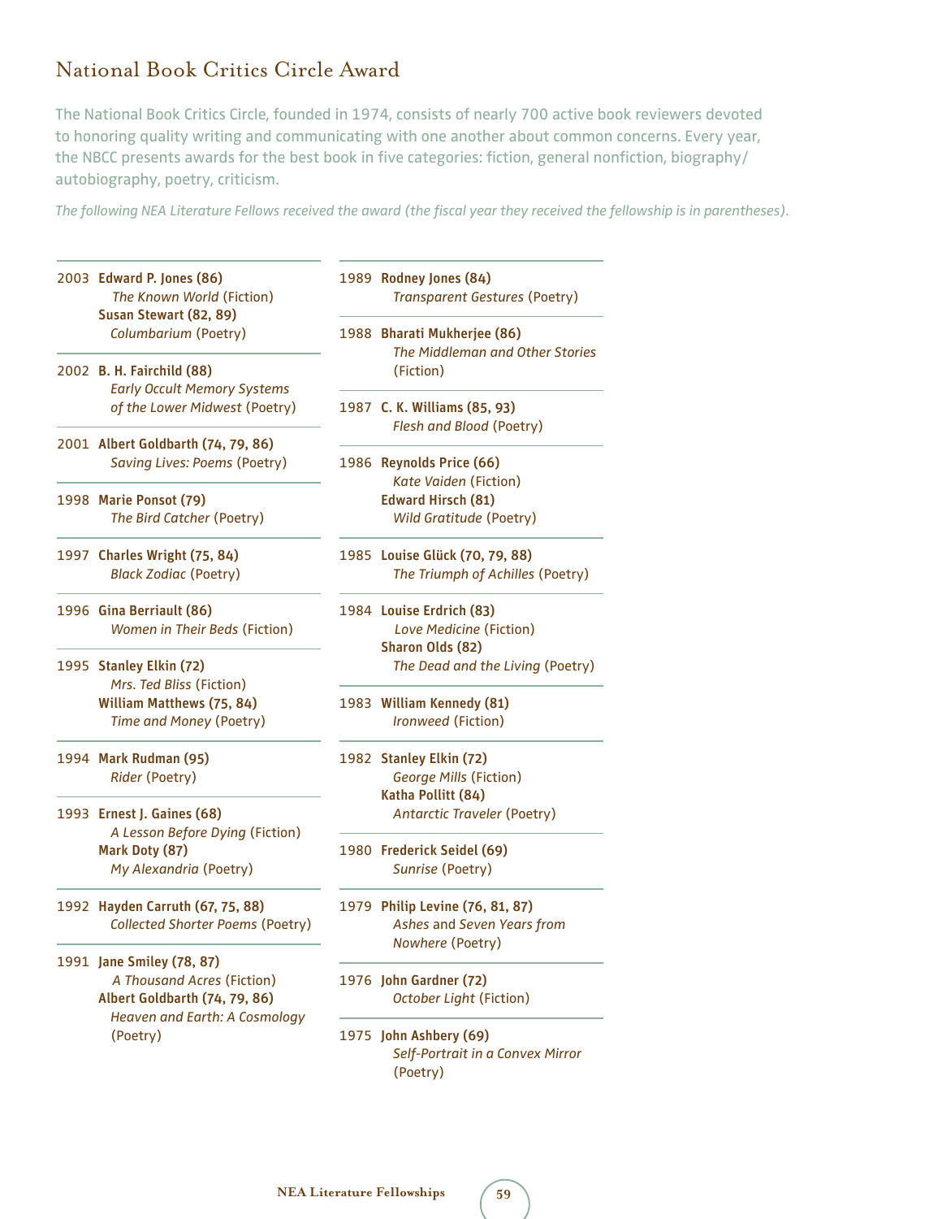## National Book Critics Circle Award

The National Book Critics Circle, founded in 1974, consists of nearly 700 active book reviewers devoted to honoring quality writing and communicating with one another about common concerns. Every year, the NBCC presents awards for the best book in five categories: fiction, general nonfiction, biography/autobiography, poetry, criticism.

*The following NEA Literature Fellows received the award (the fiscal year they received the fellowship is in parentheses).*

2003 **Edward P. Jones (86)**
*The Known World* (Fiction)
**Susan Stewart (82, 89)**
*Columbarium* (Poetry)

2002 **B. H. Fairchild (88)**
*Early Occult Memory Systems of the Lower Midwest* (Poetry)

2001 **Albert Goldbarth (74, 79, 86)**
*Saving Lives: Poems* (Poetry)

1998 **Marie Ponsot (79)**
*The Bird Catcher* (Poetry)

1997 **Charles Wright (75, 84)**
*Black Zodiac* (Poetry)

1996 **Gina Berriault (86)**
*Women in Their Beds* (Fiction)

1995 **Stanley Elkin (72)**
*Mrs. Ted Bliss* (Fiction)
**William Matthews (75, 84)**
*Time and Money* (Poetry)

1994 **Mark Rudman (95)**
*Rider* (Poetry)

1993 **Ernest J. Gaines (68)**
*A Lesson Before Dying* (Fiction)
**Mark Doty (87)**
*My Alexandria* (Poetry)

1992 **Hayden Carruth (67, 75, 88)**
*Collected Shorter Poems* (Poetry)

1991 **Jane Smiley (78, 87)**
*A Thousand Acres* (Fiction)
**Albert Goldbarth (74, 79, 86)**
*Heaven and Earth: A Cosmology* (Poetry)

1989 **Rodney Jones (84)**
*Transparent Gestures* (Poetry)

1988 **Bharati Mukherjee (86)**
*The Middleman and Other Stories* (Fiction)

1987 **C. K. Williams (85, 93)**
*Flesh and Blood* (Poetry)

1986 **Reynolds Price (66)**
*Kate Vaiden* (Fiction)
**Edward Hirsch (81)**
*Wild Gratitude* (Poetry)

1985 **Louise Glück (70, 79, 88)**
*The Triumph of Achilles* (Poetry)

1984 **Louise Erdrich (83)**
*Love Medicine* (Fiction)
**Sharon Olds (82)**
*The Dead and the Living* (Poetry)

1983 **William Kennedy (81)**
*Ironweed* (Fiction)

1982 **Stanley Elkin (72)**
*George Mills* (Fiction)
**Katha Pollitt (84)**
*Antarctic Traveler* (Poetry)

1980 **Frederick Seidel (69)**
*Sunrise* (Poetry)

1979 **Philip Levine (76, 81, 87)**
*Ashes* and *Seven Years from Nowhere* (Poetry)

1976 **John Gardner (72)**
*October Light* (Fiction)

1975 **John Ashbery (69)**
*Self-Portrait in a Convex Mirror* (Poetry)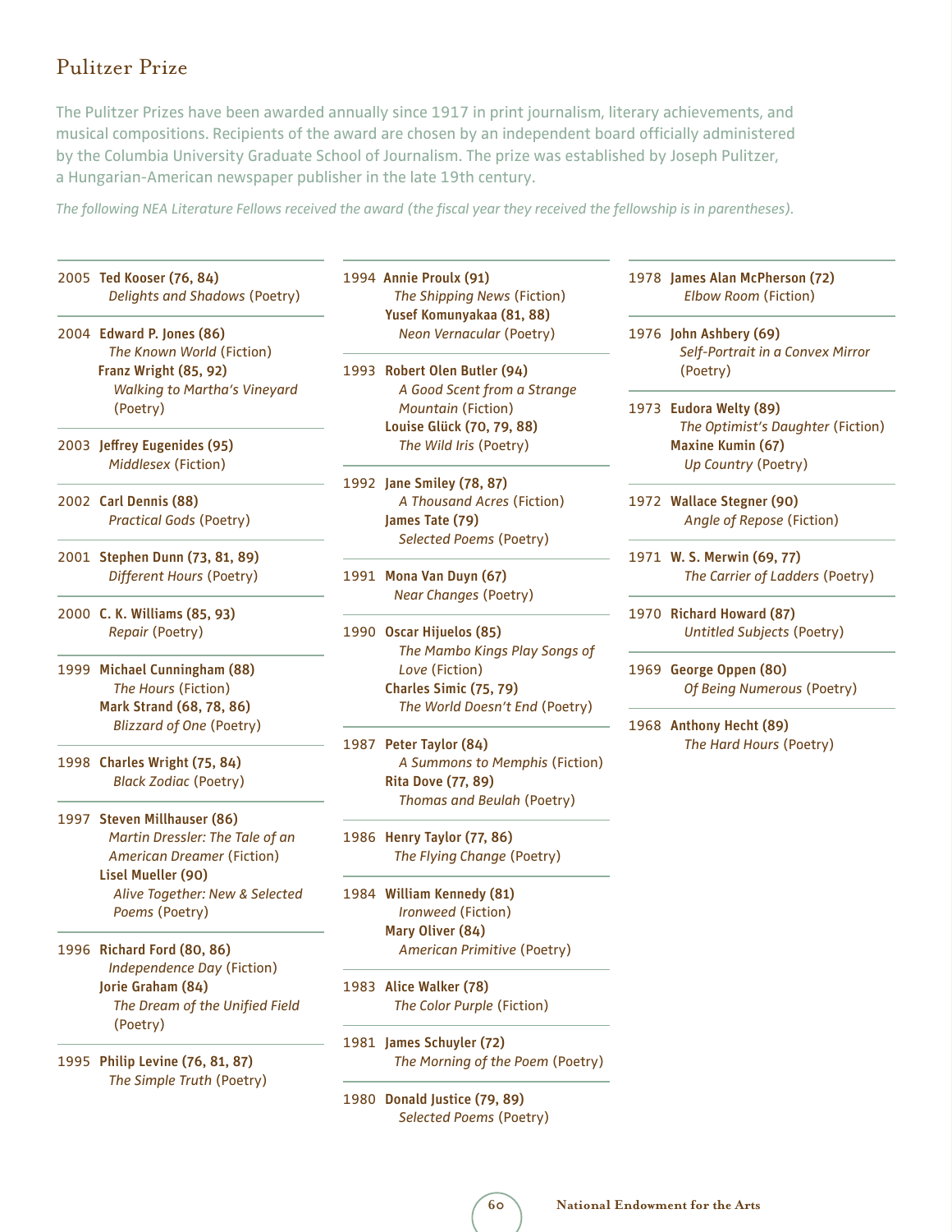## Pulitzer Prize

The Pulitzer Prizes have been awarded annually since 1917 in print journalism, literary achievements, and musical compositions. Recipients of the award are chosen by an independent board officially administered by the Columbia University Graduate School of Journalism. The prize was established by Joseph Pulitzer, a Hungarian-American newspaper publisher in the late 19th century.

*The following NEA Literature Fellows received the award (the fiscal year they received the fellowship is in parentheses).*

2005 **Ted Kooser (76, 84)**
*Delights and Shadows* (Poetry)

2004 **Edward P. Jones (86)**
*The Known World* (Fiction)
**Franz Wright (85, 92)**
*Walking to Martha's Vineyard* (Poetry)

2003 **Jeffrey Eugenides (95)**
*Middlesex* (Fiction)

2002 **Carl Dennis (88)**
*Practical Gods* (Poetry)

2001 **Stephen Dunn (73, 81, 89)**
*Different Hours* (Poetry)

2000 **C. K. Williams (85, 93)**
*Repair* (Poetry)

1999 **Michael Cunningham (88)**
*The Hours* (Fiction)
**Mark Strand (68, 78, 86)**
*Blizzard of One* (Poetry)

1998 **Charles Wright (75, 84)**
*Black Zodiac* (Poetry)

1997 **Steven Millhauser (86)**
*Martin Dressler: The Tale of an American Dreamer* (Fiction)
**Lisel Mueller (90)**
*Alive Together: New & Selected Poems* (Poetry)

1996 **Richard Ford (80, 86)**
*Independence Day* (Fiction)
**Jorie Graham (84)**
*The Dream of the Unified Field* (Poetry)

1995 **Philip Levine (76, 81, 87)**
*The Simple Truth* (Poetry)

1994 **Annie Proulx (91)**
*The Shipping News* (Fiction)
**Yusef Komunyakaa (81, 88)**
*Neon Vernacular* (Poetry)

1993 **Robert Olen Butler (94)**
*A Good Scent from a Strange Mountain* (Fiction)
**Louise Glück (70, 79, 88)**
*The Wild Iris* (Poetry)

1992 **Jane Smiley (78, 87)**
*A Thousand Acres* (Fiction)
**James Tate (79)**
*Selected Poems* (Poetry)

1991 **Mona Van Duyn (67)**
*Near Changes* (Poetry)

1990 **Oscar Hijuelos (85)**
*The Mambo Kings Play Songs of Love* (Fiction)
**Charles Simic (75, 79)**
*The World Doesn't End* (Poetry)

1987 **Peter Taylor (84)**
*A Summons to Memphis* (Fiction)
**Rita Dove (77, 89)**
*Thomas and Beulah* (Poetry)

1986 **Henry Taylor (77, 86)**
*The Flying Change* (Poetry)

1984 **William Kennedy (81)**
*Ironweed* (Fiction)
**Mary Oliver (84)**
*American Primitive* (Poetry)

1983 **Alice Walker (78)**
*The Color Purple* (Fiction)

1981 **James Schuyler (72)**
*The Morning of the Poem* (Poetry)

1980 **Donald Justice (79, 89)**
*Selected Poems* (Poetry)

1978 **James Alan McPherson (72)**
*Elbow Room* (Fiction)

1976 **John Ashbery (69)**
*Self-Portrait in a Convex Mirror* (Poetry)

1973 **Eudora Welty (89)**
*The Optimist's Daughter* (Fiction)
**Maxine Kumin (67)**
*Up Country* (Poetry)

1972 **Wallace Stegner (90)**
*Angle of Repose* (Fiction)

1971 **W. S. Merwin (69, 77)**
*The Carrier of Ladders* (Poetry)

1970 **Richard Howard (87)**
*Untitled Subjects* (Poetry)

1969 **George Oppen (80)**
*Of Being Numerous* (Poetry)

1968 **Anthony Hecht (89)**
*The Hard Hours* (Poetry)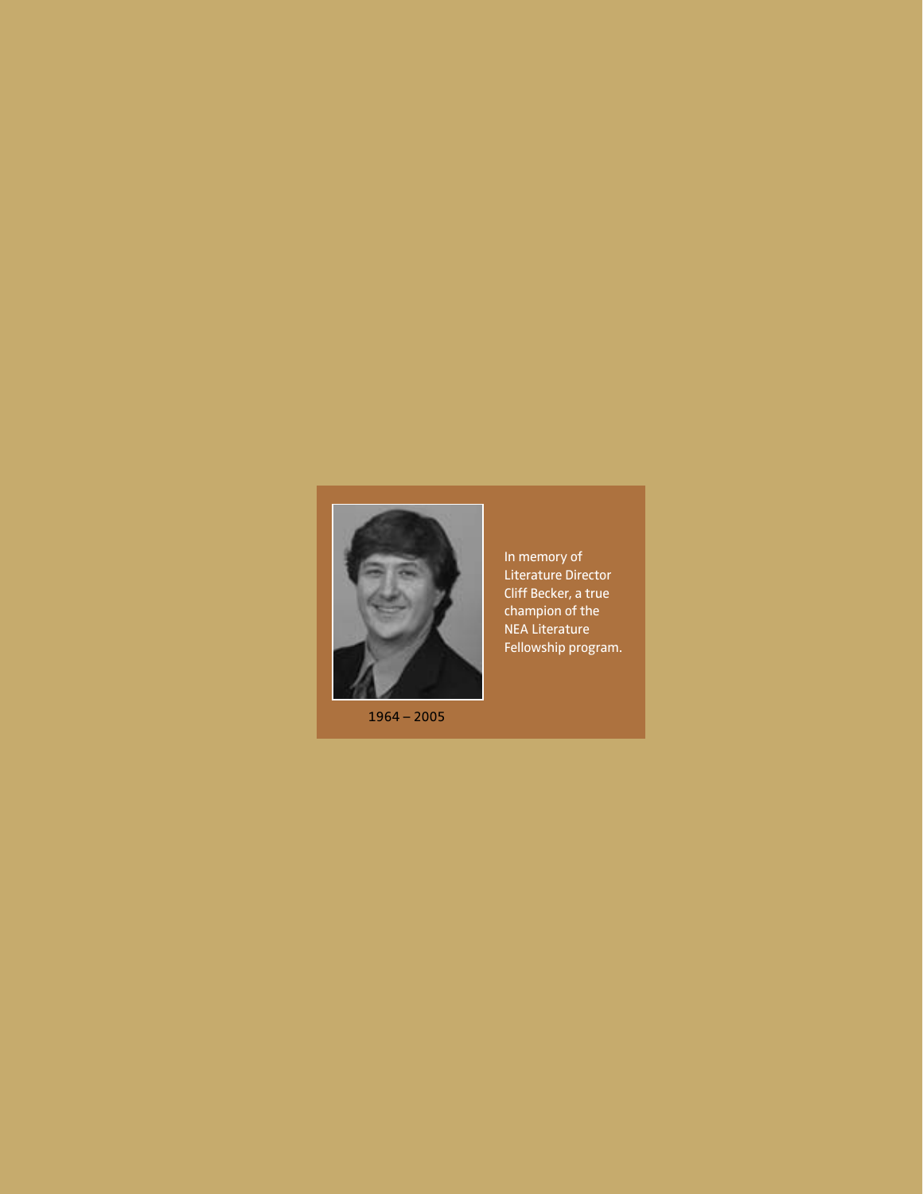1964 – 2005

In memory of Literature Director Cliff Becker, a true champion of the NEA Literature Fellowship program.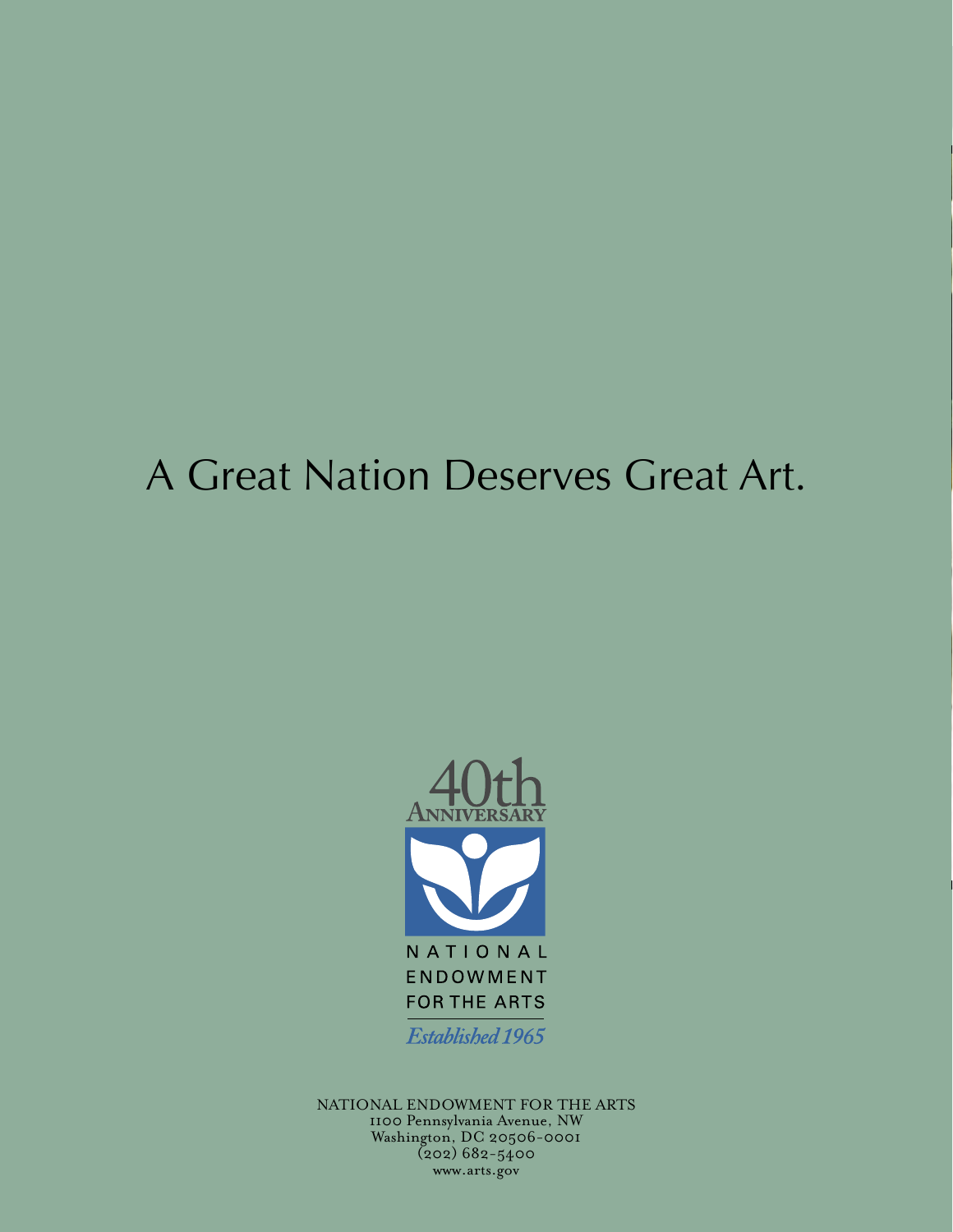A Great Nation Deserves Great Art.

40th Anniversary

NATIONAL ENDOWMENT FOR THE ARTS

*Established 1965*

NATIONAL ENDOWMENT FOR THE ARTS
1100 Pennsylvania Avenue, NW
Washington, DC 20506-0001
(202) 682-5400
www.arts.gov